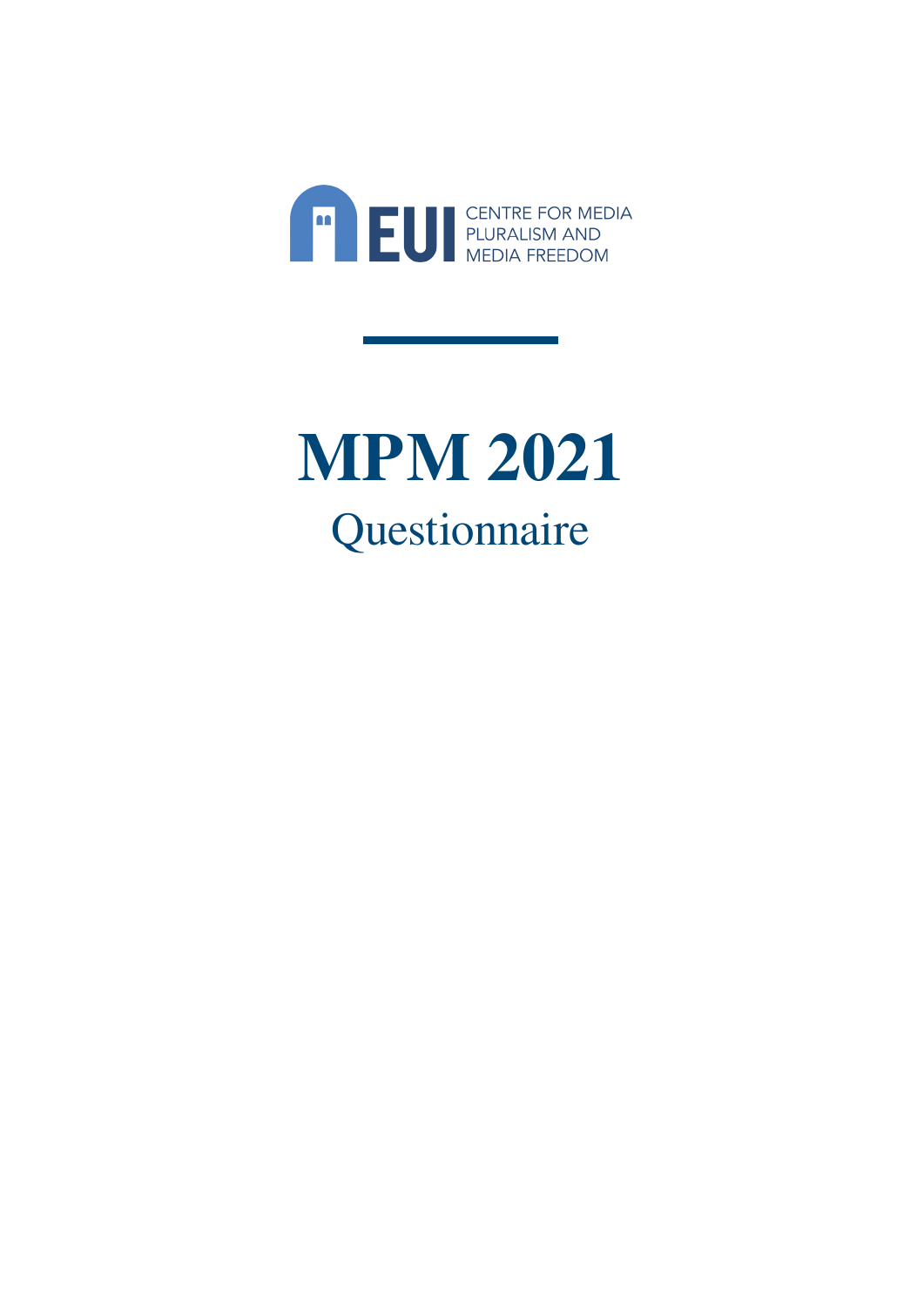EUI CENTRE FOR MEDIA PLURALISM AND MEDIA FREEDOM

# MPM 2021

## Questionnaire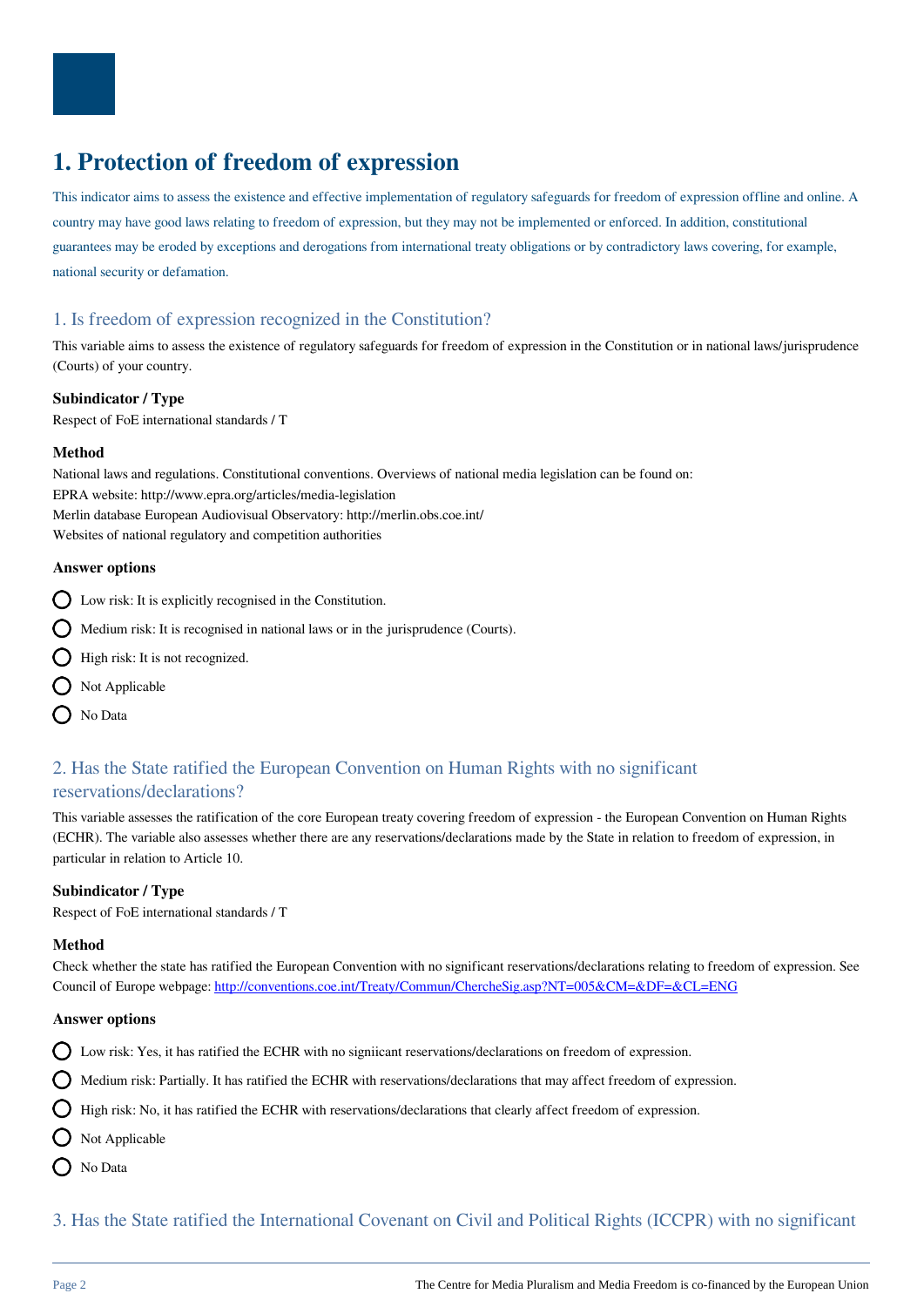# 1. Protection of freedom of expression

This indicator aims to assess the existence and effective implementation of regulatory safeguards for freedom of expression offline and online. A country may have good laws relating to freedom of expression, but they may not be implemented or enforced. In addition, constitutional guarantees may be eroded by exceptions and derogations from international treaty obligations or by contradictory laws covering, for example, national security or defamation.

## 1. Is freedom of expression recognized in the Constitution?

This variable aims to assess the existence of regulatory safeguards for freedom of expression in the Constitution or in national laws/jurisprudence (Courts) of your country.

**Subindicator / Type**

Respect of FoE international standards / T

**Method**

National laws and regulations. Constitutional conventions. Overviews of national media legislation can be found on:
EPRA website: http://www.epra.org/articles/media-legislation
Merlin database European Audiovisual Observatory: http://merlin.obs.coe.int/
Websites of national regulatory and competition authorities

**Answer options**

- Low risk: It is explicitly recognised in the Constitution.
- Medium risk: It is recognised in national laws or in the jurisprudence (Courts).
- High risk: It is not recognized.
- Not Applicable
- No Data

## 2. Has the State ratified the European Convention on Human Rights with no significant reservations/declarations?

This variable assesses the ratification of the core European treaty covering freedom of expression - the European Convention on Human Rights (ECHR). The variable also assesses whether there are any reservations/declarations made by the State in relation to freedom of expression, in particular in relation to Article 10.

**Subindicator / Type**

Respect of FoE international standards / T

**Method**

Check whether the state has ratified the European Convention with no significant reservations/declarations relating to freedom of expression. See Council of Europe webpage: http://conventions.coe.int/Treaty/Commun/ChercheSig.asp?NT=005&CM=&DF=&CL=ENG

**Answer options**

- Low risk: Yes, it has ratified the ECHR with no signiicant reservations/declarations on freedom of expression.
- Medium risk: Partially. It has ratified the ECHR with reservations/declarations that may affect freedom of expression.
- High risk: No, it has ratified the ECHR with reservations/declarations that clearly affect freedom of expression.
- Not Applicable
- No Data

## 3. Has the State ratified the International Covenant on Civil and Political Rights (ICCPR) with no significant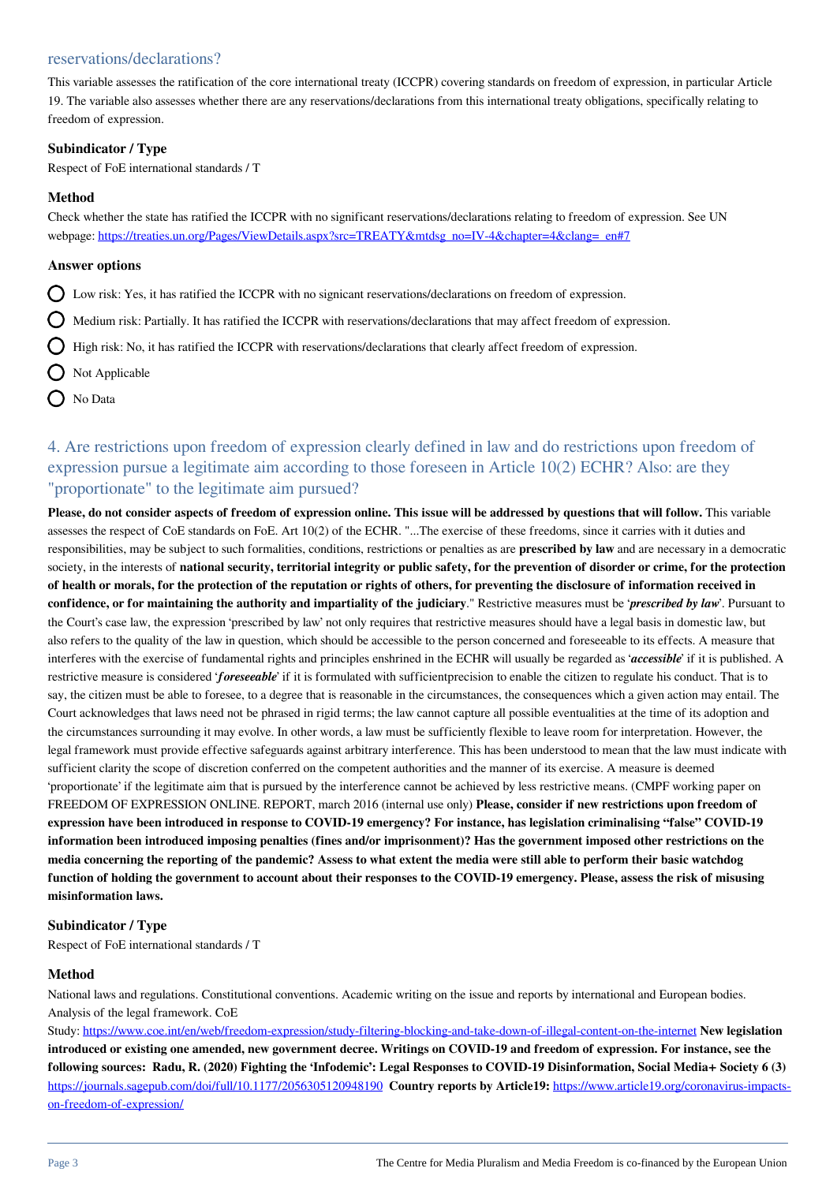## reservations/declarations?

This variable assesses the ratification of the core international treaty (ICCPR) covering standards on freedom of expression, in particular Article 19. The variable also assesses whether there are any reservations/declarations from this international treaty obligations, specifically relating to freedom of expression.

### Subindicator / Type

Respect of FoE international standards / T

### Method

Check whether the state has ratified the ICCPR with no significant reservations/declarations relating to freedom of expression. See UN webpage: https://treaties.un.org/Pages/ViewDetails.aspx?src=TREATY&mtdsg_no=IV-4&chapter=4&clang=_en#7

### Answer options

- Low risk: Yes, it has ratified the ICCPR with no signicant reservations/declarations on freedom of expression.
- Medium risk: Partially. It has ratified the ICCPR with reservations/declarations that may affect freedom of expression.
- High risk: No, it has ratified the ICCPR with reservations/declarations that clearly affect freedom of expression.
- Not Applicable
- No Data

## 4. Are restrictions upon freedom of expression clearly defined in law and do restrictions upon freedom of expression pursue a legitimate aim according to those foreseen in Article 10(2) ECHR? Also: are they "proportionate" to the legitimate aim pursued?

**Please, do not consider aspects of freedom of expression online. This issue will be addressed by questions that will follow.** This variable assesses the respect of CoE standards on FoE. Art 10(2) of the ECHR. "...The exercise of these freedoms, since it carries with it duties and responsibilities, may be subject to such formalities, conditions, restrictions or penalties as are **prescribed by law** and are necessary in a democratic society, in the interests of **national security, territorial integrity or public safety, for the prevention of disorder or crime, for the protection of health or morals, for the protection of the reputation or rights of others, for preventing the disclosure of information received in confidence, or for maintaining the authority and impartiality of the judiciary**." Restrictive measures must be '***prescribed by law***'. Pursuant to the Court's case law, the expression 'prescribed by law' not only requires that restrictive measures should have a legal basis in domestic law, but also refers to the quality of the law in question, which should be accessible to the person concerned and foreseeable to its effects. A measure that interferes with the exercise of fundamental rights and principles enshrined in the ECHR will usually be regarded as '***accessible***' if it is published. A restrictive measure is considered '***foreseeable***' if it is formulated with sufficientprecision to enable the citizen to regulate his conduct. That is to say, the citizen must be able to foresee, to a degree that is reasonable in the circumstances, the consequences which a given action may entail. The Court acknowledges that laws need not be phrased in rigid terms; the law cannot capture all possible eventualities at the time of its adoption and the circumstances surrounding it may evolve. In other words, a law must be sufficiently flexible to leave room for interpretation. However, the legal framework must provide effective safeguards against arbitrary interference. This has been understood to mean that the law must indicate with sufficient clarity the scope of discretion conferred on the competent authorities and the manner of its exercise. A measure is deemed 'proportionate' if the legitimate aim that is pursued by the interference cannot be achieved by less restrictive means. (CMPF working paper on FREEDOM OF EXPRESSION ONLINE. REPORT, march 2016 (internal use only) **Please, consider if new restrictions upon freedom of expression have been introduced in response to COVID-19 emergency? For instance, has legislation criminalising "false" COVID-19 information been introduced imposing penalties (fines and/or imprisonment)? Has the government imposed other restrictions on the media concerning the reporting of the pandemic? Assess to what extent the media were still able to perform their basic watchdog function of holding the government to account about their responses to the COVID-19 emergency. Please, assess the risk of misusing misinformation laws.**

### Subindicator / Type

Respect of FoE international standards / T

### Method

National laws and regulations. Constitutional conventions. Academic writing on the issue and reports by international and European bodies. Analysis of the legal framework. CoE Study: https://www.coe.int/en/web/freedom-expression/study-filtering-blocking-and-take-down-of-illegal-content-on-the-internet **New legislation introduced or existing one amended, new government decree. Writings on COVID-19 and freedom of expression. For instance, see the following sources: Radu, R. (2020) Fighting the 'Infodemic': Legal Responses to COVID-19 Disinformation, Social Media+ Society 6 (3)** https://journals.sagepub.com/doi/full/10.1177/2056305120948190 **Country reports by Article19:** https://www.article19.org/coronavirus-impacts-on-freedom-of-expression/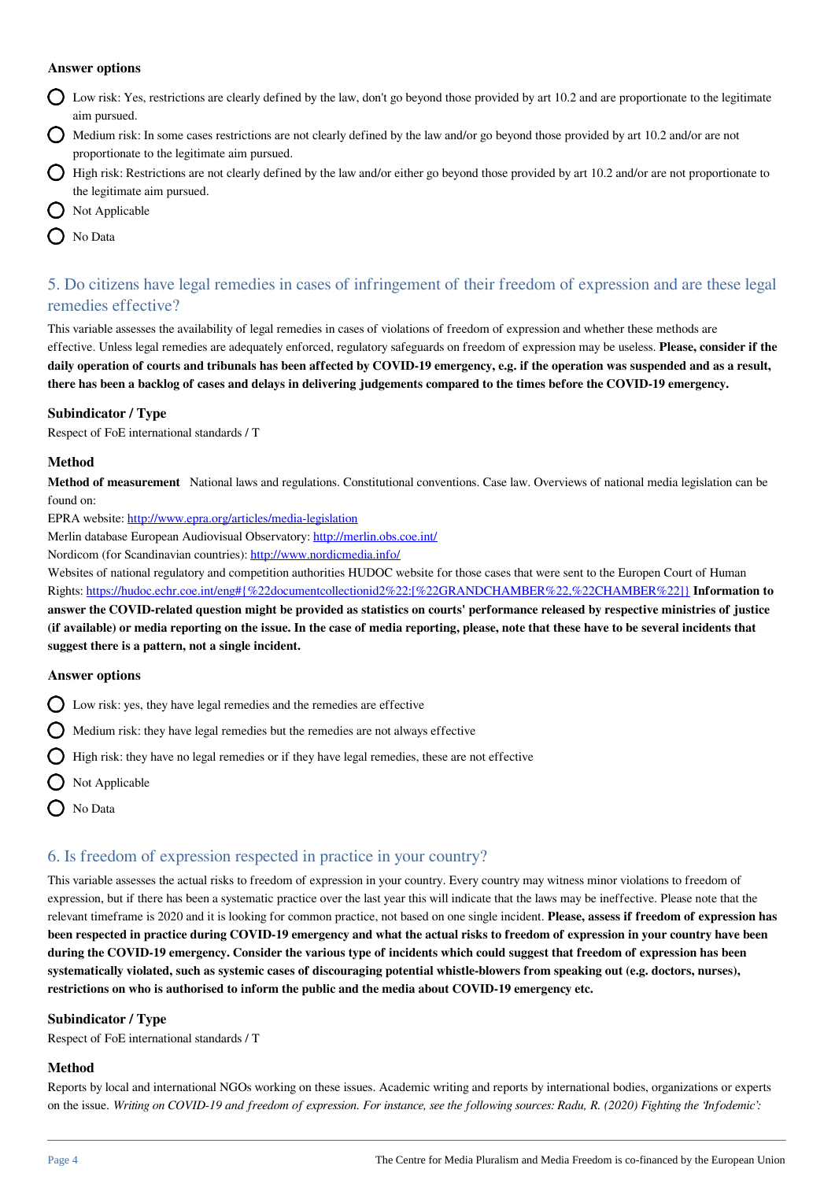#### Answer options

- Low risk: Yes, restrictions are clearly defined by the law, don't go beyond those provided by art 10.2 and are proportionate to the legitimate aim pursued.
- Medium risk: In some cases restrictions are not clearly defined by the law and/or go beyond those provided by art 10.2 and/or are not proportionate to the legitimate aim pursued.
- High risk: Restrictions are not clearly defined by the law and/or either go beyond those provided by art 10.2 and/or are not proportionate to the legitimate aim pursued.
- Not Applicable
- No Data

## 5. Do citizens have legal remedies in cases of infringement of their freedom of expression and are these legal remedies effective?

This variable assesses the availability of legal remedies in cases of violations of freedom of expression and whether these methods are effective. Unless legal remedies are adequately enforced, regulatory safeguards on freedom of expression may be useless. **Please, consider if the daily operation of courts and tribunals has been affected by COVID-19 emergency, e.g. if the operation was suspended and as a result, there has been a backlog of cases and delays in delivering judgements compared to the times before the COVID-19 emergency.**

#### Subindicator / Type

Respect of FoE international standards / T

#### Method

**Method of measurement** National laws and regulations. Constitutional conventions. Case law. Overviews of national media legislation can be found on:

EPRA website: http://www.epra.org/articles/media-legislation

Merlin database European Audiovisual Observatory: http://merlin.obs.coe.int/

Nordicom (for Scandinavian countries): http://www.nordicmedia.info/

Websites of national regulatory and competition authorities HUDOC website for those cases that were sent to the Europen Court of Human Rights: https://hudoc.echr.coe.int/eng#{%22documentcollectionid2%22:[%22GRANDCHAMBER%22,%22CHAMBER%22]} **Information to answer the COVID-related question might be provided as statistics on courts' performance released by respective ministries of justice (if available) or media reporting on the issue. In the case of media reporting, please, note that these have to be several incidents that suggest there is a pattern, not a single incident.**

#### Answer options

- Low risk: yes, they have legal remedies and the remedies are effective
- Medium risk: they have legal remedies but the remedies are not always effective
- High risk: they have no legal remedies or if they have legal remedies, these are not effective
- Not Applicable
- No Data

## 6. Is freedom of expression respected in practice in your country?

This variable assesses the actual risks to freedom of expression in your country. Every country may witness minor violations to freedom of expression, but if there has been a systematic practice over the last year this will indicate that the laws may be ineffective. Please note that the relevant timeframe is 2020 and it is looking for common practice, not based on one single incident. **Please, assess if freedom of expression has been respected in practice during COVID-19 emergency and what the actual risks to freedom of expression in your country have been during the COVID-19 emergency. Consider the various type of incidents which could suggest that freedom of expression has been systematically violated, such as systemic cases of discouraging potential whistle-blowers from speaking out (e.g. doctors, nurses), restrictions on who is authorised to inform the public and the media about COVID-19 emergency etc.**

#### Subindicator / Type

Respect of FoE international standards / T

#### Method

Reports by local and international NGOs working on these issues. Academic writing and reports by international bodies, organizations or experts on the issue. *Writing on COVID-19 and freedom of expression. For instance, see the following sources: Radu, R. (2020) Fighting the 'Infodemic':*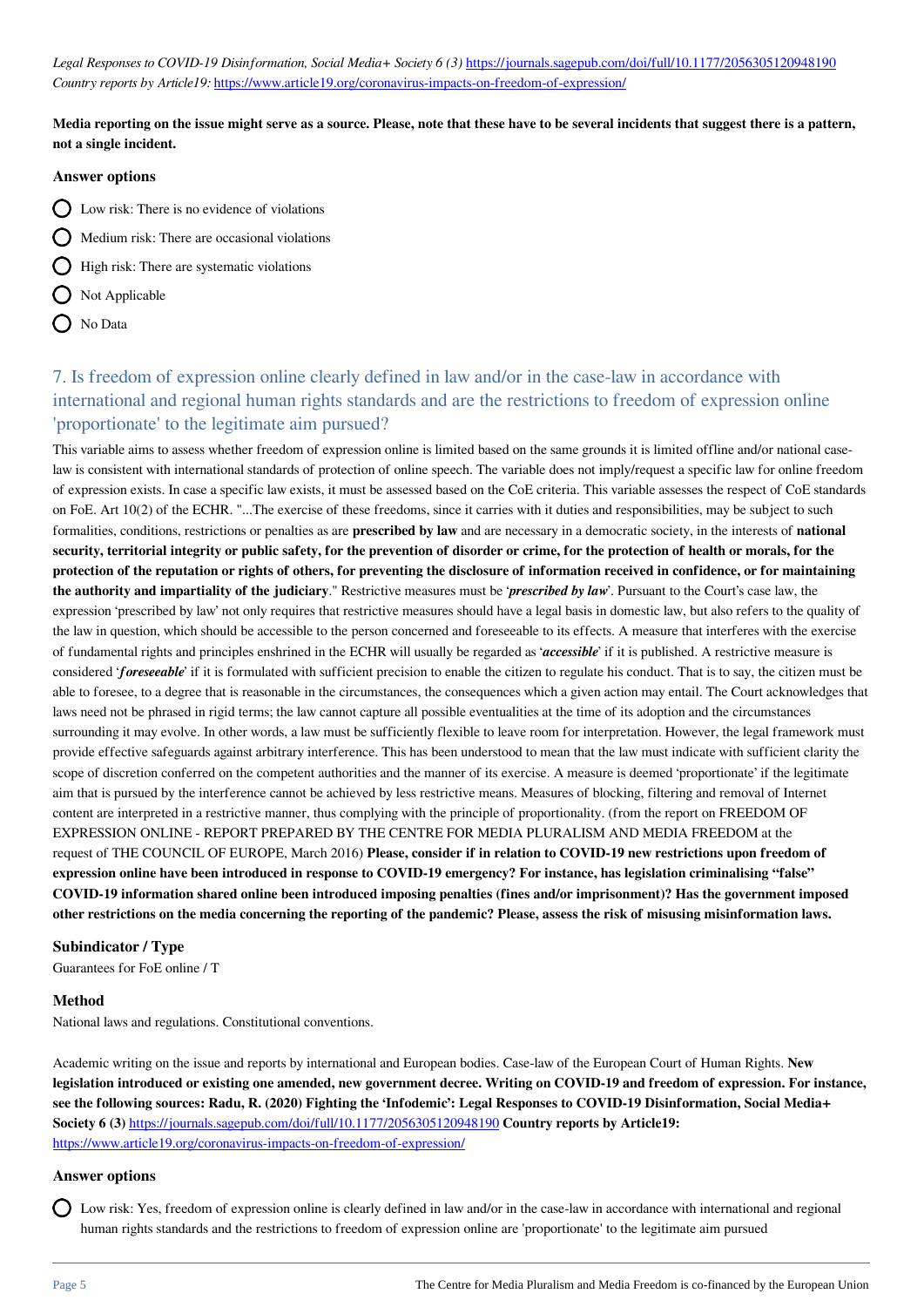*Legal Responses to COVID-19 Disinformation, Social Media+ Society 6 (3)* https://journals.sagepub.com/doi/full/10.1177/2056305120948190
*Country reports by Article19:* https://www.article19.org/coronavirus-impacts-on-freedom-of-expression/

**Media reporting on the issue might serve as a source. Please, note that these have to be several incidents that suggest there is a pattern, not a single incident.**

### Answer options

- Low risk: There is no evidence of violations
- Medium risk: There are occasional violations
- High risk: There are systematic violations
- Not Applicable
- No Data

## 7. Is freedom of expression online clearly defined in law and/or in the case-law in accordance with international and regional human rights standards and are the restrictions to freedom of expression online 'proportionate' to the legitimate aim pursued?

This variable aims to assess whether freedom of expression online is limited based on the same grounds it is limited offline and/or national case-law is consistent with international standards of protection of online speech. The variable does not imply/request a specific law for online freedom of expression exists. In case a specific law exists, it must be assessed based on the CoE criteria. This variable assesses the respect of CoE standards on FoE. Art 10(2) of the ECHR. "...The exercise of these freedoms, since it carries with it duties and responsibilities, may be subject to such formalities, conditions, restrictions or penalties as are **prescribed by law** and are necessary in a democratic society, in the interests of **national security, territorial integrity or public safety, for the prevention of disorder or crime, for the protection of health or morals, for the protection of the reputation or rights of others, for preventing the disclosure of information received in confidence, or for maintaining the authority and impartiality of the judiciary**." Restrictive measures must be '***prescribed by law***'. Pursuant to the Court's case law, the expression 'prescribed by law' not only requires that restrictive measures should have a legal basis in domestic law, but also refers to the quality of the law in question, which should be accessible to the person concerned and foreseeable to its effects. A measure that interferes with the exercise of fundamental rights and principles enshrined in the ECHR will usually be regarded as '***accessible***' if it is published. A restrictive measure is considered '***foreseeable***' if it is formulated with sufficient precision to enable the citizen to regulate his conduct. That is to say, the citizen must be able to foresee, to a degree that is reasonable in the circumstances, the consequences which a given action may entail. The Court acknowledges that laws need not be phrased in rigid terms; the law cannot capture all possible eventualities at the time of its adoption and the circumstances surrounding it may evolve. In other words, a law must be sufficiently flexible to leave room for interpretation. However, the legal framework must provide effective safeguards against arbitrary interference. This has been understood to mean that the law must indicate with sufficient clarity the scope of discretion conferred on the competent authorities and the manner of its exercise. A measure is deemed 'proportionate' if the legitimate aim that is pursued by the interference cannot be achieved by less restrictive means. Measures of blocking, filtering and removal of Internet content are interpreted in a restrictive manner, thus complying with the principle of proportionality. (from the report on FREEDOM OF EXPRESSION ONLINE - REPORT PREPARED BY THE CENTRE FOR MEDIA PLURALISM AND MEDIA FREEDOM at the request of THE COUNCIL OF EUROPE, March 2016) **Please, consider if in relation to COVID-19 new restrictions upon freedom of expression online have been introduced in response to COVID-19 emergency? For instance, has legislation criminalising "false" COVID-19 information shared online been introduced imposing penalties (fines and/or imprisonment)? Has the government imposed other restrictions on the media concerning the reporting of the pandemic? Please, assess the risk of misusing misinformation laws.**

### Subindicator / Type

Guarantees for FoE online / T

### Method

National laws and regulations. Constitutional conventions.

Academic writing on the issue and reports by international and European bodies. Case-law of the European Court of Human Rights. **New legislation introduced or existing one amended, new government decree. Writing on COVID-19 and freedom of expression. For instance, see the following sources: Radu, R. (2020) Fighting the 'Infodemic': Legal Responses to COVID-19 Disinformation, Social Media+ Society 6 (3)** https://journals.sagepub.com/doi/full/10.1177/2056305120948190 **Country reports by Article19:** https://www.article19.org/coronavirus-impacts-on-freedom-of-expression/

### Answer options

- Low risk: Yes, freedom of expression online is clearly defined in law and/or in the case-law in accordance with international and regional human rights standards and the restrictions to freedom of expression online are 'proportionate' to the legitimate aim pursued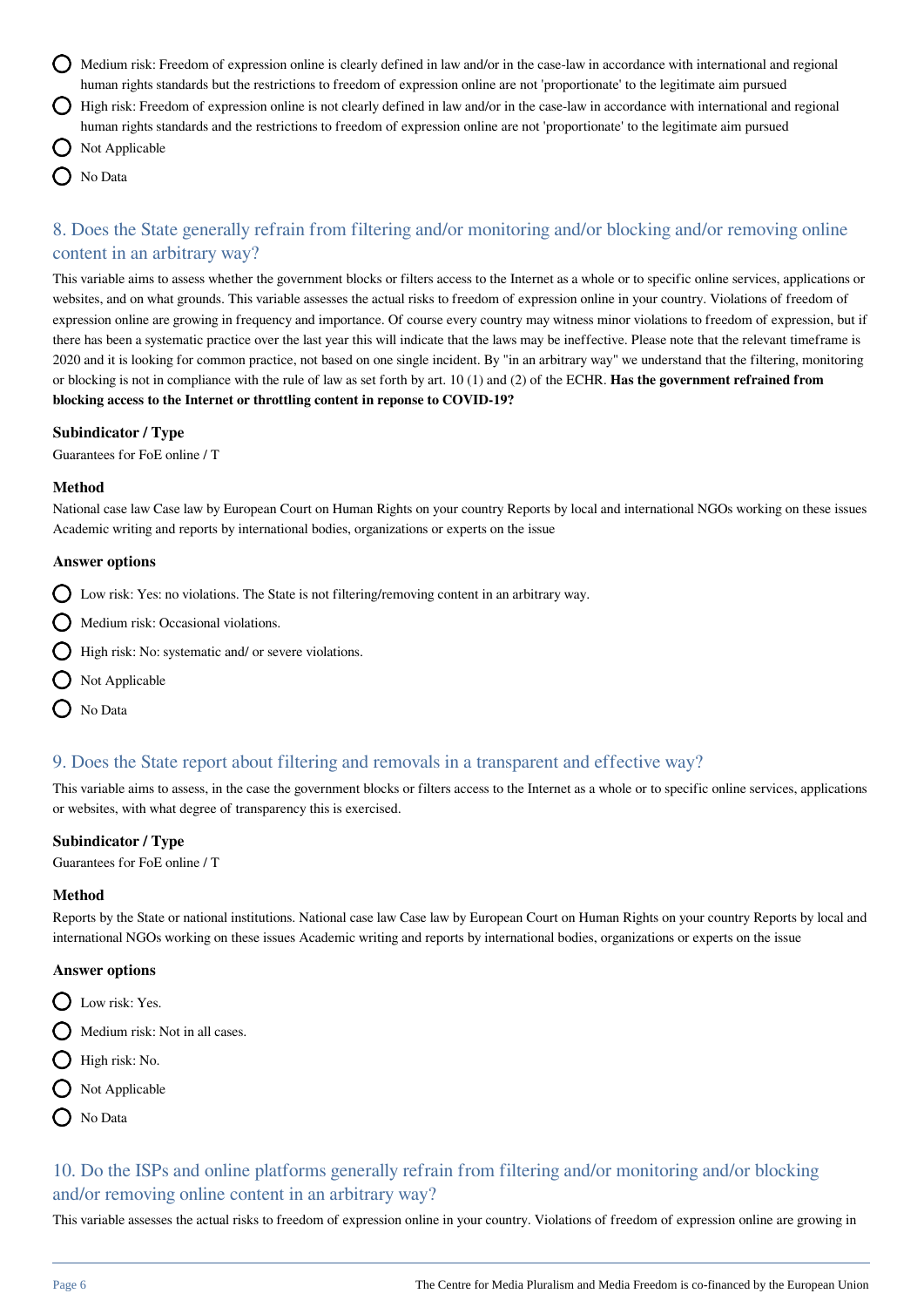- Medium risk: Freedom of expression online is clearly defined in law and/or in the case-law in accordance with international and regional human rights standards but the restrictions to freedom of expression online are not 'proportionate' to the legitimate aim pursued
- High risk: Freedom of expression online is not clearly defined in law and/or in the case-law in accordance with international and regional human rights standards and the restrictions to freedom of expression online are not 'proportionate' to the legitimate aim pursued
- Not Applicable
- No Data

## 8. Does the State generally refrain from filtering and/or monitoring and/or blocking and/or removing online content in an arbitrary way?

This variable aims to assess whether the government blocks or filters access to the Internet as a whole or to specific online services, applications or websites, and on what grounds. This variable assesses the actual risks to freedom of expression online in your country. Violations of freedom of expression online are growing in frequency and importance. Of course every country may witness minor violations to freedom of expression, but if there has been a systematic practice over the last year this will indicate that the laws may be ineffective. Please note that the relevant timeframe is 2020 and it is looking for common practice, not based on one single incident. By "in an arbitrary way" we understand that the filtering, monitoring or blocking is not in compliance with the rule of law as set forth by art. 10 (1) and (2) of the ECHR. **Has the government refrained from blocking access to the Internet or throttling content in reponse to COVID-19?**

### Subindicator / Type

Guarantees for FoE online / T

### Method

National case law Case law by European Court on Human Rights on your country Reports by local and international NGOs working on these issues Academic writing and reports by international bodies, organizations or experts on the issue

### Answer options

- Low risk: Yes: no violations. The State is not filtering/removing content in an arbitrary way.
- Medium risk: Occasional violations.
- High risk: No: systematic and/ or severe violations.
- Not Applicable
- No Data

## 9. Does the State report about filtering and removals in a transparent and effective way?

This variable aims to assess, in the case the government blocks or filters access to the Internet as a whole or to specific online services, applications or websites, with what degree of transparency this is exercised.

### Subindicator / Type

Guarantees for FoE online / T

### Method

Reports by the State or national institutions. National case law Case law by European Court on Human Rights on your country Reports by local and international NGOs working on these issues Academic writing and reports by international bodies, organizations or experts on the issue

### Answer options

- Low risk: Yes.
- Medium risk: Not in all cases.
- High risk: No.
- Not Applicable
- No Data

## 10. Do the ISPs and online platforms generally refrain from filtering and/or monitoring and/or blocking and/or removing online content in an arbitrary way?

This variable assesses the actual risks to freedom of expression online in your country. Violations of freedom of expression online are growing in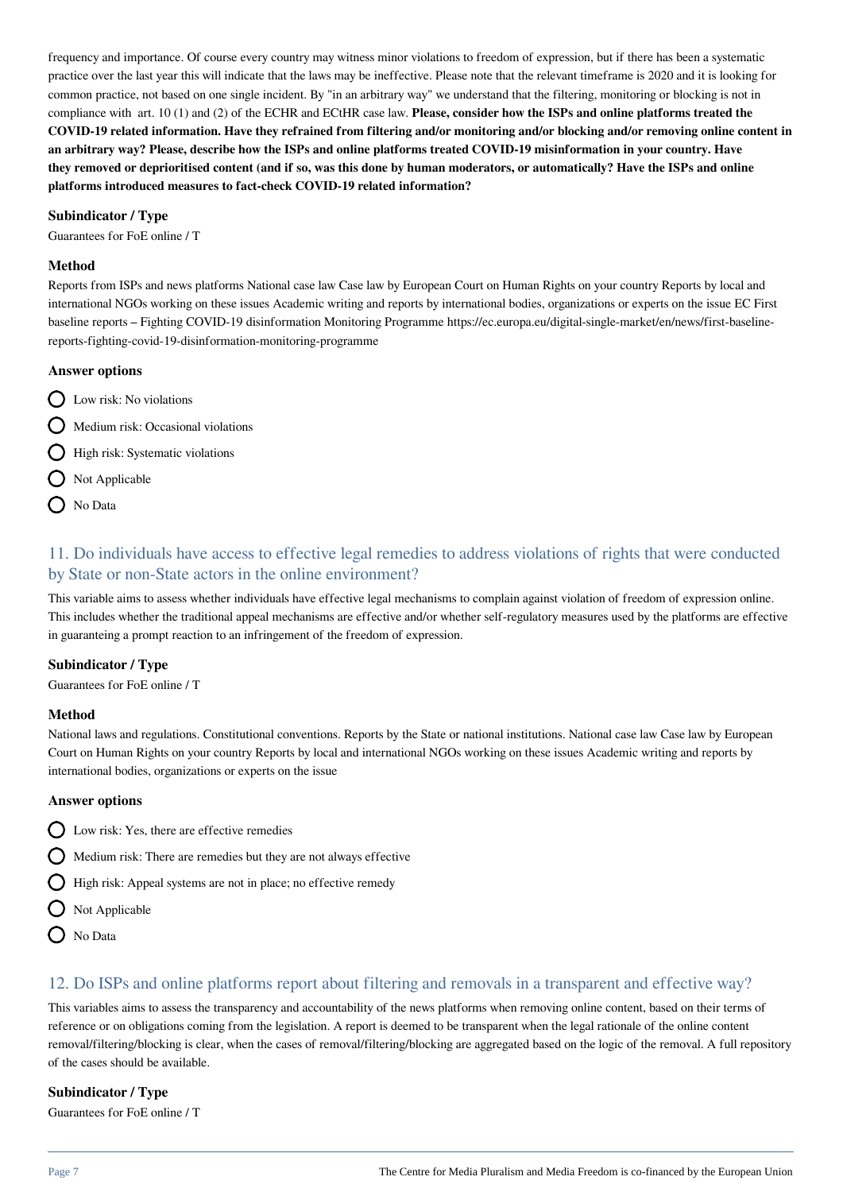frequency and importance. Of course every country may witness minor violations to freedom of expression, but if there has been a systematic practice over the last year this will indicate that the laws may be ineffective. Please note that the relevant timeframe is 2020 and it is looking for common practice, not based on one single incident. By "in an arbitrary way" we understand that the filtering, monitoring or blocking is not in compliance with art. 10 (1) and (2) of the ECHR and ECtHR case law. **Please, consider how the ISPs and online platforms treated the COVID-19 related information. Have they refrained from filtering and/or monitoring and/or blocking and/or removing online content in an arbitrary way? Please, describe how the ISPs and online platforms treated COVID-19 misinformation in your country. Have they removed or deprioritised content (and if so, was this done by human moderators, or automatically? Have the ISPs and online platforms introduced measures to fact-check COVID-19 related information?**

#### Subindicator / Type

Guarantees for FoE online / T

#### Method

Reports from ISPs and news platforms National case law Case law by European Court on Human Rights on your country Reports by local and international NGOs working on these issues Academic writing and reports by international bodies, organizations or experts on the issue EC First baseline reports – Fighting COVID-19 disinformation Monitoring Programme https://ec.europa.eu/digital-single-market/en/news/first-baseline-reports-fighting-covid-19-disinformation-monitoring-programme

#### Answer options

- Low risk: No violations
- Medium risk: Occasional violations
- High risk: Systematic violations
- Not Applicable
- No Data

## 11. Do individuals have access to effective legal remedies to address violations of rights that were conducted by State or non-State actors in the online environment?

This variable aims to assess whether individuals have effective legal mechanisms to complain against violation of freedom of expression online. This includes whether the traditional appeal mechanisms are effective and/or whether self-regulatory measures used by the platforms are effective in guaranteeing a prompt reaction to an infringement of the freedom of expression.

#### Subindicator / Type

Guarantees for FoE online / T

#### Method

National laws and regulations. Constitutional conventions. Reports by the State or national institutions. National case law Case law by European Court on Human Rights on your country Reports by local and international NGOs working on these issues Academic writing and reports by international bodies, organizations or experts on the issue

#### Answer options

- Low risk: Yes, there are effective remedies
- Medium risk: There are remedies but they are not always effective
- High risk: Appeal systems are not in place; no effective remedy
- Not Applicable
- No Data

## 12. Do ISPs and online platforms report about filtering and removals in a transparent and effective way?

This variables aims to assess the transparency and accountability of the news platforms when removing online content, based on their terms of reference or on obligations coming from the legislation. A report is deemed to be transparent when the legal rationale of the online content removal/filtering/blocking is clear, when the cases of removal/filtering/blocking are aggregated based on the logic of the removal. A full repository of the cases should be available.

#### Subindicator / Type

Guarantees for FoE online / T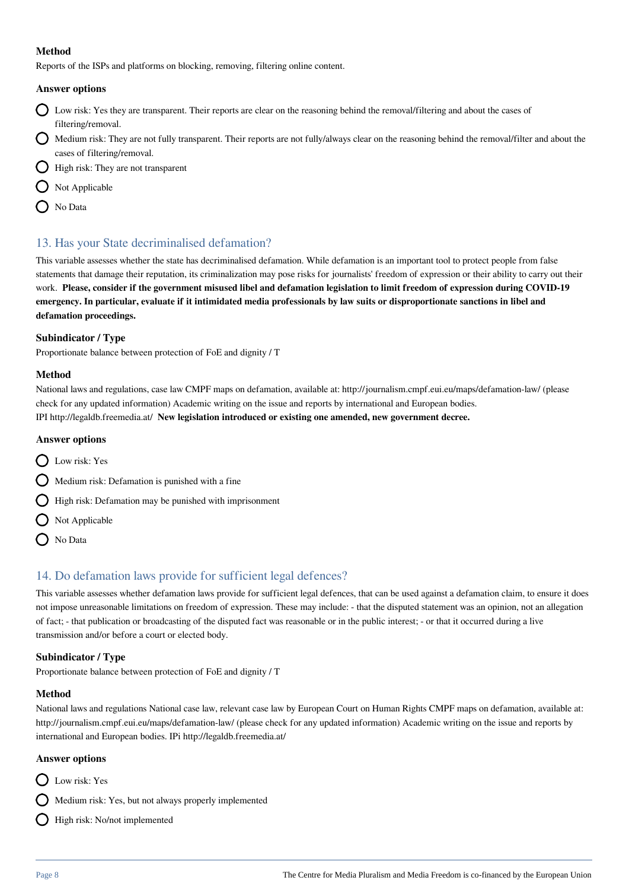#### Method

Reports of the ISPs and platforms on blocking, removing, filtering online content.

#### Answer options

- Low risk: Yes they are transparent. Their reports are clear on the reasoning behind the removal/filtering and about the cases of filtering/removal.
- Medium risk: They are not fully transparent. Their reports are not fully/always clear on the reasoning behind the removal/filter and about the cases of filtering/removal.
- High risk: They are not transparent
- Not Applicable
- No Data

## 13. Has your State decriminalised defamation?

This variable assesses whether the state has decriminalised defamation. While defamation is an important tool to protect people from false statements that damage their reputation, its criminalization may pose risks for journalists' freedom of expression or their ability to carry out their work. **Please, consider if the government misused libel and defamation legislation to limit freedom of expression during COVID-19 emergency. In particular, evaluate if it intimidated media professionals by law suits or disproportionate sanctions in libel and defamation proceedings.**

#### Subindicator / Type

Proportionate balance between protection of FoE and dignity / T

#### Method

National laws and regulations, case law CMPF maps on defamation, available at: http://journalism.cmpf.eui.eu/maps/defamation-law/ (please check for any updated information) Academic writing on the issue and reports by international and European bodies.
IPI http://legaldb.freemedia.at/ **New legislation introduced or existing one amended, new government decree.**

#### Answer options

- Low risk: Yes
- Medium risk: Defamation is punished with a fine
- High risk: Defamation may be punished with imprisonment
- Not Applicable
- No Data

## 14. Do defamation laws provide for sufficient legal defences?

This variable assesses whether defamation laws provide for sufficient legal defences, that can be used against a defamation claim, to ensure it does not impose unreasonable limitations on freedom of expression. These may include: - that the disputed statement was an opinion, not an allegation of fact; - that publication or broadcasting of the disputed fact was reasonable or in the public interest; - or that it occurred during a live transmission and/or before a court or elected body.

#### Subindicator / Type

Proportionate balance between protection of FoE and dignity / T

#### Method

National laws and regulations National case law, relevant case law by European Court on Human Rights CMPF maps on defamation, available at: http://journalism.cmpf.eui.eu/maps/defamation-law/ (please check for any updated information) Academic writing on the issue and reports by international and European bodies. IPi http://legaldb.freemedia.at/

#### Answer options

- Low risk: Yes
- Medium risk: Yes, but not always properly implemented
- High risk: No/not implemented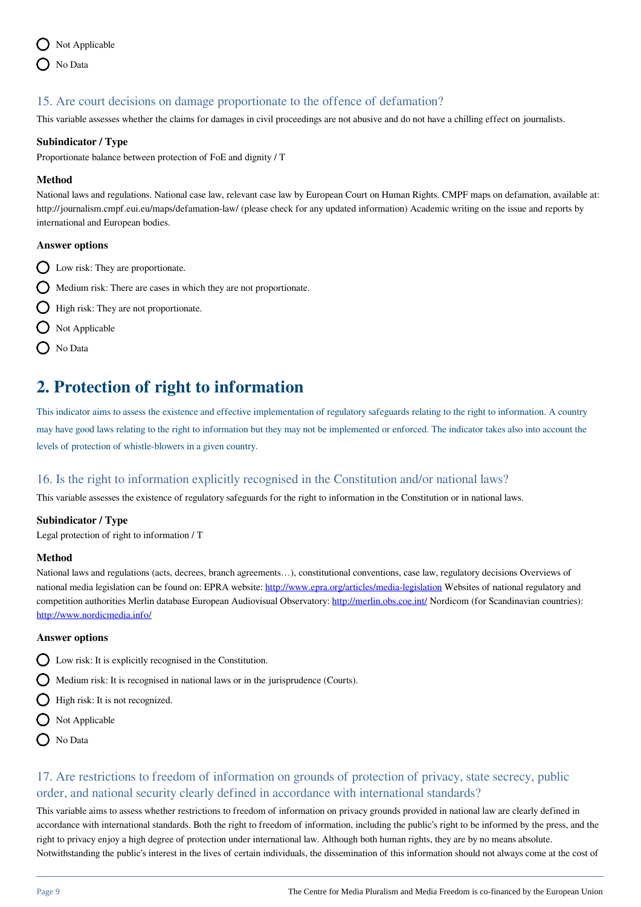- Not Applicable
- No Data

### 15. Are court decisions on damage proportionate to the offence of defamation?

This variable assesses whether the claims for damages in civil proceedings are not abusive and do not have a chilling effect on journalists.

**Subindicator / Type**

Proportionate balance between protection of FoE and dignity / T

**Method**

National laws and regulations. National case law, relevant case law by European Court on Human Rights. CMPF maps on defamation, available at: http://journalism.cmpf.eui.eu/maps/defamation-law/ (please check for any updated information) Academic writing on the issue and reports by international and European bodies.

**Answer options**

- Low risk: They are proportionate.
- Medium risk: There are cases in which they are not proportionate.
- High risk: They are not proportionate.
- Not Applicable
- No Data

## 2. Protection of right to information

This indicator aims to assess the existence and effective implementation of regulatory safeguards relating to the right to information. A country may have good laws relating to the right to information but they may not be implemented or enforced. The indicator takes also into account the levels of protection of whistle-blowers in a given country.

### 16. Is the right to information explicitly recognised in the Constitution and/or national laws?

This variable assesses the existence of regulatory safeguards for the right to information in the Constitution or in national laws.

**Subindicator / Type**

Legal protection of right to information / T

**Method**

National laws and regulations (acts, decrees, branch agreements…), constitutional conventions, case law, regulatory decisions Overviews of national media legislation can be found on: EPRA website: http://www.epra.org/articles/media-legislation Websites of national regulatory and competition authorities Merlin database European Audiovisual Observatory: http://merlin.obs.coe.int/ Nordicom (for Scandinavian countries): http://www.nordicmedia.info/

**Answer options**

- Low risk: It is explicitly recognised in the Constitution.
- Medium risk: It is recognised in national laws or in the jurisprudence (Courts).
- High risk: It is not recognized.
- Not Applicable
- No Data

### 17. Are restrictions to freedom of information on grounds of protection of privacy, state secrecy, public order, and national security clearly defined in accordance with international standards?

This variable aims to assess whether restrictions to freedom of information on privacy grounds provided in national law are clearly defined in accordance with international standards. Both the right to freedom of information, including the public's right to be informed by the press, and the right to privacy enjoy a high degree of protection under international law. Although both human rights, they are by no means absolute. Notwithstanding the public's interest in the lives of certain individuals, the dissemination of this information should not always come at the cost of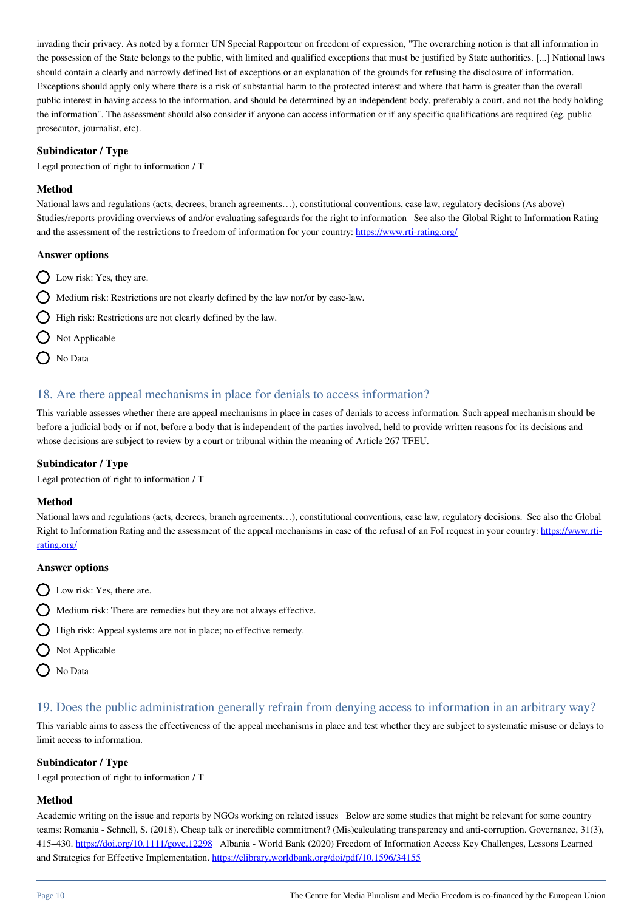invading their privacy. As noted by a former UN Special Rapporteur on freedom of expression, "The overarching notion is that all information in the possession of the State belongs to the public, with limited and qualified exceptions that must be justified by State authorities. [...] National laws should contain a clearly and narrowly defined list of exceptions or an explanation of the grounds for refusing the disclosure of information. Exceptions should apply only where there is a risk of substantial harm to the protected interest and where that harm is greater than the overall public interest in having access to the information, and should be determined by an independent body, preferably a court, and not the body holding the information". The assessment should also consider if anyone can access information or if any specific qualifications are required (eg. public prosecutor, journalist, etc).

**Subindicator / Type**

Legal protection of right to information / T

**Method**

National laws and regulations (acts, decrees, branch agreements…), constitutional conventions, case law, regulatory decisions (As above) Studies/reports providing overviews of and/or evaluating safeguards for the right to information See also the Global Right to Information Rating and the assessment of the restrictions to freedom of information for your country: https://www.rti-rating.org/

**Answer options**

- Low risk: Yes, they are.
- Medium risk: Restrictions are not clearly defined by the law nor/or by case-law.
- High risk: Restrictions are not clearly defined by the law.
- Not Applicable
- No Data

## 18. Are there appeal mechanisms in place for denials to access information?

This variable assesses whether there are appeal mechanisms in place in cases of denials to access information. Such appeal mechanism should be before a judicial body or if not, before a body that is independent of the parties involved, held to provide written reasons for its decisions and whose decisions are subject to review by a court or tribunal within the meaning of Article 267 TFEU.

**Subindicator / Type**

Legal protection of right to information / T

**Method**

National laws and regulations (acts, decrees, branch agreements…), constitutional conventions, case law, regulatory decisions. See also the Global Right to Information Rating and the assessment of the appeal mechanisms in case of the refusal of an FoI request in your country: https://www.rti-rating.org/

**Answer options**

- Low risk: Yes, there are.
- Medium risk: There are remedies but they are not always effective.
- High risk: Appeal systems are not in place; no effective remedy.
- Not Applicable
- No Data

## 19. Does the public administration generally refrain from denying access to information in an arbitrary way?

This variable aims to assess the effectiveness of the appeal mechanisms in place and test whether they are subject to systematic misuse or delays to limit access to information.

**Subindicator / Type**

Legal protection of right to information / T

**Method**

Academic writing on the issue and reports by NGOs working on related issues Below are some studies that might be relevant for some country teams: Romania - Schnell, S. (2018). Cheap talk or incredible commitment? (Mis)calculating transparency and anti-corruption. Governance, 31(3), 415–430. https://doi.org/10.1111/gove.12298 Albania - World Bank (2020) Freedom of Information Access Key Challenges, Lessons Learned and Strategies for Effective Implementation. https://elibrary.worldbank.org/doi/pdf/10.1596/34155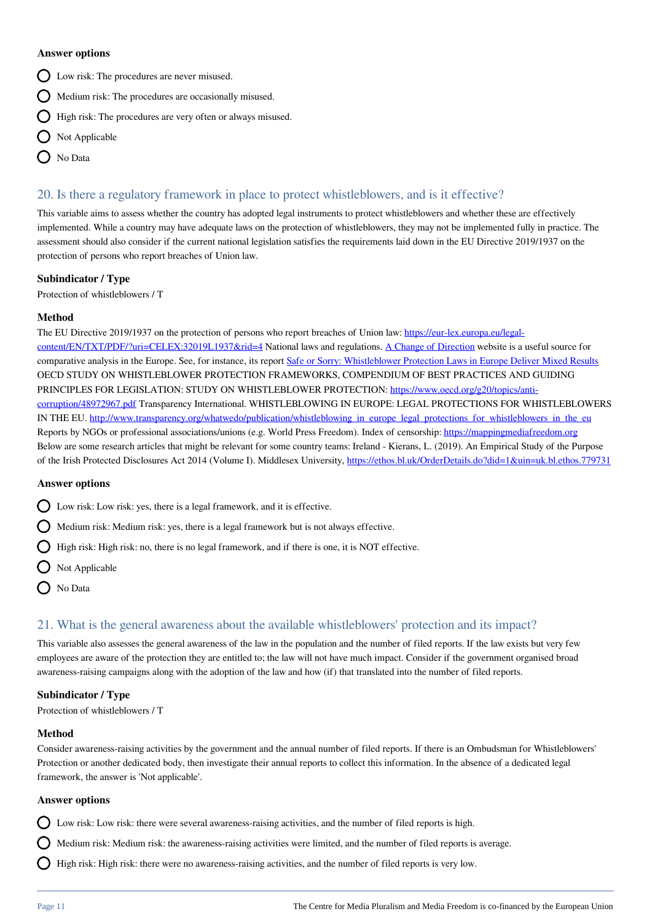### Answer options

- Low risk: The procedures are never misused.
- Medium risk: The procedures are occasionally misused.
- High risk: The procedures are very often or always misused.
- Not Applicable
- No Data

## 20. Is there a regulatory framework in place to protect whistleblowers, and is it effective?

This variable aims to assess whether the country has adopted legal instruments to protect whistleblowers and whether these are effectively implemented. While a country may have adequate laws on the protection of whistleblowers, they may not be implemented fully in practice. The assessment should also consider if the current national legislation satisfies the requirements laid down in the EU Directive 2019/1937 on the protection of persons who report breaches of Union law.

### Subindicator / Type

Protection of whistleblowers / T

### Method

The EU Directive 2019/1937 on the protection of persons who report breaches of Union law: https://eur-lex.europa.eu/legal-content/EN/TXT/PDF/?uri=CELEX:32019L1937&rid=4 National laws and regulations. [A Change of Direction](A Change of Direction) website is a useful source for comparative analysis in the Europe. See, for instance, its report [Safe or Sorry: Whistleblower Protection Laws in Europe Deliver Mixed Results](Safe or Sorry: Whistleblower Protection Laws in Europe Deliver Mixed Results) OECD STUDY ON WHISTLEBLOWER PROTECTION FRAMEWORKS, COMPENDIUM OF BEST PRACTICES AND GUIDING PRINCIPLES FOR LEGISLATION: STUDY ON WHISTLEBLOWER PROTECTION: https://www.oecd.org/g20/topics/anti-corruption/48972967.pdf Transparency International. WHISTLEBLOWING IN EUROPE: LEGAL PROTECTIONS FOR WHISTLEBLOWERS IN THE EU. http://www.transparency.org/whatwedo/publication/whistleblowing_in_europe_legal_protections_for_whistleblowers_in_the_eu Reports by NGOs or professional associations/unions (e.g. World Press Freedom). Index of censorship: https://mappingmediafreedom.org Below are some research articles that might be relevant for some country teams: Ireland - Kierans, L. (2019). An Empirical Study of the Purpose of the Irish Protected Disclosures Act 2014 (Volume I). Middlesex University, https://ethos.bl.uk/OrderDetails.do?did=1&uin=uk.bl.ethos.779731

### Answer options

- Low risk: Low risk: yes, there is a legal framework, and it is effective.
- Medium risk: Medium risk: yes, there is a legal framework but is not always effective.
- High risk: High risk: no, there is no legal framework, and if there is one, it is NOT effective.
- Not Applicable
- No Data

## 21. What is the general awareness about the available whistleblowers' protection and its impact?

This variable also assesses the general awareness of the law in the population and the number of filed reports. If the law exists but very few employees are aware of the protection they are entitled to; the law will not have much impact. Consider if the government organised broad awareness-raising campaigns along with the adoption of the law and how (if) that translated into the number of filed reports.

### Subindicator / Type

Protection of whistleblowers / T

### Method

Consider awareness-raising activities by the government and the annual number of filed reports. If there is an Ombudsman for Whistleblowers' Protection or another dedicated body, then investigate their annual reports to collect this information. In the absence of a dedicated legal framework, the answer is 'Not applicable'.

### Answer options

- Low risk: Low risk: there were several awareness-raising activities, and the number of filed reports is high.
- Medium risk: Medium risk: the awareness-raising activities were limited, and the number of filed reports is average.
- High risk: High risk: there were no awareness-raising activities, and the number of filed reports is very low.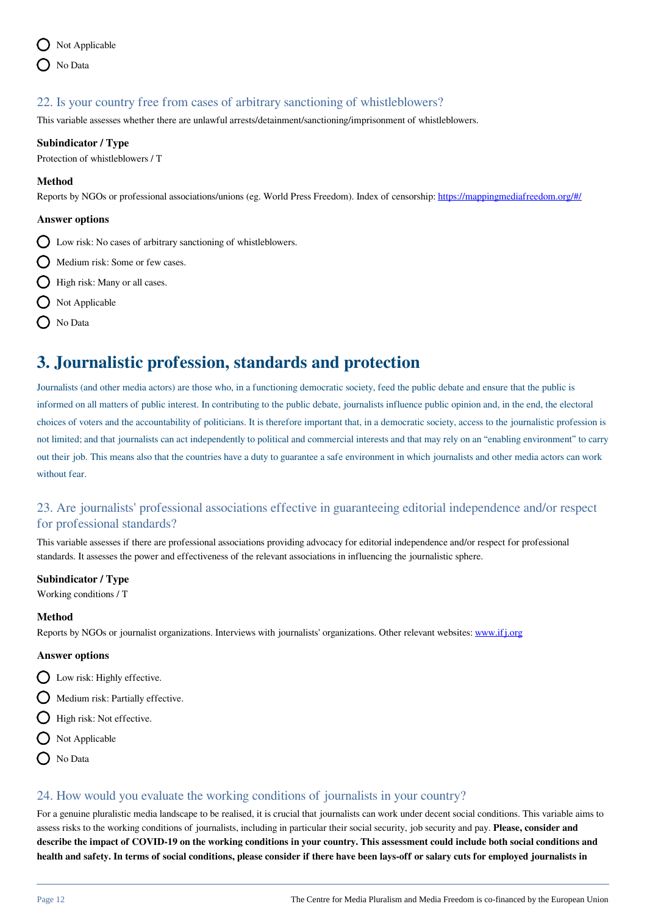- Not Applicable
- No Data

### 22. Is your country free from cases of arbitrary sanctioning of whistleblowers?

This variable assesses whether there are unlawful arrests/detainment/sanctioning/imprisonment of whistleblowers.

**Subindicator / Type**

Protection of whistleblowers / T

**Method**

Reports by NGOs or professional associations/unions (eg. World Press Freedom). Index of censorship: https://mappingmediafreedom.org/#/

**Answer options**

- Low risk: No cases of arbitrary sanctioning of whistleblowers.
- Medium risk: Some or few cases.
- High risk: Many or all cases.
- Not Applicable
- No Data

# 3. Journalistic profession, standards and protection

Journalists (and other media actors) are those who, in a functioning democratic society, feed the public debate and ensure that the public is informed on all matters of public interest. In contributing to the public debate, journalists influence public opinion and, in the end, the electoral choices of voters and the accountability of politicians. It is therefore important that, in a democratic society, access to the journalistic profession is not limited; and that journalists can act independently to political and commercial interests and that may rely on an "enabling environment" to carry out their job. This means also that the countries have a duty to guarantee a safe environment in which journalists and other media actors can work without fear.

### 23. Are journalists' professional associations effective in guaranteeing editorial independence and/or respect for professional standards?

This variable assesses if there are professional associations providing advocacy for editorial independence and/or respect for professional standards. It assesses the power and effectiveness of the relevant associations in influencing the journalistic sphere.

**Subindicator / Type**

Working conditions / T

**Method**

Reports by NGOs or journalist organizations. Interviews with journalists' organizations. Other relevant websites: www.ifj.org

**Answer options**

- Low risk: Highly effective.
- Medium risk: Partially effective.
- High risk: Not effective.
- Not Applicable
- No Data

### 24. How would you evaluate the working conditions of journalists in your country?

For a genuine pluralistic media landscape to be realised, it is crucial that journalists can work under decent social conditions. This variable aims to assess risks to the working conditions of journalists, including in particular their social security, job security and pay. **Please, consider and describe the impact of COVID-19 on the working conditions in your country. This assessment could include both social conditions and health and safety. In terms of social conditions, please consider if there have been lays-off or salary cuts for employed journalists in**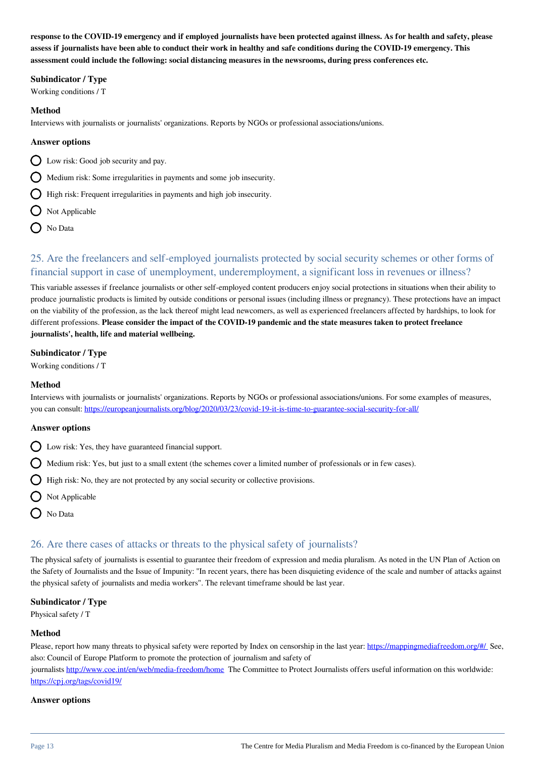**response to the COVID-19 emergency and if employed journalists have been protected against illness. As for health and safety, please assess if journalists have been able to conduct their work in healthy and safe conditions during the COVID-19 emergency. This assessment could include the following: social distancing measures in the newsrooms, during press conferences etc.**

### Subindicator / Type

Working conditions / T

### Method

Interviews with journalists or journalists' organizations. Reports by NGOs or professional associations/unions.

### Answer options

- Low risk: Good job security and pay.
- Medium risk: Some irregularities in payments and some job insecurity.
- High risk: Frequent irregularities in payments and high job insecurity.
- Not Applicable
- No Data

## 25. Are the freelancers and self-employed journalists protected by social security schemes or other forms of financial support in case of unemployment, underemployment, a significant loss in revenues or illness?

This variable assesses if freelance journalists or other self-employed content producers enjoy social protections in situations when their ability to produce journalistic products is limited by outside conditions or personal issues (including illness or pregnancy). These protections have an impact on the viability of the profession, as the lack thereof might lead newcomers, as well as experienced freelancers affected by hardships, to look for different professions. **Please consider the impact of the COVID-19 pandemic and the state measures taken to protect freelance journalists', health, life and material wellbeing.**

### Subindicator / Type

Working conditions / T

### Method

Interviews with journalists or journalists' organizations. Reports by NGOs or professional associations/unions. For some examples of measures, you can consult: https://europeanjournalists.org/blog/2020/03/23/covid-19-it-is-time-to-guarantee-social-security-for-all/

### Answer options

- Low risk: Yes, they have guaranteed financial support.
- Medium risk: Yes, but just to a small extent (the schemes cover a limited number of professionals or in few cases).
- High risk: No, they are not protected by any social security or collective provisions.
- Not Applicable
- No Data

## 26. Are there cases of attacks or threats to the physical safety of journalists?

The physical safety of journalists is essential to guarantee their freedom of expression and media pluralism. As noted in the UN Plan of Action on the Safety of Journalists and the Issue of Impunity: "In recent years, there has been disquieting evidence of the scale and number of attacks against the physical safety of journalists and media workers". The relevant timeframe should be last year.

### Subindicator / Type

Physical safety / T

### Method

Please, report how many threats to physical safety were reported by Index on censorship in the last year: https://mappingmediafreedom.org/#/ See, also: Council of Europe Platform to promote the protection of journalism and safety of journalists http://www.coe.int/en/web/media-freedom/home The Committee to Protect Journalists offers useful information on this worldwide: https://cpj.org/tags/covid19/

### Answer options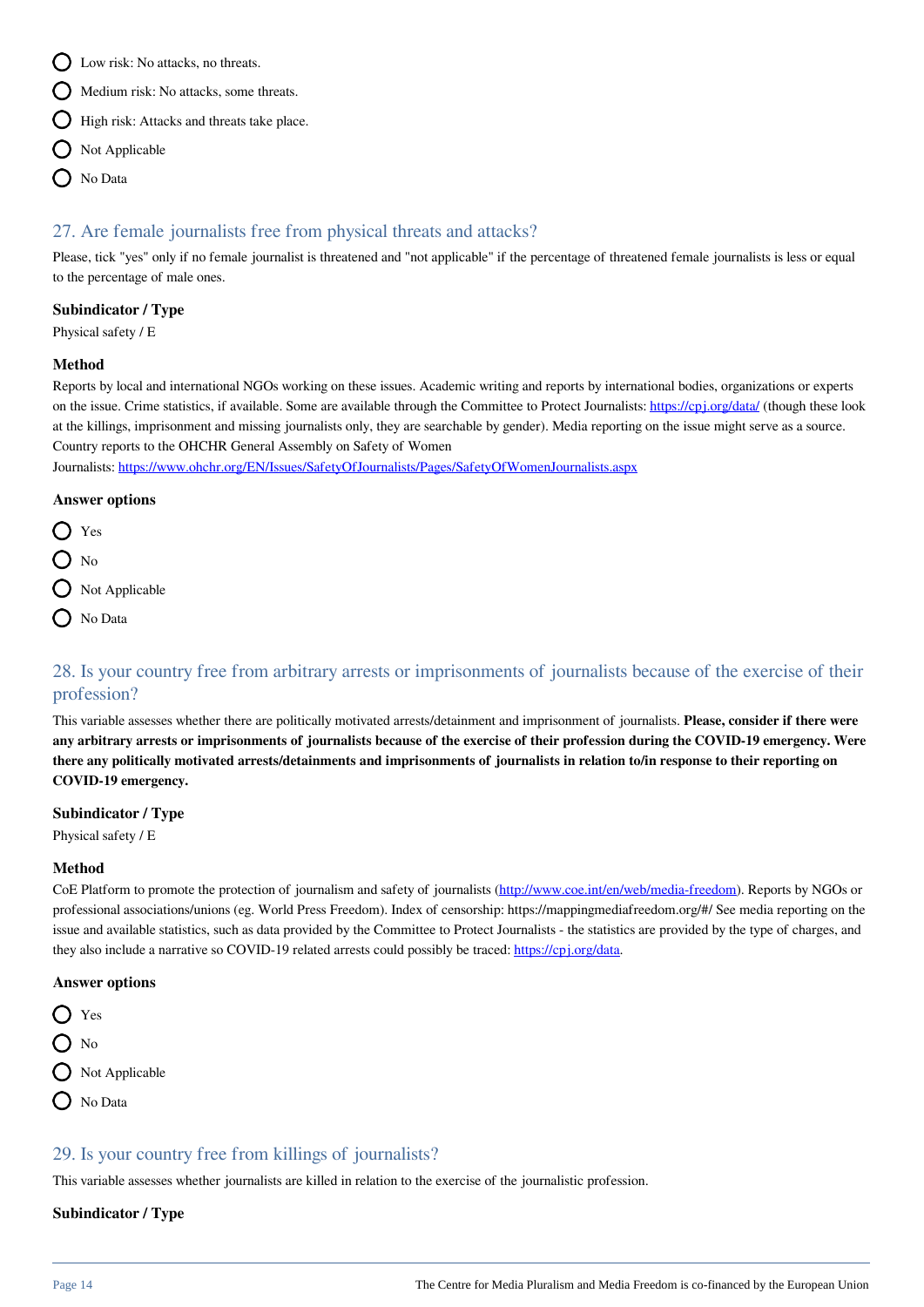- Low risk: No attacks, no threats.
- Medium risk: No attacks, some threats.
- High risk: Attacks and threats take place.
- Not Applicable
- No Data

## 27. Are female journalists free from physical threats and attacks?

Please, tick "yes" only if no female journalist is threatened and "not applicable" if the percentage of threatened female journalists is less or equal to the percentage of male ones.

### Subindicator / Type

Physical safety / E

### Method

Reports by local and international NGOs working on these issues. Academic writing and reports by international bodies, organizations or experts on the issue. Crime statistics, if available. Some are available through the Committee to Protect Journalists: https://cpj.org/data/ (though these look at the killings, imprisonment and missing journalists only, they are searchable by gender). Media reporting on the issue might serve as a source. Country reports to the OHCHR General Assembly on Safety of Women Journalists: https://www.ohchr.org/EN/Issues/SafetyOfJournalists/Pages/SafetyOfWomenJournalists.aspx

### Answer options

- Yes
- No
- Not Applicable
- No Data

## 28. Is your country free from arbitrary arrests or imprisonments of journalists because of the exercise of their profession?

This variable assesses whether there are politically motivated arrests/detainment and imprisonment of journalists. **Please, consider if there were any arbitrary arrests or imprisonments of journalists because of the exercise of their profession during the COVID-19 emergency. Were there any politically motivated arrests/detainments and imprisonments of journalists in relation to/in response to their reporting on COVID-19 emergency.**

### Subindicator / Type

Physical safety / E

### Method

CoE Platform to promote the protection of journalism and safety of journalists (http://www.coe.int/en/web/media-freedom). Reports by NGOs or professional associations/unions (eg. World Press Freedom). Index of censorship: https://mappingmediafreedom.org/#/ See media reporting on the issue and available statistics, such as data provided by the Committee to Protect Journalists - the statistics are provided by the type of charges, and they also include a narrative so COVID-19 related arrests could possibly be traced: https://cpj.org/data.

### Answer options

- Yes
- No
- Not Applicable
- No Data

## 29. Is your country free from killings of journalists?

This variable assesses whether journalists are killed in relation to the exercise of the journalistic profession.

### Subindicator / Type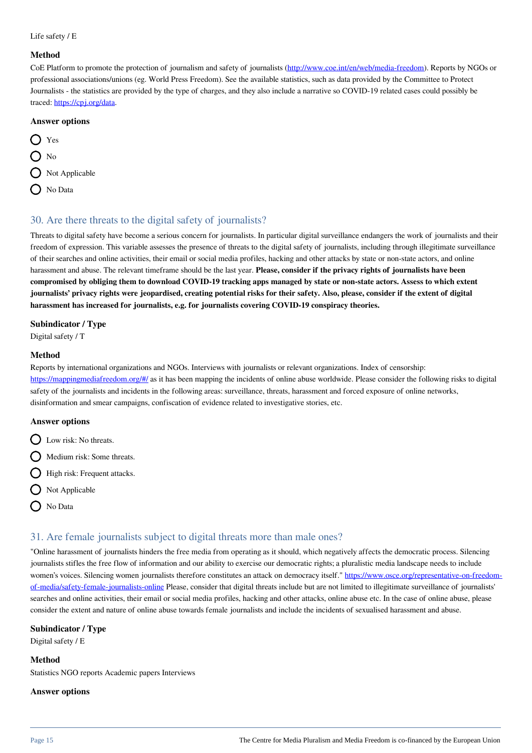Life safety / E

### Method

CoE Platform to promote the protection of journalism and safety of journalists (http://www.coe.int/en/web/media-freedom). Reports by NGOs or professional associations/unions (eg. World Press Freedom). See the available statistics, such as data provided by the Committee to Protect Journalists - the statistics are provided by the type of charges, and they also include a narrative so COVID-19 related cases could possibly be traced: https://cpj.org/data.

### Answer options

- Yes
- No
- Not Applicable
- No Data

## 30. Are there threats to the digital safety of journalists?

Threats to digital safety have become a serious concern for journalists. In particular digital surveillance endangers the work of journalists and their freedom of expression. This variable assesses the presence of threats to the digital safety of journalists, including through illegitimate surveillance of their searches and online activities, their email or social media profiles, hacking and other attacks by state or non-state actors, and online harassment and abuse. The relevant timeframe should be the last year. **Please, consider if the privacy rights of journalists have been compromised by obliging them to download COVID-19 tracking apps managed by state or non-state actors. Assess to which extent journalists' privacy rights were jeopardised, creating potential risks for their safety. Also, please, consider if the extent of digital harassment has increased for journalists, e.g. for journalists covering COVID-19 conspiracy theories.**

### Subindicator / Type

Digital safety / T

### Method

Reports by international organizations and NGOs. Interviews with journalists or relevant organizations. Index of censorship: https://mappingmediafreedom.org/#/ as it has been mapping the incidents of online abuse worldwide. Please consider the following risks to digital safety of the journalists and incidents in the following areas: surveillance, threats, harassment and forced exposure of online networks, disinformation and smear campaigns, confiscation of evidence related to investigative stories, etc.

### Answer options

- Low risk: No threats.
- Medium risk: Some threats.
- High risk: Frequent attacks.
- Not Applicable
- No Data

## 31. Are female journalists subject to digital threats more than male ones?

"Online harassment of journalists hinders the free media from operating as it should, which negatively affects the democratic process. Silencing journalists stifles the free flow of information and our ability to exercise our democratic rights; a pluralistic media landscape needs to include women's voices. Silencing women journalists therefore constitutes an attack on democracy itself." https://www.osce.org/representative-on-freedom-of-media/safety-female-journalists-online Please, consider that digital threats include but are not limited to illegitimate surveillance of journalists' searches and online activities, their email or social media profiles, hacking and other attacks, online abuse etc. In the case of online abuse, please consider the extent and nature of online abuse towards female journalists and include the incidents of sexualised harassment and abuse.

### Subindicator / Type

Digital safety / E

### Method

Statistics NGO reports Academic papers Interviews

### Answer options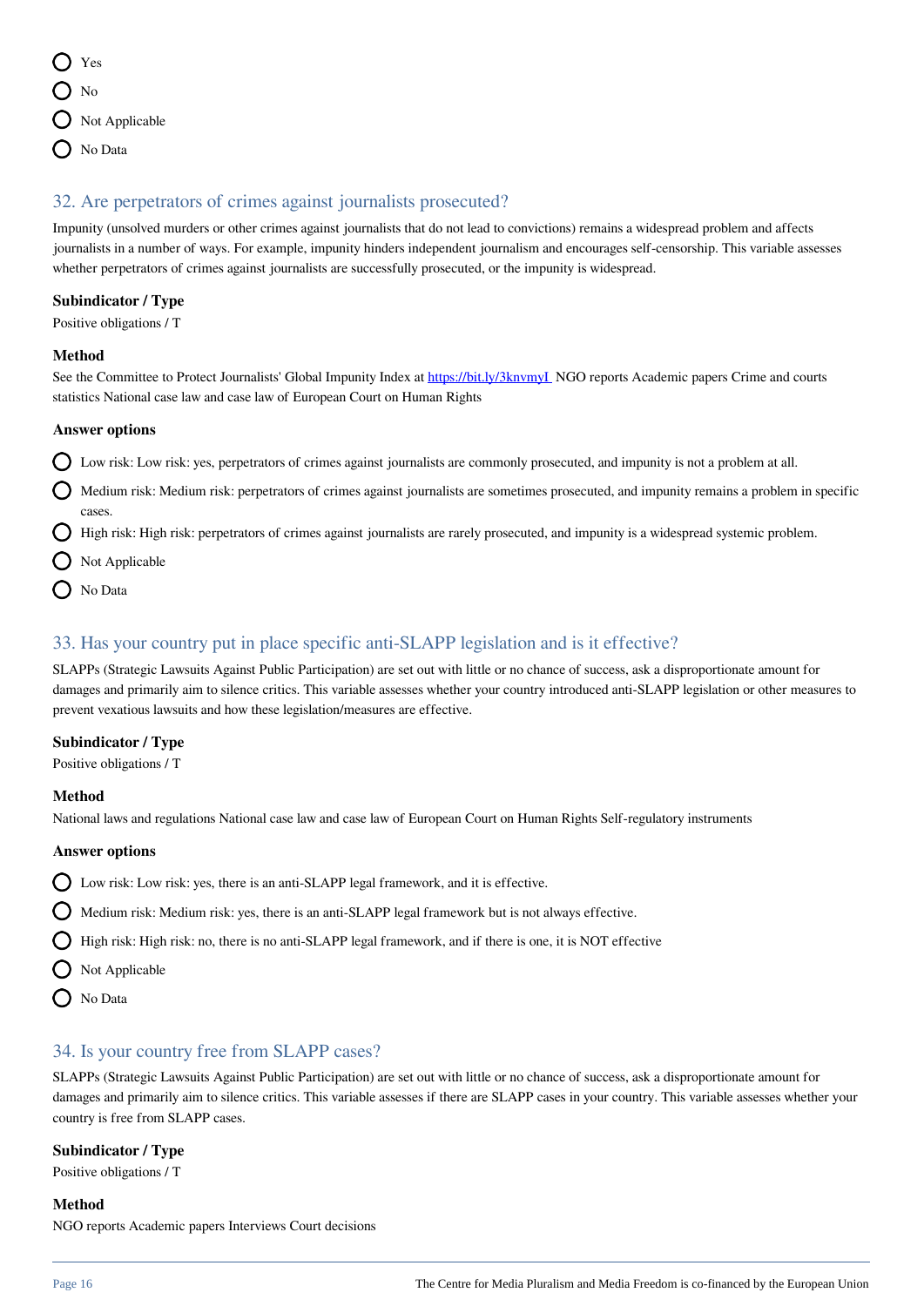- Yes
- No
- Not Applicable
- No Data

## 32. Are perpetrators of crimes against journalists prosecuted?

Impunity (unsolved murders or other crimes against journalists that do not lead to convictions) remains a widespread problem and affects journalists in a number of ways. For example, impunity hinders independent journalism and encourages self-censorship. This variable assesses whether perpetrators of crimes against journalists are successfully prosecuted, or the impunity is widespread.

**Subindicator / Type**

Positive obligations / T

**Method**

See the Committee to Protect Journalists' Global Impunity Index at [https://bit.ly/3knvmyI](https://bit.ly/3knvmyI) NGO reports Academic papers Crime and courts statistics National case law and case law of European Court on Human Rights

**Answer options**

- Low risk: Low risk: yes, perpetrators of crimes against journalists are commonly prosecuted, and impunity is not a problem at all.
- Medium risk: Medium risk: perpetrators of crimes against journalists are sometimes prosecuted, and impunity remains a problem in specific cases.
- High risk: High risk: perpetrators of crimes against journalists are rarely prosecuted, and impunity is a widespread systemic problem.
- Not Applicable
- No Data

## 33. Has your country put in place specific anti-SLAPP legislation and is it effective?

SLAPPs (Strategic Lawsuits Against Public Participation) are set out with little or no chance of success, ask a disproportionate amount for damages and primarily aim to silence critics. This variable assesses whether your country introduced anti-SLAPP legislation or other measures to prevent vexatious lawsuits and how these legislation/measures are effective.

**Subindicator / Type**

Positive obligations / T

**Method**

National laws and regulations National case law and case law of European Court on Human Rights Self-regulatory instruments

**Answer options**

- Low risk: Low risk: yes, there is an anti-SLAPP legal framework, and it is effective.
- Medium risk: Medium risk: yes, there is an anti-SLAPP legal framework but is not always effective.
- High risk: High risk: no, there is no anti-SLAPP legal framework, and if there is one, it is NOT effective
- Not Applicable
- No Data

## 34. Is your country free from SLAPP cases?

SLAPPs (Strategic Lawsuits Against Public Participation) are set out with little or no chance of success, ask a disproportionate amount for damages and primarily aim to silence critics. This variable assesses if there are SLAPP cases in your country. This variable assesses whether your country is free from SLAPP cases.

**Subindicator / Type**

Positive obligations / T

**Method**

NGO reports Academic papers Interviews Court decisions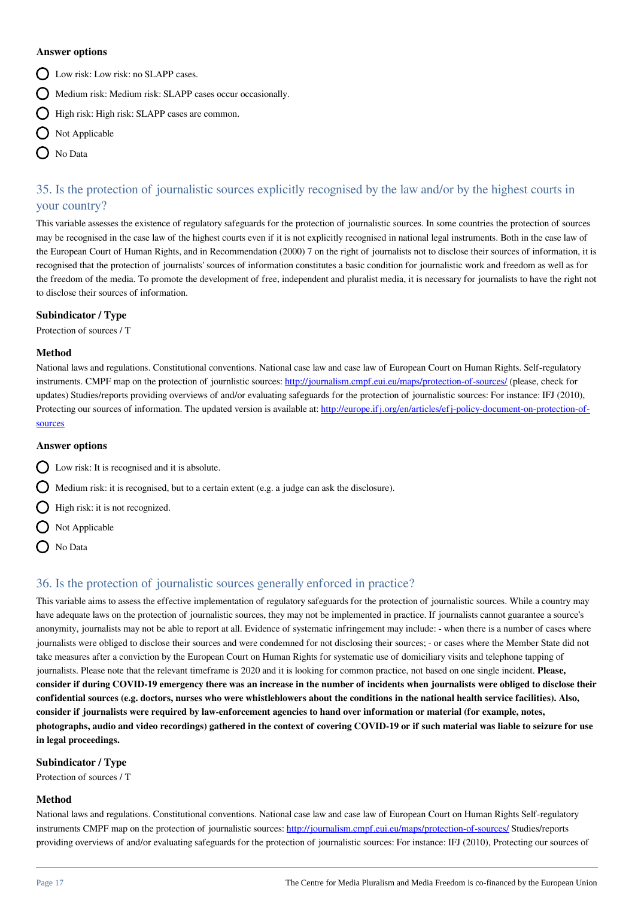### Answer options

- ◯ Low risk: Low risk: no SLAPP cases.
- ◯ Medium risk: Medium risk: SLAPP cases occur occasionally.
- ◯ High risk: High risk: SLAPP cases are common.
- ◯ Not Applicable
- ◯ No Data

## 35. Is the protection of journalistic sources explicitly recognised by the law and/or by the highest courts in your country?

This variable assesses the existence of regulatory safeguards for the protection of journalistic sources. In some countries the protection of sources may be recognised in the case law of the highest courts even if it is not explicitly recognised in national legal instruments. Both in the case law of the European Court of Human Rights, and in Recommendation (2000) 7 on the right of journalists not to disclose their sources of information, it is recognised that the protection of journalists' sources of information constitutes a basic condition for journalistic work and freedom as well as for the freedom of the media. To promote the development of free, independent and pluralist media, it is necessary for journalists to have the right not to disclose their sources of information.

### Subindicator / Type

Protection of sources / T

### Method

National laws and regulations. Constitutional conventions. National case law and case law of European Court on Human Rights. Self-regulatory instruments. CMPF map on the protection of journlistic sources: [http://journalism.cmpf.eui.eu/maps/protection-of-sources/](http://journalism.cmpf.eui.eu/maps/protection-of-sources/) (please, check for updates) Studies/reports providing overviews of and/or evaluating safeguards for the protection of journalistic sources: For instance: IFJ (2010), Protecting our sources of information. The updated version is available at: [http://europe.ifj.org/en/articles/efj-policy-document-on-protection-of-sources](http://europe.ifj.org/en/articles/efj-policy-document-on-protection-of-sources)

### Answer options

- ◯ Low risk: It is recognised and it is absolute.
- ◯ Medium risk: it is recognised, but to a certain extent (e.g. a judge can ask the disclosure).
- ◯ High risk: it is not recognized.
- ◯ Not Applicable
- ◯ No Data

## 36. Is the protection of journalistic sources generally enforced in practice?

This variable aims to assess the effective implementation of regulatory safeguards for the protection of journalistic sources. While a country may have adequate laws on the protection of journalistic sources, they may not be implemented in practice. If journalists cannot guarantee a source's anonymity, journalists may not be able to report at all. Evidence of systematic infringement may include: - when there is a number of cases where journalists were obliged to disclose their sources and were condemned for not disclosing their sources; - or cases where the Member State did not take measures after a conviction by the European Court on Human Rights for systematic use of domiciliary visits and telephone tapping of journalists. Please note that the relevant timeframe is 2020 and it is looking for common practice, not based on one single incident. **Please, consider if during COVID-19 emergency there was an increase in the number of incidents when journalists were obliged to disclose their confidential sources (e.g. doctors, nurses who were whistleblowers about the conditions in the national health service facilities). Also, consider if journalists were required by law-enforcement agencies to hand over information or material (for example, notes, photographs, audio and video recordings) gathered in the context of covering COVID-19 or if such material was liable to seizure for use in legal proceedings.**

### Subindicator / Type

Protection of sources / T

### Method

National laws and regulations. Constitutional conventions. National case law and case law of European Court on Human Rights Self-regulatory instruments CMPF map on the protection of journalistic sources: [http://journalism.cmpf.eui.eu/maps/protection-of-sources/](http://journalism.cmpf.eui.eu/maps/protection-of-sources/) Studies/reports providing overviews of and/or evaluating safeguards for the protection of journalistic sources: For instance: IFJ (2010), Protecting our sources of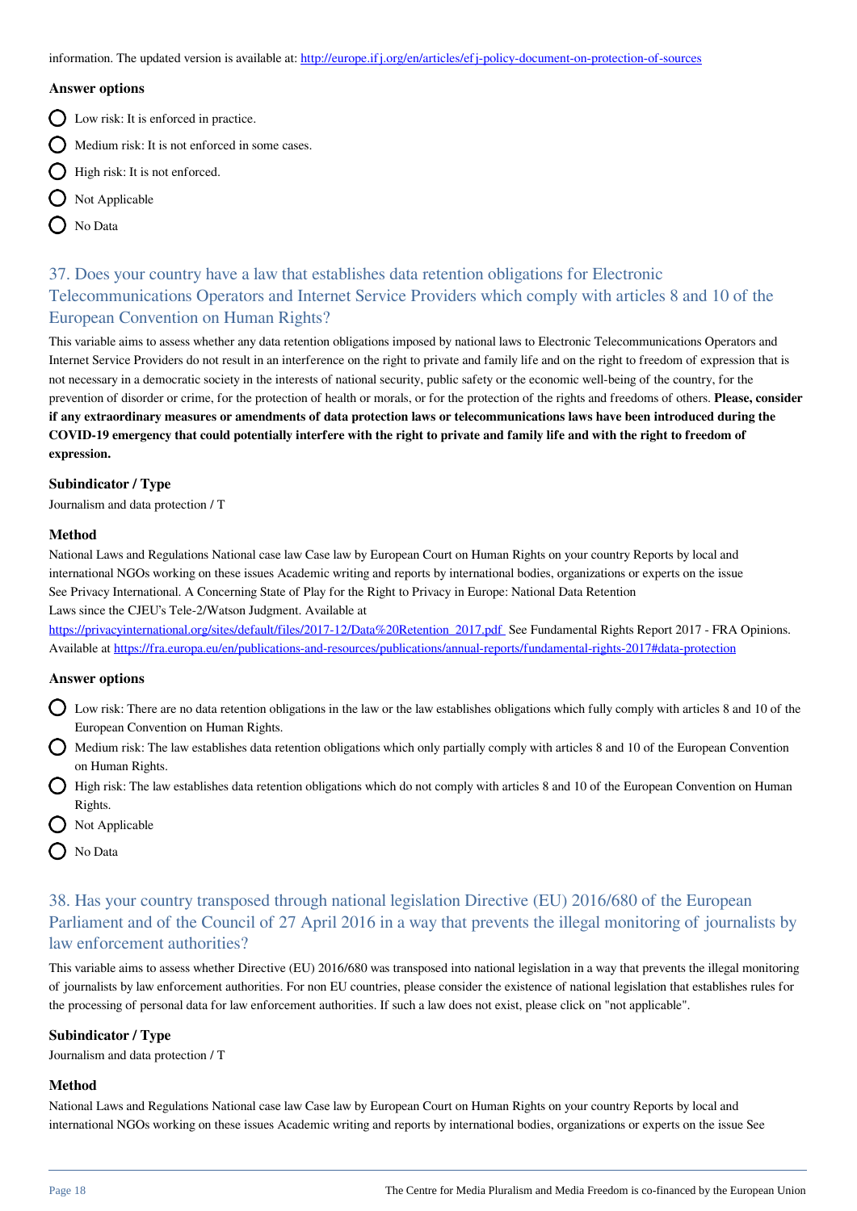information. The updated version is available at: http://europe.ifj.org/en/articles/efj-policy-document-on-protection-of-sources

**Answer options**

- Low risk: It is enforced in practice.
- Medium risk: It is not enforced in some cases.
- High risk: It is not enforced.
- Not Applicable
- No Data

## 37. Does your country have a law that establishes data retention obligations for Electronic Telecommunications Operators and Internet Service Providers which comply with articles 8 and 10 of the European Convention on Human Rights?

This variable aims to assess whether any data retention obligations imposed by national laws to Electronic Telecommunications Operators and Internet Service Providers do not result in an interference on the right to private and family life and on the right to freedom of expression that is not necessary in a democratic society in the interests of national security, public safety or the economic well-being of the country, for the prevention of disorder or crime, for the protection of health or morals, or for the protection of the rights and freedoms of others. **Please, consider if any extraordinary measures or amendments of data protection laws or telecommunications laws have been introduced during the COVID-19 emergency that could potentially interfere with the right to private and family life and with the right to freedom of expression.**

**Subindicator / Type**

Journalism and data protection / T

**Method**

National Laws and Regulations National case law Case law by European Court on Human Rights on your country Reports by local and international NGOs working on these issues Academic writing and reports by international bodies, organizations or experts on the issue See Privacy International. A Concerning State of Play for the Right to Privacy in Europe: National Data Retention Laws since the CJEU's Tele-2/Watson Judgment. Available at https://privacyinternational.org/sites/default/files/2017-12/Data%20Retention_2017.pdf See Fundamental Rights Report 2017 - FRA Opinions. Available at https://fra.europa.eu/en/publications-and-resources/publications/annual-reports/fundamental-rights-2017#data-protection

**Answer options**

- Low risk: There are no data retention obligations in the law or the law establishes obligations which fully comply with articles 8 and 10 of the European Convention on Human Rights.
- Medium risk: The law establishes data retention obligations which only partially comply with articles 8 and 10 of the European Convention on Human Rights.
- High risk: The law establishes data retention obligations which do not comply with articles 8 and 10 of the European Convention on Human Rights.
- Not Applicable
- No Data

## 38. Has your country transposed through national legislation Directive (EU) 2016/680 of the European Parliament and of the Council of 27 April 2016 in a way that prevents the illegal monitoring of journalists by law enforcement authorities?

This variable aims to assess whether Directive (EU) 2016/680 was transposed into national legislation in a way that prevents the illegal monitoring of journalists by law enforcement authorities. For non EU countries, please consider the existence of national legislation that establishes rules for the processing of personal data for law enforcement authorities. If such a law does not exist, please click on "not applicable".

**Subindicator / Type**

Journalism and data protection / T

**Method**

National Laws and Regulations National case law Case law by European Court on Human Rights on your country Reports by local and international NGOs working on these issues Academic writing and reports by international bodies, organizations or experts on the issue See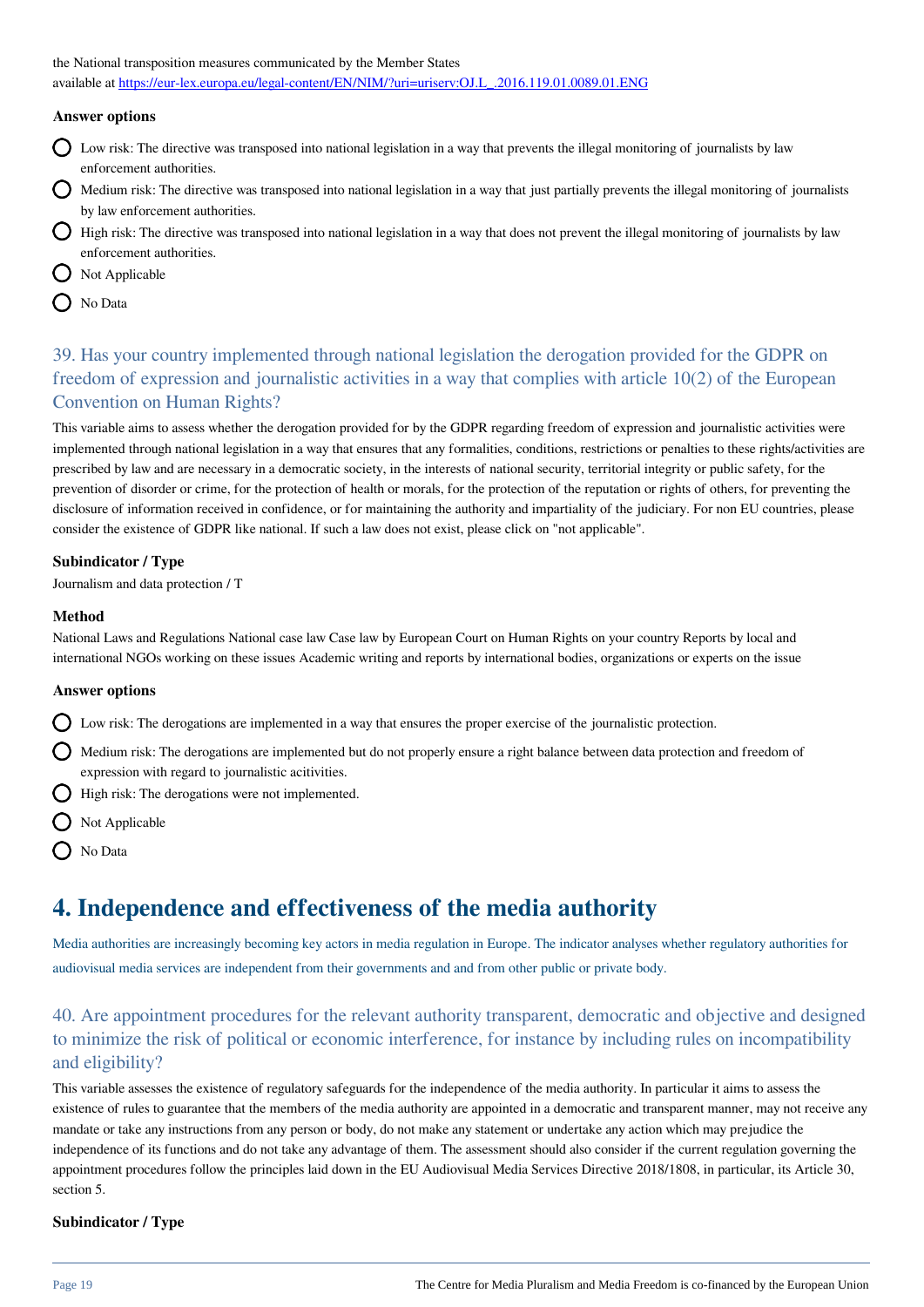the National transposition measures communicated by the Member States
available at [https://eur-lex.europa.eu/legal-content/EN/NIM/?uri=uriserv:OJ.L_.2016.119.01.0089.01.ENG](https://eur-lex.europa.eu/legal-content/EN/NIM/?uri=uriserv:OJ.L_.2016.119.01.0089.01.ENG)

**Answer options**

- Low risk: The directive was transposed into national legislation in a way that prevents the illegal monitoring of journalists by law enforcement authorities.
- Medium risk: The directive was transposed into national legislation in a way that just partially prevents the illegal monitoring of journalists by law enforcement authorities.
- High risk: The directive was transposed into national legislation in a way that does not prevent the illegal monitoring of journalists by law enforcement authorities.
- Not Applicable
- No Data

### 39. Has your country implemented through national legislation the derogation provided for the GDPR on freedom of expression and journalistic activities in a way that complies with article 10(2) of the European Convention on Human Rights?

This variable aims to assess whether the derogation provided for by the GDPR regarding freedom of expression and journalistic activities were implemented through national legislation in a way that ensures that any formalities, conditions, restrictions or penalties to these rights/activities are prescribed by law and are necessary in a democratic society, in the interests of national security, territorial integrity or public safety, for the prevention of disorder or crime, for the protection of health or morals, for the protection of the reputation or rights of others, for preventing the disclosure of information received in confidence, or for maintaining the authority and impartiality of the judiciary. For non EU countries, please consider the existence of GDPR like national. If such a law does not exist, please click on "not applicable".

**Subindicator / Type**

Journalism and data protection / T

**Method**

National Laws and Regulations National case law Case law by European Court on Human Rights on your country Reports by local and international NGOs working on these issues Academic writing and reports by international bodies, organizations or experts on the issue

**Answer options**

- Low risk: The derogations are implemented in a way that ensures the proper exercise of the journalistic protection.
- Medium risk: The derogations are implemented but do not properly ensure a right balance between data protection and freedom of expression with regard to journalistic acitivities.
- High risk: The derogations were not implemented.
- Not Applicable
- No Data

## 4. Independence and effectiveness of the media authority

Media authorities are increasingly becoming key actors in media regulation in Europe. The indicator analyses whether regulatory authorities for audiovisual media services are independent from their governments and and from other public or private body.

### 40. Are appointment procedures for the relevant authority transparent, democratic and objective and designed to minimize the risk of political or economic interference, for instance by including rules on incompatibility and eligibility?

This variable assesses the existence of regulatory safeguards for the independence of the media authority. In particular it aims to assess the existence of rules to guarantee that the members of the media authority are appointed in a democratic and transparent manner, may not receive any mandate or take any instructions from any person or body, do not make any statement or undertake any action which may prejudice the independence of its functions and do not take any advantage of them. The assessment should also consider if the current regulation governing the appointment procedures follow the principles laid down in the EU Audiovisual Media Services Directive 2018/1808, in particular, its Article 30, section 5.

**Subindicator / Type**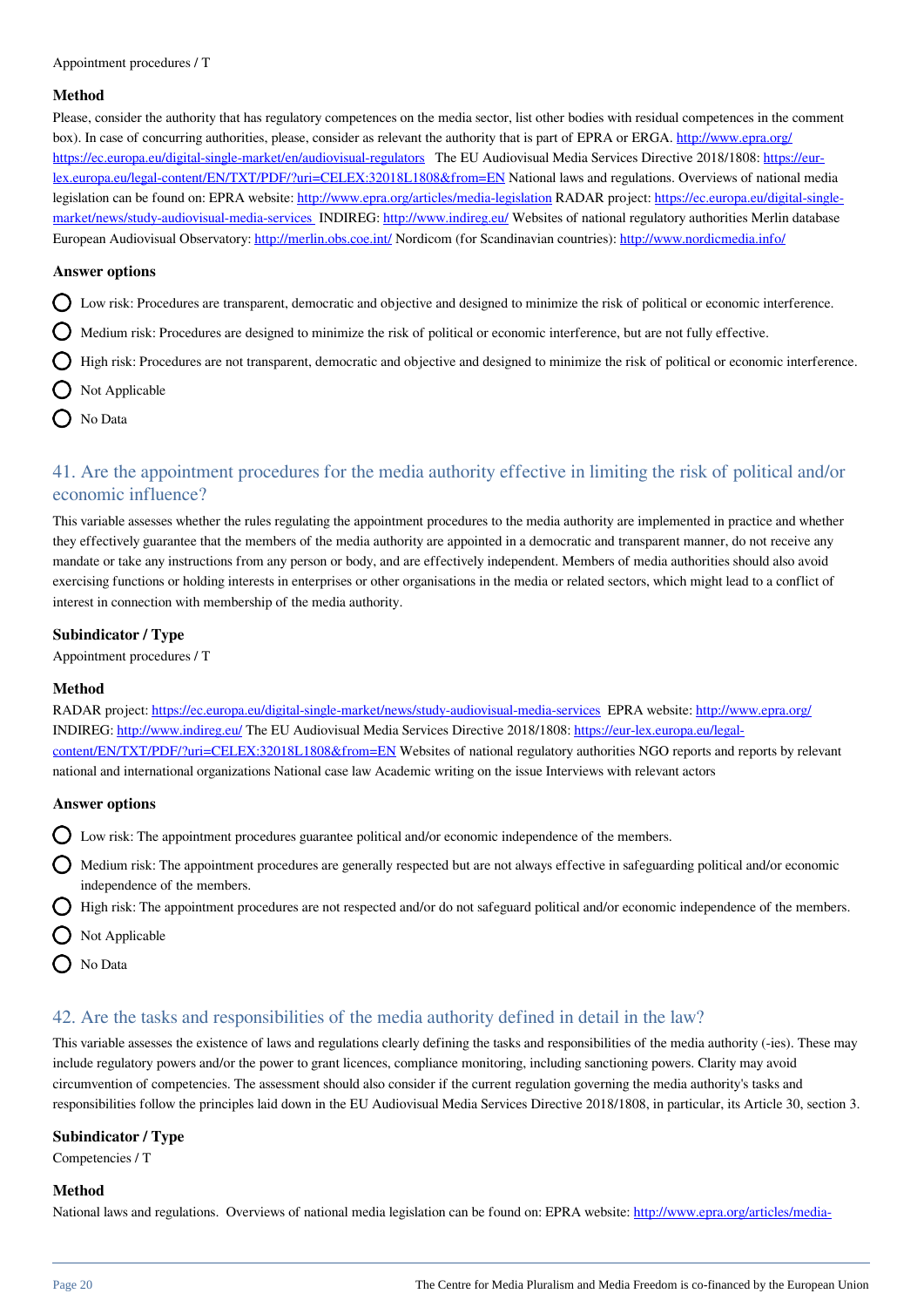Appointment procedures / T

### Method

Please, consider the authority that has regulatory competences on the media sector, list other bodies with residual competences in the comment box). In case of concurring authorities, please, consider as relevant the authority that is part of EPRA or ERGA. http://www.epra.org/ https://ec.europa.eu/digital-single-market/en/audiovisual-regulators The EU Audiovisual Media Services Directive 2018/1808: https://eur-lex.europa.eu/legal-content/EN/TXT/PDF/?uri=CELEX:32018L1808&from=EN National laws and regulations. Overviews of national media legislation can be found on: EPRA website: http://www.epra.org/articles/media-legislation RADAR project: https://ec.europa.eu/digital-single-market/news/study-audiovisual-media-services INDIREG: http://www.indireg.eu/ Websites of national regulatory authorities Merlin database European Audiovisual Observatory: http://merlin.obs.coe.int/ Nordicom (for Scandinavian countries): http://www.nordicmedia.info/

### Answer options

- Low risk: Procedures are transparent, democratic and objective and designed to minimize the risk of political or economic interference.
- Medium risk: Procedures are designed to minimize the risk of political or economic interference, but are not fully effective.
- High risk: Procedures are not transparent, democratic and objective and designed to minimize the risk of political or economic interference.
- Not Applicable
- No Data

## 41. Are the appointment procedures for the media authority effective in limiting the risk of political and/or economic influence?

This variable assesses whether the rules regulating the appointment procedures to the media authority are implemented in practice and whether they effectively guarantee that the members of the media authority are appointed in a democratic and transparent manner, do not receive any mandate or take any instructions from any person or body, and are effectively independent. Members of media authorities should also avoid exercising functions or holding interests in enterprises or other organisations in the media or related sectors, which might lead to a conflict of interest in connection with membership of the media authority.

### Subindicator / Type

Appointment procedures / T

### Method

RADAR project: https://ec.europa.eu/digital-single-market/news/study-audiovisual-media-services EPRA website: http://www.epra.org/ INDIREG: http://www.indireg.eu/ The EU Audiovisual Media Services Directive 2018/1808: https://eur-lex.europa.eu/legal-content/EN/TXT/PDF/?uri=CELEX:32018L1808&from=EN Websites of national regulatory authorities NGO reports and reports by relevant national and international organizations National case law Academic writing on the issue Interviews with relevant actors

### Answer options

- Low risk: The appointment procedures guarantee political and/or economic independence of the members.
- Medium risk: The appointment procedures are generally respected but are not always effective in safeguarding political and/or economic independence of the members.
- High risk: The appointment procedures are not respected and/or do not safeguard political and/or economic independence of the members.
- Not Applicable
- No Data

## 42. Are the tasks and responsibilities of the media authority defined in detail in the law?

This variable assesses the existence of laws and regulations clearly defining the tasks and responsibilities of the media authority (-ies). These may include regulatory powers and/or the power to grant licences, compliance monitoring, including sanctioning powers. Clarity may avoid circumvention of competencies. The assessment should also consider if the current regulation governing the media authority's tasks and responsibilities follow the principles laid down in the EU Audiovisual Media Services Directive 2018/1808, in particular, its Article 30, section 3.

### Subindicator / Type

Competencies / T

### Method

National laws and regulations. Overviews of national media legislation can be found on: EPRA website: http://www.epra.org/articles/media-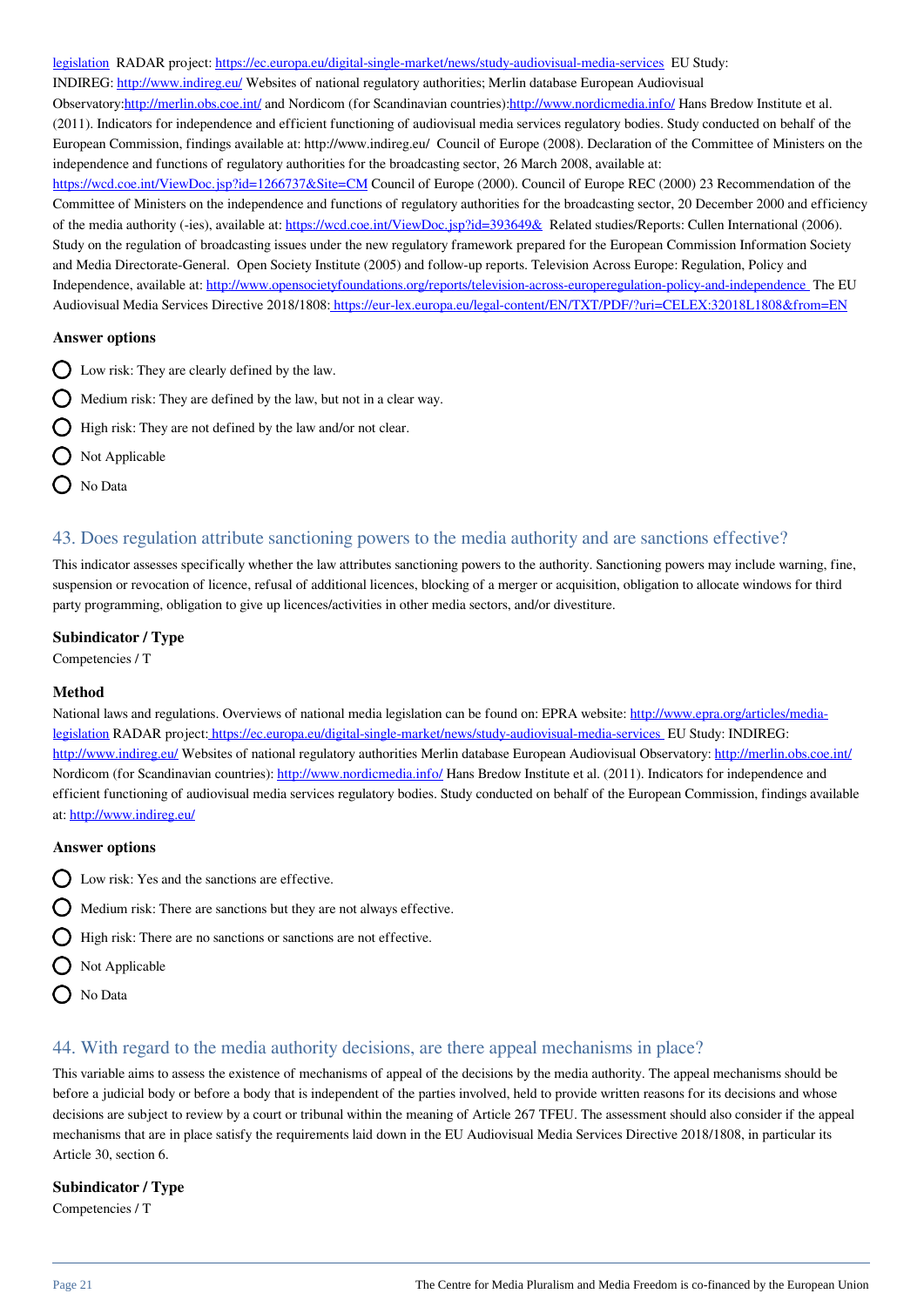legislation RADAR project: https://ec.europa.eu/digital-single-market/news/study-audiovisual-media-services EU Study: INDIREG: http://www.indireg.eu/ Websites of national regulatory authorities; Merlin database European Audiovisual Observatory:http://merlin.obs.coe.int/ and Nordicom (for Scandinavian countries):http://www.nordicmedia.info/ Hans Bredow Institute et al. (2011). Indicators for independence and efficient functioning of audiovisual media services regulatory bodies. Study conducted on behalf of the European Commission, findings available at: http://www.indireg.eu/ Council of Europe (2008). Declaration of the Committee of Ministers on the independence and functions of regulatory authorities for the broadcasting sector, 26 March 2008, available at: https://wcd.coe.int/ViewDoc.jsp?id=1266737&Site=CM Council of Europe (2000). Council of Europe REC (2000) 23 Recommendation of the Committee of Ministers on the independence and functions of regulatory authorities for the broadcasting sector, 20 December 2000 and efficiency of the media authority (-ies), available at: https://wcd.coe.int/ViewDoc.jsp?id=393649& Related studies/Reports: Cullen International (2006). Study on the regulation of broadcasting issues under the new regulatory framework prepared for the European Commission Information Society and Media Directorate-General. Open Society Institute (2005) and follow-up reports. Television Across Europe: Regulation, Policy and Independence, available at: http://www.opensocietyfoundations.org/reports/television-across-europeregulation-policy-and-independence The EU Audiovisual Media Services Directive 2018/1808: https://eur-lex.europa.eu/legal-content/EN/TXT/PDF/?uri=CELEX:32018L1808&from=EN

### Answer options

- Low risk: They are clearly defined by the law.
- Medium risk: They are defined by the law, but not in a clear way.
- High risk: They are not defined by the law and/or not clear.
- Not Applicable
- No Data

## 43. Does regulation attribute sanctioning powers to the media authority and are sanctions effective?

This indicator assesses specifically whether the law attributes sanctioning powers to the authority. Sanctioning powers may include warning, fine, suspension or revocation of licence, refusal of additional licences, blocking of a merger or acquisition, obligation to allocate windows for third party programming, obligation to give up licences/activities in other media sectors, and/or divestiture.

### Subindicator / Type

Competencies / T

### Method

National laws and regulations. Overviews of national media legislation can be found on: EPRA website: http://www.epra.org/articles/media-legislation RADAR project: https://ec.europa.eu/digital-single-market/news/study-audiovisual-media-services EU Study: INDIREG: http://www.indireg.eu/ Websites of national regulatory authorities Merlin database European Audiovisual Observatory: http://merlin.obs.coe.int/ Nordicom (for Scandinavian countries): http://www.nordicmedia.info/ Hans Bredow Institute et al. (2011). Indicators for independence and efficient functioning of audiovisual media services regulatory bodies. Study conducted on behalf of the European Commission, findings available at: http://www.indireg.eu/

### Answer options

- Low risk: Yes and the sanctions are effective.
- Medium risk: There are sanctions but they are not always effective.
- High risk: There are no sanctions or sanctions are not effective.
- Not Applicable
- No Data

## 44. With regard to the media authority decisions, are there appeal mechanisms in place?

This variable aims to assess the existence of mechanisms of appeal of the decisions by the media authority. The appeal mechanisms should be before a judicial body or before a body that is independent of the parties involved, held to provide written reasons for its decisions and whose decisions are subject to review by a court or tribunal within the meaning of Article 267 TFEU. The assessment should also consider if the appeal mechanisms that are in place satisfy the requirements laid down in the EU Audiovisual Media Services Directive 2018/1808, in particular its Article 30, section 6.

### Subindicator / Type

Competencies / T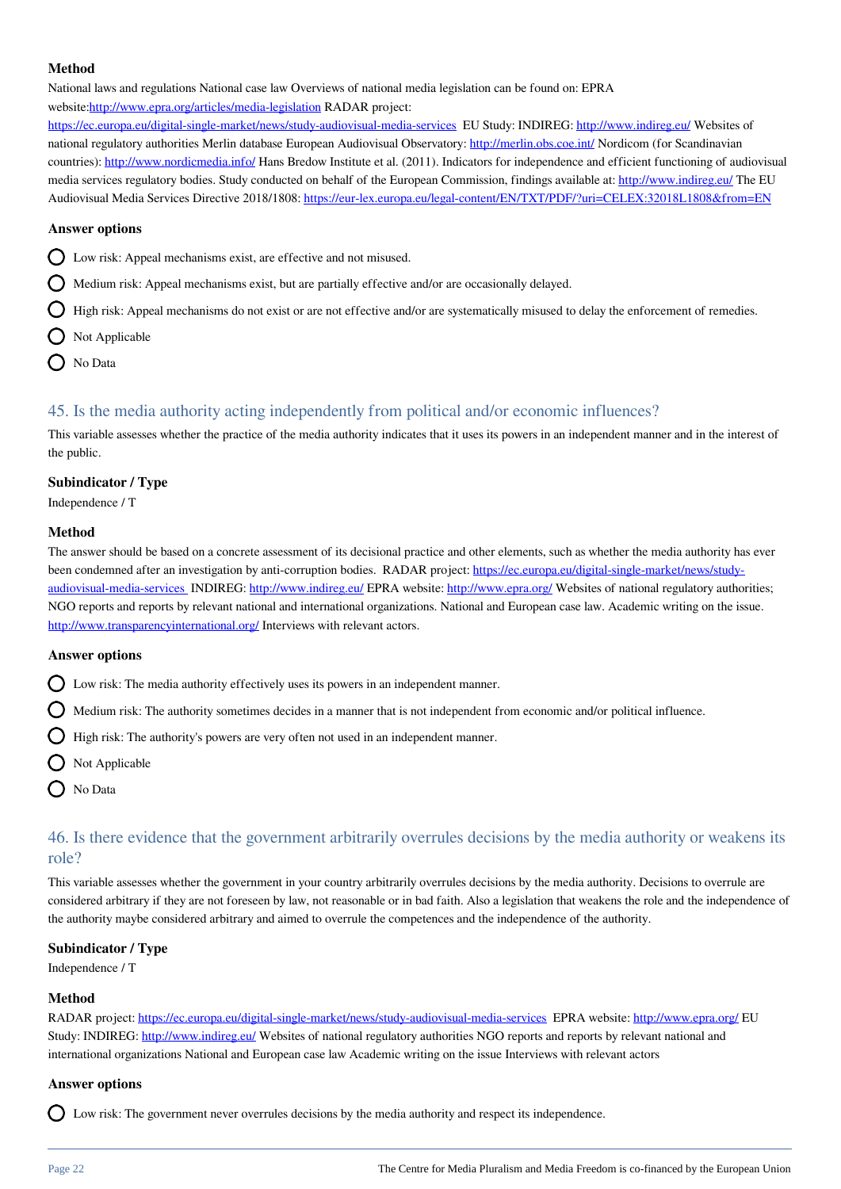#### Method

National laws and regulations National case law Overviews of national media legislation can be found on: EPRA website:http://www.epra.org/articles/media-legislation RADAR project: https://ec.europa.eu/digital-single-market/news/study-audiovisual-media-services EU Study: INDIREG: http://www.indireg.eu/ Websites of national regulatory authorities Merlin database European Audiovisual Observatory: http://merlin.obs.coe.int/ Nordicom (for Scandinavian countries): http://www.nordicmedia.info/ Hans Bredow Institute et al. (2011). Indicators for independence and efficient functioning of audiovisual media services regulatory bodies. Study conducted on behalf of the European Commission, findings available at: http://www.indireg.eu/ The EU Audiovisual Media Services Directive 2018/1808: https://eur-lex.europa.eu/legal-content/EN/TXT/PDF/?uri=CELEX:32018L1808&from=EN

#### Answer options

- Low risk: Appeal mechanisms exist, are effective and not misused.
- Medium risk: Appeal mechanisms exist, but are partially effective and/or are occasionally delayed.
- High risk: Appeal mechanisms do not exist or are not effective and/or are systematically misused to delay the enforcement of remedies.
- Not Applicable
- No Data

## 45. Is the media authority acting independently from political and/or economic influences?

This variable assesses whether the practice of the media authority indicates that it uses its powers in an independent manner and in the interest of the public.

#### Subindicator / Type

Independence / T

#### Method

The answer should be based on a concrete assessment of its decisional practice and other elements, such as whether the media authority has ever been condemned after an investigation by anti-corruption bodies. RADAR project: https://ec.europa.eu/digital-single-market/news/study-audiovisual-media-services INDIREG: http://www.indireg.eu/ EPRA website: http://www.epra.org/ Websites of national regulatory authorities; NGO reports and reports by relevant national and international organizations. National and European case law. Academic writing on the issue. http://www.transparencyinternational.org/ Interviews with relevant actors.

#### Answer options

- Low risk: The media authority effectively uses its powers in an independent manner.
- Medium risk: The authority sometimes decides in a manner that is not independent from economic and/or political influence.
- High risk: The authority's powers are very often not used in an independent manner.
- Not Applicable
- No Data

## 46. Is there evidence that the government arbitrarily overrules decisions by the media authority or weakens its role?

This variable assesses whether the government in your country arbitrarily overrules decisions by the media authority. Decisions to overrule are considered arbitrary if they are not foreseen by law, not reasonable or in bad faith. Also a legislation that weakens the role and the independence of the authority maybe considered arbitrary and aimed to overrule the competences and the independence of the authority.

#### Subindicator / Type

Independence / T

#### Method

RADAR project: https://ec.europa.eu/digital-single-market/news/study-audiovisual-media-services EPRA website: http://www.epra.org/ EU Study: INDIREG: http://www.indireg.eu/ Websites of national regulatory authorities NGO reports and reports by relevant national and international organizations National and European case law Academic writing on the issue Interviews with relevant actors

#### Answer options

- Low risk: The government never overrules decisions by the media authority and respect its independence.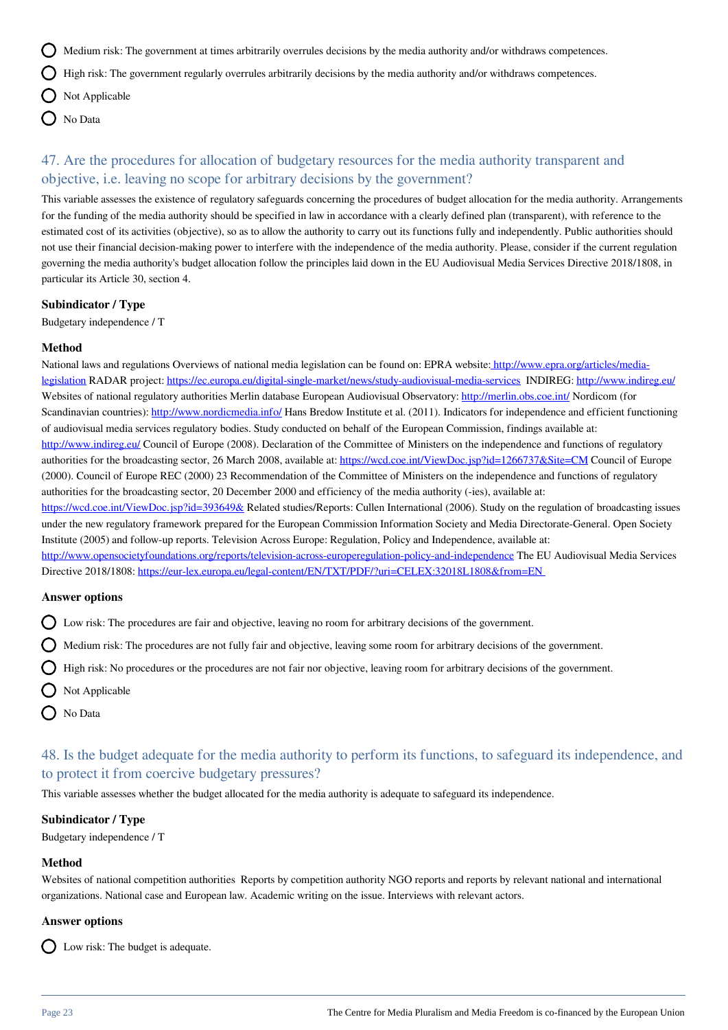- Medium risk: The government at times arbitrarily overrules decisions by the media authority and/or withdraws competences.
- High risk: The government regularly overrules arbitrarily decisions by the media authority and/or withdraws competences.
- Not Applicable
- No Data

## 47. Are the procedures for allocation of budgetary resources for the media authority transparent and objective, i.e. leaving no scope for arbitrary decisions by the government?

This variable assesses the existence of regulatory safeguards concerning the procedures of budget allocation for the media authority. Arrangements for the funding of the media authority should be specified in law in accordance with a clearly defined plan (transparent), with reference to the estimated cost of its activities (objective), so as to allow the authority to carry out its functions fully and independently. Public authorities should not use their financial decision-making power to interfere with the independence of the media authority. Please, consider if the current regulation governing the media authority's budget allocation follow the principles laid down in the EU Audiovisual Media Services Directive 2018/1808, in particular its Article 30, section 4.

### Subindicator / Type

Budgetary independence / T

### Method

National laws and regulations Overviews of national media legislation can be found on: EPRA website: http://www.epra.org/articles/media-legislation RADAR project: https://ec.europa.eu/digital-single-market/news/study-audiovisual-media-services INDIREG: http://www.indireg.eu/ Websites of national regulatory authorities Merlin database European Audiovisual Observatory: http://merlin.obs.coe.int/ Nordicom (for Scandinavian countries): http://www.nordicmedia.info/ Hans Bredow Institute et al. (2011). Indicators for independence and efficient functioning of audiovisual media services regulatory bodies. Study conducted on behalf of the European Commission, findings available at: http://www.indireg.eu/ Council of Europe (2008). Declaration of the Committee of Ministers on the independence and functions of regulatory authorities for the broadcasting sector, 26 March 2008, available at: https://wcd.coe.int/ViewDoc.jsp?id=1266737&Site=CM Council of Europe (2000). Council of Europe REC (2000) 23 Recommendation of the Committee of Ministers on the independence and functions of regulatory authorities for the broadcasting sector, 20 December 2000 and efficiency of the media authority (-ies), available at: https://wcd.coe.int/ViewDoc.jsp?id=393649& Related studies/Reports: Cullen International (2006). Study on the regulation of broadcasting issues under the new regulatory framework prepared for the European Commission Information Society and Media Directorate-General. Open Society Institute (2005) and follow-up reports. Television Across Europe: Regulation, Policy and Independence, available at: http://www.opensocietyfoundations.org/reports/television-across-europeregulation-policy-and-independence The EU Audiovisual Media Services Directive 2018/1808: https://eur-lex.europa.eu/legal-content/EN/TXT/PDF/?uri=CELEX:32018L1808&from=EN

### Answer options

- Low risk: The procedures are fair and objective, leaving no room for arbitrary decisions of the government.
- Medium risk: The procedures are not fully fair and objective, leaving some room for arbitrary decisions of the government.
- High risk: No procedures or the procedures are not fair nor objective, leaving room for arbitrary decisions of the government.
- Not Applicable
- No Data

## 48. Is the budget adequate for the media authority to perform its functions, to safeguard its independence, and to protect it from coercive budgetary pressures?

This variable assesses whether the budget allocated for the media authority is adequate to safeguard its independence.

### Subindicator / Type

Budgetary independence / T

### Method

Websites of national competition authorities Reports by competition authority NGO reports and reports by relevant national and international organizations. National case and European law. Academic writing on the issue. Interviews with relevant actors.

### Answer options

- Low risk: The budget is adequate.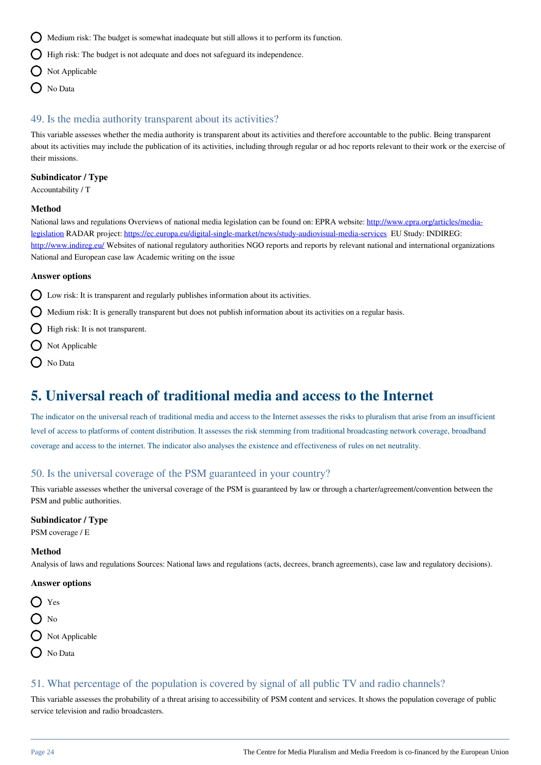- Medium risk: The budget is somewhat inadequate but still allows it to perform its function.
- High risk: The budget is not adequate and does not safeguard its independence.
- Not Applicable
- No Data

### 49. Is the media authority transparent about its activities?

This variable assesses whether the media authority is transparent about its activities and therefore accountable to the public. Being transparent about its activities may include the publication of its activities, including through regular or ad hoc reports relevant to their work or the exercise of their missions.

**Subindicator / Type**

Accountability / T

**Method**

National laws and regulations Overviews of national media legislation can be found on: EPRA website: [http://www.epra.org/articles/media-legislation](http://www.epra.org/articles/media-legislation) RADAR project: [https://ec.europa.eu/digital-single-market/news/study-audiovisual-media-services](https://ec.europa.eu/digital-single-market/news/study-audiovisual-media-services) EU Study: INDIREG: [http://www.indireg.eu/](http://www.indireg.eu/) Websites of national regulatory authorities NGO reports and reports by relevant national and international organizations National and European case law Academic writing on the issue

**Answer options**

- Low risk: It is transparent and regularly publishes information about its activities.
- Medium risk: It is generally transparent but does not publish information about its activities on a regular basis.
- High risk: It is not transparent.
- Not Applicable
- No Data

# 5. Universal reach of traditional media and access to the Internet

The indicator on the universal reach of traditional media and access to the Internet assesses the risks to pluralism that arise from an insufficient level of access to platforms of content distribution. It assesses the risk stemming from traditional broadcasting network coverage, broadband coverage and access to the internet. The indicator also analyses the existence and effectiveness of rules on net neutrality.

### 50. Is the universal coverage of the PSM guaranteed in your country?

This variable assesses whether the universal coverage of the PSM is guaranteed by law or through a charter/agreement/convention between the PSM and public authorities.

**Subindicator / Type**

PSM coverage / E

**Method**

Analysis of laws and regulations Sources: National laws and regulations (acts, decrees, branch agreements), case law and regulatory decisions).

**Answer options**

- Yes
- No
- Not Applicable
- No Data

### 51. What percentage of the population is covered by signal of all public TV and radio channels?

This variable assesses the probability of a threat arising to accessibility of PSM content and services. It shows the population coverage of public service television and radio broadcasters.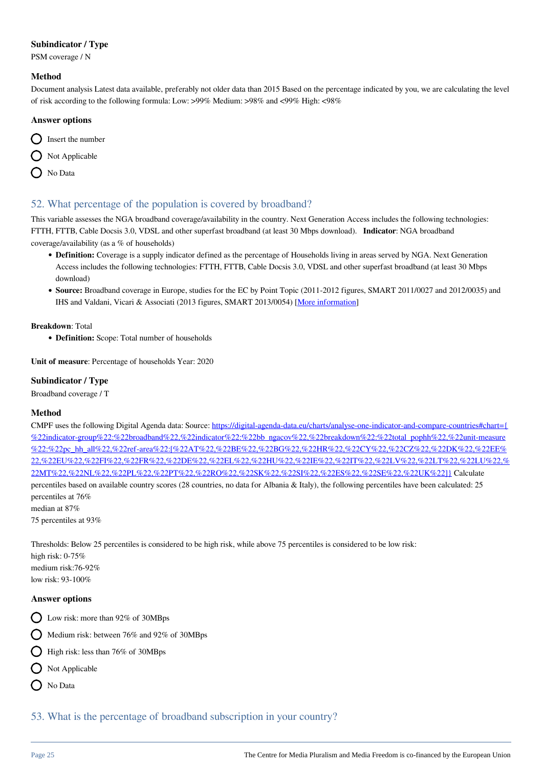#### Subindicator / Type

PSM coverage / N

#### Method

Document analysis Latest data available, preferably not older data than 2015 Based on the percentage indicated by you, we are calculating the level of risk according to the following formula: Low: >99% Medium: >98% and <99% High: <98%

#### Answer options

- Insert the number
- Not Applicable
- No Data

## 52. What percentage of the population is covered by broadband?

This variable assesses the NGA broadband coverage/availability in the country. Next Generation Access includes the following technologies: FTTH, FTTB, Cable Docsis 3.0, VDSL and other superfast broadband (at least 30 Mbps download). **Indicator**: NGA broadband coverage/availability (as a % of households)

- **Definition:** Coverage is a supply indicator defined as the percentage of Households living in areas served by NGA. Next Generation Access includes the following technologies: FTTH, FTTB, Cable Docsis 3.0, VDSL and other superfast broadband (at least 30 Mbps download)
- **Source:** Broadband coverage in Europe, studies for the EC by Point Topic (2011-2012 figures, SMART 2011/0027 and 2012/0035) and IHS and Valdani, Vicari & Associati (2013 figures, SMART 2013/0054) [More information]

**Breakdown**: Total

- **Definition:** Scope: Total number of households

**Unit of measure**: Percentage of households Year: 2020

#### Subindicator / Type

Broadband coverage / T

#### Method

CMPF uses the following Digital Agenda data: Source: https://digital-agenda-data.eu/charts/analyse-one-indicator-and-compare-countries#chart={%22indicator-group%22:%22broadband%22,%22indicator%22:%22bb_ngacov%22,%22breakdown%22:%22total_pophh%22,%22unit-measure%22:%22pc_hh_all%22,%22ref-area%22:[%22AT%22,%22BE%22,%22BG%22,%22HR%22,%22CY%22,%22CZ%22,%22DK%22,%22EE%22,%22EU%22,%22FI%22,%22FR%22,%22DE%22,%22EL%22,%22HU%22,%22IE%22,%22IT%22,%22LV%22,%22LT%22,%22LU%22,%22MT%22,%22NL%22,%22PL%22,%22PT%22,%22RO%22,%22SK%22,%22SI%22,%22ES%22,%22SE%22,%22UK%22]} Calculate percentiles based on available country scores (28 countries, no data for Albania & Italy), the following percentiles have been calculated: 25 percentiles at 76%
median at 87%
75 percentiles at 93%

Thresholds: Below 25 percentiles is considered to be high risk, while above 75 percentiles is considered to be low risk:
high risk: 0-75%
medium risk:76-92%
low risk: 93-100%

#### Answer options

- Low risk: more than 92% of 30MBps
- Medium risk: between 76% and 92% of 30MBps
- High risk: less than 76% of 30MBps
- Not Applicable
- No Data

## 53. What is the percentage of broadband subscription in your country?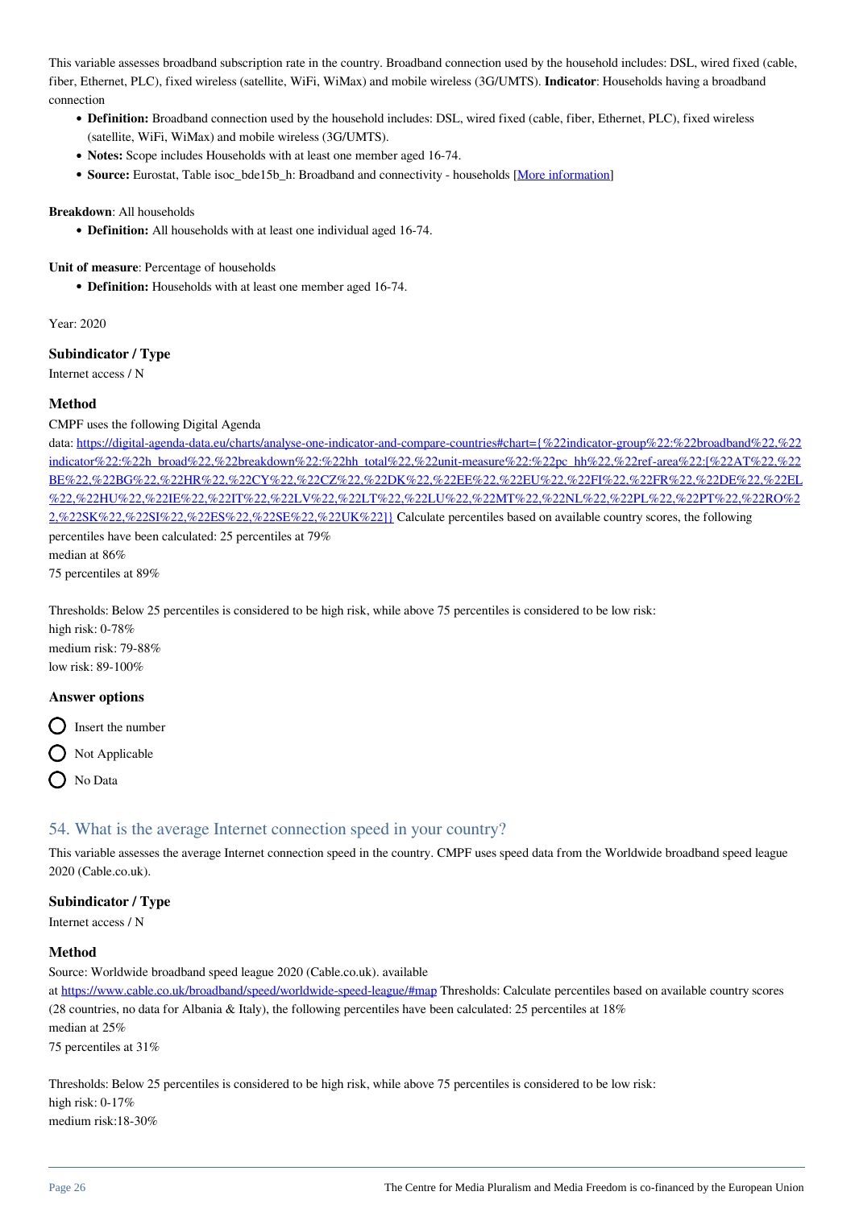This variable assesses broadband subscription rate in the country. Broadband connection used by the household includes: DSL, wired fixed (cable, fiber, Ethernet, PLC), fixed wireless (satellite, WiFi, WiMax) and mobile wireless (3G/UMTS). **Indicator**: Households having a broadband connection

- **Definition:** Broadband connection used by the household includes: DSL, wired fixed (cable, fiber, Ethernet, PLC), fixed wireless (satellite, WiFi, WiMax) and mobile wireless (3G/UMTS).
- **Notes:** Scope includes Households with at least one member aged 16-74.
- **Source:** Eurostat, Table isoc_bde15b_h: Broadband and connectivity - households [More information]

**Breakdown**: All households

- **Definition:** All households with at least one individual aged 16-74.

**Unit of measure**: Percentage of households

- **Definition:** Households with at least one member aged 16-74.

Year: 2020

### Subindicator / Type

Internet access / N

### Method

CMPF uses the following Digital Agenda data: https://digital-agenda-data.eu/charts/analyse-one-indicator-and-compare-countries#chart={%22indicator-group%22:%22broadband%22,%22indicator%22:%22h_broad%22,%22breakdown%22:%22hh_total%22,%22unit-measure%22:%22pc_hh%22,%22ref-area%22:[%22AT%22,%22BE%22,%22BG%22,%22HR%22,%22CY%22,%22CZ%22,%22DK%22,%22EE%22,%22EU%22,%22FI%22,%22FR%22,%22DE%22,%22EL%22,%22HU%22,%22IE%22,%22IT%22,%22LV%22,%22LT%22,%22LU%22,%22MT%22,%22NL%22,%22PL%22,%22PT%22,%22RO%22,%22SK%22,%22SI%22,%22ES%22,%22SE%22,%22UK%22]} Calculate percentiles based on available country scores, the following percentiles have been calculated: 25 percentiles at 79%
median at 86%
75 percentiles at 89%

Thresholds: Below 25 percentiles is considered to be high risk, while above 75 percentiles is considered to be low risk:
high risk: 0-78%
medium risk: 79-88%
low risk: 89-100%

### Answer options

- Insert the number
- Not Applicable
- No Data

## 54. What is the average Internet connection speed in your country?

This variable assesses the average Internet connection speed in the country. CMPF uses speed data from the Worldwide broadband speed league 2020 (Cable.co.uk).

### Subindicator / Type

Internet access / N

### Method

Source: Worldwide broadband speed league 2020 (Cable.co.uk). available at https://www.cable.co.uk/broadband/speed/worldwide-speed-league/#map Thresholds: Calculate percentiles based on available country scores (28 countries, no data for Albania & Italy), the following percentiles have been calculated: 25 percentiles at 18%
median at 25%
75 percentiles at 31%

Thresholds: Below 25 percentiles is considered to be high risk, while above 75 percentiles is considered to be low risk:
high risk: 0-17%
medium risk:18-30%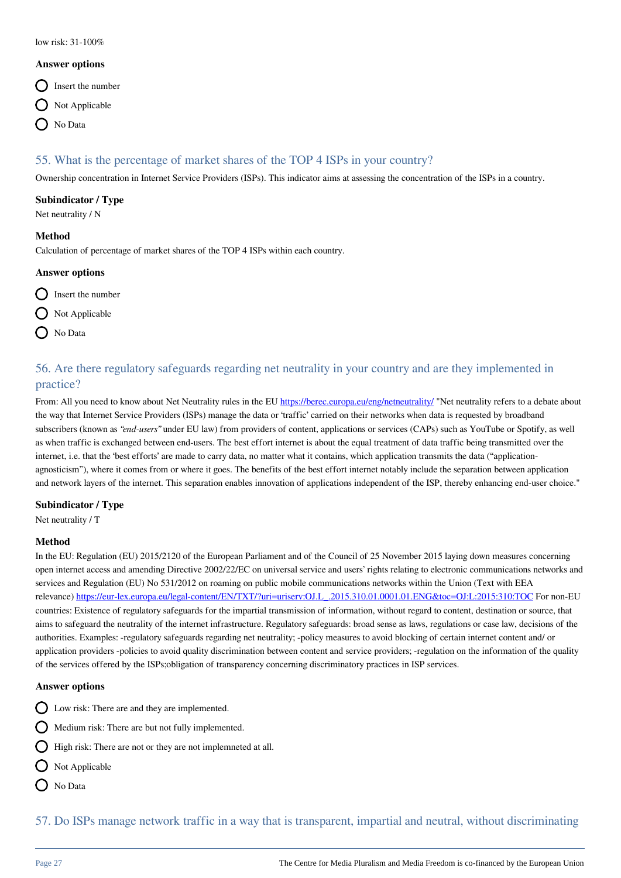low risk: 31-100%

**Answer options**

- Insert the number
- Not Applicable
- No Data

## 55. What is the percentage of market shares of the TOP 4 ISPs in your country?

Ownership concentration in Internet Service Providers (ISPs). This indicator aims at assessing the concentration of the ISPs in a country.

**Subindicator / Type**

Net neutrality / N

**Method**

Calculation of percentage of market shares of the TOP 4 ISPs within each country.

**Answer options**

- Insert the number
- Not Applicable
- No Data

## 56. Are there regulatory safeguards regarding net neutrality in your country and are they implemented in practice?

From: All you need to know about Net Neutrality rules in the EU https://berec.europa.eu/eng/netneutrality/ "Net neutrality refers to a debate about the way that Internet Service Providers (ISPs) manage the data or 'traffic' carried on their networks when data is requested by broadband subscribers (known as *"end-users"* under EU law) from providers of content, applications or services (CAPs) such as YouTube or Spotify, as well as when traffic is exchanged between end-users. The best effort internet is about the equal treatment of data traffic being transmitted over the internet, i.e. that the 'best efforts' are made to carry data, no matter what it contains, which application transmits the data ("application-agnosticism"), where it comes from or where it goes. The benefits of the best effort internet notably include the separation between application and network layers of the internet. This separation enables innovation of applications independent of the ISP, thereby enhancing end-user choice."

**Subindicator / Type**

Net neutrality / T

**Method**

In the EU: Regulation (EU) 2015/2120 of the European Parliament and of the Council of 25 November 2015 laying down measures concerning open internet access and amending Directive 2002/22/EC on universal service and users' rights relating to electronic communications networks and services and Regulation (EU) No 531/2012 on roaming on public mobile communications networks within the Union (Text with EEA relevance) https://eur-lex.europa.eu/legal-content/EN/TXT/?uri=uriserv:OJ.L_.2015.310.01.0001.01.ENG&toc=OJ:L:2015:310:TOC For non-EU countries: Existence of regulatory safeguards for the impartial transmission of information, without regard to content, destination or source, that aims to safeguard the neutrality of the internet infrastructure. Regulatory safeguards: broad sense as laws, regulations or case law, decisions of the authorities. Examples: -regulatory safeguards regarding net neutrality; -policy measures to avoid blocking of certain internet content and/ or application providers -policies to avoid quality discrimination between content and service providers; -regulation on the information of the quality of the services offered by the ISPs;obligation of transparency concerning discriminatory practices in ISP services.

**Answer options**

- Low risk: There are and they are implemented.
- Medium risk: There are but not fully implemented.
- High risk: There are not or they are not implemneted at all.
- Not Applicable
- No Data

## 57. Do ISPs manage network traffic in a way that is transparent, impartial and neutral, without discriminating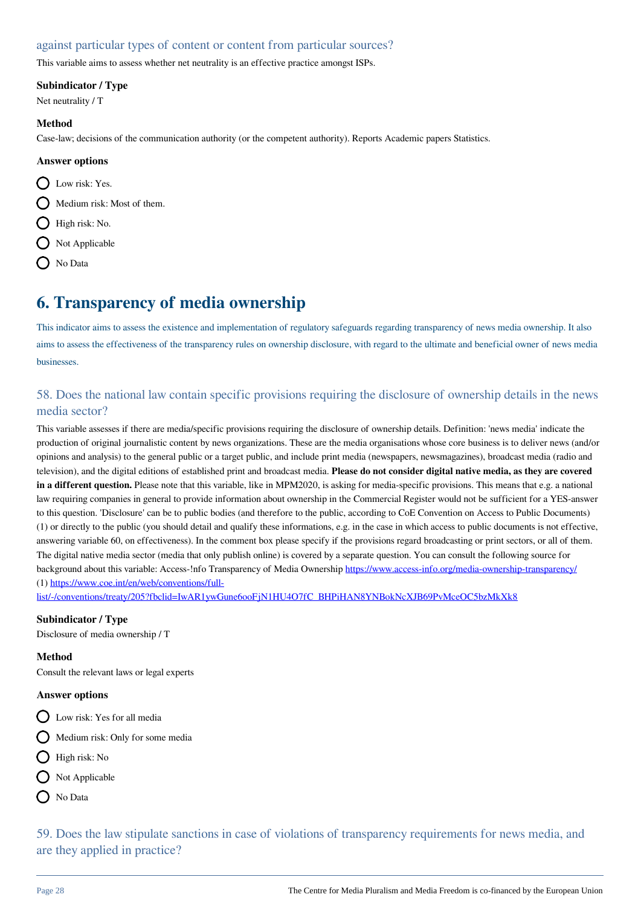### against particular types of content or content from particular sources?

This variable aims to assess whether net neutrality is an effective practice amongst ISPs.

**Subindicator / Type**

Net neutrality / T

**Method**

Case-law; decisions of the communication authority (or the competent authority). Reports Academic papers Statistics.

**Answer options**

- Low risk: Yes.
- Medium risk: Most of them.
- High risk: No.
- Not Applicable
- No Data

## 6. Transparency of media ownership

This indicator aims to assess the existence and implementation of regulatory safeguards regarding transparency of news media ownership. It also aims to assess the effectiveness of the transparency rules on ownership disclosure, with regard to the ultimate and beneficial owner of news media businesses.

### 58. Does the national law contain specific provisions requiring the disclosure of ownership details in the news media sector?

This variable assesses if there are media/specific provisions requiring the disclosure of ownership details. Definition: 'news media' indicate the production of original journalistic content by news organizations. These are the media organisations whose core business is to deliver news (and/or opinions and analysis) to the general public or a target public, and include print media (newspapers, newsmagazines), broadcast media (radio and television), and the digital editions of established print and broadcast media. **Please do not consider digital native media, as they are covered in a different question.** Please note that this variable, like in MPM2020, is asking for media-specific provisions. This means that e.g. a national law requiring companies in general to provide information about ownership in the Commercial Register would not be sufficient for a YES-answer to this question. 'Disclosure' can be to public bodies (and therefore to the public, according to CoE Convention on Access to Public Documents) (1) or directly to the public (you should detail and qualify these informations, e.g. in the case in which access to public documents is not effective, answering variable 60, on effectiveness). In the comment box please specify if the provisions regard broadcasting or print sectors, or all of them. The digital native media sector (media that only publish online) is covered by a separate question. You can consult the following source for background about this variable: Access-!nfo Transparency of Media Ownership https://www.access-info.org/media-ownership-transparency/
(1) https://www.coe.int/en/web/conventions/full-list/-/conventions/treaty/205?fbclid=IwAR1ywGune6ooFjN1HU4O7fC_BHPiHAN8YNBokNcXJB69PvMceOC5bzMkXk8

**Subindicator / Type**

Disclosure of media ownership / T

**Method**

Consult the relevant laws or legal experts

**Answer options**

- Low risk: Yes for all media
- Medium risk: Only for some media
- High risk: No
- Not Applicable
- No Data

### 59. Does the law stipulate sanctions in case of violations of transparency requirements for news media, and are they applied in practice?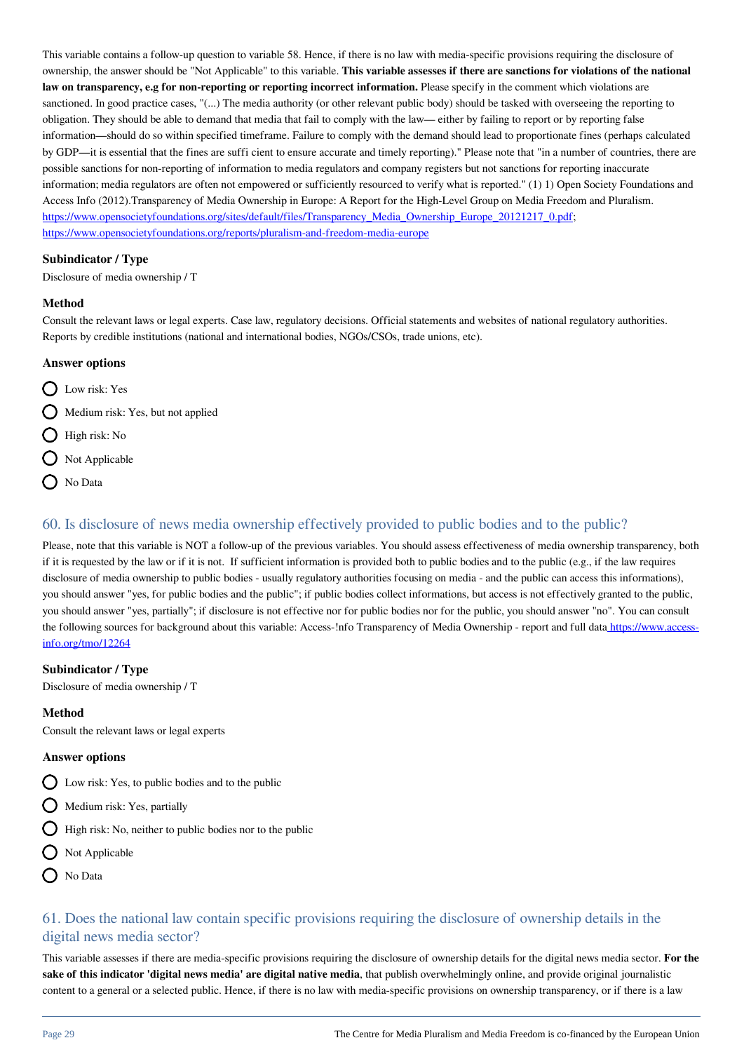This variable contains a follow-up question to variable 58. Hence, if there is no law with media-specific provisions requiring the disclosure of ownership, the answer should be "Not Applicable" to this variable. **This variable assesses if there are sanctions for violations of the national law on transparency, e.g for non-reporting or reporting incorrect information.** Please specify in the comment which violations are sanctioned. In good practice cases, "(...) The media authority (or other relevant public body) should be tasked with overseeing the reporting to obligation. They should be able to demand that media that fail to comply with the law— either by failing to report or by reporting false information—should do so within specified timeframe. Failure to comply with the demand should lead to proportionate fines (perhaps calculated by GDP—it is essential that the fines are suffi cient to ensure accurate and timely reporting)." Please note that "in a number of countries, there are possible sanctions for non-reporting of information to media regulators and company registers but not sanctions for reporting inaccurate information; media regulators are often not empowered or sufficiently resourced to verify what is reported." (1) 1) Open Society Foundations and Access Info (2012).Transparency of Media Ownership in Europe: A Report for the High-Level Group on Media Freedom and Pluralism. https://www.opensocietyfoundations.org/sites/default/files/Transparency_Media_Ownership_Europe_20121217_0.pdf; https://www.opensocietyfoundations.org/reports/pluralism-and-freedom-media-europe

### Subindicator / Type

Disclosure of media ownership / T

### Method

Consult the relevant laws or legal experts. Case law, regulatory decisions. Official statements and websites of national regulatory authorities. Reports by credible institutions (national and international bodies, NGOs/CSOs, trade unions, etc).

### Answer options

- Low risk: Yes
- Medium risk: Yes, but not applied
- High risk: No
- Not Applicable
- No Data

## 60. Is disclosure of news media ownership effectively provided to public bodies and to the public?

Please, note that this variable is NOT a follow-up of the previous variables. You should assess effectiveness of media ownership transparency, both if it is requested by the law or if it is not. If sufficient information is provided both to public bodies and to the public (e.g., if the law requires disclosure of media ownership to public bodies - usually regulatory authorities focusing on media - and the public can access this informations), you should answer "yes, for public bodies and the public"; if public bodies collect informations, but access is not effectively granted to the public, you should answer "yes, partially"; if disclosure is not effective nor for public bodies nor for the public, you should answer "no". You can consult the following sources for background about this variable: Access-!nfo Transparency of Media Ownership - report and full data https://www.access-info.org/tmo/12264

### Subindicator / Type

Disclosure of media ownership / T

### Method

Consult the relevant laws or legal experts

### Answer options

- Low risk: Yes, to public bodies and to the public
- Medium risk: Yes, partially
- High risk: No, neither to public bodies nor to the public
- Not Applicable
- No Data

## 61. Does the national law contain specific provisions requiring the disclosure of ownership details in the digital news media sector?

This variable assesses if there are media-specific provisions requiring the disclosure of ownership details for the digital news media sector. **For the sake of this indicator 'digital news media' are digital native media**, that publish overwhelmingly online, and provide original journalistic content to a general or a selected public. Hence, if there is no law with media-specific provisions on ownership transparency, or if there is a law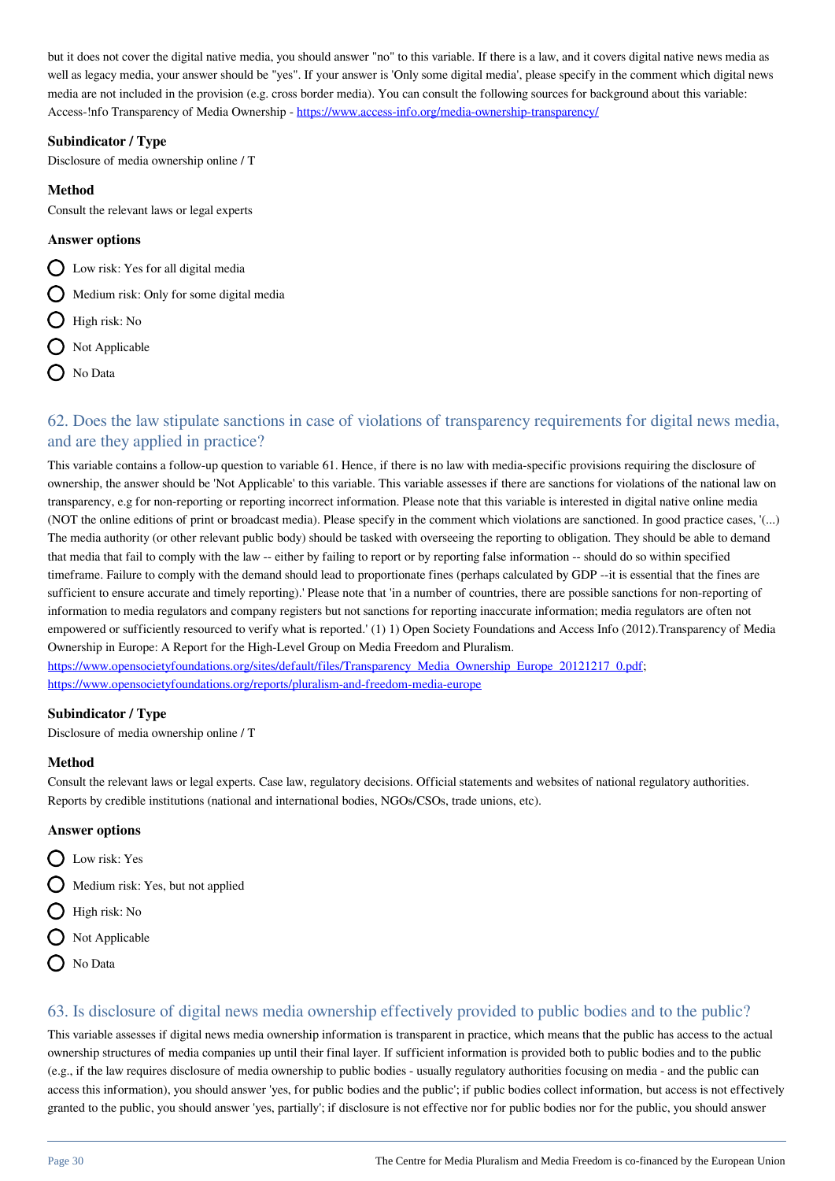but it does not cover the digital native media, you should answer "no" to this variable. If there is a law, and it covers digital native news media as well as legacy media, your answer should be "yes". If your answer is 'Only some digital media', please specify in the comment which digital news media are not included in the provision (e.g. cross border media). You can consult the following sources for background about this variable: Access-!nfo Transparency of Media Ownership - https://www.access-info.org/media-ownership-transparency/

**Subindicator / Type**

Disclosure of media ownership online / T

**Method**

Consult the relevant laws or legal experts

**Answer options**

- Low risk: Yes for all digital media
- Medium risk: Only for some digital media
- High risk: No
- Not Applicable
- No Data

## 62. Does the law stipulate sanctions in case of violations of transparency requirements for digital news media, and are they applied in practice?

This variable contains a follow-up question to variable 61. Hence, if there is no law with media-specific provisions requiring the disclosure of ownership, the answer should be 'Not Applicable' to this variable. This variable assesses if there are sanctions for violations of the national law on transparency, e.g for non-reporting or reporting incorrect information. Please note that this variable is interested in digital native online media (NOT the online editions of print or broadcast media). Please specify in the comment which violations are sanctioned. In good practice cases, '(...) The media authority (or other relevant public body) should be tasked with overseeing the reporting to obligation. They should be able to demand that media that fail to comply with the law -- either by failing to report or by reporting false information -- should do so within specified timeframe. Failure to comply with the demand should lead to proportionate fines (perhaps calculated by GDP --it is essential that the fines are sufficient to ensure accurate and timely reporting).' Please note that 'in a number of countries, there are possible sanctions for non-reporting of information to media regulators and company registers but not sanctions for reporting inaccurate information; media regulators are often not empowered or sufficiently resourced to verify what is reported.' (1) 1) Open Society Foundations and Access Info (2012).Transparency of Media Ownership in Europe: A Report for the High-Level Group on Media Freedom and Pluralism.
https://www.opensocietyfoundations.org/sites/default/files/Transparency_Media_Ownership_Europe_20121217_0.pdf;
https://www.opensocietyfoundations.org/reports/pluralism-and-freedom-media-europe

**Subindicator / Type**

Disclosure of media ownership online / T

**Method**

Consult the relevant laws or legal experts. Case law, regulatory decisions. Official statements and websites of national regulatory authorities. Reports by credible institutions (national and international bodies, NGOs/CSOs, trade unions, etc).

**Answer options**

- Low risk: Yes
- Medium risk: Yes, but not applied
- High risk: No
- Not Applicable
- No Data

## 63. Is disclosure of digital news media ownership effectively provided to public bodies and to the public?

This variable assesses if digital news media ownership information is transparent in practice, which means that the public has access to the actual ownership structures of media companies up until their final layer. If sufficient information is provided both to public bodies and to the public (e.g., if the law requires disclosure of media ownership to public bodies - usually regulatory authorities focusing on media - and the public can access this information), you should answer 'yes, for public bodies and the public'; if public bodies collect information, but access is not effectively granted to the public, you should answer 'yes, partially'; if disclosure is not effective nor for public bodies nor for the public, you should answer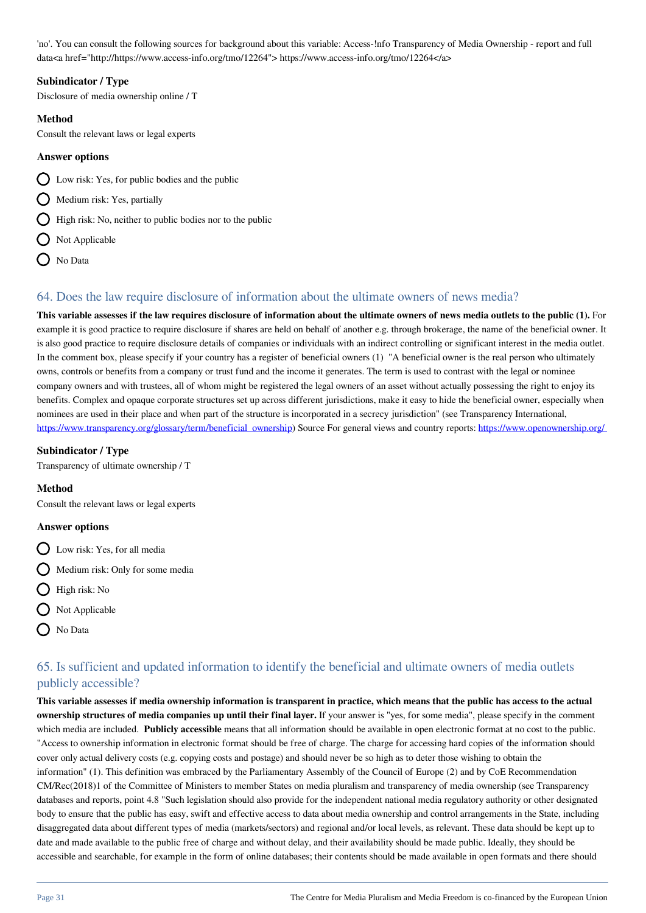'no'. You can consult the following sources for background about this variable: Access-!nfo Transparency of Media Ownership - report and full data<a href="http://https://www.access-info.org/tmo/12264"> https://www.access-info.org/tmo/12264</a>

**Subindicator / Type**

Disclosure of media ownership online / T

**Method**

Consult the relevant laws or legal experts

**Answer options**

- Low risk: Yes, for public bodies and the public
- Medium risk: Yes, partially
- High risk: No, neither to public bodies nor to the public
- Not Applicable
- No Data

## 64. Does the law require disclosure of information about the ultimate owners of news media?

**This variable assesses if the law requires disclosure of information about the ultimate owners of news media outlets to the public (1).** For example it is good practice to require disclosure if shares are held on behalf of another e.g. through brokerage, the name of the beneficial owner. It is also good practice to require disclosure details of companies or individuals with an indirect controlling or significant interest in the media outlet. In the comment box, please specify if your country has a register of beneficial owners (1) "A beneficial owner is the real person who ultimately owns, controls or benefits from a company or trust fund and the income it generates. The term is used to contrast with the legal or nominee company owners and with trustees, all of whom might be registered the legal owners of an asset without actually possessing the right to enjoy its benefits. Complex and opaque corporate structures set up across different jurisdictions, make it easy to hide the beneficial owner, especially when nominees are used in their place and when part of the structure is incorporated in a secrecy jurisdiction" (see Transparency International, https://www.transparency.org/glossary/term/beneficial_ownership) Source For general views and country reports: https://www.openownership.org/

**Subindicator / Type**

Transparency of ultimate ownership / T

**Method**

Consult the relevant laws or legal experts

**Answer options**

- Low risk: Yes, for all media
- Medium risk: Only for some media
- High risk: No
- Not Applicable
- No Data

## 65. Is sufficient and updated information to identify the beneficial and ultimate owners of media outlets publicly accessible?

**This variable assesses if media ownership information is transparent in practice, which means that the public has access to the actual ownership structures of media companies up until their final layer.** If your answer is "yes, for some media", please specify in the comment which media are included. **Publicly accessible** means that all information should be available in open electronic format at no cost to the public. "Access to ownership information in electronic format should be free of charge. The charge for accessing hard copies of the information should cover only actual delivery costs (e.g. copying costs and postage) and should never be so high as to deter those wishing to obtain the information" (1). This definition was embraced by the Parliamentary Assembly of the Council of Europe (2) and by CoE Recommendation CM/Rec(2018)1 of the Committee of Ministers to member States on media pluralism and transparency of media ownership (see Transparency databases and reports, point 4.8 "Such legislation should also provide for the independent national media regulatory authority or other designated body to ensure that the public has easy, swift and effective access to data about media ownership and control arrangements in the State, including disaggregated data about different types of media (markets/sectors) and regional and/or local levels, as relevant. These data should be kept up to date and made available to the public free of charge and without delay, and their availability should be made public. Ideally, they should be accessible and searchable, for example in the form of online databases; their contents should be made available in open formats and there should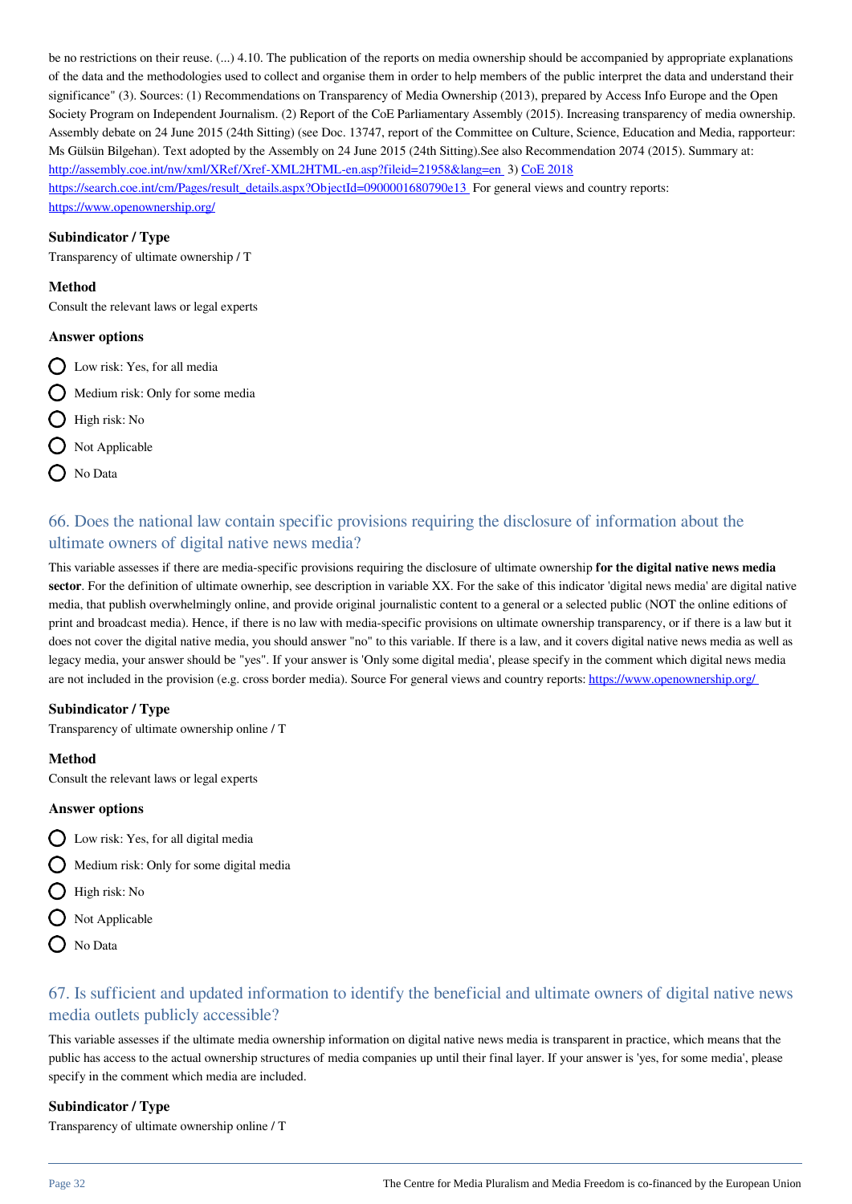be no restrictions on their reuse. (...) 4.10. The publication of the reports on media ownership should be accompanied by appropriate explanations of the data and the methodologies used to collect and organise them in order to help members of the public interpret the data and understand their significance" (3). Sources: (1) Recommendations on Transparency of Media Ownership (2013), prepared by Access Info Europe and the Open Society Program on Independent Journalism. (2) Report of the CoE Parliamentary Assembly (2015). Increasing transparency of media ownership. Assembly debate on 24 June 2015 (24th Sitting) (see Doc. 13747, report of the Committee on Culture, Science, Education and Media, rapporteur: Ms Gülsün Bilgehan). Text adopted by the Assembly on 24 June 2015 (24th Sitting).See also Recommendation 2074 (2015). Summary at: [http://assembly.coe.int/nw/xml/XRef/Xref-XML2HTML-en.asp?fileid=21958&lang=en](http://assembly.coe.int/nw/xml/XRef/Xref-XML2HTML-en.asp?fileid=21958&lang=en) 3) [CoE 2018](https://search.coe.int/cm/Pages/result_details.aspx?ObjectId=0900001680790e13) [https://search.coe.int/cm/Pages/result_details.aspx?ObjectId=0900001680790e13](https://search.coe.int/cm/Pages/result_details.aspx?ObjectId=0900001680790e13) For general views and country reports: [https://www.openownership.org/](https://www.openownership.org/)

**Subindicator / Type**

Transparency of ultimate ownership / T

**Method**

Consult the relevant laws or legal experts

**Answer options**

- Low risk: Yes, for all media
- Medium risk: Only for some media
- High risk: No
- Not Applicable
- No Data

## 66. Does the national law contain specific provisions requiring the disclosure of information about the ultimate owners of digital native news media?

This variable assesses if there are media-specific provisions requiring the disclosure of ultimate ownership **for the digital native news media sector**. For the definition of ultimate ownerhip, see description in variable XX. For the sake of this indicator 'digital news media' are digital native media, that publish overwhelmingly online, and provide original journalistic content to a general or a selected public (NOT the online editions of print and broadcast media). Hence, if there is no law with media-specific provisions on ultimate ownership transparency, or if there is a law but it does not cover the digital native media, you should answer "no" to this variable. If there is a law, and it covers digital native news media as well as legacy media, your answer should be "yes". If your answer is 'Only some digital media', please specify in the comment which digital news media are not included in the provision (e.g. cross border media). Source For general views and country reports: [https://www.openownership.org/](https://www.openownership.org/)

**Subindicator / Type**

Transparency of ultimate ownership online / T

**Method**

Consult the relevant laws or legal experts

**Answer options**

- Low risk: Yes, for all digital media
- Medium risk: Only for some digital media
- High risk: No
- Not Applicable
- No Data

## 67. Is sufficient and updated information to identify the beneficial and ultimate owners of digital native news media outlets publicly accessible?

This variable assesses if the ultimate media ownership information on digital native news media is transparent in practice, which means that the public has access to the actual ownership structures of media companies up until their final layer. If your answer is 'yes, for some media', please specify in the comment which media are included.

**Subindicator / Type**

Transparency of ultimate ownership online / T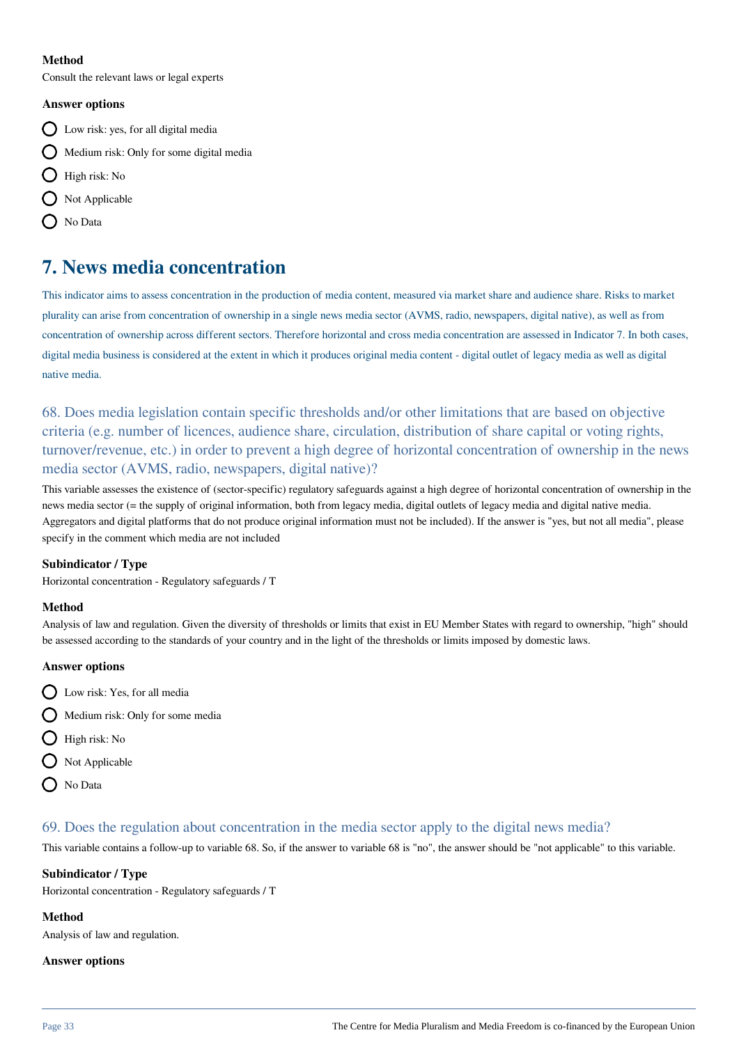**Method**

Consult the relevant laws or legal experts

**Answer options**

- Low risk: yes, for all digital media
- Medium risk: Only for some digital media
- High risk: No
- Not Applicable
- No Data

# 7. News media concentration

This indicator aims to assess concentration in the production of media content, measured via market share and audience share. Risks to market plurality can arise from concentration of ownership in a single news media sector (AVMS, radio, newspapers, digital native), as well as from concentration of ownership across different sectors. Therefore horizontal and cross media concentration are assessed in Indicator 7. In both cases, digital media business is considered at the extent in which it produces original media content - digital outlet of legacy media as well as digital native media.

## 68. Does media legislation contain specific thresholds and/or other limitations that are based on objective criteria (e.g. number of licences, audience share, circulation, distribution of share capital or voting rights, turnover/revenue, etc.) in order to prevent a high degree of horizontal concentration of ownership in the news media sector (AVMS, radio, newspapers, digital native)?

This variable assesses the existence of (sector-specific) regulatory safeguards against a high degree of horizontal concentration of ownership in the news media sector (= the supply of original information, both from legacy media, digital outlets of legacy media and digital native media. Aggregators and digital platforms that do not produce original information must not be included). If the answer is "yes, but not all media", please specify in the comment which media are not included

**Subindicator / Type**

Horizontal concentration - Regulatory safeguards / T

**Method**

Analysis of law and regulation. Given the diversity of thresholds or limits that exist in EU Member States with regard to ownership, "high" should be assessed according to the standards of your country and in the light of the thresholds or limits imposed by domestic laws.

**Answer options**

- Low risk: Yes, for all media
- Medium risk: Only for some media
- High risk: No
- Not Applicable
- No Data

## 69. Does the regulation about concentration in the media sector apply to the digital news media?

This variable contains a follow-up to variable 68. So, if the answer to variable 68 is "no", the answer should be "not applicable" to this variable.

**Subindicator / Type**

Horizontal concentration - Regulatory safeguards / T

**Method**

Analysis of law and regulation.

**Answer options**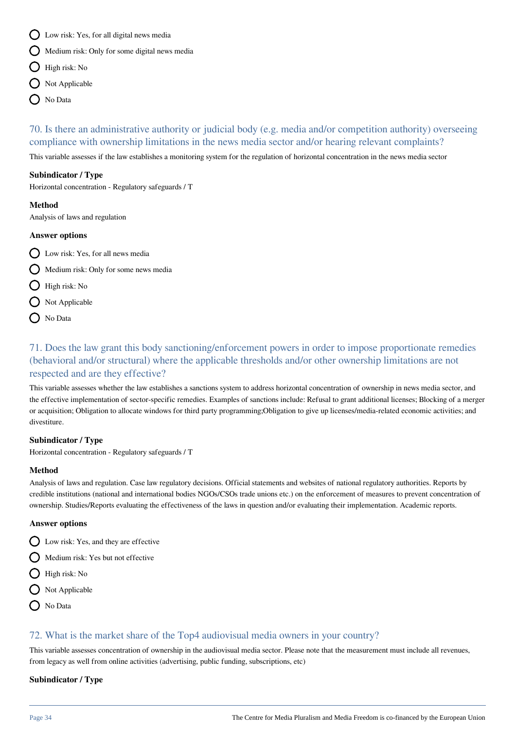- Low risk: Yes, for all digital news media
- Medium risk: Only for some digital news media
- High risk: No
- Not Applicable
- No Data

## 70. Is there an administrative authority or judicial body (e.g. media and/or competition authority) overseeing compliance with ownership limitations in the news media sector and/or hearing relevant complaints?

This variable assesses if the law establishes a monitoring system for the regulation of horizontal concentration in the news media sector

**Subindicator / Type**

Horizontal concentration - Regulatory safeguards / T

**Method**

Analysis of laws and regulation

**Answer options**

- Low risk: Yes, for all news media
- Medium risk: Only for some news media
- High risk: No
- Not Applicable
- No Data

## 71. Does the law grant this body sanctioning/enforcement powers in order to impose proportionate remedies (behavioral and/or structural) where the applicable thresholds and/or other ownership limitations are not respected and are they effective?

This variable assesses whether the law establishes a sanctions system to address horizontal concentration of ownership in news media sector, and the effective implementation of sector-specific remedies. Examples of sanctions include: Refusal to grant additional licenses; Blocking of a merger or acquisition; Obligation to allocate windows for third party programming;Obligation to give up licenses/media-related economic activities; and divestiture.

**Subindicator / Type**

Horizontal concentration - Regulatory safeguards / T

**Method**

Analysis of laws and regulation. Case law regulatory decisions. Official statements and websites of national regulatory authorities. Reports by credible institutions (national and international bodies NGOs/CSOs trade unions etc.) on the enforcement of measures to prevent concentration of ownership. Studies/Reports evaluating the effectiveness of the laws in question and/or evaluating their implementation. Academic reports.

**Answer options**

- Low risk: Yes, and they are effective
- Medium risk: Yes but not effective
- High risk: No
- Not Applicable
- No Data

## 72. What is the market share of the Top4 audiovisual media owners in your country?

This variable assesses concentration of ownership in the audiovisual media sector. Please note that the measurement must include all revenues, from legacy as well from online activities (advertising, public funding, subscriptions, etc)

**Subindicator / Type**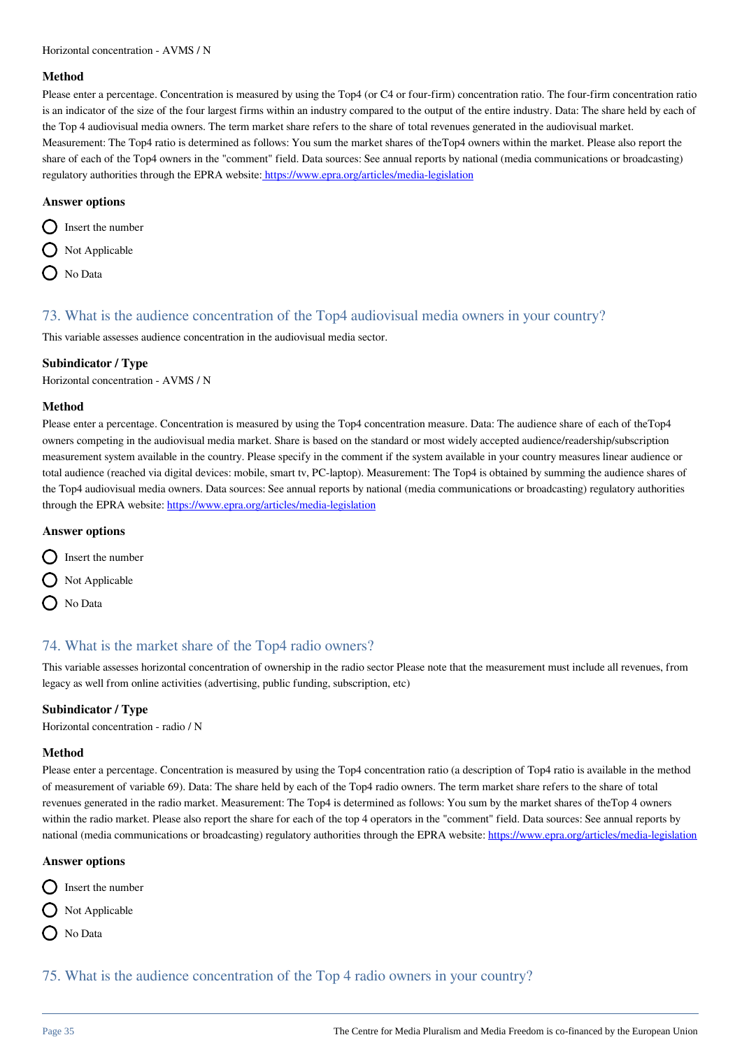Horizontal concentration - AVMS / N

### Method

Please enter a percentage. Concentration is measured by using the Top4 (or C4 or four-firm) concentration ratio. The four-firm concentration ratio is an indicator of the size of the four largest firms within an industry compared to the output of the entire industry. Data: The share held by each of the Top 4 audiovisual media owners. The term market share refers to the share of total revenues generated in the audiovisual market. Measurement: The Top4 ratio is determined as follows: You sum the market shares of theTop4 owners within the market. Please also report the share of each of the Top4 owners in the "comment" field. Data sources: See annual reports by national (media communications or broadcasting) regulatory authorities through the EPRA website: https://www.epra.org/articles/media-legislation

### Answer options

- Insert the number
- Not Applicable
- No Data

## 73. What is the audience concentration of the Top4 audiovisual media owners in your country?

This variable assesses audience concentration in the audiovisual media sector.

### Subindicator / Type

Horizontal concentration - AVMS / N

### Method

Please enter a percentage. Concentration is measured by using the Top4 concentration measure. Data: The audience share of each of theTop4 owners competing in the audiovisual media market. Share is based on the standard or most widely accepted audience/readership/subscription measurement system available in the country. Please specify in the comment if the system available in your country measures linear audience or total audience (reached via digital devices: mobile, smart tv, PC-laptop). Measurement: The Top4 is obtained by summing the audience shares of the Top4 audiovisual media owners. Data sources: See annual reports by national (media communications or broadcasting) regulatory authorities through the EPRA website: https://www.epra.org/articles/media-legislation

### Answer options

- Insert the number
- Not Applicable
- No Data

## 74. What is the market share of the Top4 radio owners?

This variable assesses horizontal concentration of ownership in the radio sector Please note that the measurement must include all revenues, from legacy as well from online activities (advertising, public funding, subscription, etc)

### Subindicator / Type

Horizontal concentration - radio / N

### Method

Please enter a percentage. Concentration is measured by using the Top4 concentration ratio (a description of Top4 ratio is available in the method of measurement of variable 69). Data: The share held by each of the Top4 radio owners. The term market share refers to the share of total revenues generated in the radio market. Measurement: The Top4 is determined as follows: You sum by the market shares of theTop 4 owners within the radio market. Please also report the share for each of the top 4 operators in the "comment" field. Data sources: See annual reports by national (media communications or broadcasting) regulatory authorities through the EPRA website: https://www.epra.org/articles/media-legislation

### Answer options

- Insert the number
- Not Applicable
- No Data

## 75. What is the audience concentration of the Top 4 radio owners in your country?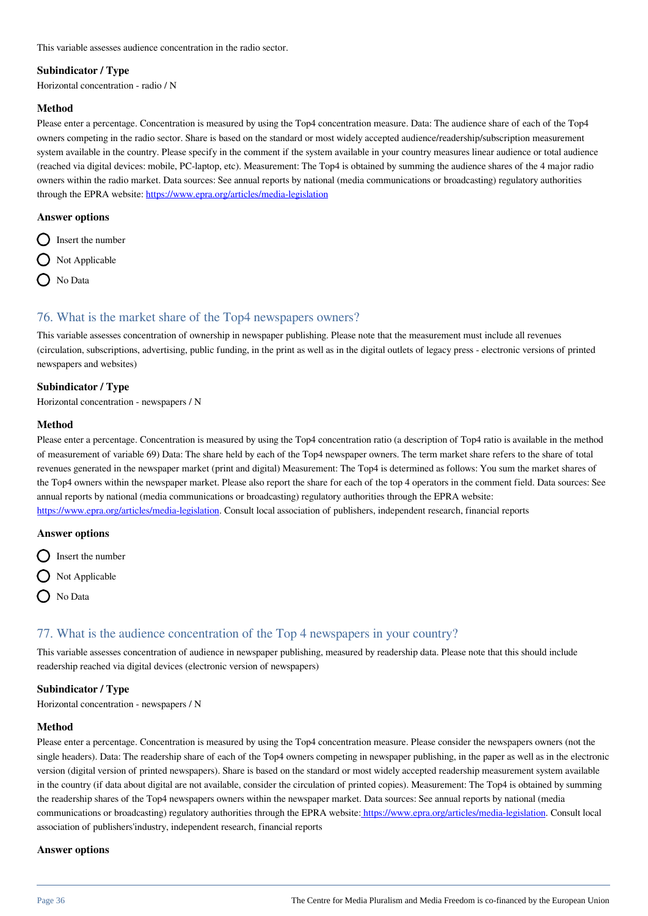This variable assesses audience concentration in the radio sector.

**Subindicator / Type**

Horizontal concentration - radio / N

**Method**

Please enter a percentage. Concentration is measured by using the Top4 concentration measure. Data: The audience share of each of the Top4 owners competing in the radio sector. Share is based on the standard or most widely accepted audience/readership/subscription measurement system available in the country. Please specify in the comment if the system available in your country measures linear audience or total audience (reached via digital devices: mobile, PC-laptop, etc). Measurement: The Top4 is obtained by summing the audience shares of the 4 major radio owners within the radio market. Data sources: See annual reports by national (media communications or broadcasting) regulatory authorities through the EPRA website: https://www.epra.org/articles/media-legislation

**Answer options**

- Insert the number
- Not Applicable
- No Data

## 76. What is the market share of the Top4 newspapers owners?

This variable assesses concentration of ownership in newspaper publishing. Please note that the measurement must include all revenues (circulation, subscriptions, advertising, public funding, in the print as well as in the digital outlets of legacy press - electronic versions of printed newspapers and websites)

**Subindicator / Type**

Horizontal concentration - newspapers / N

**Method**

Please enter a percentage. Concentration is measured by using the Top4 concentration ratio (a description of Top4 ratio is available in the method of measurement of variable 69) Data: The share held by each of the Top4 newspaper owners. The term market share refers to the share of total revenues generated in the newspaper market (print and digital) Measurement: The Top4 is determined as follows: You sum the market shares of the Top4 owners within the newspaper market. Please also report the share for each of the top 4 operators in the comment field. Data sources: See annual reports by national (media communications or broadcasting) regulatory authorities through the EPRA website: https://www.epra.org/articles/media-legislation. Consult local association of publishers, independent research, financial reports

**Answer options**

- Insert the number
- Not Applicable
- No Data

## 77. What is the audience concentration of the Top 4 newspapers in your country?

This variable assesses concentration of audience in newspaper publishing, measured by readership data. Please note that this should include readership reached via digital devices (electronic version of newspapers)

**Subindicator / Type**

Horizontal concentration - newspapers / N

**Method**

Please enter a percentage. Concentration is measured by using the Top4 concentration measure. Please consider the newspapers owners (not the single headers). Data: The readership share of each of the Top4 owners competing in newspaper publishing, in the paper as well as in the electronic version (digital version of printed newspapers). Share is based on the standard or most widely accepted readership measurement system available in the country (if data about digital are not available, consider the circulation of printed copies). Measurement: The Top4 is obtained by summing the readership shares of the Top4 newspapers owners within the newspaper market. Data sources: See annual reports by national (media communications or broadcasting) regulatory authorities through the EPRA website: https://www.epra.org/articles/media-legislation. Consult local association of publishers'industry, independent research, financial reports

**Answer options**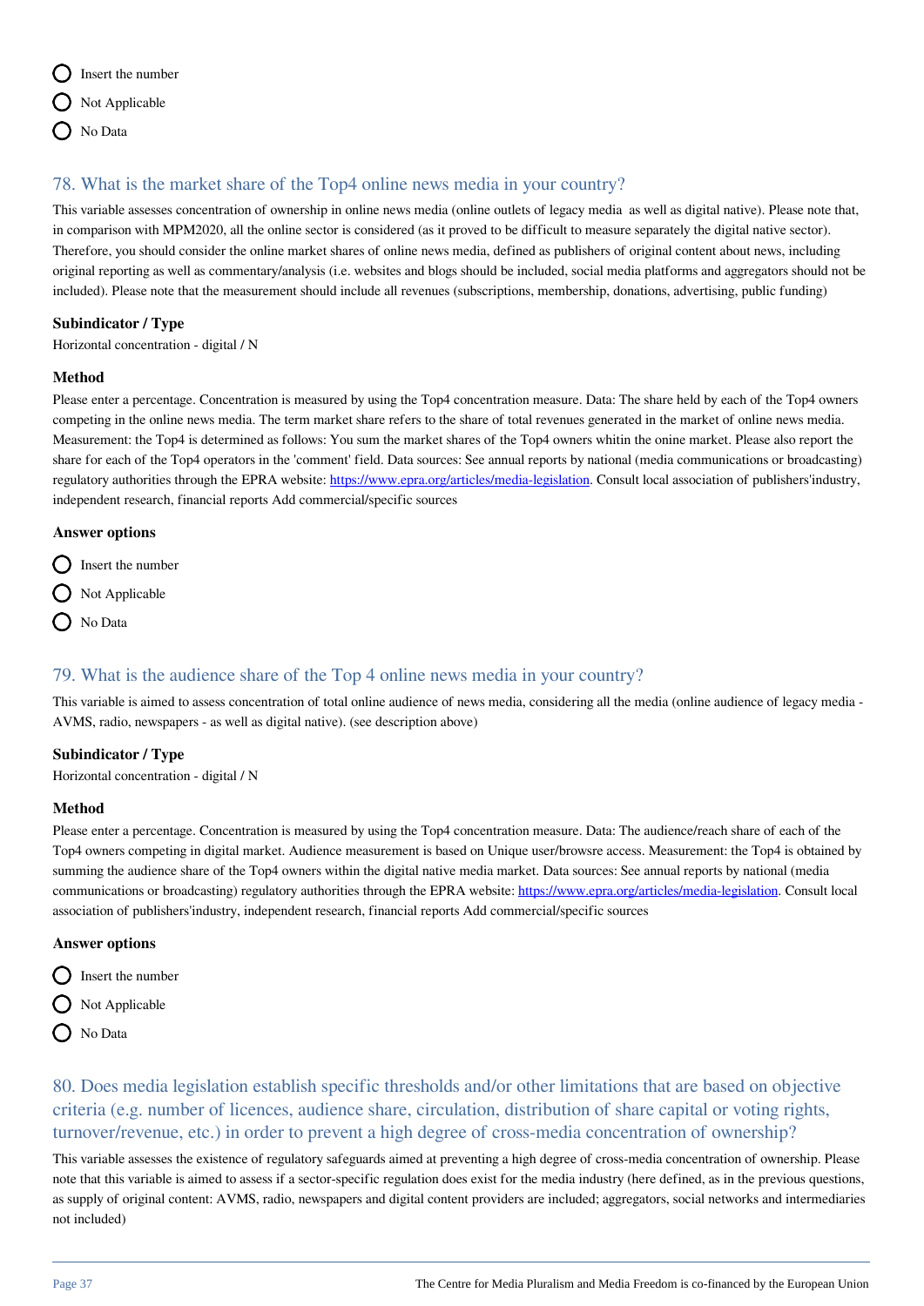- Insert the number
- Not Applicable
- No Data

## 78. What is the market share of the Top4 online news media in your country?

This variable assesses concentration of ownership in online news media (online outlets of legacy media  as well as digital native). Please note that, in comparison with MPM2020, all the online sector is considered (as it proved to be difficult to measure separately the digital native sector). Therefore, you should consider the online market shares of online news media, defined as publishers of original content about news, including original reporting as well as commentary/analysis (i.e. websites and blogs should be included, social media platforms and aggregators should not be included). Please note that the measurement should include all revenues (subscriptions, membership, donations, advertising, public funding)

**Subindicator / Type**

Horizontal concentration - digital / N

**Method**

Please enter a percentage. Concentration is measured by using the Top4 concentration measure. Data: The share held by each of the Top4 owners competing in the online news media. The term market share refers to the share of total revenues generated in the market of online news media. Measurement: the Top4 is determined as follows: You sum the market shares of the Top4 owners whitin the onine market. Please also report the share for each of the Top4 operators in the 'comment' field. Data sources: See annual reports by national (media communications or broadcasting) regulatory authorities through the EPRA website: https://www.epra.org/articles/media-legislation. Consult local association of publishers'industry, independent research, financial reports Add commercial/specific sources

**Answer options**

- Insert the number
- Not Applicable
- No Data

## 79. What is the audience share of the Top 4 online news media in your country?

This variable is aimed to assess concentration of total online audience of news media, considering all the media (online audience of legacy media - AVMS, radio, newspapers - as well as digital native). (see description above)

**Subindicator / Type**

Horizontal concentration - digital / N

**Method**

Please enter a percentage. Concentration is measured by using the Top4 concentration measure. Data: The audience/reach share of each of the Top4 owners competing in digital market. Audience measurement is based on Unique user/browsre access. Measurement: the Top4 is obtained by summing the audience share of the Top4 owners within the digital native media market. Data sources: See annual reports by national (media communications or broadcasting) regulatory authorities through the EPRA website: https://www.epra.org/articles/media-legislation. Consult local association of publishers'industry, independent research, financial reports Add commercial/specific sources

**Answer options**

- Insert the number
- Not Applicable
- No Data

## 80. Does media legislation establish specific thresholds and/or other limitations that are based on objective criteria (e.g. number of licences, audience share, circulation, distribution of share capital or voting rights, turnover/revenue, etc.) in order to prevent a high degree of cross-media concentration of ownership?

This variable assesses the existence of regulatory safeguards aimed at preventing a high degree of cross-media concentration of ownership. Please note that this variable is aimed to assess if a sector-specific regulation does exist for the media industry (here defined, as in the previous questions, as supply of original content: AVMS, radio, newspapers and digital content providers are included; aggregators, social networks and intermediaries not included)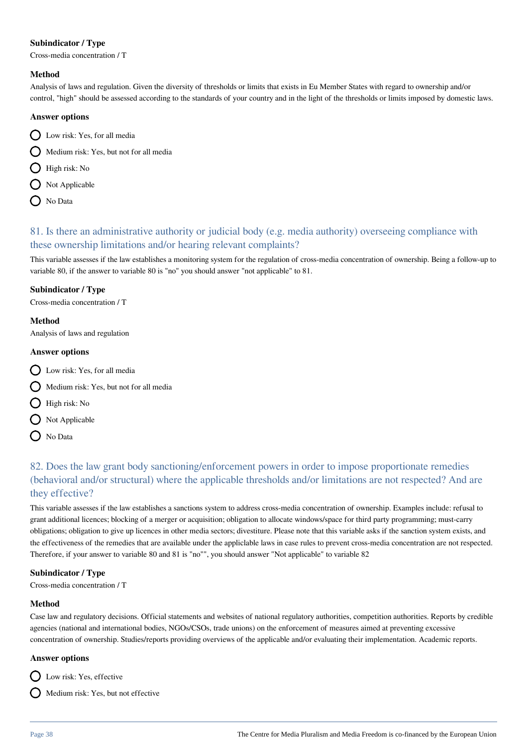**Subindicator / Type**

Cross-media concentration / T

**Method**

Analysis of laws and regulation. Given the diversity of thresholds or limits that exists in Eu Member States with regard to ownership and/or control, "high" should be assessed according to the standards of your country and in the light of the thresholds or limits imposed by domestic laws.

**Answer options**

- Low risk: Yes, for all media
- Medium risk: Yes, but not for all media
- High risk: No
- Not Applicable
- No Data

## 81. Is there an administrative authority or judicial body (e.g. media authority) overseeing compliance with these ownership limitations and/or hearing relevant complaints?

This variable assesses if the law establishes a monitoring system for the regulation of cross-media concentration of ownership. Being a follow-up to variable 80, if the answer to variable 80 is "no" you should answer "not applicable" to 81.

**Subindicator / Type**

Cross-media concentration / T

**Method**

Analysis of laws and regulation

**Answer options**

- Low risk: Yes, for all media
- Medium risk: Yes, but not for all media
- High risk: No
- Not Applicable
- No Data

## 82. Does the law grant body sanctioning/enforcement powers in order to impose proportionate remedies (behavioral and/or structural) where the applicable thresholds and/or limitations are not respected? And are they effective?

This variable assesses if the law establishes a sanctions system to address cross-media concentration of ownership. Examples include: refusal to grant additional licences; blocking of a merger or acquisition; obligation to allocate windows/space for third party programming; must-carry obligations; obligation to give up licences in other media sectors; divestiture. Please note that this variable asks if the sanction system exists, and the effectiveness of the remedies that are available under the appliclable laws in case rules to prevent cross-media concentration are not respected. Therefore, if your answer to variable 80 and 81 is "no"", you should answer "Not applicable" to variable 82

**Subindicator / Type**

Cross-media concentration / T

**Method**

Case law and regulatory decisions. Official statements and websites of national regulatory authorities, competition authorities. Reports by credible agencies (national and international bodies, NGOs/CSOs, trade unions) on the enforcement of measures aimed at preventing excessive concentration of ownership. Studies/reports providing overviews of the applicable and/or evaluating their implementation. Academic reports.

**Answer options**

- Low risk: Yes, effective
- Medium risk: Yes, but not effective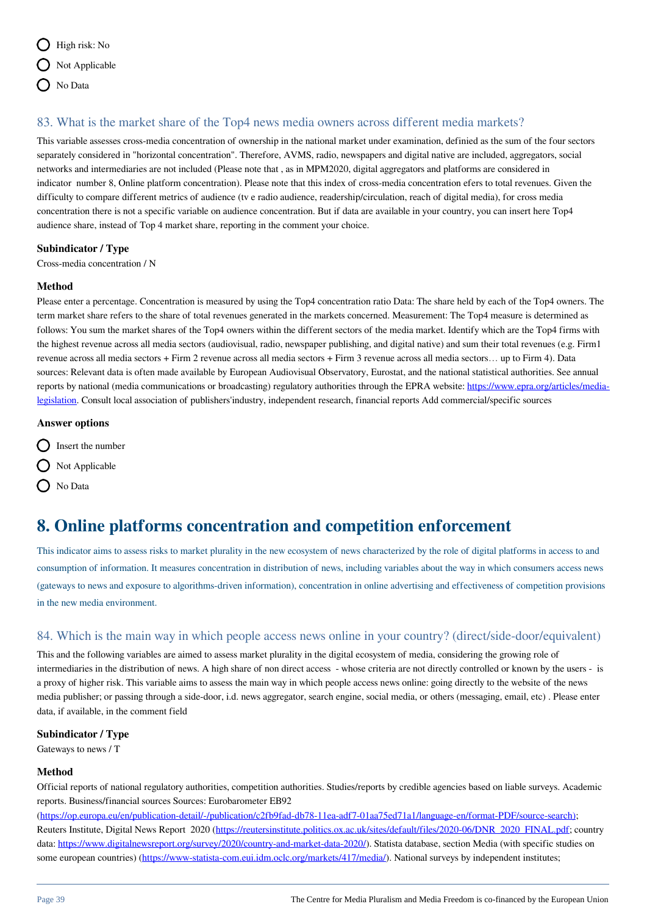- High risk: No
- Not Applicable
- No Data

### 83. What is the market share of the Top4 news media owners across different media markets?

This variable assesses cross-media concentration of ownership in the national market under examination, definied as the sum of the four sectors separately considered in "horizontal concentration". Therefore, AVMS, radio, newspapers and digital native are included, aggregators, social networks and intermediaries are not included (Please note that , as in MPM2020, digital aggregators and platforms are considered in indicator number 8, Online platform concentration). Please note that this index of cross-media concentration efers to total revenues. Given the difficulty to compare different metrics of audience (tv e radio audience, readership/circulation, reach of digital media), for cross media concentration there is not a specific variable on audience concentration. But if data are available in your country, you can insert here Top4 audience share, instead of Top 4 market share, reporting in the comment your choice.

**Subindicator / Type**

Cross-media concentration / N

**Method**

Please enter a percentage. Concentration is measured by using the Top4 concentration ratio Data: The share held by each of the Top4 owners. The term market share refers to the share of total revenues generated in the markets concerned. Measurement: The Top4 measure is determined as follows: You sum the market shares of the Top4 owners within the different sectors of the media market. Identify which are the Top4 firms with the highest revenue across all media sectors (audiovisual, radio, newspaper publishing, and digital native) and sum their total revenues (e.g. Firm1 revenue across all media sectors + Firm 2 revenue across all media sectors + Firm 3 revenue across all media sectors… up to Firm 4). Data sources: Relevant data is often made available by European Audiovisual Observatory, Eurostat, and the national statistical authorities. See annual reports by national (media communications or broadcasting) regulatory authorities through the EPRA website: https://www.epra.org/articles/media-legislation. Consult local association of publishers'industry, independent research, financial reports Add commercial/specific sources

**Answer options**

- Insert the number
- Not Applicable
- No Data

## 8. Online platforms concentration and competition enforcement

This indicator aims to assess risks to market plurality in the new ecosystem of news characterized by the role of digital platforms in access to and consumption of information. It measures concentration in distribution of news, including variables about the way in which consumers access news (gateways to news and exposure to algorithms-driven information), concentration in online advertising and effectiveness of competition provisions in the new media environment.

### 84. Which is the main way in which people access news online in your country? (direct/side-door/equivalent)

This and the following variables are aimed to assess market plurality in the digital ecosystem of media, considering the growing role of intermediaries in the distribution of news. A high share of non direct access - whose criteria are not directly controlled or known by the users - is a proxy of higher risk. This variable aims to assess the main way in which people access news online: going directly to the website of the news media publisher; or passing through a side-door, i.d. news aggregator, search engine, social media, or others (messaging, email, etc) . Please enter data, if available, in the comment field

**Subindicator / Type**

Gateways to news / T

**Method**

Official reports of national regulatory authorities, competition authorities. Studies/reports by credible agencies based on liable surveys. Academic reports. Business/financial sources Sources: Eurobarometer EB92 (https://op.europa.eu/en/publication-detail/-/publication/c2fb9fad-db78-11ea-adf7-01aa75ed71a1/language-en/format-PDF/source-search); Reuters Institute, Digital News Report 2020 (https://reutersinstitute.politics.ox.ac.uk/sites/default/files/2020-06/DNR_2020_FINAL.pdf; country data: https://www.digitalnewsreport.org/survey/2020/country-and-market-data-2020/). Statista database, section Media (with specific studies on some european countries) (https://www-statista-com.eui.idm.oclc.org/markets/417/media/). National surveys by independent institutes;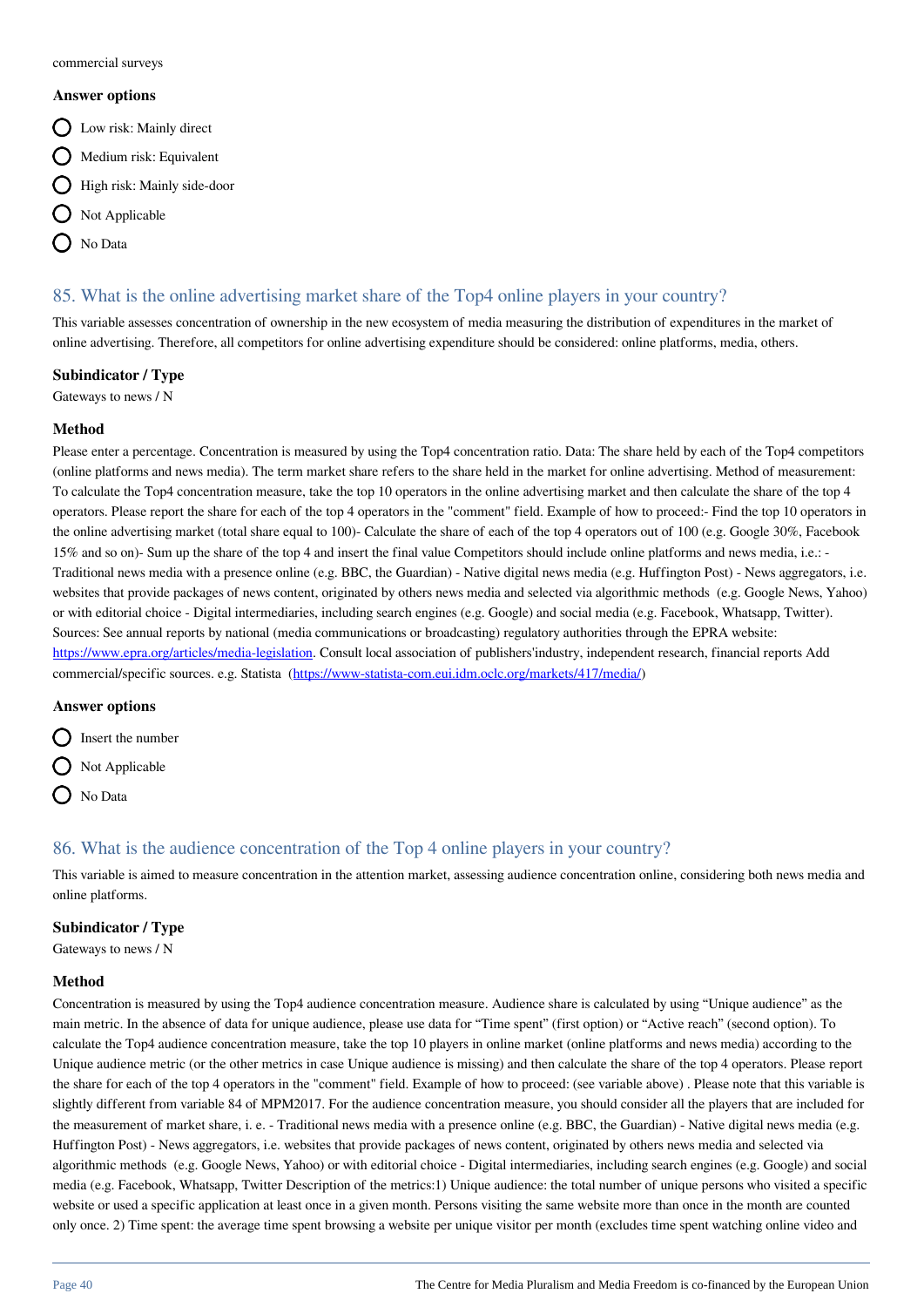commercial surveys

### Answer options

- Low risk: Mainly direct
- Medium risk: Equivalent
- High risk: Mainly side-door
- Not Applicable
- No Data

## 85. What is the online advertising market share of the Top4 online players in your country?

This variable assesses concentration of ownership in the new ecosystem of media measuring the distribution of expenditures in the market of online advertising. Therefore, all competitors for online advertising expenditure should be considered: online platforms, media, others.

### Subindicator / Type

Gateways to news / N

### Method

Please enter a percentage. Concentration is measured by using the Top4 concentration ratio. Data: The share held by each of the Top4 competitors (online platforms and news media). The term market share refers to the share held in the market for online advertising. Method of measurement: To calculate the Top4 concentration measure, take the top 10 operators in the online advertising market and then calculate the share of the top 4 operators. Please report the share for each of the top 4 operators in the "comment" field. Example of how to proceed:- Find the top 10 operators in the online advertising market (total share equal to 100)- Calculate the share of each of the top 4 operators out of 100 (e.g. Google 30%, Facebook 15% and so on)- Sum up the share of the top 4 and insert the final value Competitors should include online platforms and news media, i.e.: - Traditional news media with a presence online (e.g. BBC, the Guardian) - Native digital news media (e.g. Huffington Post) - News aggregators, i.e. websites that provide packages of news content, originated by others news media and selected via algorithmic methods (e.g. Google News, Yahoo) or with editorial choice - Digital intermediaries, including search engines (e.g. Google) and social media (e.g. Facebook, Whatsapp, Twitter). Sources: See annual reports by national (media communications or broadcasting) regulatory authorities through the EPRA website: [https://www.epra.org/articles/media-legislation](https://www.epra.org/articles/media-legislation). Consult local association of publishers'industry, independent research, financial reports Add commercial/specific sources. e.g. Statista ([https://www-statista-com.eui.idm.oclc.org/markets/417/media/](https://www-statista-com.eui.idm.oclc.org/markets/417/media/))

### Answer options

- Insert the number
- Not Applicable
- No Data

## 86. What is the audience concentration of the Top 4 online players in your country?

This variable is aimed to measure concentration in the attention market, assessing audience concentration online, considering both news media and online platforms.

### Subindicator / Type

Gateways to news / N

### Method

Concentration is measured by using the Top4 audience concentration measure. Audience share is calculated by using "Unique audience" as the main metric. In the absence of data for unique audience, please use data for "Time spent" (first option) or "Active reach" (second option). To calculate the Top4 audience concentration measure, take the top 10 players in online market (online platforms and news media) according to the Unique audience metric (or the other metrics in case Unique audience is missing) and then calculate the share of the top 4 operators. Please report the share for each of the top 4 operators in the "comment" field. Example of how to proceed: (see variable above) . Please note that this variable is slightly different from variable 84 of MPM2017. For the audience concentration measure, you should consider all the players that are included for the measurement of market share, i. e. - Traditional news media with a presence online (e.g. BBC, the Guardian) - Native digital news media (e.g. Huffington Post) - News aggregators, i.e. websites that provide packages of news content, originated by others news media and selected via algorithmic methods (e.g. Google News, Yahoo) or with editorial choice - Digital intermediaries, including search engines (e.g. Google) and social media (e.g. Facebook, Whatsapp, Twitter Description of the metrics:1) Unique audience: the total number of unique persons who visited a specific website or used a specific application at least once in a given month. Persons visiting the same website more than once in the month are counted only once. 2) Time spent: the average time spent browsing a website per unique visitor per month (excludes time spent watching online video and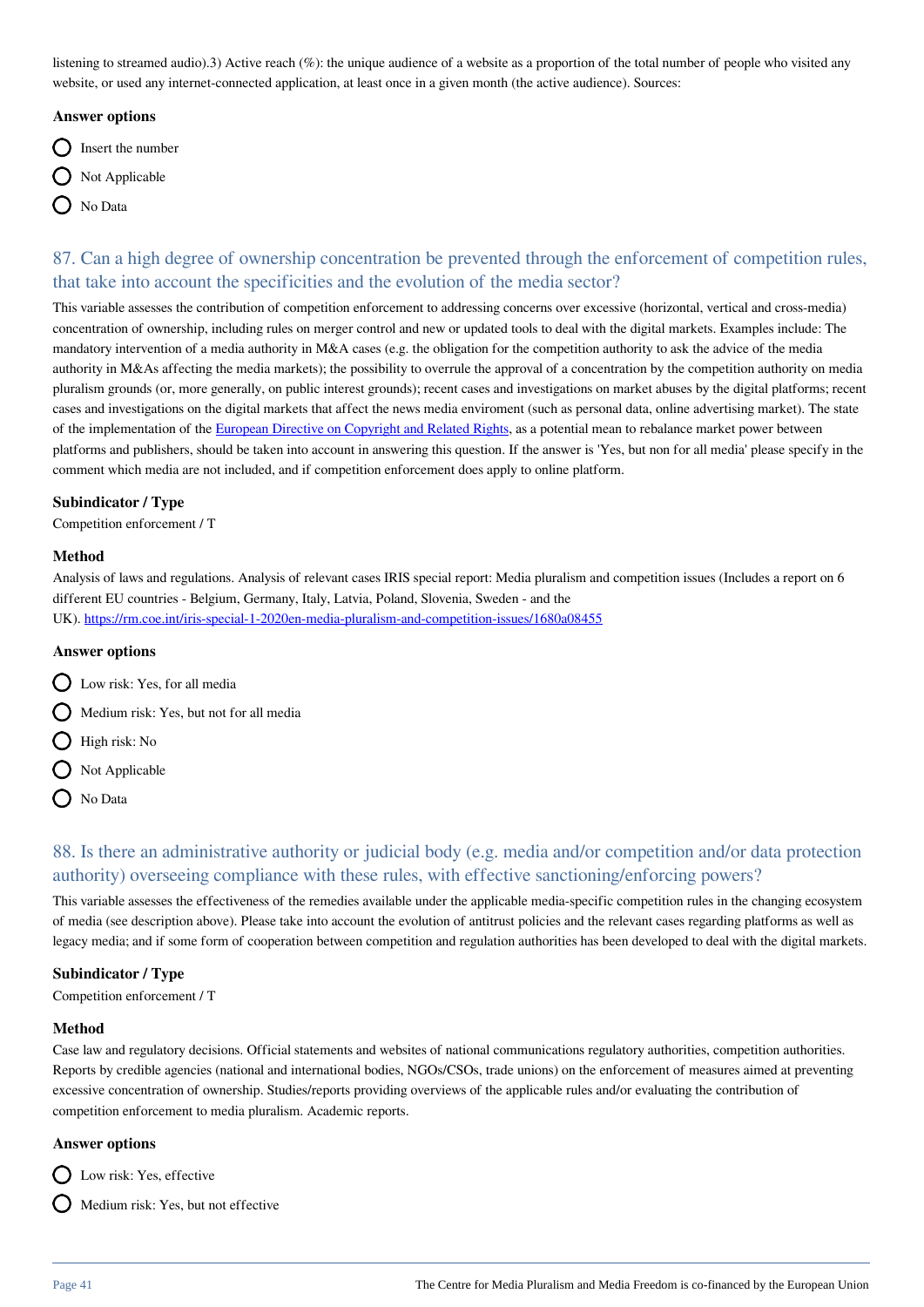listening to streamed audio).3) Active reach (%): the unique audience of a website as a proportion of the total number of people who visited any website, or used any internet-connected application, at least once in a given month (the active audience). Sources:

#### Answer options

- Insert the number
- Not Applicable
- No Data

## 87. Can a high degree of ownership concentration be prevented through the enforcement of competition rules, that take into account the specificities and the evolution of the media sector?

This variable assesses the contribution of competition enforcement to addressing concerns over excessive (horizontal, vertical and cross-media) concentration of ownership, including rules on merger control and new or updated tools to deal with the digital markets. Examples include: The mandatory intervention of a media authority in M&A cases (e.g. the obligation for the competition authority to ask the advice of the media authority in M&As affecting the media markets); the possibility to overrule the approval of a concentration by the competition authority on media pluralism grounds (or, more generally, on public interest grounds); recent cases and investigations on market abuses by the digital platforms; recent cases and investigations on the digital markets that affect the news media enviroment (such as personal data, online advertising market). The state of the implementation of the European Directive on Copyright and Related Rights, as a potential mean to rebalance market power between platforms and publishers, should be taken into account in answering this question. If the answer is 'Yes, but non for all media' please specify in the comment which media are not included, and if competition enforcement does apply to online platform.

#### Subindicator / Type

Competition enforcement / T

#### Method

Analysis of laws and regulations. Analysis of relevant cases IRIS special report: Media pluralism and competition issues (Includes a report on 6 different EU countries - Belgium, Germany, Italy, Latvia, Poland, Slovenia, Sweden - and the UK). https://rm.coe.int/iris-special-1-2020en-media-pluralism-and-competition-issues/1680a08455

#### Answer options

- Low risk: Yes, for all media
- Medium risk: Yes, but not for all media
- High risk: No
- Not Applicable
- No Data

## 88. Is there an administrative authority or judicial body (e.g. media and/or competition and/or data protection authority) overseeing compliance with these rules, with effective sanctioning/enforcing powers?

This variable assesses the effectiveness of the remedies available under the applicable media-specific competition rules in the changing ecosystem of media (see description above). Please take into account the evolution of antitrust policies and the relevant cases regarding platforms as well as legacy media; and if some form of cooperation between competition and regulation authorities has been developed to deal with the digital markets.

#### Subindicator / Type

Competition enforcement / T

#### Method

Case law and regulatory decisions. Official statements and websites of national communications regulatory authorities, competition authorities. Reports by credible agencies (national and international bodies, NGOs/CSOs, trade unions) on the enforcement of measures aimed at preventing excessive concentration of ownership. Studies/reports providing overviews of the applicable rules and/or evaluating the contribution of competition enforcement to media pluralism. Academic reports.

#### Answer options

- Low risk: Yes, effective
- Medium risk: Yes, but not effective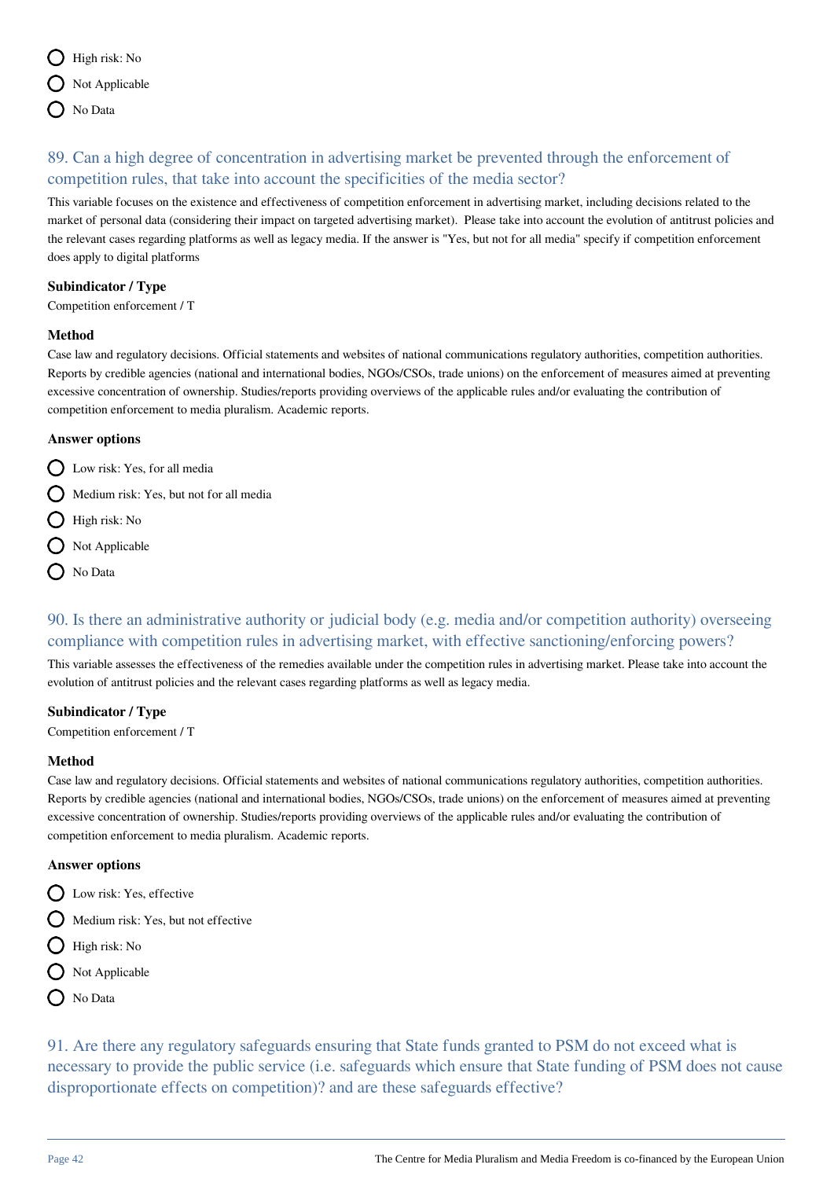- High risk: No
- Not Applicable
- No Data

## 89. Can a high degree of concentration in advertising market be prevented through the enforcement of competition rules, that take into account the specificities of the media sector?

This variable focuses on the existence and effectiveness of competition enforcement in advertising market, including decisions related to the market of personal data (considering their impact on targeted advertising market). Please take into account the evolution of antitrust policies and the relevant cases regarding platforms as well as legacy media. If the answer is "Yes, but not for all media" specify if competition enforcement does apply to digital platforms

**Subindicator / Type**

Competition enforcement / T

**Method**

Case law and regulatory decisions. Official statements and websites of national communications regulatory authorities, competition authorities. Reports by credible agencies (national and international bodies, NGOs/CSOs, trade unions) on the enforcement of measures aimed at preventing excessive concentration of ownership. Studies/reports providing overviews of the applicable rules and/or evaluating the contribution of competition enforcement to media pluralism. Academic reports.

**Answer options**

- Low risk: Yes, for all media
- Medium risk: Yes, but not for all media
- High risk: No
- Not Applicable
- No Data

## 90. Is there an administrative authority or judicial body (e.g. media and/or competition authority) overseeing compliance with competition rules in advertising market, with effective sanctioning/enforcing powers?

This variable assesses the effectiveness of the remedies available under the competition rules in advertising market. Please take into account the evolution of antitrust policies and the relevant cases regarding platforms as well as legacy media.

**Subindicator / Type**

Competition enforcement / T

**Method**

Case law and regulatory decisions. Official statements and websites of national communications regulatory authorities, competition authorities. Reports by credible agencies (national and international bodies, NGOs/CSOs, trade unions) on the enforcement of measures aimed at preventing excessive concentration of ownership. Studies/reports providing overviews of the applicable rules and/or evaluating the contribution of competition enforcement to media pluralism. Academic reports.

**Answer options**

- Low risk: Yes, effective
- Medium risk: Yes, but not effective
- High risk: No
- Not Applicable
- No Data

## 91. Are there any regulatory safeguards ensuring that State funds granted to PSM do not exceed what is necessary to provide the public service (i.e. safeguards which ensure that State funding of PSM does not cause disproportionate effects on competition)? and are these safeguards effective?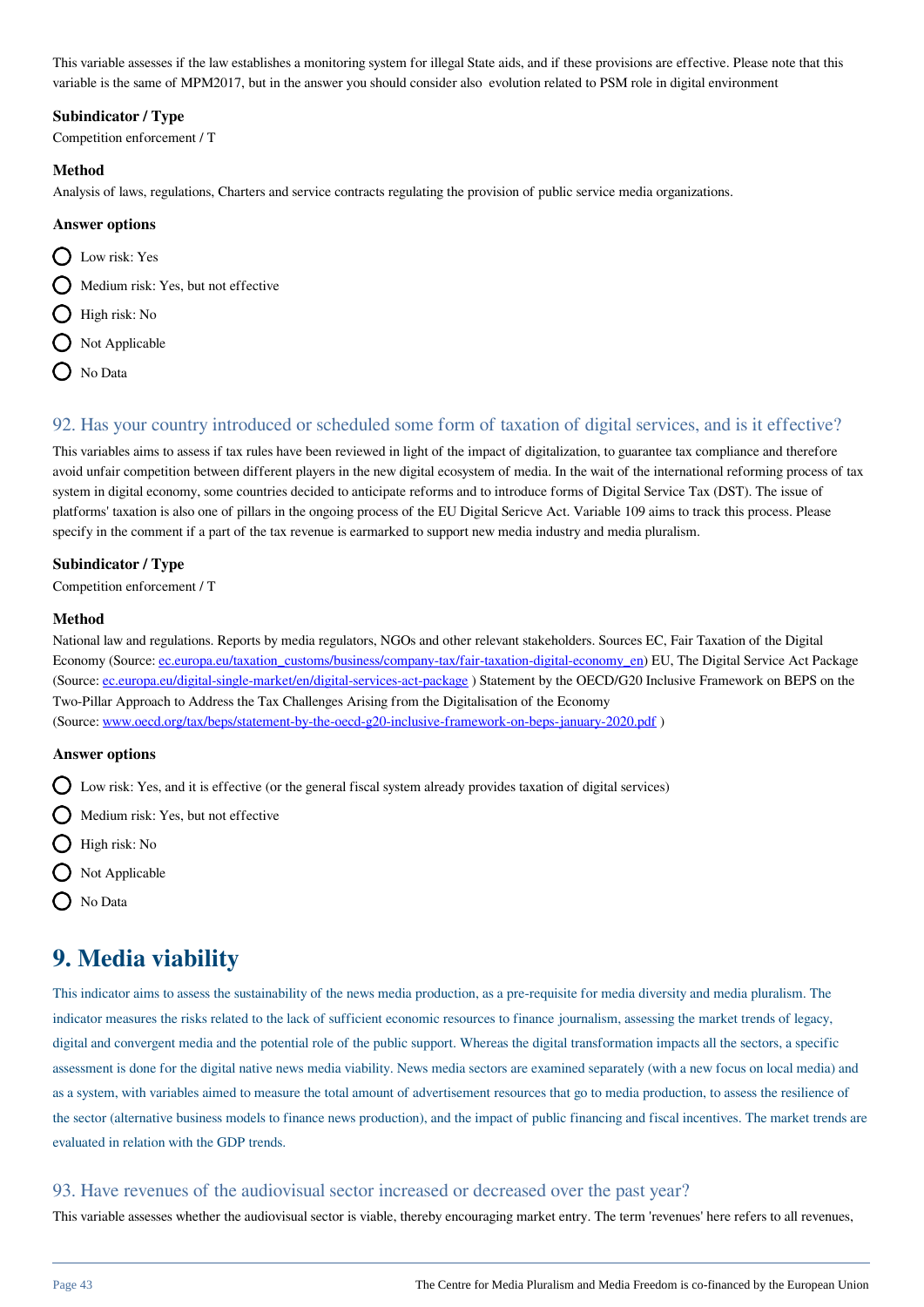This variable assesses if the law establishes a monitoring system for illegal State aids, and if these provisions are effective. Please note that this variable is the same of MPM2017, but in the answer you should consider also  evolution related to PSM role in digital environment

**Subindicator / Type**

Competition enforcement / T

**Method**

Analysis of laws, regulations, Charters and service contracts regulating the provision of public service media organizations.

**Answer options**

- Low risk: Yes
- Medium risk: Yes, but not effective
- High risk: No
- Not Applicable
- No Data

## 92. Has your country introduced or scheduled some form of taxation of digital services, and is it effective?

This variables aims to assess if tax rules have been reviewed in light of the impact of digitalization, to guarantee tax compliance and therefore avoid unfair competition between different players in the new digital ecosystem of media. In the wait of the international reforming process of tax system in digital economy, some countries decided to anticipate reforms and to introduce forms of Digital Service Tax (DST). The issue of platforms' taxation is also one of pillars in the ongoing process of the EU Digital Sericve Act. Variable 109 aims to track this process. Please specify in the comment if a part of the tax revenue is earmarked to support new media industry and media pluralism.

**Subindicator / Type**

Competition enforcement / T

**Method**

National law and regulations. Reports by media regulators, NGOs and other relevant stakeholders. Sources EC, Fair Taxation of the Digital Economy (Source: [ec.europa.eu/taxation_customs/business/company-tax/fair-taxation-digital-economy_en](ec.europa.eu/taxation_customs/business/company-tax/fair-taxation-digital-economy_en)) EU, The Digital Service Act Package (Source: [ec.europa.eu/digital-single-market/en/digital-services-act-package](ec.europa.eu/digital-single-market/en/digital-services-act-package) ) Statement by the OECD/G20 Inclusive Framework on BEPS on the Two-Pillar Approach to Address the Tax Challenges Arising from the Digitalisation of the Economy
(Source: [www.oecd.org/tax/beps/statement-by-the-oecd-g20-inclusive-framework-on-beps-january-2020.pdf](www.oecd.org/tax/beps/statement-by-the-oecd-g20-inclusive-framework-on-beps-january-2020.pdf) )

**Answer options**

- Low risk: Yes, and it is effective (or the general fiscal system already provides taxation of digital services)
- Medium risk: Yes, but not effective
- High risk: No
- Not Applicable
- No Data

# 9. Media viability

This indicator aims to assess the sustainability of the news media production, as a pre-requisite for media diversity and media pluralism. The indicator measures the risks related to the lack of sufficient economic resources to finance journalism, assessing the market trends of legacy, digital and convergent media and the potential role of the public support. Whereas the digital transformation impacts all the sectors, a specific assessment is done for the digital native news media viability. News media sectors are examined separately (with a new focus on local media) and as a system, with variables aimed to measure the total amount of advertisement resources that go to media production, to assess the resilience of the sector (alternative business models to finance news production), and the impact of public financing and fiscal incentives. The market trends are evaluated in relation with the GDP trends.

## 93. Have revenues of the audiovisual sector increased or decreased over the past year?

This variable assesses whether the audiovisual sector is viable, thereby encouraging market entry. The term 'revenues' here refers to all revenues,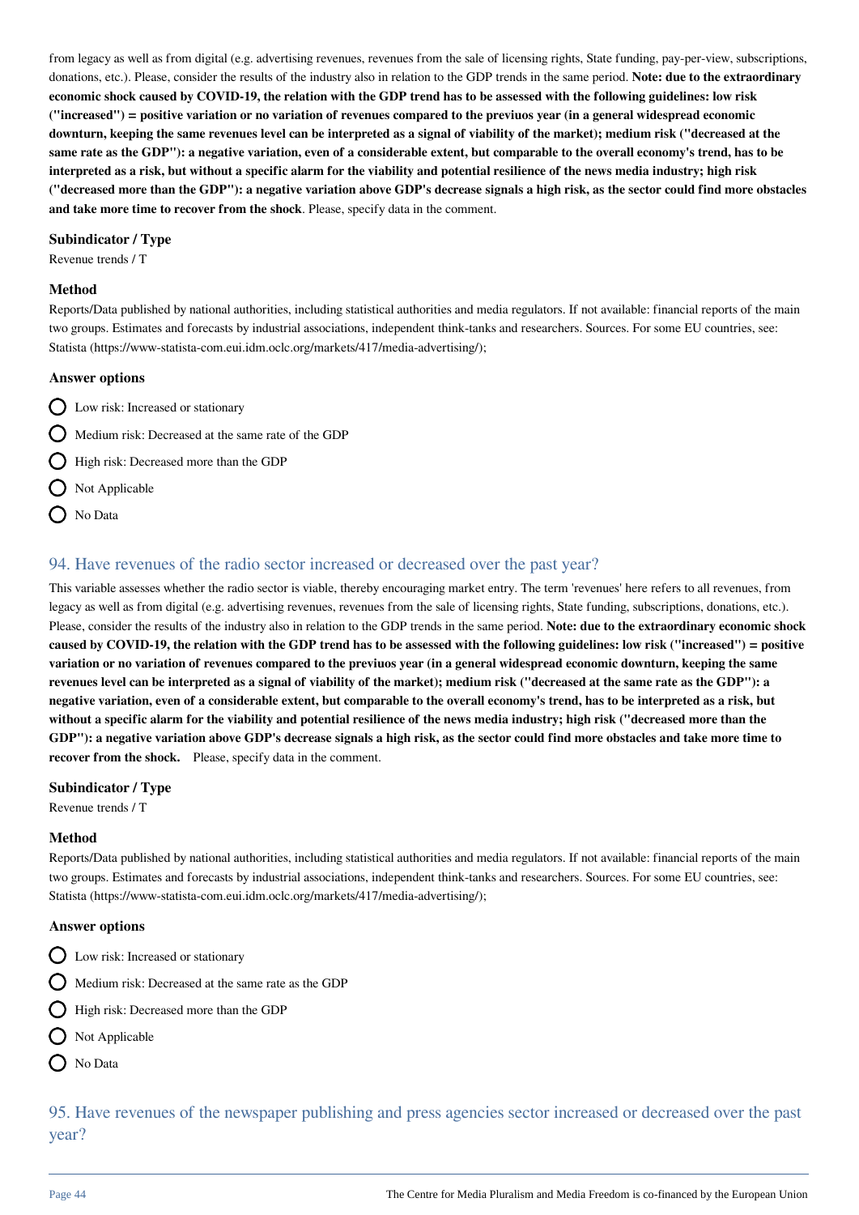from legacy as well as from digital (e.g. advertising revenues, revenues from the sale of licensing rights, State funding, pay-per-view, subscriptions, donations, etc.). Please, consider the results of the industry also in relation to the GDP trends in the same period. **Note: due to the extraordinary economic shock caused by COVID-19, the relation with the GDP trend has to be assessed with the following guidelines: low risk ("increased") = positive variation or no variation of revenues compared to the previuos year (in a general widespread economic downturn, keeping the same revenues level can be interpreted as a signal of viability of the market); medium risk ("decreased at the same rate as the GDP"): a negative variation, even of a considerable extent, but comparable to the overall economy's trend, has to be interpreted as a risk, but without a specific alarm for the viability and potential resilience of the news media industry; high risk ("decreased more than the GDP"): a negative variation above GDP's decrease signals a high risk, as the sector could find more obstacles and take more time to recover from the shock**. Please, specify data in the comment.

#### Subindicator / Type

Revenue trends / T

#### Method

Reports/Data published by national authorities, including statistical authorities and media regulators. If not available: financial reports of the main two groups. Estimates and forecasts by industrial associations, independent think-tanks and researchers. Sources. For some EU countries, see: Statista (https://www-statista-com.eui.idm.oclc.org/markets/417/media-advertising/);

#### Answer options

- Low risk: Increased or stationary
- Medium risk: Decreased at the same rate of the GDP
- High risk: Decreased more than the GDP
- Not Applicable
- No Data

## 94. Have revenues of the radio sector increased or decreased over the past year?

This variable assesses whether the radio sector is viable, thereby encouraging market entry. The term 'revenues' here refers to all revenues, from legacy as well as from digital (e.g. advertising revenues, revenues from the sale of licensing rights, State funding, subscriptions, donations, etc.). Please, consider the results of the industry also in relation to the GDP trends in the same period. **Note: due to the extraordinary economic shock caused by COVID-19, the relation with the GDP trend has to be assessed with the following guidelines: low risk ("increased") = positive variation or no variation of revenues compared to the previuos year (in a general widespread economic downturn, keeping the same revenues level can be interpreted as a signal of viability of the market); medium risk ("decreased at the same rate as the GDP"): a negative variation, even of a considerable extent, but comparable to the overall economy's trend, has to be interpreted as a risk, but without a specific alarm for the viability and potential resilience of the news media industry; high risk ("decreased more than the GDP"): a negative variation above GDP's decrease signals a high risk, as the sector could find more obstacles and take more time to recover from the shock.** Please, specify data in the comment.

#### Subindicator / Type

Revenue trends / T

#### Method

Reports/Data published by national authorities, including statistical authorities and media regulators. If not available: financial reports of the main two groups. Estimates and forecasts by industrial associations, independent think-tanks and researchers. Sources. For some EU countries, see: Statista (https://www-statista-com.eui.idm.oclc.org/markets/417/media-advertising/);

#### Answer options

- Low risk: Increased or stationary
- Medium risk: Decreased at the same rate as the GDP
- High risk: Decreased more than the GDP
- Not Applicable
- No Data

## 95. Have revenues of the newspaper publishing and press agencies sector increased or decreased over the past year?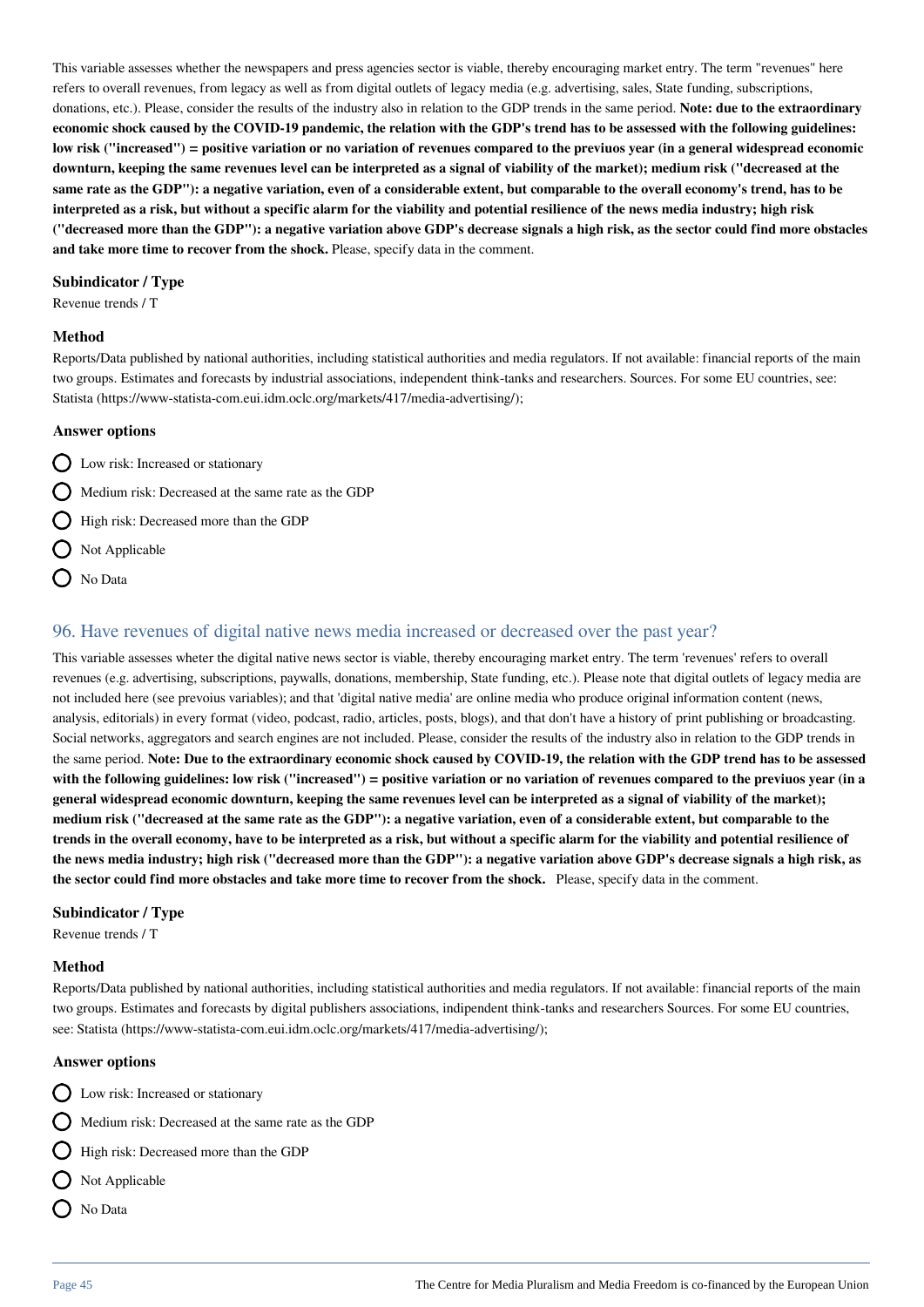This variable assesses whether the newspapers and press agencies sector is viable, thereby encouraging market entry. The term "revenues" here refers to overall revenues, from legacy as well as from digital outlets of legacy media (e.g. advertising, sales, State funding, subscriptions, donations, etc.). Please, consider the results of the industry also in relation to the GDP trends in the same period. **Note: due to the extraordinary economic shock caused by the COVID-19 pandemic, the relation with the GDP's trend has to be assessed with the following guidelines: low risk ("increased") = positive variation or no variation of revenues compared to the previuos year (in a general widespread economic downturn, keeping the same revenues level can be interpreted as a signal of viability of the market); medium risk ("decreased at the same rate as the GDP"): a negative variation, even of a considerable extent, but comparable to the overall economy's trend, has to be interpreted as a risk, but without a specific alarm for the viability and potential resilience of the news media industry; high risk ("decreased more than the GDP"): a negative variation above GDP's decrease signals a high risk, as the sector could find more obstacles and take more time to recover from the shock.** Please, specify data in the comment.

**Subindicator / Type**

Revenue trends / T

**Method**

Reports/Data published by national authorities, including statistical authorities and media regulators. If not available: financial reports of the main two groups. Estimates and forecasts by industrial associations, independent think-tanks and researchers. Sources. For some EU countries, see: Statista (https://www-statista-com.eui.idm.oclc.org/markets/417/media-advertising/);

**Answer options**

- Low risk: Increased or stationary
- Medium risk: Decreased at the same rate as the GDP
- High risk: Decreased more than the GDP
- Not Applicable
- No Data

## 96. Have revenues of digital native news media increased or decreased over the past year?

This variable assesses wheter the digital native news sector is viable, thereby encouraging market entry. The term 'revenues' refers to overall revenues (e.g. advertising, subscriptions, paywalls, donations, membership, State funding, etc.). Please note that digital outlets of legacy media are not included here (see prevoius variables); and that 'digital native media' are online media who produce original information content (news, analysis, editorials) in every format (video, podcast, radio, articles, posts, blogs), and that don't have a history of print publishing or broadcasting. Social networks, aggregators and search engines are not included. Please, consider the results of the industry also in relation to the GDP trends in the same period. **Note: Due to the extraordinary economic shock caused by COVID-19, the relation with the GDP trend has to be assessed with the following guidelines: low risk ("increased") = positive variation or no variation of revenues compared to the previuos year (in a general widespread economic downturn, keeping the same revenues level can be interpreted as a signal of viability of the market); medium risk ("decreased at the same rate as the GDP"): a negative variation, even of a considerable extent, but comparable to the trends in the overall economy, have to be interpreted as a risk, but without a specific alarm for the viability and potential resilience of the news media industry; high risk ("decreased more than the GDP"): a negative variation above GDP's decrease signals a high risk, as the sector could find more obstacles and take more time to recover from the shock.** Please, specify data in the comment.

**Subindicator / Type**

Revenue trends / T

**Method**

Reports/Data published by national authorities, including statistical authorities and media regulators. If not available: financial reports of the main two groups. Estimates and forecasts by digital publishers associations, indipendent think-tanks and researchers Sources. For some EU countries, see: Statista (https://www-statista-com.eui.idm.oclc.org/markets/417/media-advertising/);

**Answer options**

- Low risk: Increased or stationary
- Medium risk: Decreased at the same rate as the GDP
- High risk: Decreased more than the GDP
- Not Applicable
- No Data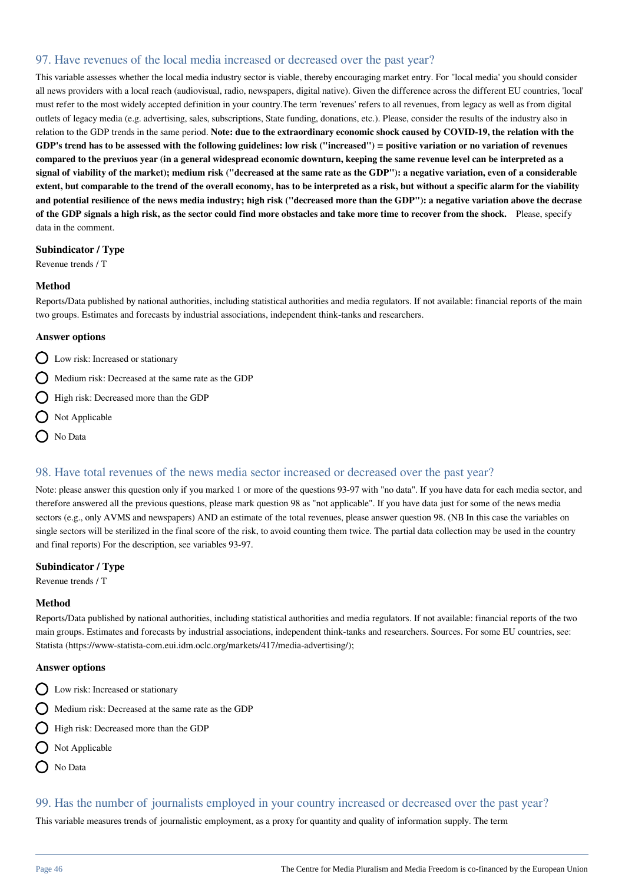## 97. Have revenues of the local media increased or decreased over the past year?

This variable assesses whether the local media industry sector is viable, thereby encouraging market entry. For "local media' you should consider all news providers with a local reach (audiovisual, radio, newspapers, digital native). Given the difference across the different EU countries, 'local' must refer to the most widely accepted definition in your country.The term 'revenues' refers to all revenues, from legacy as well as from digital outlets of legacy media (e.g. advertising, sales, subscriptions, State funding, donations, etc.). Please, consider the results of the industry also in relation to the GDP trends in the same period. **Note: due to the extraordinary economic shock caused by COVID-19, the relation with the GDP's trend has to be assessed with the following guidelines: low risk ("increased") = positive variation or no variation of revenues compared to the previuos year (in a general widespread economic downturn, keeping the same revenue level can be interpreted as a signal of viability of the market); medium risk ("decreased at the same rate as the GDP"): a negative variation, even of a considerable extent, but comparable to the trend of the overall economy, has to be interpreted as a risk, but without a specific alarm for the viability and potential resilience of the news media industry; high risk ("decreased more than the GDP"): a negative variation above the decrase of the GDP signals a high risk, as the sector could find more obstacles and take more time to recover from the shock.** Please, specify data in the comment.

### Subindicator / Type

Revenue trends / T

### Method

Reports/Data published by national authorities, including statistical authorities and media regulators. If not available: financial reports of the main two groups. Estimates and forecasts by industrial associations, independent think-tanks and researchers.

### Answer options

- Low risk: Increased or stationary
- Medium risk: Decreased at the same rate as the GDP
- High risk: Decreased more than the GDP
- Not Applicable
- No Data

## 98. Have total revenues of the news media sector increased or decreased over the past year?

Note: please answer this question only if you marked 1 or more of the questions 93-97 with "no data". If you have data for each media sector, and therefore answered all the previous questions, please mark question 98 as "not applicable". If you have data just for some of the news media sectors (e.g., only AVMS and newspapers) AND an estimate of the total revenues, please answer question 98. (NB In this case the variables on single sectors will be sterilized in the final score of the risk, to avoid counting them twice. The partial data collection may be used in the country and final reports) For the description, see variables 93-97.

### Subindicator / Type

Revenue trends / T

### Method

Reports/Data published by national authorities, including statistical authorities and media regulators. If not available: financial reports of the two main groups. Estimates and forecasts by industrial associations, independent think-tanks and researchers. Sources. For some EU countries, see: Statista (https://www-statista-com.eui.idm.oclc.org/markets/417/media-advertising/);

### Answer options

- Low risk: Increased or stationary
- Medium risk: Decreased at the same rate as the GDP
- High risk: Decreased more than the GDP
- Not Applicable
- No Data

## 99. Has the number of journalists employed in your country increased or decreased over the past year?

This variable measures trends of journalistic employment, as a proxy for quantity and quality of information supply. The term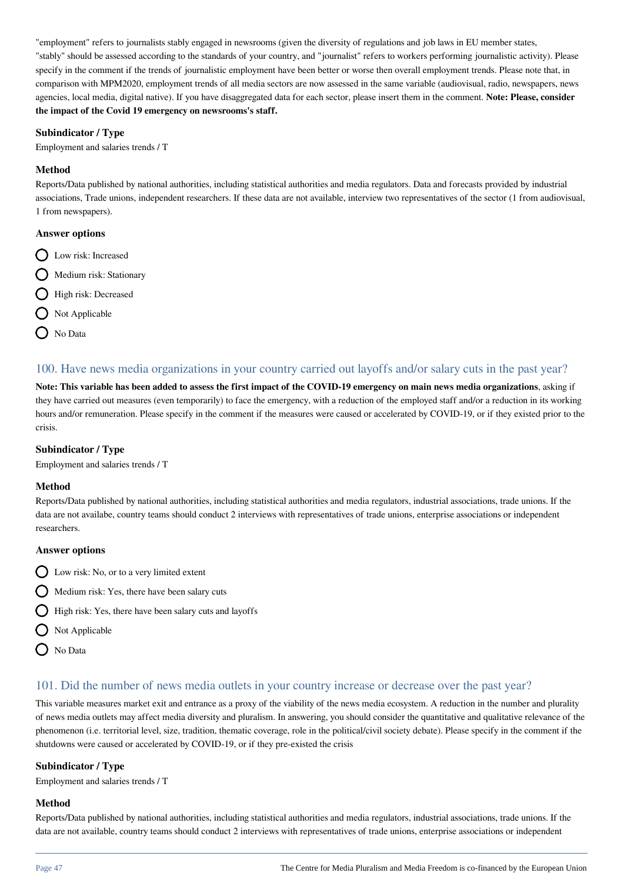"employment" refers to journalists stably engaged in newsrooms (given the diversity of regulations and job laws in EU member states, "stably" should be assessed according to the standards of your country, and "journalist" refers to workers performing journalistic activity). Please specify in the comment if the trends of journalistic employment have been better or worse then overall employment trends. Please note that, in comparison with MPM2020, employment trends of all media sectors are now assessed in the same variable (audiovisual, radio, newspapers, news agencies, local media, digital native). If you have disaggregated data for each sector, please insert them in the comment. **Note: Please, consider the impact of the Covid 19 emergency on newsrooms's staff.**

### Subindicator / Type

Employment and salaries trends / T

### Method

Reports/Data published by national authorities, including statistical authorities and media regulators. Data and forecasts provided by industrial associations, Trade unions, independent researchers. If these data are not available, interview two representatives of the sector (1 from audiovisual, 1 from newspapers).

### Answer options

- Low risk: Increased
- Medium risk: Stationary
- High risk: Decreased
- Not Applicable
- No Data

## 100. Have news media organizations in your country carried out layoffs and/or salary cuts in the past year?

**Note: This variable has been added to assess the first impact of the COVID-19 emergency on main news media organizations**, asking if they have carried out measures (even temporarily) to face the emergency, with a reduction of the employed staff and/or a reduction in its working hours and/or remuneration. Please specify in the comment if the measures were caused or accelerated by COVID-19, or if they existed prior to the crisis.

### Subindicator / Type

Employment and salaries trends / T

### Method

Reports/Data published by national authorities, including statistical authorities and media regulators, industrial associations, trade unions. If the data are not availabe, country teams should conduct 2 interviews with representatives of trade unions, enterprise associations or independent researchers.

### Answer options

- Low risk: No, or to a very limited extent
- Medium risk: Yes, there have been salary cuts
- High risk: Yes, there have been salary cuts and layoffs
- Not Applicable
- No Data

## 101. Did the number of news media outlets in your country increase or decrease over the past year?

This variable measures market exit and entrance as a proxy of the viability of the news media ecosystem. A reduction in the number and plurality of news media outlets may affect media diversity and pluralism. In answering, you should consider the quantitative and qualitative relevance of the phenomenon (i.e. territorial level, size, tradition, thematic coverage, role in the political/civil society debate). Please specify in the comment if the shutdowns were caused or accelerated by COVID-19, or if they pre-existed the crisis

### Subindicator / Type

Employment and salaries trends / T

### Method

Reports/Data published by national authorities, including statistical authorities and media regulators, industrial associations, trade unions. If the data are not available, country teams should conduct 2 interviews with representatives of trade unions, enterprise associations or independent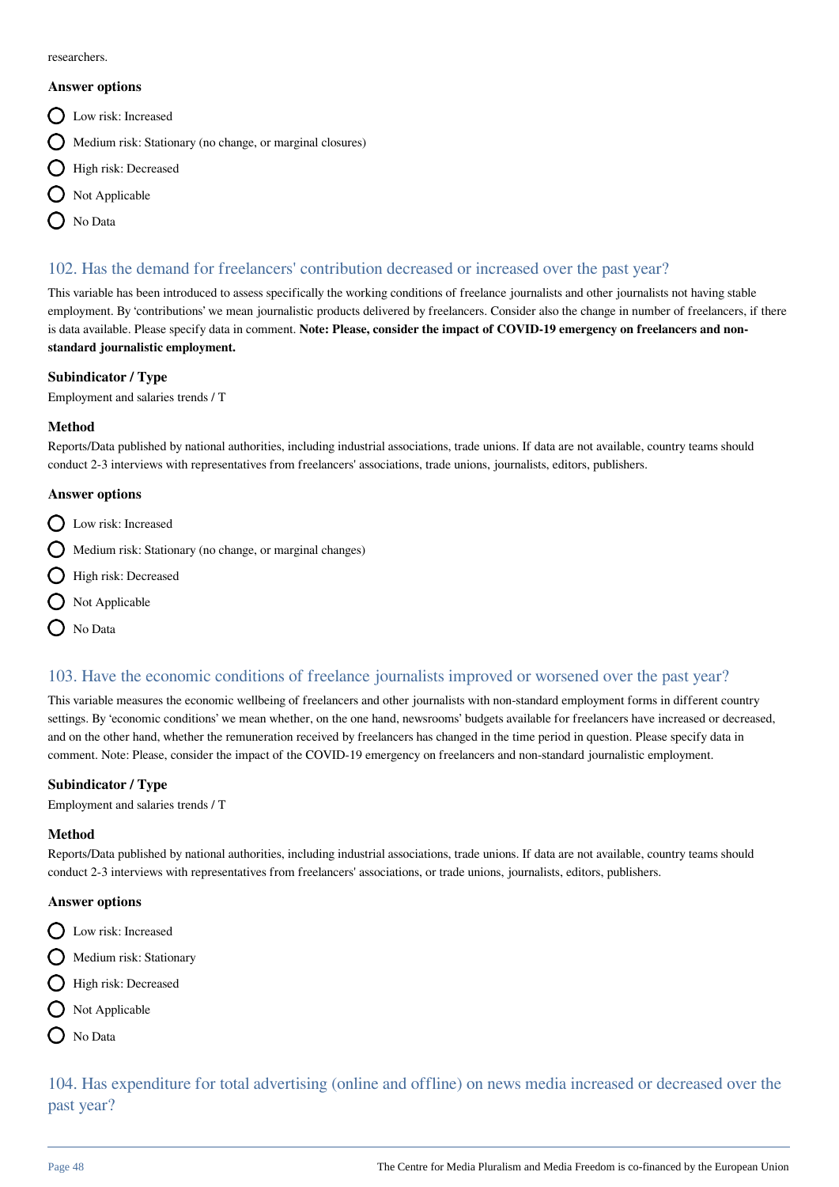researchers.

**Answer options**

- Low risk: Increased
- Medium risk: Stationary (no change, or marginal closures)
- High risk: Decreased
- Not Applicable
- No Data

## 102. Has the demand for freelancers' contribution decreased or increased over the past year?

This variable has been introduced to assess specifically the working conditions of freelance journalists and other journalists not having stable employment. By 'contributions' we mean journalistic products delivered by freelancers. Consider also the change in number of freelancers, if there is data available. Please specify data in comment. **Note: Please, consider the impact of COVID-19 emergency on freelancers and non-standard journalistic employment.**

**Subindicator / Type**

Employment and salaries trends / T

**Method**

Reports/Data published by national authorities, including industrial associations, trade unions. If data are not available, country teams should conduct 2-3 interviews with representatives from freelancers' associations, trade unions, journalists, editors, publishers.

**Answer options**

- Low risk: Increased
- Medium risk: Stationary (no change, or marginal changes)
- High risk: Decreased
- Not Applicable
- No Data

## 103. Have the economic conditions of freelance journalists improved or worsened over the past year?

This variable measures the economic wellbeing of freelancers and other journalists with non-standard employment forms in different country settings. By 'economic conditions' we mean whether, on the one hand, newsrooms' budgets available for freelancers have increased or decreased, and on the other hand, whether the remuneration received by freelancers has changed in the time period in question. Please specify data in comment. Note: Please, consider the impact of the COVID-19 emergency on freelancers and non-standard journalistic employment.

**Subindicator / Type**

Employment and salaries trends / T

**Method**

Reports/Data published by national authorities, including industrial associations, trade unions. If data are not available, country teams should conduct 2-3 interviews with representatives from freelancers' associations, or trade unions, journalists, editors, publishers.

**Answer options**

- Low risk: Increased
- Medium risk: Stationary
- High risk: Decreased
- Not Applicable
- No Data

## 104. Has expenditure for total advertising (online and offline) on news media increased or decreased over the past year?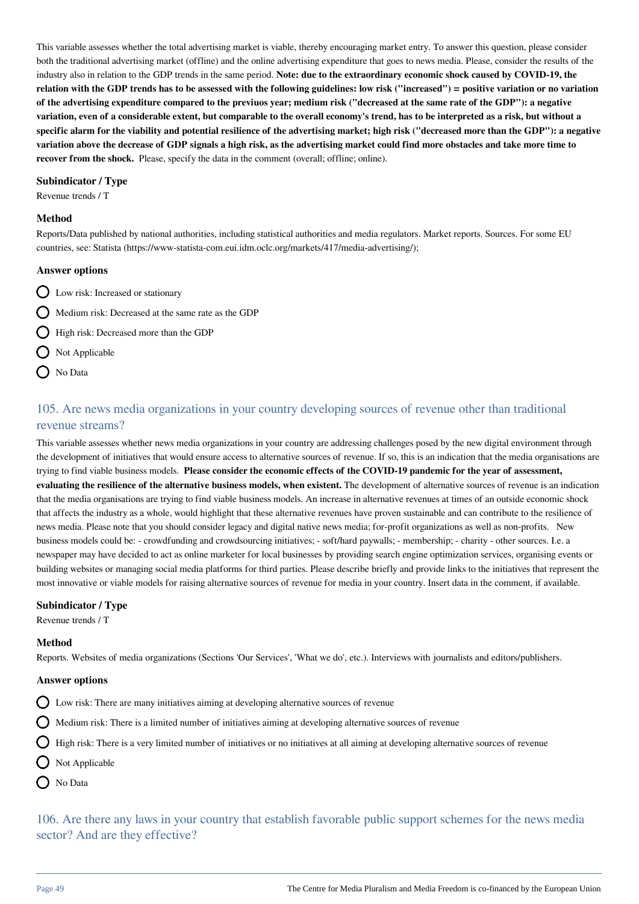This variable assesses whether the total advertising market is viable, thereby encouraging market entry. To answer this question, please consider both the traditional advertising market (offline) and the online advertising expenditure that goes to news media. Please, consider the results of the industry also in relation to the GDP trends in the same period. **Note: due to the extraordinary economic shock caused by COVID-19, the relation with the GDP trends has to be assessed with the following guidelines: low risk ("increased") = positive variation or no variation of the advertising expenditure compared to the previuos year; medium risk ("decreased at the same rate of the GDP"): a negative variation, even of a considerable extent, but comparable to the overall economy's trend, has to be interpreted as a risk, but without a specific alarm for the viability and potential resilience of the advertising market; high risk ("decreased more than the GDP"): a negative variation above the decrease of GDP signals a high risk, as the advertising market could find more obstacles and take more time to recover from the shock.** Please, specify the data in the comment (overall; offline; online).

#### Subindicator / Type

Revenue trends / T

#### Method

Reports/Data published by national authorities, including statistical authorities and media regulators. Market reports. Sources. For some EU countries, see: Statista (https://www-statista-com.eui.idm.oclc.org/markets/417/media-advertising/);

#### Answer options

- Low risk: Increased or stationary
- Medium risk: Decreased at the same rate as the GDP
- High risk: Decreased more than the GDP
- Not Applicable
- No Data

## 105. Are news media organizations in your country developing sources of revenue other than traditional revenue streams?

This variable assesses whether news media organizations in your country are addressing challenges posed by the new digital environment through the development of initiatives that would ensure access to alternative sources of revenue. If so, this is an indication that the media organisations are trying to find viable business models. **Please consider the economic effects of the COVID-19 pandemic for the year of assessment, evaluating the resilience of the alternative business models, when existent.** The development of alternative sources of revenue is an indication that the media organisations are trying to find viable business models. An increase in alternative revenues at times of an outside economic shock that affects the industry as a whole, would highlight that these alternative revenues have proven sustainable and can contribute to the resilience of news media. Please note that you should consider legacy and digital native news media; for-profit organizations as well as non-profits. New business models could be: - crowdfunding and crowdsourcing initiatives; - soft/hard paywalls; - membership; - charity - other sources. I.e. a newspaper may have decided to act as online marketer for local businesses by providing search engine optimization services, organising events or building websites or managing social media platforms for third parties. Please describe briefly and provide links to the initiatives that represent the most innovative or viable models for raising alternative sources of revenue for media in your country. Insert data in the comment, if available.

#### Subindicator / Type

Revenue trends / T

#### Method

Reports. Websites of media organizations (Sections 'Our Services', 'What we do', etc.). Interviews with journalists and editors/publishers.

#### Answer options

- Low risk: There are many initiatives aiming at developing alternative sources of revenue
- Medium risk: There is a limited number of initiatives aiming at developing alternative sources of revenue
- High risk: There is a very limited number of initiatives or no initiatives at all aiming at developing alternative sources of revenue
- Not Applicable
- No Data

## 106. Are there any laws in your country that establish favorable public support schemes for the news media sector? And are they effective?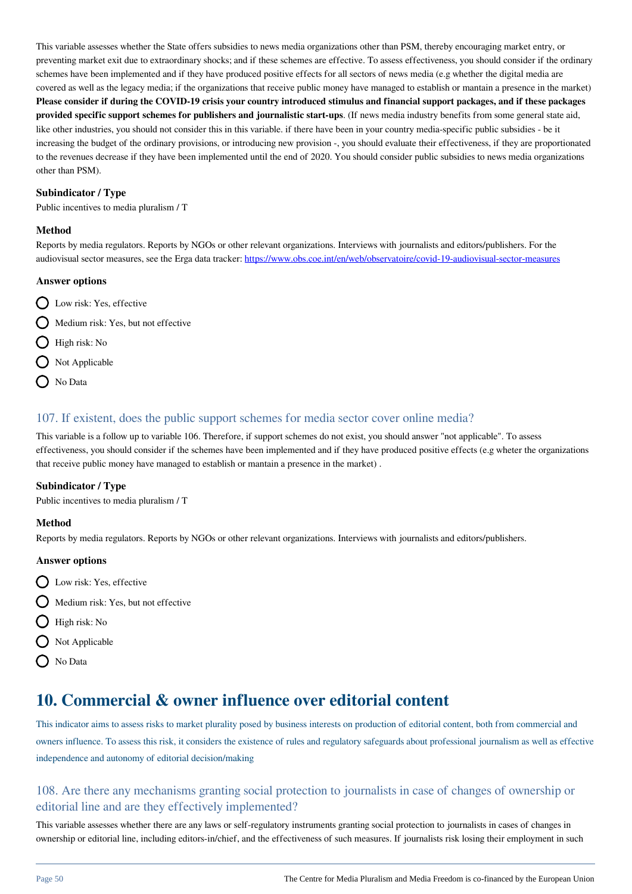This variable assesses whether the State offers subsidies to news media organizations other than PSM, thereby encouraging market entry, or preventing market exit due to extraordinary shocks; and if these schemes are effective. To assess effectiveness, you should consider if the ordinary schemes have been implemented and if they have produced positive effects for all sectors of news media (e.g whether the digital media are covered as well as the legacy media; if the organizations that receive public money have managed to establish or mantain a presence in the market) **Please consider if during the COVID-19 crisis your country introduced stimulus and financial support packages, and if these packages provided specific support schemes for publishers and journalistic start-ups**. (If news media industry benefits from some general state aid, like other industries, you should not consider this in this variable. if there have been in your country media-specific public subsidies - be it increasing the budget of the ordinary provisions, or introducing new provision -, you should evaluate their effectiveness, if they are proportionated to the revenues decrease if they have been implemented until the end of 2020. You should consider public subsidies to news media organizations other than PSM).

**Subindicator / Type**

Public incentives to media pluralism / T

**Method**

Reports by media regulators. Reports by NGOs or other relevant organizations. Interviews with journalists and editors/publishers. For the audiovisual sector measures, see the Erga data tracker: https://www.obs.coe.int/en/web/observatoire/covid-19-audiovisual-sector-measures

**Answer options**

- Low risk: Yes, effective
- Medium risk: Yes, but not effective
- High risk: No
- Not Applicable
- No Data

### 107. If existent, does the public support schemes for media sector cover online media?

This variable is a follow up to variable 106. Therefore, if support schemes do not exist, you should answer "not applicable". To assess effectiveness, you should consider if the schemes have been implemented and if they have produced positive effects (e.g wheter the organizations that receive public money have managed to establish or mantain a presence in the market) .

**Subindicator / Type**

Public incentives to media pluralism / T

**Method**

Reports by media regulators. Reports by NGOs or other relevant organizations. Interviews with journalists and editors/publishers.

**Answer options**

- Low risk: Yes, effective
- Medium risk: Yes, but not effective
- High risk: No
- Not Applicable
- No Data

## 10. Commercial & owner influence over editorial content

This indicator aims to assess risks to market plurality posed by business interests on production of editorial content, both from commercial and owners influence. To assess this risk, it considers the existence of rules and regulatory safeguards about professional journalism as well as effective independence and autonomy of editorial decision/making

### 108. Are there any mechanisms granting social protection to journalists in case of changes of ownership or editorial line and are they effectively implemented?

This variable assesses whether there are any laws or self-regulatory instruments granting social protection to journalists in cases of changes in ownership or editorial line, including editors-in/chief, and the effectiveness of such measures. If journalists risk losing their employment in such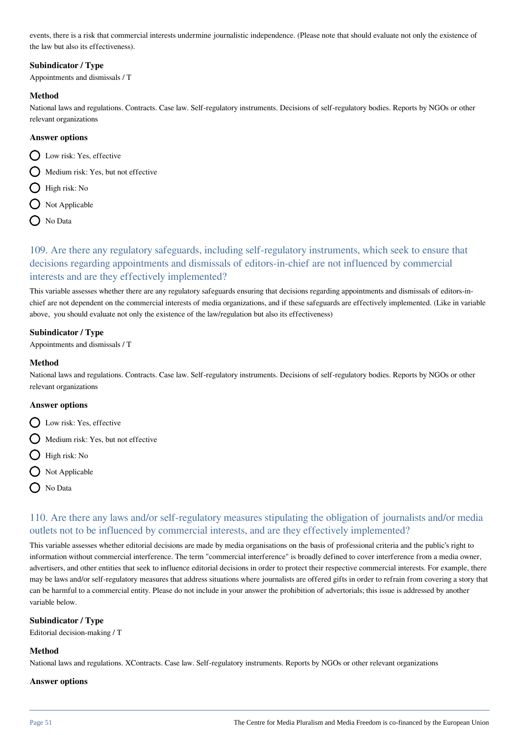events, there is a risk that commercial interests undermine journalistic independence. (Please note that should evaluate not only the existence of the law but also its effectiveness).

**Subindicator / Type**

Appointments and dismissals / T

**Method**

National laws and regulations. Contracts. Case law. Self-regulatory instruments. Decisions of self-regulatory bodies. Reports by NGOs or other relevant organizations

**Answer options**

- Low risk: Yes, effective
- Medium risk: Yes, but not effective
- High risk: No
- Not Applicable
- No Data

## 109. Are there any regulatory safeguards, including self-regulatory instruments, which seek to ensure that decisions regarding appointments and dismissals of editors-in-chief are not influenced by commercial interests and are they effectively implemented?

This variable assesses whether there are any regulatory safeguards ensuring that decisions regarding appointments and dismissals of editors-in-chief are not dependent on the commercial interests of media organizations, and if these safeguards are effectively implemented. (Like in variable above, you should evaluate not only the existence of the law/regulation but also its effectiveness)

**Subindicator / Type**

Appointments and dismissals / T

**Method**

National laws and regulations. Contracts. Case law. Self-regulatory instruments. Decisions of self-regulatory bodies. Reports by NGOs or other relevant organizations

**Answer options**

- Low risk: Yes, effective
- Medium risk: Yes, but not effective
- High risk: No
- Not Applicable
- No Data

## 110. Are there any laws and/or self-regulatory measures stipulating the obligation of journalists and/or media outlets not to be influenced by commercial interests, and are they effectively implemented?

This variable assesses whether editorial decisions are made by media organisations on the basis of professional criteria and the public's right to information without commercial interference. The term "commercial interference" is broadly defined to cover interference from a media owner, advertisers, and other entities that seek to influence editorial decisions in order to protect their respective commercial interests. For example, there may be laws and/or self-regulatory measures that address situations where journalists are offered gifts in order to refrain from covering a story that can be harmful to a commercial entity. Please do not include in your answer the prohibition of advertorials; this issue is addressed by another variable below.

**Subindicator / Type**

Editorial decision-making / T

**Method**

National laws and regulations. XContracts. Case law. Self-regulatory instruments. Reports by NGOs or other relevant organizations

**Answer options**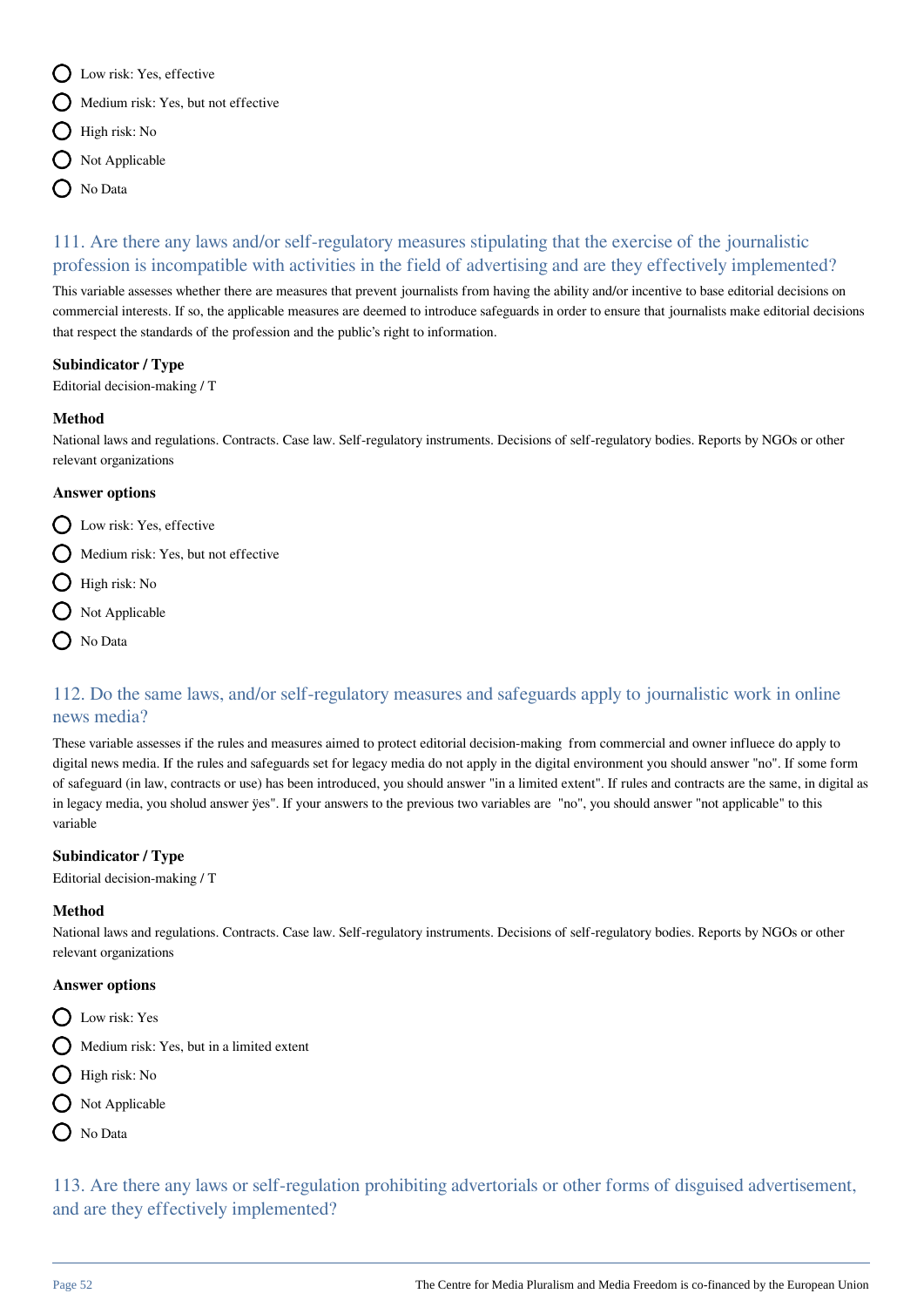- Low risk: Yes, effective
- Medium risk: Yes, but not effective
- High risk: No
- Not Applicable
- No Data

## 111. Are there any laws and/or self-regulatory measures stipulating that the exercise of the journalistic profession is incompatible with activities in the field of advertising and are they effectively implemented?

This variable assesses whether there are measures that prevent journalists from having the ability and/or incentive to base editorial decisions on commercial interests. If so, the applicable measures are deemed to introduce safeguards in order to ensure that journalists make editorial decisions that respect the standards of the profession and the public's right to information.

**Subindicator / Type**

Editorial decision-making / T

**Method**

National laws and regulations. Contracts. Case law. Self-regulatory instruments. Decisions of self-regulatory bodies. Reports by NGOs or other relevant organizations

**Answer options**

- Low risk: Yes, effective
- Medium risk: Yes, but not effective
- High risk: No
- Not Applicable
- No Data

## 112. Do the same laws, and/or self-regulatory measures and safeguards apply to journalistic work in online news media?

These variable assesses if the rules and measures aimed to protect editorial decision-making from commercial and owner influece do apply to digital news media. If the rules and safeguards set for legacy media do not apply in the digital environment you should answer "no". If some form of safeguard (in law, contracts or use) has been introduced, you should answer "in a limited extent". If rules and contracts are the same, in digital as in legacy media, you sholud answer ÿes". If your answers to the previous two variables are "no", you should answer "not applicable" to this variable

**Subindicator / Type**

Editorial decision-making / T

**Method**

National laws and regulations. Contracts. Case law. Self-regulatory instruments. Decisions of self-regulatory bodies. Reports by NGOs or other relevant organizations

**Answer options**

- Low risk: Yes
- Medium risk: Yes, but in a limited extent
- High risk: No
- Not Applicable
- No Data

## 113. Are there any laws or self-regulation prohibiting advertorials or other forms of disguised advertisement, and are they effectively implemented?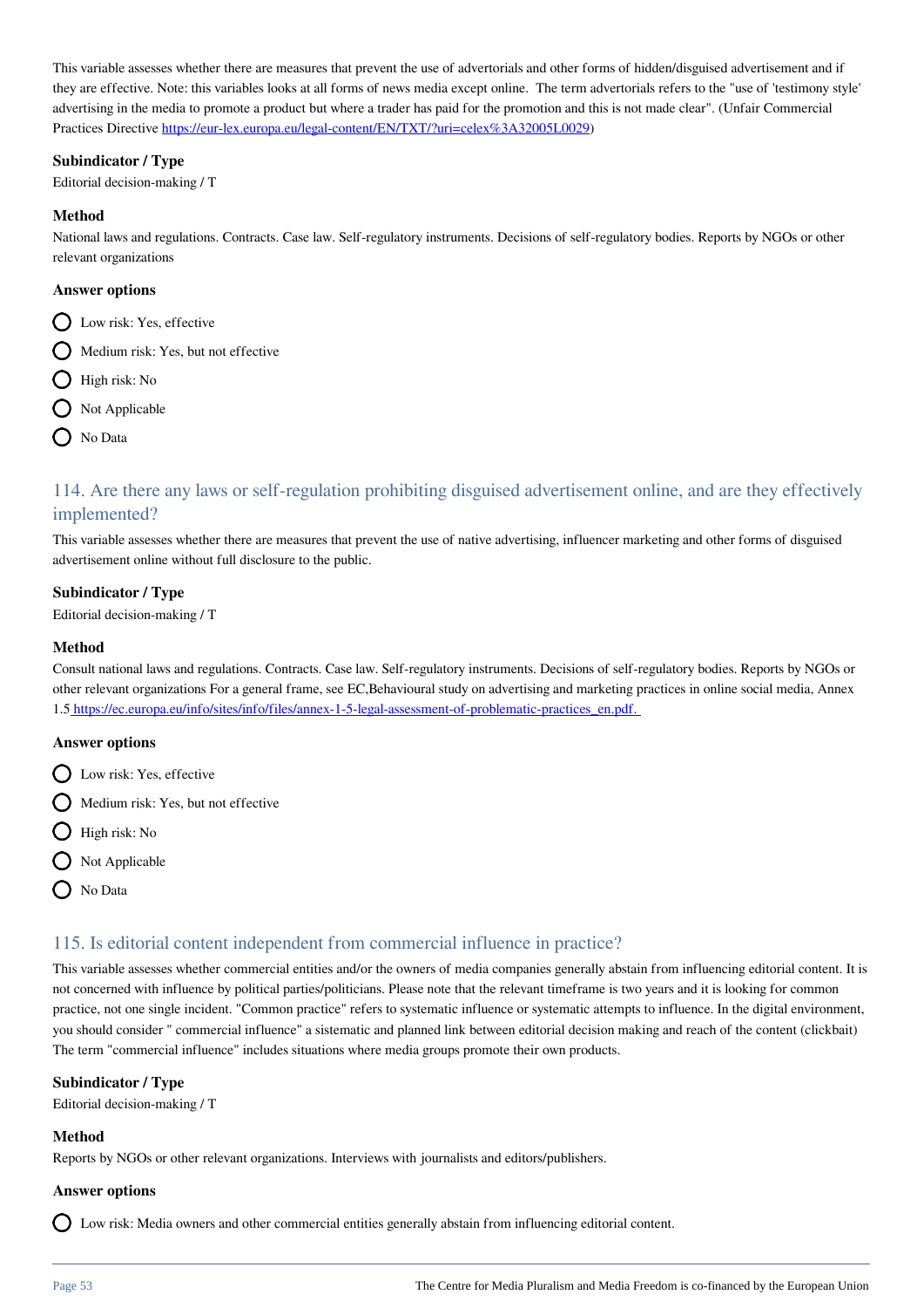This variable assesses whether there are measures that prevent the use of advertorials and other forms of hidden/disguised advertisement and if they are effective. Note: this variables looks at all forms of news media except online. The term advertorials refers to the "use of 'testimony style' advertising in the media to promote a product but where a trader has paid for the promotion and this is not made clear". (Unfair Commercial Practices Directive https://eur-lex.europa.eu/legal-content/EN/TXT/?uri=celex%3A32005L0029)

### Subindicator / Type

Editorial decision-making / T

### Method

National laws and regulations. Contracts. Case law. Self-regulatory instruments. Decisions of self-regulatory bodies. Reports by NGOs or other relevant organizations

### Answer options

- Low risk: Yes, effective
- Medium risk: Yes, but not effective
- High risk: No
- Not Applicable
- No Data

## 114. Are there any laws or self-regulation prohibiting disguised advertisement online, and are they effectively implemented?

This variable assesses whether there are measures that prevent the use of native advertising, influencer marketing and other forms of disguised advertisement online without full disclosure to the public.

### Subindicator / Type

Editorial decision-making / T

### Method

Consult national laws and regulations. Contracts. Case law. Self-regulatory instruments. Decisions of self-regulatory bodies. Reports by NGOs or other relevant organizations For a general frame, see EC,Behavioural study on advertising and marketing practices in online social media, Annex 1.5 https://ec.europa.eu/info/sites/info/files/annex-1-5-legal-assessment-of-problematic-practices_en.pdf.

### Answer options

- Low risk: Yes, effective
- Medium risk: Yes, but not effective
- High risk: No
- Not Applicable
- No Data

## 115. Is editorial content independent from commercial influence in practice?

This variable assesses whether commercial entities and/or the owners of media companies generally abstain from influencing editorial content. It is not concerned with influence by political parties/politicians. Please note that the relevant timeframe is two years and it is looking for common practice, not one single incident. "Common practice" refers to systematic influence or systematic attempts to influence. In the digital environment, you should consider " commercial influence" a sistematic and planned link between editorial decision making and reach of the content (clickbait) The term "commercial influence" includes situations where media groups promote their own products.

### Subindicator / Type

Editorial decision-making / T

### Method

Reports by NGOs or other relevant organizations. Interviews with journalists and editors/publishers.

### Answer options

- Low risk: Media owners and other commercial entities generally abstain from influencing editorial content.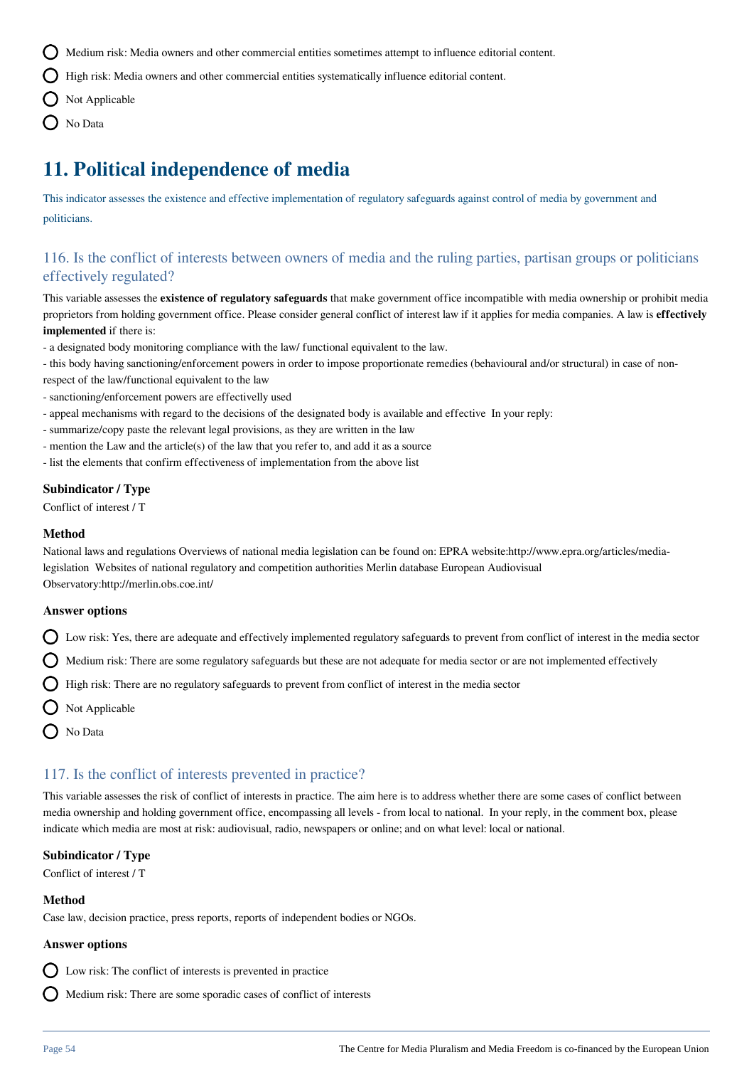- Medium risk: Media owners and other commercial entities sometimes attempt to influence editorial content.
- High risk: Media owners and other commercial entities systematically influence editorial content.
- Not Applicable
- No Data

# 11. Political independence of media

This indicator assesses the existence and effective implementation of regulatory safeguards against control of media by government and politicians.

## 116. Is the conflict of interests between owners of media and the ruling parties, partisan groups or politicians effectively regulated?

This variable assesses the **existence of regulatory safeguards** that make government office incompatible with media ownership or prohibit media proprietors from holding government office. Please consider general conflict of interest law if it applies for media companies. A law is **effectively implemented** if there is:
- a designated body monitoring compliance with the law/ functional equivalent to the law.
- this body having sanctioning/enforcement powers in order to impose proportionate remedies (behavioural and/or structural) in case of non-respect of the law/functional equivalent to the law
- sanctioning/enforcement powers are effectivelly used
- appeal mechanisms with regard to the decisions of the designated body is available and effective In your reply:
- summarize/copy paste the relevant legal provisions, as they are written in the law
- mention the Law and the article(s) of the law that you refer to, and add it as a source
- list the elements that confirm effectiveness of implementation from the above list

### Subindicator / Type

Conflict of interest / T

### Method

National laws and regulations Overviews of national media legislation can be found on: EPRA website:http://www.epra.org/articles/media-legislation Websites of national regulatory and competition authorities Merlin database European Audiovisual Observatory:http://merlin.obs.coe.int/

### Answer options

- Low risk: Yes, there are adequate and effectively implemented regulatory safeguards to prevent from conflict of interest in the media sector
- Medium risk: There are some regulatory safeguards but these are not adequate for media sector or are not implemented effectively
- High risk: There are no regulatory safeguards to prevent from conflict of interest in the media sector
- Not Applicable
- No Data

## 117. Is the conflict of interests prevented in practice?

This variable assesses the risk of conflict of interests in practice. The aim here is to address whether there are some cases of conflict between media ownership and holding government office, encompassing all levels - from local to national. In your reply, in the comment box, please indicate which media are most at risk: audiovisual, radio, newspapers or online; and on what level: local or national.

### Subindicator / Type

Conflict of interest / T

### Method

Case law, decision practice, press reports, reports of independent bodies or NGOs.

### Answer options

- Low risk: The conflict of interests is prevented in practice
- Medium risk: There are some sporadic cases of conflict of interests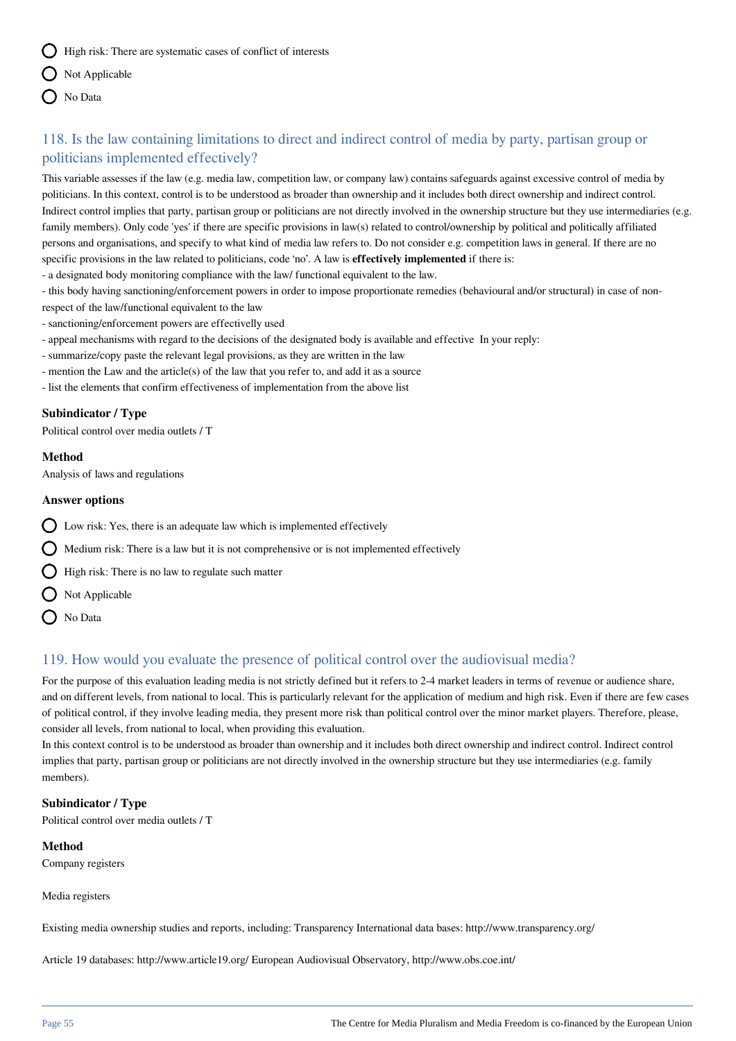- High risk: There are systematic cases of conflict of interests
- Not Applicable
- No Data

## 118. Is the law containing limitations to direct and indirect control of media by party, partisan group or politicians implemented effectively?

This variable assesses if the law (e.g. media law, competition law, or company law) contains safeguards against excessive control of media by politicians. In this context, control is to be understood as broader than ownership and it includes both direct ownership and indirect control. Indirect control implies that party, partisan group or politicians are not directly involved in the ownership structure but they use intermediaries (e.g. family members). Only code 'yes' if there are specific provisions in law(s) related to control/ownership by political and politically affiliated persons and organisations, and specify to what kind of media law refers to. Do not consider e.g. competition laws in general. If there are no specific provisions in the law related to politicians, code 'no'. A law is **effectively implemented** if there is:
- a designated body monitoring compliance with the law/ functional equivalent to the law.
- this body having sanctioning/enforcement powers in order to impose proportionate remedies (behavioural and/or structural) in case of non-respect of the law/functional equivalent to the law
- sanctioning/enforcement powers are effectivelly used
- appeal mechanisms with regard to the decisions of the designated body is available and effective In your reply:
- summarize/copy paste the relevant legal provisions, as they are written in the law
- mention the Law and the article(s) of the law that you refer to, and add it as a source
- list the elements that confirm effectiveness of implementation from the above list

### Subindicator / Type

Political control over media outlets / T

### Method

Analysis of laws and regulations

### Answer options

- Low risk: Yes, there is an adequate law which is implemented effectively
- Medium risk: There is a law but it is not comprehensive or is not implemented effectively
- High risk: There is no law to regulate such matter
- Not Applicable
- No Data

## 119. How would you evaluate the presence of political control over the audiovisual media?

For the purpose of this evaluation leading media is not strictly defined but it refers to 2-4 market leaders in terms of revenue or audience share, and on different levels, from national to local. This is particularly relevant for the application of medium and high risk. Even if there are few cases of political control, if they involve leading media, they present more risk than political control over the minor market players. Therefore, please, consider all levels, from national to local, when providing this evaluation.
In this context control is to be understood as broader than ownership and it includes both direct ownership and indirect control. Indirect control implies that party, partisan group or politicians are not directly involved in the ownership structure but they use intermediaries (e.g. family members).

### Subindicator / Type

Political control over media outlets / T

### Method

Company registers

Media registers

Existing media ownership studies and reports, including: Transparency International data bases: http://www.transparency.org/

Article 19 databases: http://www.article19.org/ European Audiovisual Observatory, http://www.obs.coe.int/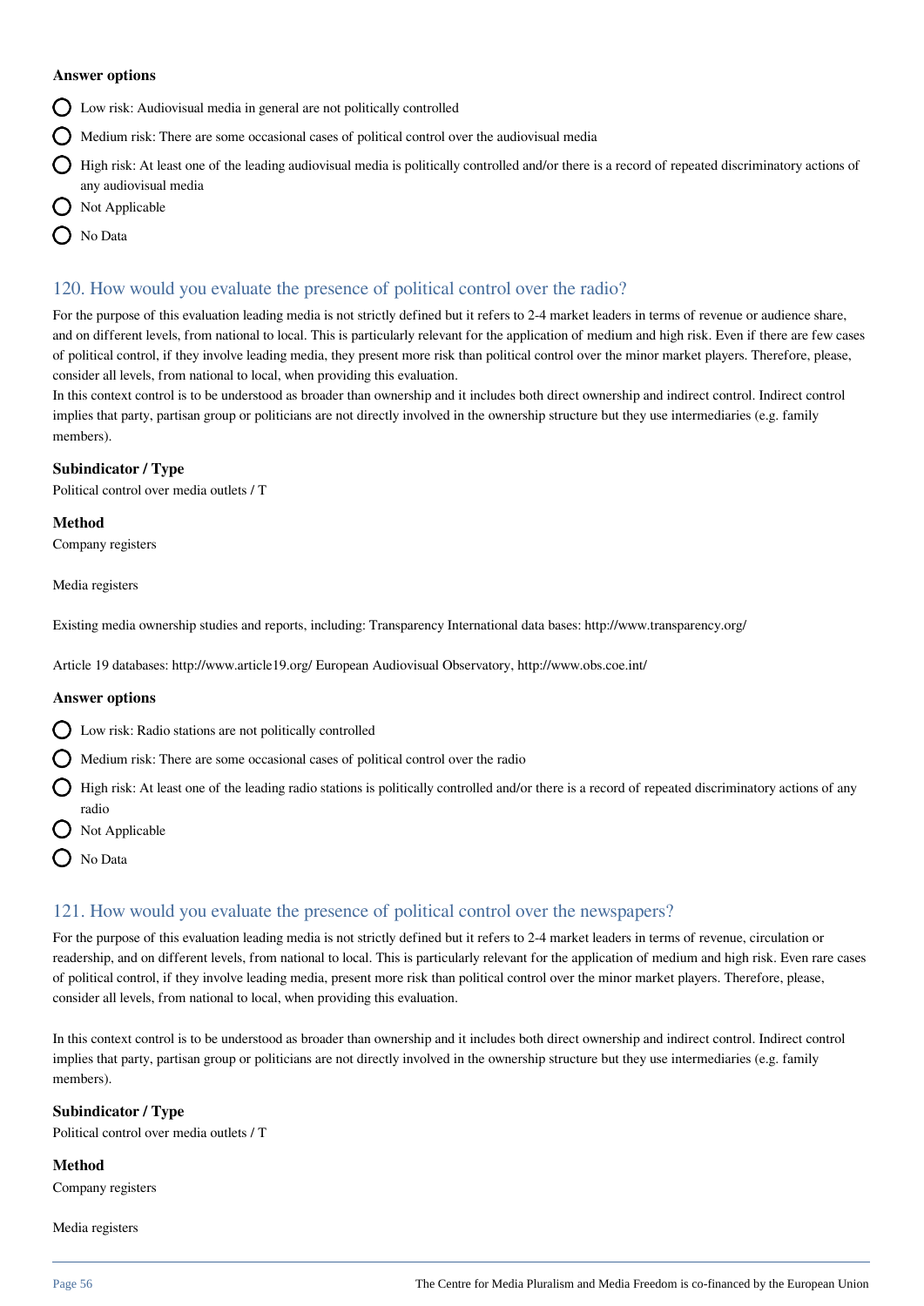**Answer options**

- Low risk: Audiovisual media in general are not politically controlled
- Medium risk: There are some occasional cases of political control over the audiovisual media
- High risk: At least one of the leading audiovisual media is politically controlled and/or there is a record of repeated discriminatory actions of any audiovisual media
- Not Applicable
- No Data

## 120. How would you evaluate the presence of political control over the radio?

For the purpose of this evaluation leading media is not strictly defined but it refers to 2-4 market leaders in terms of revenue or audience share, and on different levels, from national to local. This is particularly relevant for the application of medium and high risk. Even if there are few cases of political control, if they involve leading media, they present more risk than political control over the minor market players. Therefore, please, consider all levels, from national to local, when providing this evaluation.
In this context control is to be understood as broader than ownership and it includes both direct ownership and indirect control. Indirect control implies that party, partisan group or politicians are not directly involved in the ownership structure but they use intermediaries (e.g. family members).

**Subindicator / Type**

Political control over media outlets / T

**Method**

Company registers

Media registers

Existing media ownership studies and reports, including: Transparency International data bases: http://www.transparency.org/

Article 19 databases: http://www.article19.org/ European Audiovisual Observatory, http://www.obs.coe.int/

**Answer options**

- Low risk: Radio stations are not politically controlled
- Medium risk: There are some occasional cases of political control over the radio
- High risk: At least one of the leading radio stations is politically controlled and/or there is a record of repeated discriminatory actions of any radio
- Not Applicable
- No Data

## 121. How would you evaluate the presence of political control over the newspapers?

For the purpose of this evaluation leading media is not strictly defined but it refers to 2-4 market leaders in terms of revenue, circulation or readership, and on different levels, from national to local. This is particularly relevant for the application of medium and high risk. Even rare cases of political control, if they involve leading media, present more risk than political control over the minor market players. Therefore, please, consider all levels, from national to local, when providing this evaluation.

In this context control is to be understood as broader than ownership and it includes both direct ownership and indirect control. Indirect control implies that party, partisan group or politicians are not directly involved in the ownership structure but they use intermediaries (e.g. family members).

**Subindicator / Type**

Political control over media outlets / T

**Method**

Company registers

Media registers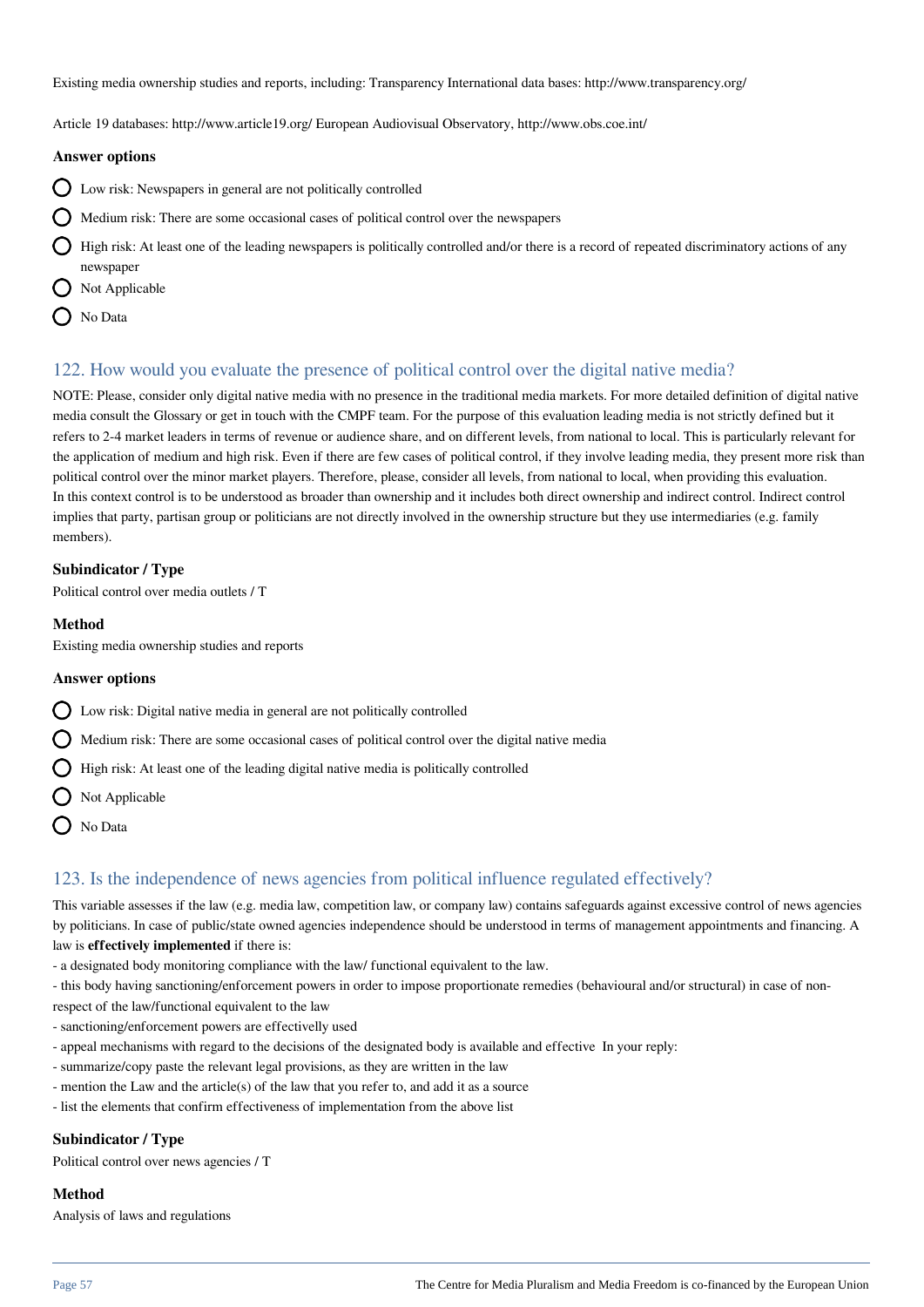Existing media ownership studies and reports, including: Transparency International data bases: http://www.transparency.org/

Article 19 databases: http://www.article19.org/ European Audiovisual Observatory, http://www.obs.coe.int/

**Answer options**

- Low risk: Newspapers in general are not politically controlled
- Medium risk: There are some occasional cases of political control over the newspapers
- High risk: At least one of the leading newspapers is politically controlled and/or there is a record of repeated discriminatory actions of any newspaper
- Not Applicable
- No Data

## 122. How would you evaluate the presence of political control over the digital native media?

NOTE: Please, consider only digital native media with no presence in the traditional media markets. For more detailed definition of digital native media consult the Glossary or get in touch with the CMPF team. For the purpose of this evaluation leading media is not strictly defined but it refers to 2-4 market leaders in terms of revenue or audience share, and on different levels, from national to local. This is particularly relevant for the application of medium and high risk. Even if there are few cases of political control, if they involve leading media, they present more risk than political control over the minor market players. Therefore, please, consider all levels, from national to local, when providing this evaluation.
In this context control is to be understood as broader than ownership and it includes both direct ownership and indirect control. Indirect control implies that party, partisan group or politicians are not directly involved in the ownership structure but they use intermediaries (e.g. family members).

**Subindicator / Type**

Political control over media outlets / T

**Method**

Existing media ownership studies and reports

**Answer options**

- Low risk: Digital native media in general are not politically controlled
- Medium risk: There are some occasional cases of political control over the digital native media
- High risk: At least one of the leading digital native media is politically controlled
- Not Applicable
- No Data

## 123. Is the independence of news agencies from political influence regulated effectively?

This variable assesses if the law (e.g. media law, competition law, or company law) contains safeguards against excessive control of news agencies by politicians. In case of public/state owned agencies independence should be understood in terms of management appointments and financing. A law is **effectively implemented** if there is:

- a designated body monitoring compliance with the law/ functional equivalent to the law.
- this body having sanctioning/enforcement powers in order to impose proportionate remedies (behavioural and/or structural) in case of non-respect of the law/functional equivalent to the law
- sanctioning/enforcement powers are effectivelly used
- appeal mechanisms with regard to the decisions of the designated body is available and effective In your reply:
- summarize/copy paste the relevant legal provisions, as they are written in the law
- mention the Law and the article(s) of the law that you refer to, and add it as a source
- list the elements that confirm effectiveness of implementation from the above list

**Subindicator / Type**

Political control over news agencies / T

**Method**

Analysis of laws and regulations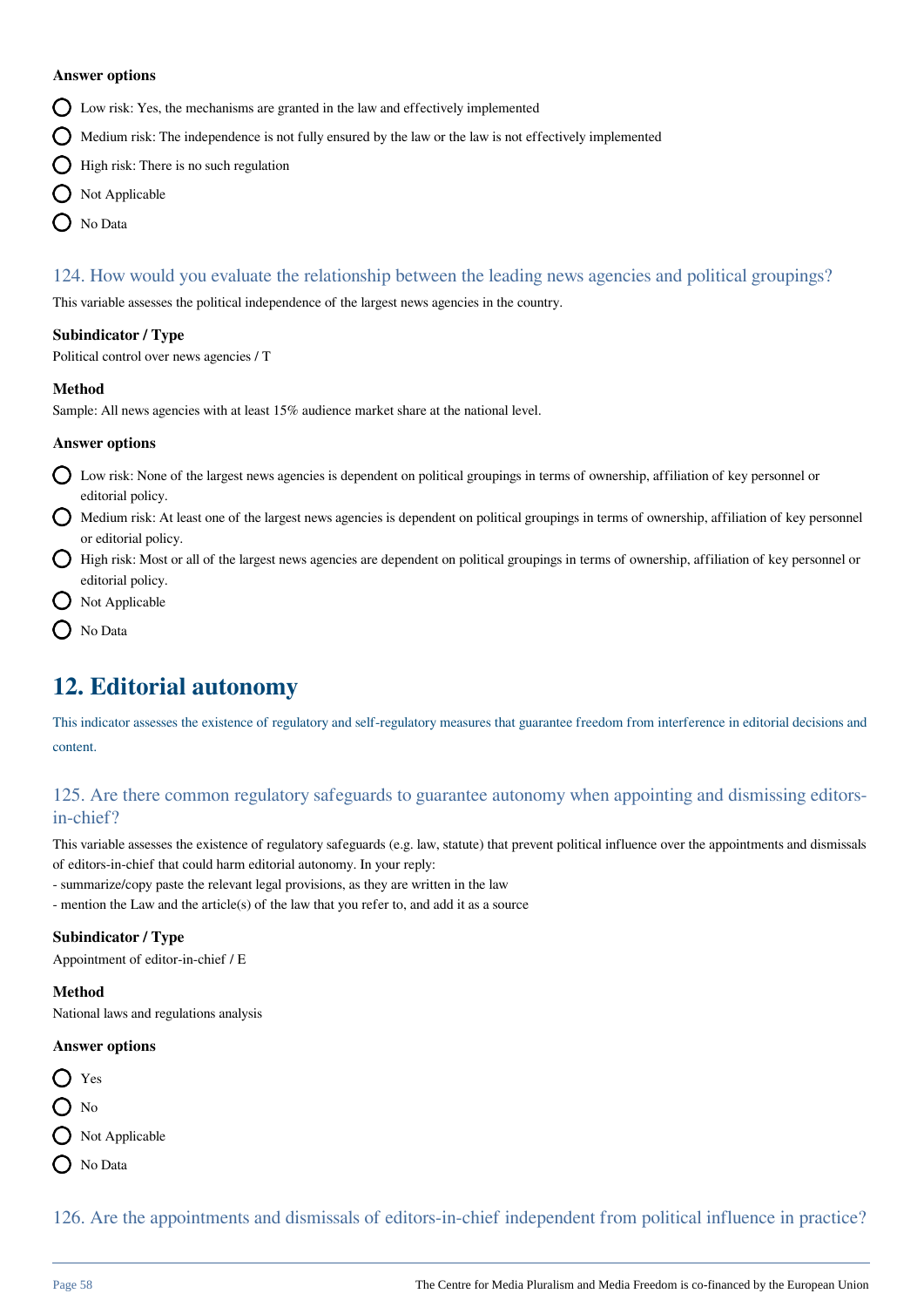**Answer options**

- Low risk: Yes, the mechanisms are granted in the law and effectively implemented
- Medium risk: The independence is not fully ensured by the law or the law is not effectively implemented
- High risk: There is no such regulation
- Not Applicable
- No Data

### 124. How would you evaluate the relationship between the leading news agencies and political groupings?

This variable assesses the political independence of the largest news agencies in the country.

**Subindicator / Type**

Political control over news agencies / T

**Method**

Sample: All news agencies with at least 15% audience market share at the national level.

**Answer options**

- Low risk: None of the largest news agencies is dependent on political groupings in terms of ownership, affiliation of key personnel or editorial policy.
- Medium risk: At least one of the largest news agencies is dependent on political groupings in terms of ownership, affiliation of key personnel or editorial policy.
- High risk: Most or all of the largest news agencies are dependent on political groupings in terms of ownership, affiliation of key personnel or editorial policy.
- Not Applicable
- No Data

## 12. Editorial autonomy

This indicator assesses the existence of regulatory and self-regulatory measures that guarantee freedom from interference in editorial decisions and content.

### 125. Are there common regulatory safeguards to guarantee autonomy when appointing and dismissing editors-in-chief?

This variable assesses the existence of regulatory safeguards (e.g. law, statute) that prevent political influence over the appointments and dismissals of editors-in-chief that could harm editorial autonomy. In your reply:
- summarize/copy paste the relevant legal provisions, as they are written in the law
- mention the Law and the article(s) of the law that you refer to, and add it as a source

**Subindicator / Type**

Appointment of editor-in-chief / E

**Method**

National laws and regulations analysis

**Answer options**

- Yes
- No
- Not Applicable
- No Data

### 126. Are the appointments and dismissals of editors-in-chief independent from political influence in practice?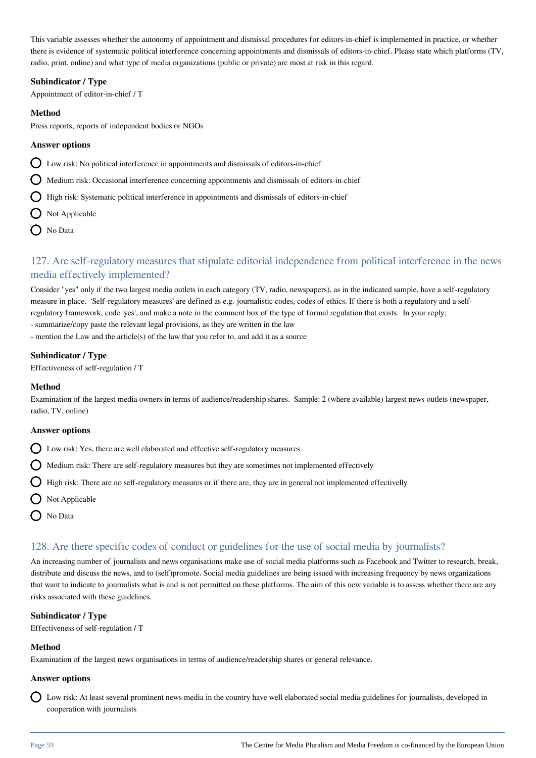This variable assesses whether the autonomy of appointment and dismissal procedures for editors-in-chief is implemented in practice, or whether there is evidence of systematic political interference concerning appointments and dismissals of editors-in-chief. Please state which platforms (TV, radio, print, online) and what type of media organizations (public or private) are most at risk in this regard.

**Subindicator / Type**

Appointment of editor-in-chief / T

**Method**

Press reports, reports of independent bodies or NGOs

**Answer options**

- Low risk: No political interference in appointments and dismissals of editors-in-chief
- Medium risk: Occasional interference concerning appointments and dismissals of editors-in-chief
- High risk: Systematic political interference in appointments and dismissals of editors-in-chief
- Not Applicable
- No Data

## 127. Are self-regulatory measures that stipulate editorial independence from political interference in the news media effectively implemented?

Consider "yes" only if the two largest media outlets in each category (TV, radio, newspapers), as in the indicated sample, have a self-regulatory measure in place. 'Self-regulatory measures' are defined as e.g. journalistic codes, codes of ethics. If there is both a regulatory and a self-regulatory framework, code 'yes', and make a note in the comment box of the type of formal regulation that exists. In your reply:
- summarize/copy paste the relevant legal provisions, as they are written in the law
- mention the Law and the article(s) of the law that you refer to, and add it as a source

**Subindicator / Type**

Effectiveness of self-regulation / T

**Method**

Examination of the largest media owners in terms of audience/readership shares. Sample: 2 (where available) largest news outlets (newspaper, radio, TV, online)

**Answer options**

- Low risk: Yes, there are well elaborated and effective self-regulatory measures
- Medium risk: There are self-regulatory measures but they are sometimes not implemented effectively
- High risk: There are no self-regulatory measures or if there are, they are in general not implemented effectivelly
- Not Applicable
- No Data

## 128. Are there specific codes of conduct or guidelines for the use of social media by journalists?

An increasing number of journalists and news organisations make use of social media platforms such as Facebook and Twitter to research, break, distribute and discuss the news, and to (self)promote. Social media guidelines are being issued with increasing frequency by news organizations that want to indicate to journalists what is and is not permitted on these platforms. The aim of this new variable is to assess whether there are any risks associated with these guidelines.

**Subindicator / Type**

Effectiveness of self-regulation / T

**Method**

Examination of the largest news organisations in terms of audience/readership shares or general relevance.

**Answer options**

- Low risk: At least several prominent news media in the country have well elaborated social media guidelines for journalists, developed in cooperation with journalists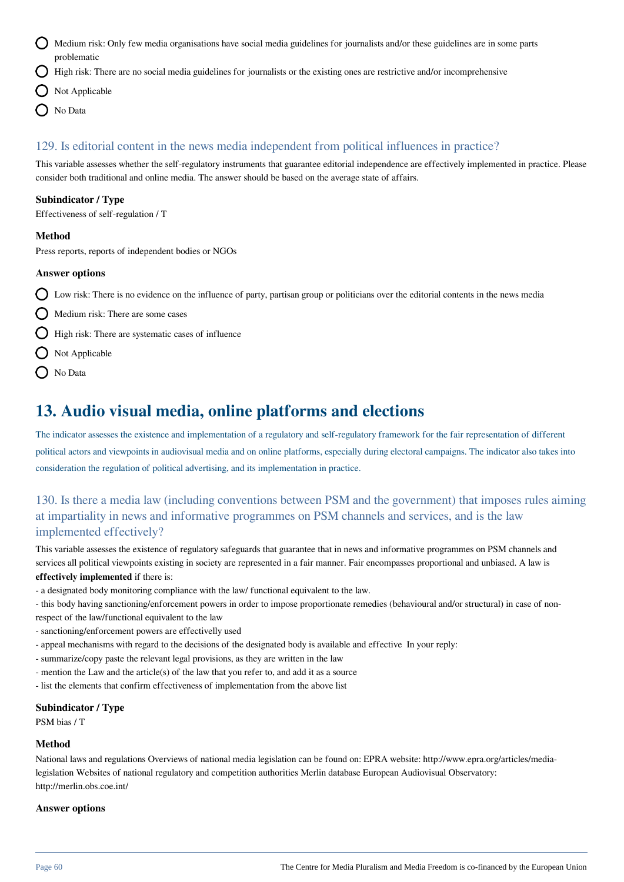- Medium risk: Only few media organisations have social media guidelines for journalists and/or these guidelines are in some parts problematic
- High risk: There are no social media guidelines for journalists or the existing ones are restrictive and/or incomprehensive
- Not Applicable
- No Data

### 129. Is editorial content in the news media independent from political influences in practice?

This variable assesses whether the self-regulatory instruments that guarantee editorial independence are effectively implemented in practice. Please consider both traditional and online media. The answer should be based on the average state of affairs.

**Subindicator / Type**

Effectiveness of self-regulation / T

**Method**

Press reports, reports of independent bodies or NGOs

**Answer options**

- Low risk: There is no evidence on the influence of party, partisan group or politicians over the editorial contents in the news media
- Medium risk: There are some cases
- High risk: There are systematic cases of influence
- Not Applicable
- No Data

## 13. Audio visual media, online platforms and elections

The indicator assesses the existence and implementation of a regulatory and self-regulatory framework for the fair representation of different political actors and viewpoints in audiovisual media and on online platforms, especially during electoral campaigns. The indicator also takes into consideration the regulation of political advertising, and its implementation in practice.

### 130. Is there a media law (including conventions between PSM and the government) that imposes rules aiming at impartiality in news and informative programmes on PSM channels and services, and is the law implemented effectively?

This variable assesses the existence of regulatory safeguards that guarantee that in news and informative programmes on PSM channels and services all political viewpoints existing in society are represented in a fair manner. Fair encompasses proportional and unbiased. A law is **effectively implemented** if there is:

- a designated body monitoring compliance with the law/ functional equivalent to the law.
- this body having sanctioning/enforcement powers in order to impose proportionate remedies (behavioural and/or structural) in case of non-respect of the law/functional equivalent to the law
- sanctioning/enforcement powers are effectivelly used
- appeal mechanisms with regard to the decisions of the designated body is available and effective In your reply:
- summarize/copy paste the relevant legal provisions, as they are written in the law
- mention the Law and the article(s) of the law that you refer to, and add it as a source
- list the elements that confirm effectiveness of implementation from the above list

**Subindicator / Type**

PSM bias / T

**Method**

National laws and regulations Overviews of national media legislation can be found on: EPRA website: http://www.epra.org/articles/media-legislation Websites of national regulatory and competition authorities Merlin database European Audiovisual Observatory: http://merlin.obs.coe.int/

**Answer options**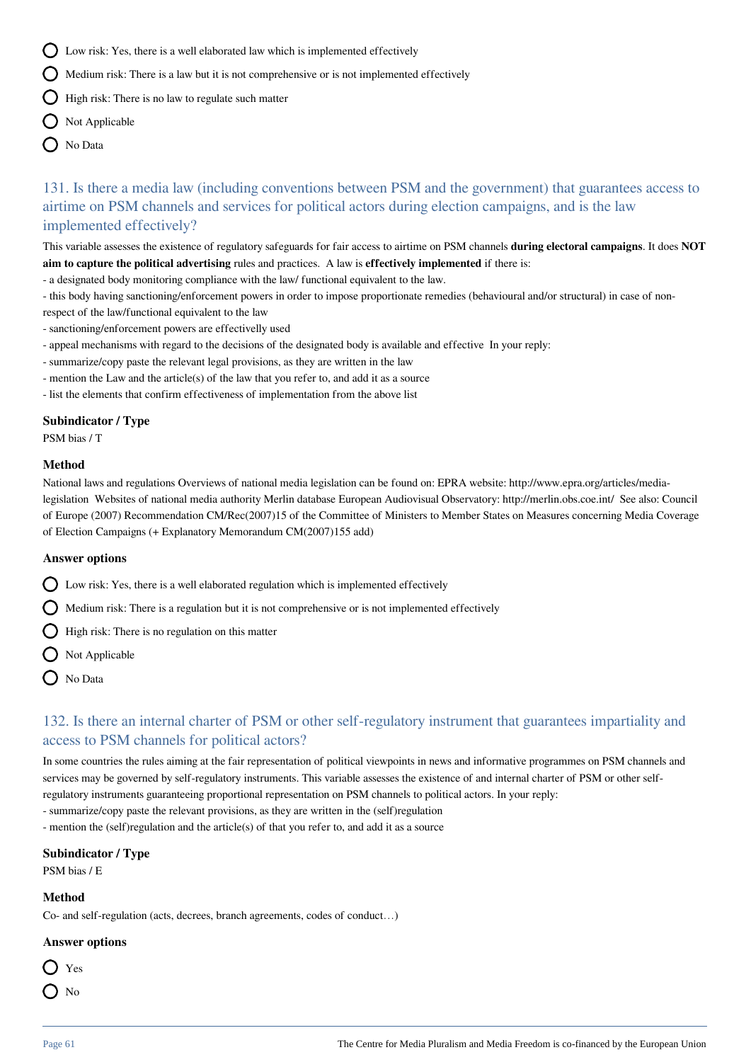- Low risk: Yes, there is a well elaborated law which is implemented effectively
- Medium risk: There is a law but it is not comprehensive or is not implemented effectively
- High risk: There is no law to regulate such matter
- Not Applicable
- No Data

## 131. Is there a media law (including conventions between PSM and the government) that guarantees access to airtime on PSM channels and services for political actors during election campaigns, and is the law implemented effectively?

This variable assesses the existence of regulatory safeguards for fair access to airtime on PSM channels **during electoral campaigns**. It does **NOT aim to capture the political advertising** rules and practices. A law is **effectively implemented** if there is:
- a designated body monitoring compliance with the law/ functional equivalent to the law.
- this body having sanctioning/enforcement powers in order to impose proportionate remedies (behavioural and/or structural) in case of non-respect of the law/functional equivalent to the law
- sanctioning/enforcement powers are effectivelly used
- appeal mechanisms with regard to the decisions of the designated body is available and effective In your reply:
- summarize/copy paste the relevant legal provisions, as they are written in the law
- mention the Law and the article(s) of the law that you refer to, and add it as a source
- list the elements that confirm effectiveness of implementation from the above list

### Subindicator / Type

PSM bias / T

### Method

National laws and regulations Overviews of national media legislation can be found on: EPRA website: http://www.epra.org/articles/media-legislation Websites of national media authority Merlin database European Audiovisual Observatory: http://merlin.obs.coe.int/ See also: Council of Europe (2007) Recommendation CM/Rec(2007)15 of the Committee of Ministers to Member States on Measures concerning Media Coverage of Election Campaigns (+ Explanatory Memorandum CM(2007)155 add)

### Answer options

- Low risk: Yes, there is a well elaborated regulation which is implemented effectively
- Medium risk: There is a regulation but it is not comprehensive or is not implemented effectively
- High risk: There is no regulation on this matter
- Not Applicable
- No Data

## 132. Is there an internal charter of PSM or other self-regulatory instrument that guarantees impartiality and access to PSM channels for political actors?

In some countries the rules aiming at the fair representation of political viewpoints in news and informative programmes on PSM channels and services may be governed by self-regulatory instruments. This variable assesses the existence of and internal charter of PSM or other self-regulatory instruments guaranteeing proportional representation on PSM channels to political actors. In your reply:
- summarize/copy paste the relevant provisions, as they are written in the (self)regulation
- mention the (self)regulation and the article(s) of that you refer to, and add it as a source

### Subindicator / Type

PSM bias / E

### Method

Co- and self-regulation (acts, decrees, branch agreements, codes of conduct…)

### Answer options

- Yes
- No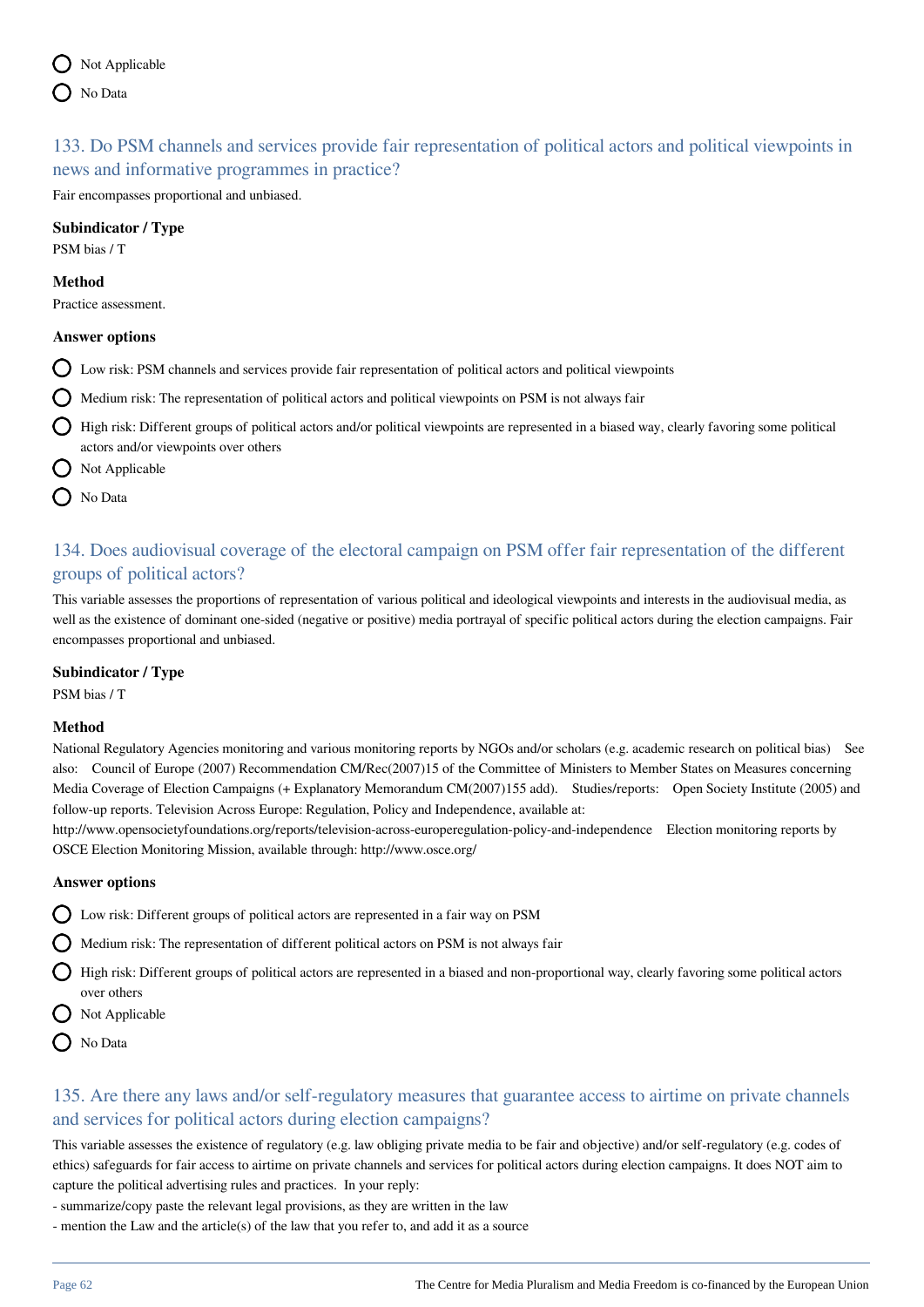- Not Applicable
- No Data

## 133. Do PSM channels and services provide fair representation of political actors and political viewpoints in news and informative programmes in practice?

Fair encompasses proportional and unbiased.

**Subindicator / Type**

PSM bias / T

**Method**

Practice assessment.

**Answer options**

- Low risk: PSM channels and services provide fair representation of political actors and political viewpoints
- Medium risk: The representation of political actors and political viewpoints on PSM is not always fair
- High risk: Different groups of political actors and/or political viewpoints are represented in a biased way, clearly favoring some political actors and/or viewpoints over others
- Not Applicable
- No Data

## 134. Does audiovisual coverage of the electoral campaign on PSM offer fair representation of the different groups of political actors?

This variable assesses the proportions of representation of various political and ideological viewpoints and interests in the audiovisual media, as well as the existence of dominant one-sided (negative or positive) media portrayal of specific political actors during the election campaigns. Fair encompasses proportional and unbiased.

**Subindicator / Type**

PSM bias / T

**Method**

National Regulatory Agencies monitoring and various monitoring reports by NGOs and/or scholars (e.g. academic research on political bias) See also: Council of Europe (2007) Recommendation CM/Rec(2007)15 of the Committee of Ministers to Member States on Measures concerning Media Coverage of Election Campaigns (+ Explanatory Memorandum CM(2007)155 add). Studies/reports: Open Society Institute (2005) and follow-up reports. Television Across Europe: Regulation, Policy and Independence, available at: http://www.opensocietyfoundations.org/reports/television-across-europeregulation-policy-and-independence Election monitoring reports by OSCE Election Monitoring Mission, available through: http://www.osce.org/

**Answer options**

- Low risk: Different groups of political actors are represented in a fair way on PSM
- Medium risk: The representation of different political actors on PSM is not always fair
- High risk: Different groups of political actors are represented in a biased and non-proportional way, clearly favoring some political actors over others
- Not Applicable
- No Data

## 135. Are there any laws and/or self-regulatory measures that guarantee access to airtime on private channels and services for political actors during election campaigns?

This variable assesses the existence of regulatory (e.g. law obliging private media to be fair and objective) and/or self-regulatory (e.g. codes of ethics) safeguards for fair access to airtime on private channels and services for political actors during election campaigns. It does NOT aim to capture the political advertising rules and practices. In your reply:

- summarize/copy paste the relevant legal provisions, as they are written in the law
- mention the Law and the article(s) of the law that you refer to, and add it as a source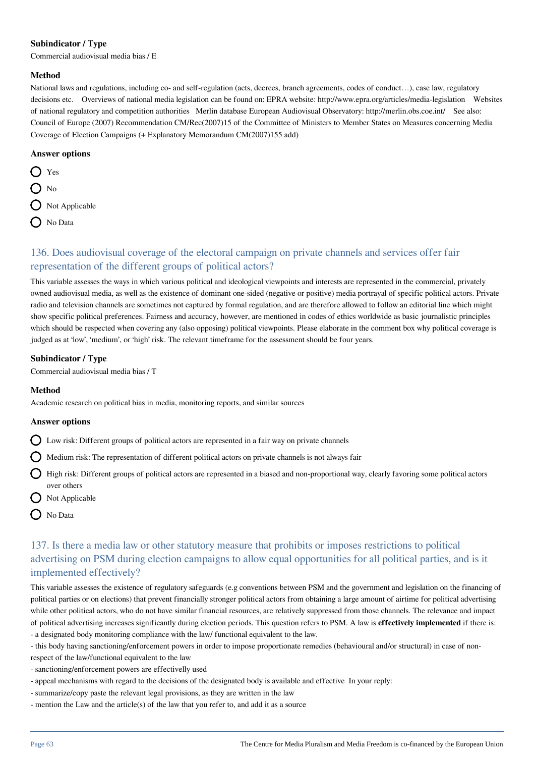#### Subindicator / Type

Commercial audiovisual media bias / E

#### Method

National laws and regulations, including co- and self-regulation (acts, decrees, branch agreements, codes of conduct…), case law, regulatory decisions etc. Overviews of national media legislation can be found on: EPRA website: http://www.epra.org/articles/media-legislation Websites of national regulatory and competition authorities Merlin database European Audiovisual Observatory: http://merlin.obs.coe.int/ See also: Council of Europe (2007) Recommendation CM/Rec(2007)15 of the Committee of Ministers to Member States on Measures concerning Media Coverage of Election Campaigns (+ Explanatory Memorandum CM(2007)155 add)

#### Answer options

- Yes
- No
- Not Applicable
- No Data

## 136. Does audiovisual coverage of the electoral campaign on private channels and services offer fair representation of the different groups of political actors?

This variable assesses the ways in which various political and ideological viewpoints and interests are represented in the commercial, privately owned audiovisual media, as well as the existence of dominant one-sided (negative or positive) media portrayal of specific political actors. Private radio and television channels are sometimes not captured by formal regulation, and are therefore allowed to follow an editorial line which might show specific political preferences. Fairness and accuracy, however, are mentioned in codes of ethics worldwide as basic journalistic principles which should be respected when covering any (also opposing) political viewpoints. Please elaborate in the comment box why political coverage is judged as at 'low', 'medium', or 'high' risk. The relevant timeframe for the assessment should be four years.

#### Subindicator / Type

Commercial audiovisual media bias / T

#### Method

Academic research on political bias in media, monitoring reports, and similar sources

#### Answer options

- Low risk: Different groups of political actors are represented in a fair way on private channels
- Medium risk: The representation of different political actors on private channels is not always fair
- High risk: Different groups of political actors are represented in a biased and non-proportional way, clearly favoring some political actors over others
- Not Applicable
- No Data

## 137. Is there a media law or other statutory measure that prohibits or imposes restrictions to political advertising on PSM during election campaigns to allow equal opportunities for all political parties, and is it implemented effectively?

This variable assesses the existence of regulatory safeguards (e.g conventions between PSM and the government and legislation on the financing of political parties or on elections) that prevent financially stronger political actors from obtaining a large amount of airtime for political advertising while other political actors, who do not have similar financial resources, are relatively suppressed from those channels. The relevance and impact of political advertising increases significantly during election periods. This question refers to PSM. A law is **effectively implemented** if there is:
- a designated body monitoring compliance with the law/ functional equivalent to the law.
- this body having sanctioning/enforcement powers in order to impose proportionate remedies (behavioural and/or structural) in case of non-respect of the law/functional equivalent to the law
- sanctioning/enforcement powers are effectively used
- appeal mechanisms with regard to the decisions of the designated body is available and effective In your reply:
- summarize/copy paste the relevant legal provisions, as they are written in the law
- mention the Law and the article(s) of the law that you refer to, and add it as a source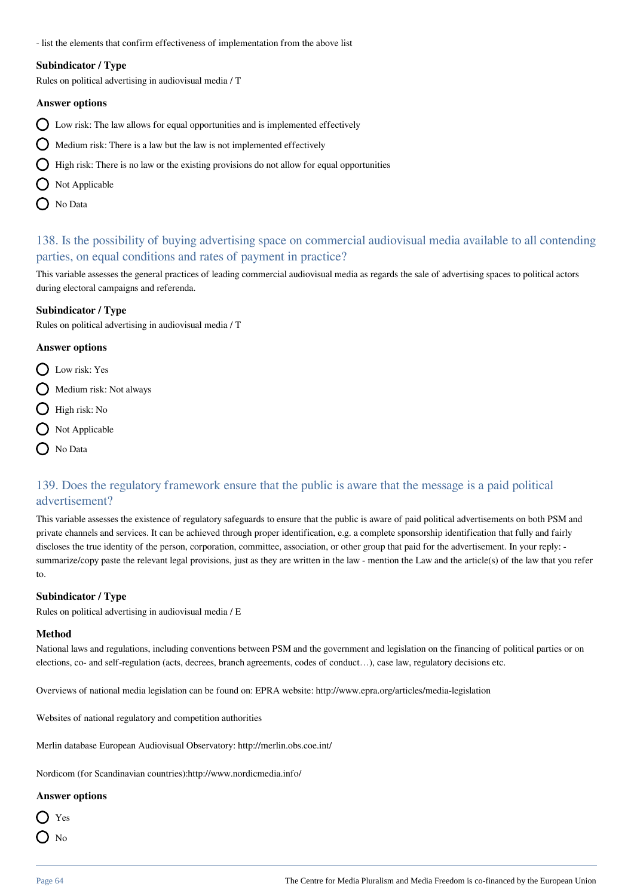- list the elements that confirm effectiveness of implementation from the above list

**Subindicator / Type**

Rules on political advertising in audiovisual media / T

**Answer options**

- Low risk: The law allows for equal opportunities and is implemented effectively
- Medium risk: There is a law but the law is not implemented effectively
- High risk: There is no law or the existing provisions do not allow for equal opportunities
- Not Applicable
- No Data

## 138. Is the possibility of buying advertising space on commercial audiovisual media available to all contending parties, on equal conditions and rates of payment in practice?

This variable assesses the general practices of leading commercial audiovisual media as regards the sale of advertising spaces to political actors during electoral campaigns and referenda.

**Subindicator / Type**

Rules on political advertising in audiovisual media / T

**Answer options**

- Low risk: Yes
- Medium risk: Not always
- High risk: No
- Not Applicable
- No Data

## 139. Does the regulatory framework ensure that the public is aware that the message is a paid political advertisement?

This variable assesses the existence of regulatory safeguards to ensure that the public is aware of paid political advertisements on both PSM and private channels and services. It can be achieved through proper identification, e.g. a complete sponsorship identification that fully and fairly discloses the true identity of the person, corporation, committee, association, or other group that paid for the advertisement. In your reply: - summarize/copy paste the relevant legal provisions, just as they are written in the law - mention the Law and the article(s) of the law that you refer to.

**Subindicator / Type**

Rules on political advertising in audiovisual media / E

**Method**

National laws and regulations, including conventions between PSM and the government and legislation on the financing of political parties or on elections, co- and self-regulation (acts, decrees, branch agreements, codes of conduct…), case law, regulatory decisions etc.

Overviews of national media legislation can be found on: EPRA website: http://www.epra.org/articles/media-legislation

Websites of national regulatory and competition authorities

Merlin database European Audiovisual Observatory: http://merlin.obs.coe.int/

Nordicom (for Scandinavian countries):http://www.nordicmedia.info/

**Answer options**

- Yes
- No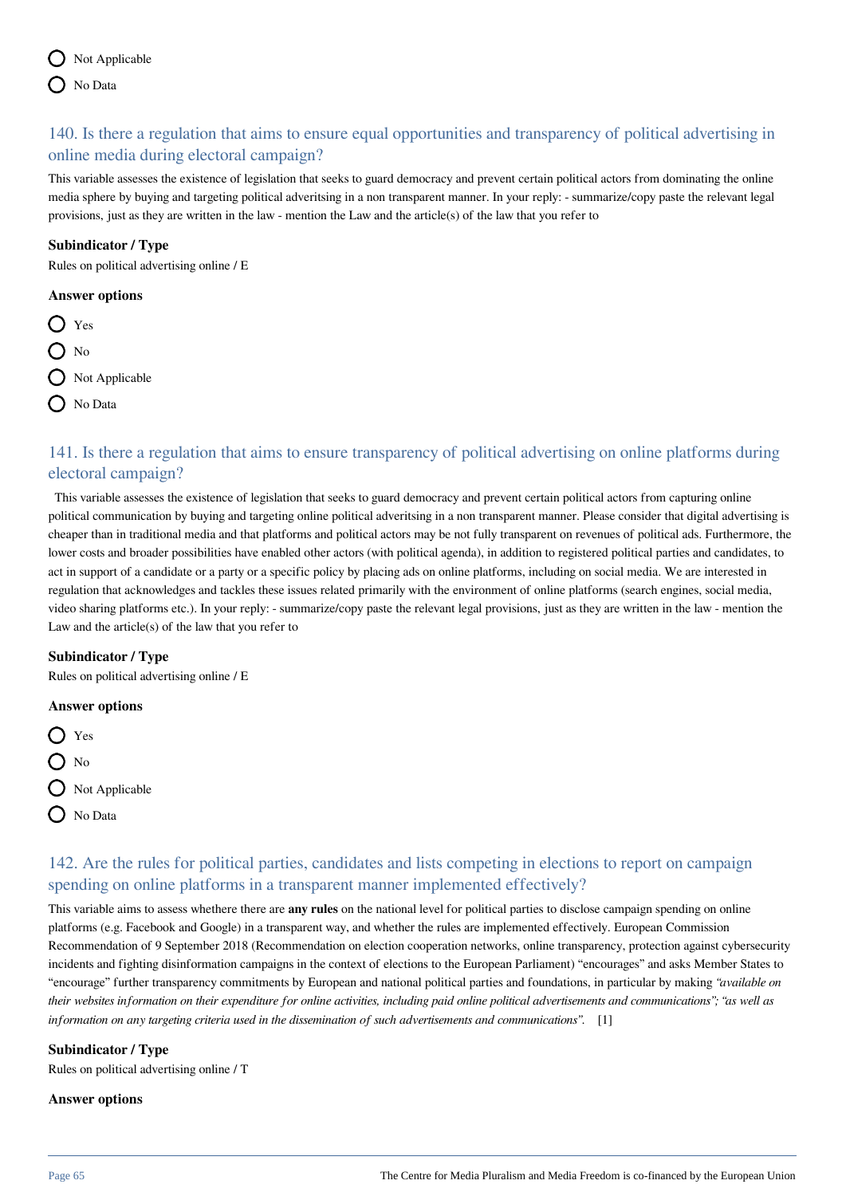- Not Applicable
- No Data

## 140. Is there a regulation that aims to ensure equal opportunities and transparency of political advertising in online media during electoral campaign?

This variable assesses the existence of legislation that seeks to guard democracy and prevent certain political actors from dominating the online media sphere by buying and targeting political adveritsing in a non transparent manner. In your reply: - summarize/copy paste the relevant legal provisions, just as they are written in the law - mention the Law and the article(s) of the law that you refer to

**Subindicator / Type**

Rules on political advertising online / E

**Answer options**

- Yes
- No
- Not Applicable
- No Data

## 141. Is there a regulation that aims to ensure transparency of political advertising on online platforms during electoral campaign?

This variable assesses the existence of legislation that seeks to guard democracy and prevent certain political actors from capturing online political communication by buying and targeting online political adveritsing in a non transparent manner. Please consider that digital advertising is cheaper than in traditional media and that platforms and political actors may be not fully transparent on revenues of political ads. Furthermore, the lower costs and broader possibilities have enabled other actors (with political agenda), in addition to registered political parties and candidates, to act in support of a candidate or a party or a specific policy by placing ads on online platforms, including on social media. We are interested in regulation that acknowledges and tackles these issues related primarily with the environment of online platforms (search engines, social media, video sharing platforms etc.). In your reply: - summarize/copy paste the relevant legal provisions, just as they are written in the law - mention the Law and the article(s) of the law that you refer to

**Subindicator / Type**

Rules on political advertising online / E

**Answer options**

- Yes
- No
- Not Applicable
- No Data

## 142. Are the rules for political parties, candidates and lists competing in elections to report on campaign spending on online platforms in a transparent manner implemented effectively?

This variable aims to assess whethere there are **any rules** on the national level for political parties to disclose campaign spending on online platforms (e.g. Facebook and Google) in a transparent way, and whether the rules are implemented effectively. European Commission Recommendation of 9 September 2018 (Recommendation on election cooperation networks, online transparency, protection against cybersecurity incidents and fighting disinformation campaigns in the context of elections to the European Parliament) “encourages” and asks Member States to “encourage” further transparency commitments by European and national political parties and foundations, in particular by making *“available on their websites information on their expenditure for online activities, including paid online political advertisements and communications”; “as well as information on any targeting criteria used in the dissemination of such advertisements and communications”.* [1]

**Subindicator / Type**

Rules on political advertising online / T

**Answer options**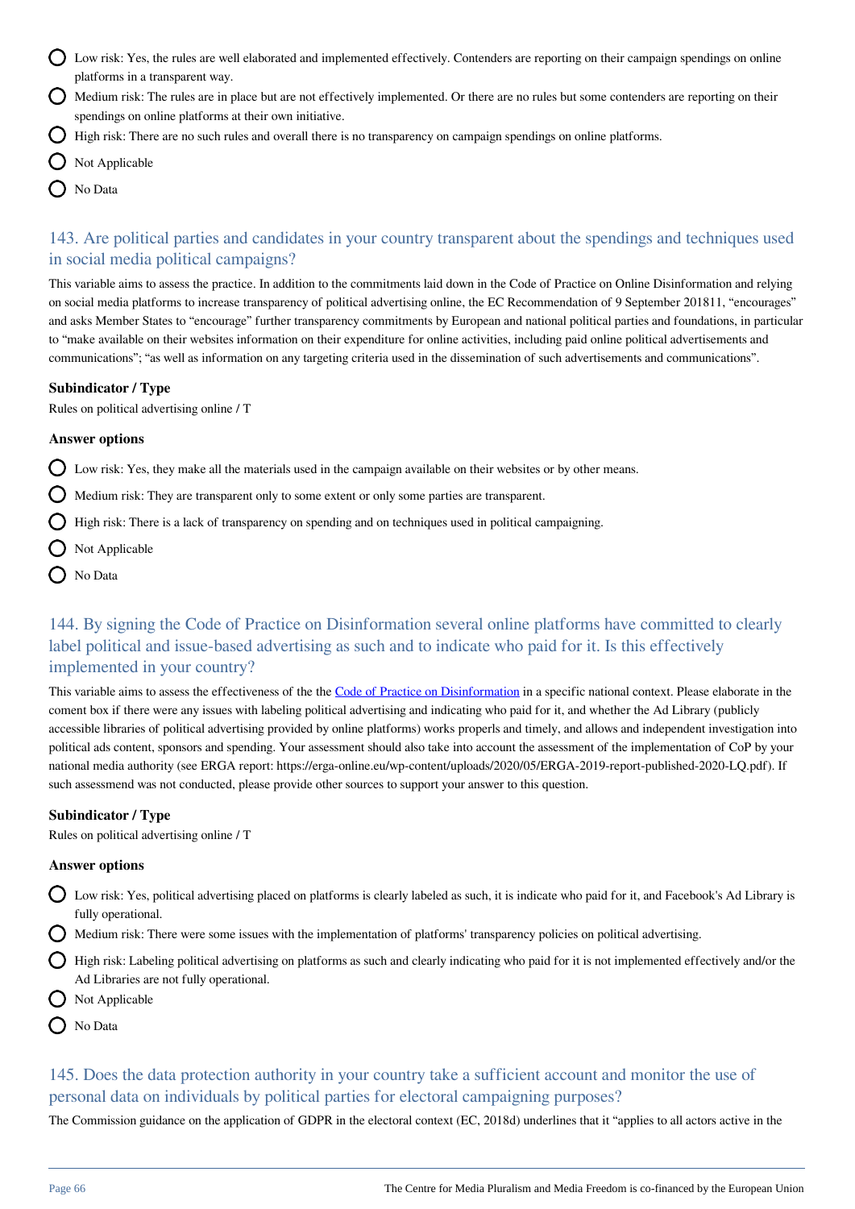- Low risk: Yes, the rules are well elaborated and implemented effectively. Contenders are reporting on their campaign spendings on online platforms in a transparent way.
- Medium risk: The rules are in place but are not effectively implemented. Or there are no rules but some contenders are reporting on their spendings on online platforms at their own initiative.
- High risk: There are no such rules and overall there is no transparency on campaign spendings on online platforms.
- Not Applicable
- No Data

## 143. Are political parties and candidates in your country transparent about the spendings and techniques used in social media political campaigns?

This variable aims to assess the practice. In addition to the commitments laid down in the Code of Practice on Online Disinformation and relying on social media platforms to increase transparency of political advertising online, the EC Recommendation of 9 September 201811, "encourages" and asks Member States to "encourage" further transparency commitments by European and national political parties and foundations, in particular to "make available on their websites information on their expenditure for online activities, including paid online political advertisements and communications"; "as well as information on any targeting criteria used in the dissemination of such advertisements and communications".

**Subindicator / Type**

Rules on political advertising online / T

**Answer options**

- Low risk: Yes, they make all the materials used in the campaign available on their websites or by other means.
- Medium risk: They are transparent only to some extent or only some parties are transparent.
- High risk: There is a lack of transparency on spending and on techniques used in political campaigning.
- Not Applicable
- No Data

## 144. By signing the Code of Practice on Disinformation several online platforms have committed to clearly label political and issue-based advertising as such and to indicate who paid for it. Is this effectively implemented in your country?

This variable aims to assess the effectiveness of the the Code of Practice on Disinformation in a specific national context. Please elaborate in the coment box if there were any issues with labeling political advertising and indicating who paid for it, and whether the Ad Library (publicly accessible libraries of political advertising provided by online platforms) works properls and timely, and allows and independent investigation into political ads content, sponsors and spending. Your assessment should also take into account the assessment of the implementation of CoP by your national media authority (see ERGA report: https://erga-online.eu/wp-content/uploads/2020/05/ERGA-2019-report-published-2020-LQ.pdf). If such assessmend was not conducted, please provide other sources to support your answer to this question.

**Subindicator / Type**

Rules on political advertising online / T

**Answer options**

- Low risk: Yes, political advertising placed on platforms is clearly labeled as such, it is indicate who paid for it, and Facebook's Ad Library is fully operational.
- Medium risk: There were some issues with the implementation of platforms' transparency policies on political advertising.
- High risk: Labeling political advertising on platforms as such and clearly indicating who paid for it is not implemented effectively and/or the Ad Libraries are not fully operational.
- Not Applicable
- No Data

## 145. Does the data protection authority in your country take a sufficient account and monitor the use of personal data on individuals by political parties for electoral campaigning purposes?

The Commission guidance on the application of GDPR in the electoral context (EC, 2018d) underlines that it "applies to all actors active in the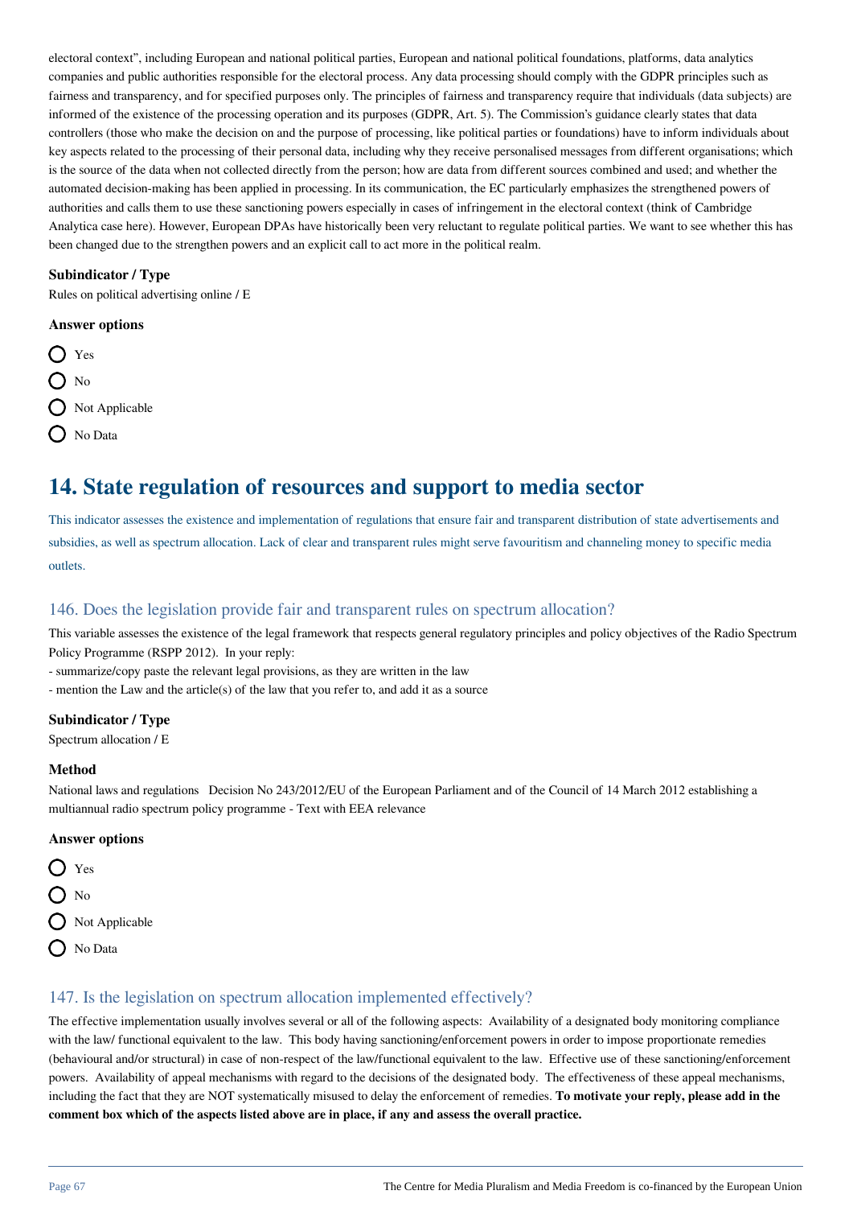electoral context", including European and national political parties, European and national political foundations, platforms, data analytics companies and public authorities responsible for the electoral process. Any data processing should comply with the GDPR principles such as fairness and transparency, and for specified purposes only. The principles of fairness and transparency require that individuals (data subjects) are informed of the existence of the processing operation and its purposes (GDPR, Art. 5). The Commission's guidance clearly states that data controllers (those who make the decision on and the purpose of processing, like political parties or foundations) have to inform individuals about key aspects related to the processing of their personal data, including why they receive personalised messages from different organisations; which is the source of the data when not collected directly from the person; how are data from different sources combined and used; and whether the automated decision-making has been applied in processing. In its communication, the EC particularly emphasizes the strengthened powers of authorities and calls them to use these sanctioning powers especially in cases of infringement in the electoral context (think of Cambridge Analytica case here). However, European DPAs have historically been very reluctant to regulate political parties. We want to see whether this has been changed due to the strengthen powers and an explicit call to act more in the political realm.

**Subindicator / Type**

Rules on political advertising online / E

**Answer options**

- Yes
- No
- Not Applicable
- No Data

# 14. State regulation of resources and support to media sector

This indicator assesses the existence and implementation of regulations that ensure fair and transparent distribution of state advertisements and subsidies, as well as spectrum allocation. Lack of clear and transparent rules might serve favouritism and channeling money to specific media outlets.

## 146. Does the legislation provide fair and transparent rules on spectrum allocation?

This variable assesses the existence of the legal framework that respects general regulatory principles and policy objectives of the Radio Spectrum Policy Programme (RSPP 2012). In your reply:
- summarize/copy paste the relevant legal provisions, as they are written in the law
- mention the Law and the article(s) of the law that you refer to, and add it as a source

**Subindicator / Type**

Spectrum allocation / E

**Method**

National laws and regulations Decision No 243/2012/EU of the European Parliament and of the Council of 14 March 2012 establishing a multiannual radio spectrum policy programme - Text with EEA relevance

**Answer options**

- Yes
- No
- Not Applicable
- No Data

## 147. Is the legislation on spectrum allocation implemented effectively?

The effective implementation usually involves several or all of the following aspects: Availability of a designated body monitoring compliance with the law/ functional equivalent to the law. This body having sanctioning/enforcement powers in order to impose proportionate remedies (behavioural and/or structural) in case of non-respect of the law/functional equivalent to the law. Effective use of these sanctioning/enforcement powers. Availability of appeal mechanisms with regard to the decisions of the designated body. The effectiveness of these appeal mechanisms, including the fact that they are NOT systematically misused to delay the enforcement of remedies. **To motivate your reply, please add in the comment box which of the aspects listed above are in place, if any and assess the overall practice.**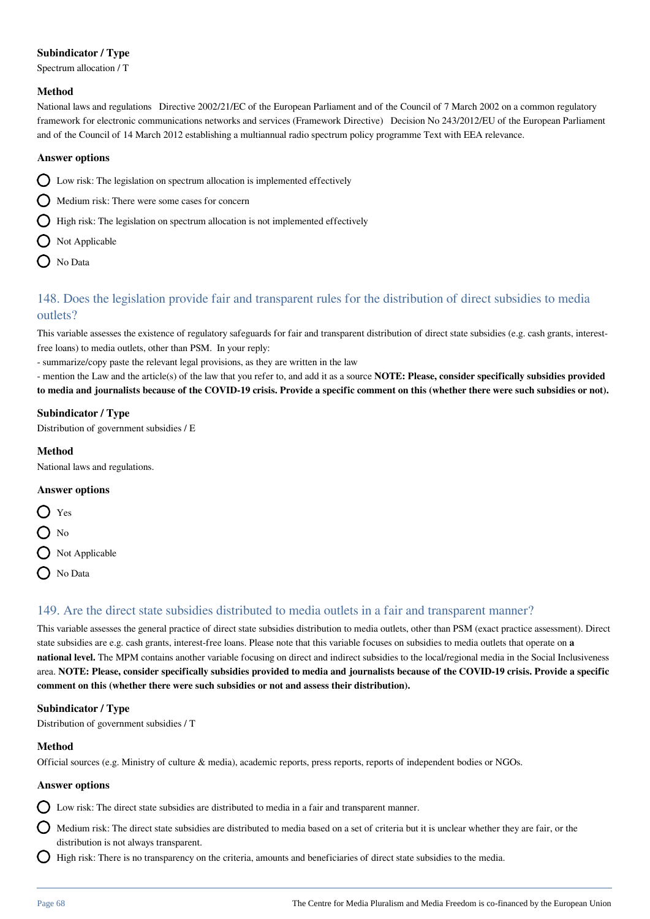**Subindicator / Type**

Spectrum allocation / T

**Method**

National laws and regulations   Directive 2002/21/EC of the European Parliament and of the Council of 7 March 2002 on a common regulatory framework for electronic communications networks and services (Framework Directive)   Decision No 243/2012/EU of the European Parliament and of the Council of 14 March 2012 establishing a multiannual radio spectrum policy programme Text with EEA relevance.

**Answer options**

- Low risk: The legislation on spectrum allocation is implemented effectively
- Medium risk: There were some cases for concern
- High risk: The legislation on spectrum allocation is not implemented effectively
- Not Applicable
- No Data

## 148. Does the legislation provide fair and transparent rules for the distribution of direct subsidies to media outlets?

This variable assesses the existence of regulatory safeguards for fair and transparent distribution of direct state subsidies (e.g. cash grants, interest-free loans) to media outlets, other than PSM.  In your reply:

- summarize/copy paste the relevant legal provisions, as they are written in the law
- mention the Law and the article(s) of the law that you refer to, and add it as a source **NOTE: Please, consider specifically subsidies provided to media and journalists because of the COVID-19 crisis. Provide a specific comment on this (whether there were such subsidies or not).**

**Subindicator / Type**

Distribution of government subsidies / E

**Method**

National laws and regulations.

**Answer options**

- Yes
- No
- Not Applicable
- No Data

## 149. Are the direct state subsidies distributed to media outlets in a fair and transparent manner?

This variable assesses the general practice of direct state subsidies distribution to media outlets, other than PSM (exact practice assessment). Direct state subsidies are e.g. cash grants, interest-free loans. Please note that this variable focuses on subsidies to media outlets that operate on **a national level.** The MPM contains another variable focusing on direct and indirect subsidies to the local/regional media in the Social Inclusiveness area. **NOTE: Please, consider specifically subsidies provided to media and journalists because of the COVID-19 crisis. Provide a specific comment on this (whether there were such subsidies or not and assess their distribution).**

**Subindicator / Type**

Distribution of government subsidies / T

**Method**

Official sources (e.g. Ministry of culture & media), academic reports, press reports, reports of independent bodies or NGOs.

**Answer options**

- Low risk: The direct state subsidies are distributed to media in a fair and transparent manner.
- Medium risk: The direct state subsidies are distributed to media based on a set of criteria but it is unclear whether they are fair, or the distribution is not always transparent.
- High risk: There is no transparency on the criteria, amounts and beneficiaries of direct state subsidies to the media.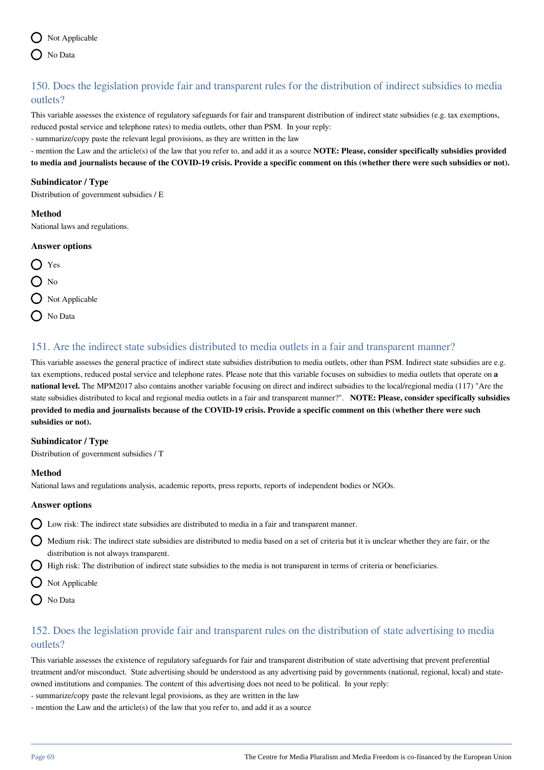- Not Applicable
- No Data

## 150. Does the legislation provide fair and transparent rules for the distribution of indirect subsidies to media outlets?

This variable assesses the existence of regulatory safeguards for fair and transparent distribution of indirect state subsidies (e.g. tax exemptions, reduced postal service and telephone rates) to media outlets, other than PSM. In your reply:

- summarize/copy paste the relevant legal provisions, as they are written in the law
- mention the Law and the article(s) of the law that you refer to, and add it as a source **NOTE: Please, consider specifically subsidies provided to media and journalists because of the COVID-19 crisis. Provide a specific comment on this (whether there were such subsidies or not).**

**Subindicator / Type**

Distribution of government subsidies / E

**Method**

National laws and regulations.

**Answer options**

- Yes
- No
- Not Applicable
- No Data

## 151. Are the indirect state subsidies distributed to media outlets in a fair and transparent manner?

This variable assesses the general practice of indirect state subsidies distribution to media outlets, other than PSM. Indirect state subsidies are e.g. tax exemptions, reduced postal service and telephone rates. Please note that this variable focuses on subsidies to media outlets that operate on **a national level.** The MPM2017 also contains another variable focusing on direct and indirect subsidies to the local/regional media (117) "Are the state subsidies distributed to local and regional media outlets in a fair and transparent manner?". **NOTE: Please, consider specifically subsidies provided to media and journalists because of the COVID-19 crisis. Provide a specific comment on this (whether there were such subsidies or not).**

**Subindicator / Type**

Distribution of government subsidies / T

**Method**

National laws and regulations analysis, academic reports, press reports, reports of independent bodies or NGOs.

**Answer options**

- Low risk: The indirect state subsidies are distributed to media in a fair and transparent manner.
- Medium risk: The indirect state subsidies are distributed to media based on a set of criteria but it is unclear whether they are fair, or the distribution is not always transparent.
- High risk: The distribution of indirect state subsidies to the media is not transparent in terms of criteria or beneficiaries.
- Not Applicable
- No Data

## 152. Does the legislation provide fair and transparent rules on the distribution of state advertising to media outlets?

This variable assesses the existence of regulatory safeguards for fair and transparent distribution of state advertising that prevent preferential treatment and/or misconduct. State advertising should be understood as any advertising paid by governments (national, regional, local) and state-owned institutions and companies. The content of this advertising does not need to be political. In your reply:

- summarize/copy paste the relevant legal provisions, as they are written in the law
- mention the Law and the article(s) of the law that you refer to, and add it as a source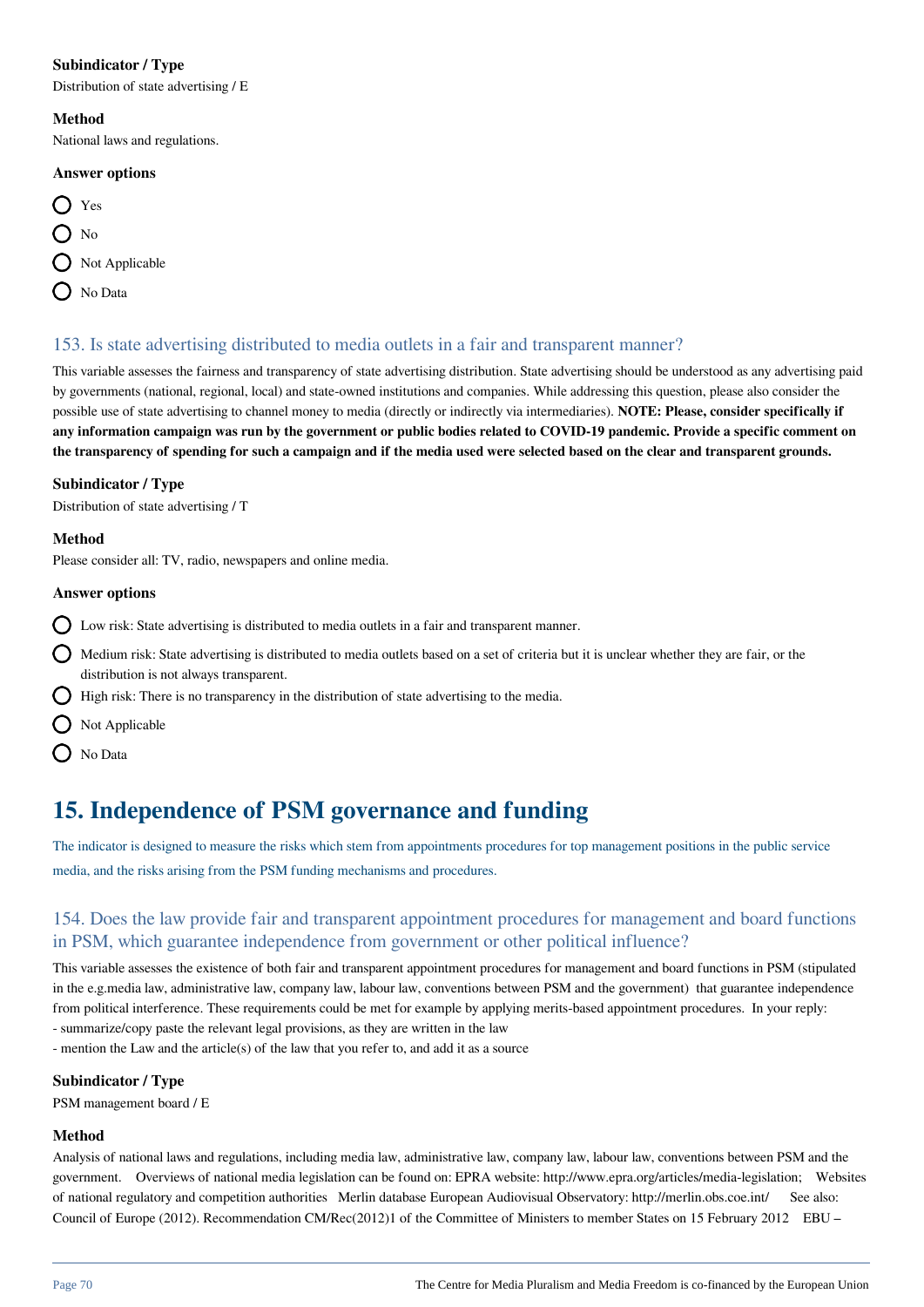**Subindicator / Type**

Distribution of state advertising / E

**Method**

National laws and regulations.

**Answer options**

- ◯ Yes
- ◯ No
- ◯ Not Applicable
- ◯ No Data

### 153. Is state advertising distributed to media outlets in a fair and transparent manner?

This variable assesses the fairness and transparency of state advertising distribution. State advertising should be understood as any advertising paid by governments (national, regional, local) and state-owned institutions and companies. While addressing this question, please also consider the possible use of state advertising to channel money to media (directly or indirectly via intermediaries). **NOTE: Please, consider specifically if any information campaign was run by the government or public bodies related to COVID-19 pandemic. Provide a specific comment on the transparency of spending for such a campaign and if the media used were selected based on the clear and transparent grounds.**

**Subindicator / Type**

Distribution of state advertising / T

**Method**

Please consider all: TV, radio, newspapers and online media.

**Answer options**

- ◯ Low risk: State advertising is distributed to media outlets in a fair and transparent manner.
- ◯ Medium risk: State advertising is distributed to media outlets based on a set of criteria but it is unclear whether they are fair, or the distribution is not always transparent.
- ◯ High risk: There is no transparency in the distribution of state advertising to the media.
- ◯ Not Applicable
- ◯ No Data

## 15. Independence of PSM governance and funding

The indicator is designed to measure the risks which stem from appointments procedures for top management positions in the public service media, and the risks arising from the PSM funding mechanisms and procedures.

### 154. Does the law provide fair and transparent appointment procedures for management and board functions in PSM, which guarantee independence from government or other political influence?

This variable assesses the existence of both fair and transparent appointment procedures for management and board functions in PSM (stipulated in the e.g.media law, administrative law, company law, labour law, conventions between PSM and the government) that guarantee independence from political interference. These requirements could be met for example by applying merits-based appointment procedures. In your reply:
- summarize/copy paste the relevant legal provisions, as they are written in the law
- mention the Law and the article(s) of the law that you refer to, and add it as a source

**Subindicator / Type**

PSM management board / E

**Method**

Analysis of national laws and regulations, including media law, administrative law, company law, labour law, conventions between PSM and the government. Overviews of national media legislation can be found on: EPRA website: http://www.epra.org/articles/media-legislation; Websites of national regulatory and competition authorities Merlin database European Audiovisual Observatory: http://merlin.obs.coe.int/ See also: Council of Europe (2012). Recommendation CM/Rec(2012)1 of the Committee of Ministers to member States on 15 February 2012 EBU –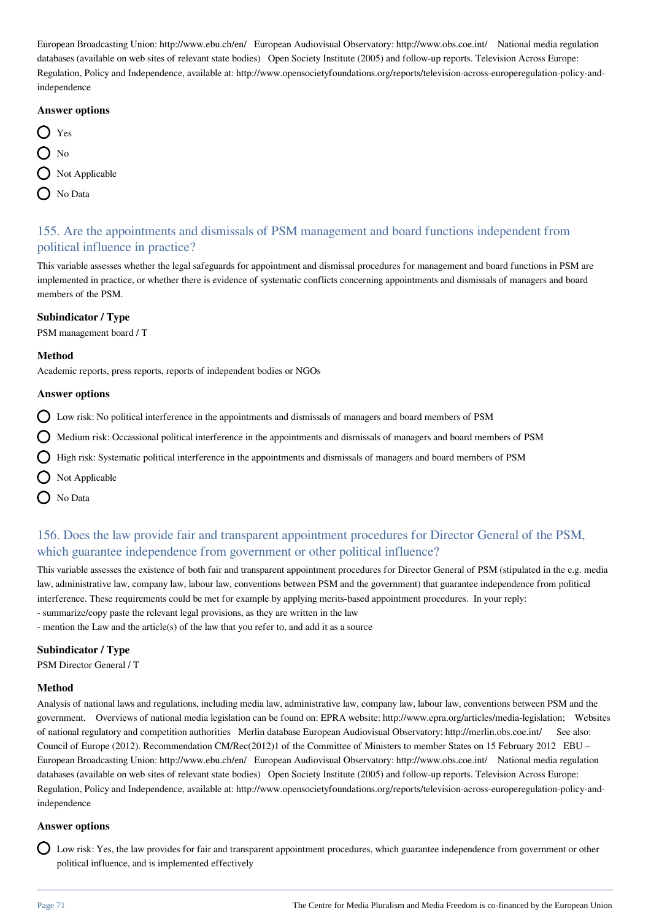European Broadcasting Union: http://www.ebu.ch/en/ European Audiovisual Observatory: http://www.obs.coe.int/ National media regulation databases (available on web sites of relevant state bodies) Open Society Institute (2005) and follow-up reports. Television Across Europe: Regulation, Policy and Independence, available at: http://www.opensocietyfoundations.org/reports/television-across-europeregulation-policy-and-independence

**Answer options**

- Yes
- No
- Not Applicable
- No Data

## 155. Are the appointments and dismissals of PSM management and board functions independent from political influence in practice?

This variable assesses whether the legal safeguards for appointment and dismissal procedures for management and board functions in PSM are implemented in practice, or whether there is evidence of systematic conflicts concerning appointments and dismissals of managers and board members of the PSM.

**Subindicator / Type**

PSM management board / T

**Method**

Academic reports, press reports, reports of independent bodies or NGOs

**Answer options**

- Low risk: No political interference in the appointments and dismissals of managers and board members of PSM
- Medium risk: Occassional political interference in the appointments and dismissals of managers and board members of PSM
- High risk: Systematic political interference in the appointments and dismissals of managers and board members of PSM
- Not Applicable
- No Data

## 156. Does the law provide fair and transparent appointment procedures for Director General of the PSM, which guarantee independence from government or other political influence?

This variable assesses the existence of both fair and transparent appointment procedures for Director General of PSM (stipulated in the e.g. media law, administrative law, company law, labour law, conventions between PSM and the government) that guarantee independence from political interference. These requirements could be met for example by applying merits-based appointment procedures. In your reply:
- summarize/copy paste the relevant legal provisions, as they are written in the law
- mention the Law and the article(s) of the law that you refer to, and add it as a source

**Subindicator / Type**

PSM Director General / T

**Method**

Analysis of national laws and regulations, including media law, administrative law, company law, labour law, conventions between PSM and the government. Overviews of national media legislation can be found on: EPRA website: http://www.epra.org/articles/media-legislation; Websites of national regulatory and competition authorities Merlin database European Audiovisual Observatory: http://merlin.obs.coe.int/ See also: Council of Europe (2012). Recommendation CM/Rec(2012)1 of the Committee of Ministers to member States on 15 February 2012 EBU – European Broadcasting Union: http://www.ebu.ch/en/ European Audiovisual Observatory: http://www.obs.coe.int/ National media regulation databases (available on web sites of relevant state bodies) Open Society Institute (2005) and follow-up reports. Television Across Europe: Regulation, Policy and Independence, available at: http://www.opensocietyfoundations.org/reports/television-across-europeregulation-policy-and-independence

**Answer options**

- Low risk: Yes, the law provides for fair and transparent appointment procedures, which guarantee independence from government or other political influence, and is implemented effectively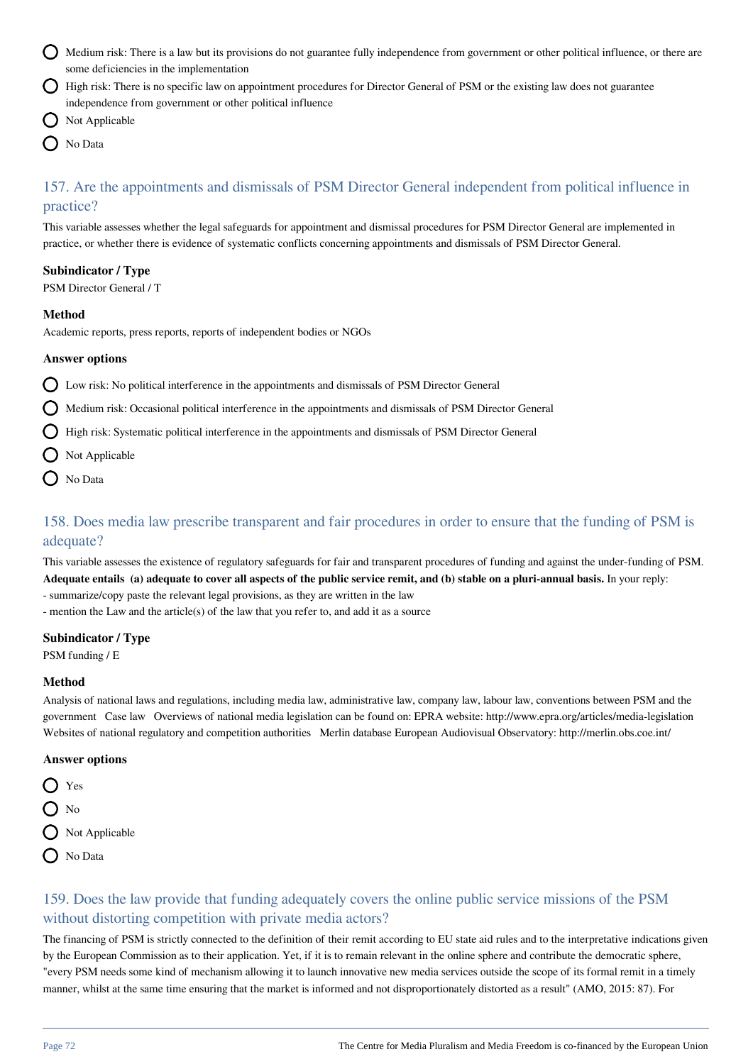- Medium risk: There is a law but its provisions do not guarantee fully independence from government or other political influence, or there are some deficiencies in the implementation
- High risk: There is no specific law on appointment procedures for Director General of PSM or the existing law does not guarantee independence from government or other political influence
- Not Applicable
- No Data

## 157. Are the appointments and dismissals of PSM Director General independent from political influence in practice?

This variable assesses whether the legal safeguards for appointment and dismissal procedures for PSM Director General are implemented in practice, or whether there is evidence of systematic conflicts concerning appointments and dismissals of PSM Director General.

**Subindicator / Type**

PSM Director General / T

**Method**

Academic reports, press reports, reports of independent bodies or NGOs

**Answer options**

- Low risk: No political interference in the appointments and dismissals of PSM Director General
- Medium risk: Occasional political interference in the appointments and dismissals of PSM Director General
- High risk: Systematic political interference in the appointments and dismissals of PSM Director General
- Not Applicable
- No Data

## 158. Does media law prescribe transparent and fair procedures in order to ensure that the funding of PSM is adequate?

This variable assesses the existence of regulatory safeguards for fair and transparent procedures of funding and against the under-funding of PSM. **Adequate entails (a) adequate to cover all aspects of the public service remit, and (b) stable on a pluri-annual basis.** In your reply:
- summarize/copy paste the relevant legal provisions, as they are written in the law
- mention the Law and the article(s) of the law that you refer to, and add it as a source

**Subindicator / Type**

PSM funding / E

**Method**

Analysis of national laws and regulations, including media law, administrative law, company law, labour law, conventions between PSM and the government Case law Overviews of national media legislation can be found on: EPRA website: http://www.epra.org/articles/media-legislation Websites of national regulatory and competition authorities Merlin database European Audiovisual Observatory: http://merlin.obs.coe.int/

**Answer options**

- Yes
- No
- Not Applicable
- No Data

## 159. Does the law provide that funding adequately covers the online public service missions of the PSM without distorting competition with private media actors?

The financing of PSM is strictly connected to the definition of their remit according to EU state aid rules and to the interpretative indications given by the European Commission as to their application. Yet, if it is to remain relevant in the online sphere and contribute the democratic sphere, "every PSM needs some kind of mechanism allowing it to launch innovative new media services outside the scope of its formal remit in a timely manner, whilst at the same time ensuring that the market is informed and not disproportionately distorted as a result" (AMO, 2015: 87). For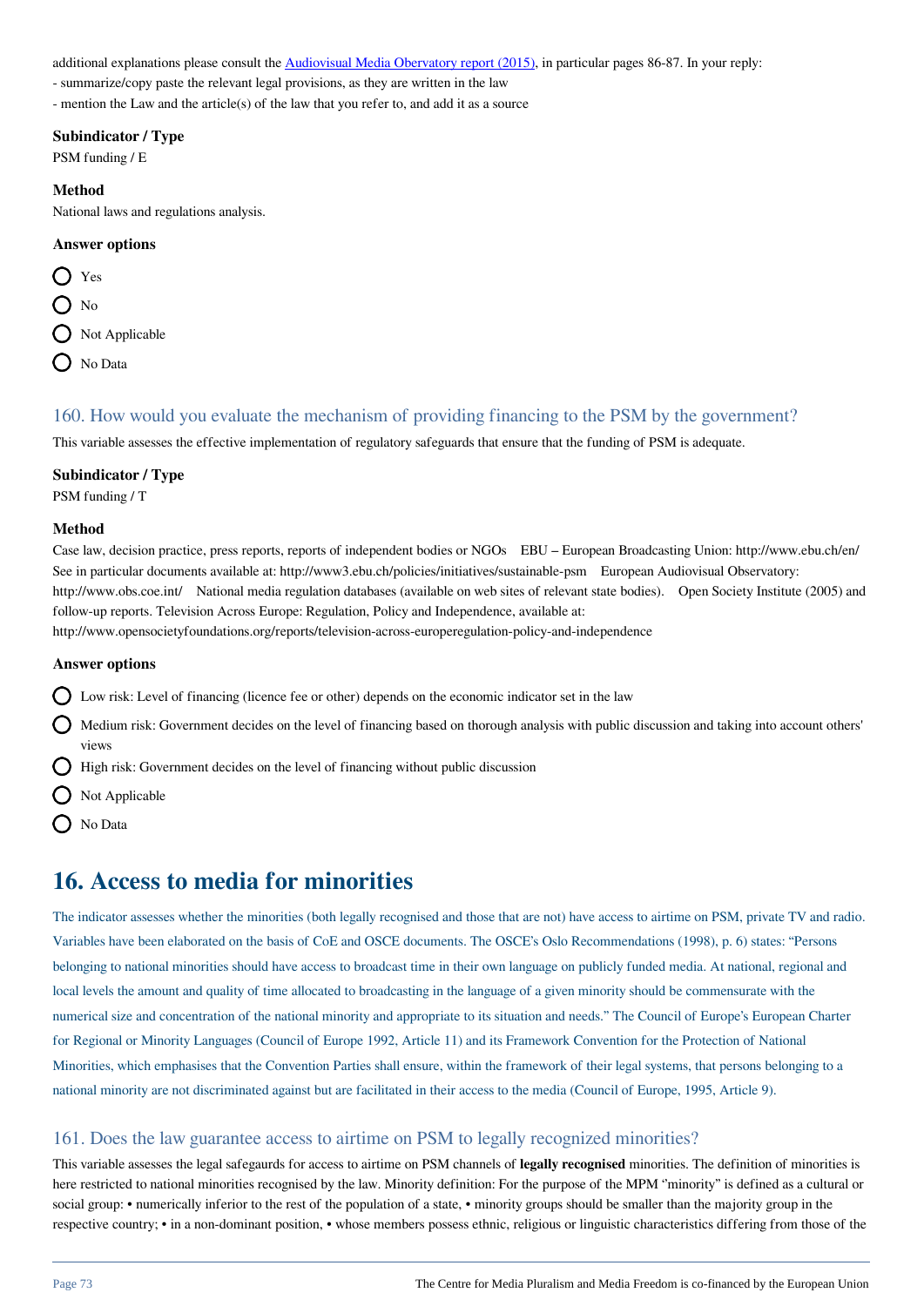additional explanations please consult the [Audiovisual Media Obervatory report (2015)](), in particular pages 86-87. In your reply:
- summarize/copy paste the relevant legal provisions, as they are written in the law
- mention the Law and the article(s) of the law that you refer to, and add it as a source

**Subindicator / Type**
PSM funding / E

**Method**
National laws and regulations analysis.

**Answer options**

- Yes
- No
- Not Applicable
- No Data

## 160. How would you evaluate the mechanism of providing financing to the PSM by the government?

This variable assesses the effective implementation of regulatory safeguards that ensure that the funding of PSM is adequate.

**Subindicator / Type**
PSM funding / T

**Method**
Case law, decision practice, press reports, reports of independent bodies or NGOs EBU – European Broadcasting Union: http://www.ebu.ch/en/ See in particular documents available at: http://www3.ebu.ch/policies/initiatives/sustainable-psm European Audiovisual Observatory: http://www.obs.coe.int/ National media regulation databases (available on web sites of relevant state bodies). Open Society Institute (2005) and follow-up reports. Television Across Europe: Regulation, Policy and Independence, available at: http://www.opensocietyfoundations.org/reports/television-across-europeregulation-policy-and-independence

**Answer options**

- Low risk: Level of financing (licence fee or other) depends on the economic indicator set in the law
- Medium risk: Government decides on the level of financing based on thorough analysis with public discussion and taking into account others' views
- High risk: Government decides on the level of financing without public discussion
- Not Applicable
- No Data

# 16. Access to media for minorities

The indicator assesses whether the minorities (both legally recognised and those that are not) have access to airtime on PSM, private TV and radio. Variables have been elaborated on the basis of CoE and OSCE documents. The OSCE's Oslo Recommendations (1998), p. 6) states: "Persons belonging to national minorities should have access to broadcast time in their own language on publicly funded media. At national, regional and local levels the amount and quality of time allocated to broadcasting in the language of a given minority should be commensurate with the numerical size and concentration of the national minority and appropriate to its situation and needs." The Council of Europe's European Charter for Regional or Minority Languages (Council of Europe 1992, Article 11) and its Framework Convention for the Protection of National Minorities, which emphasises that the Convention Parties shall ensure, within the framework of their legal systems, that persons belonging to a national minority are not discriminated against but are facilitated in their access to the media (Council of Europe, 1995, Article 9).

## 161. Does the law guarantee access to airtime on PSM to legally recognized minorities?

This variable assesses the legal safegaurds for access to airtime on PSM channels of **legally recognised** minorities. The definition of minorities is here restricted to national minorities recognised by the law. Minority definition: For the purpose of the MPM "minority" is defined as a cultural or social group: • numerically inferior to the rest of the population of a state, • minority groups should be smaller than the majority group in the respective country; • in a non-dominant position, • whose members possess ethnic, religious or linguistic characteristics differing from those of the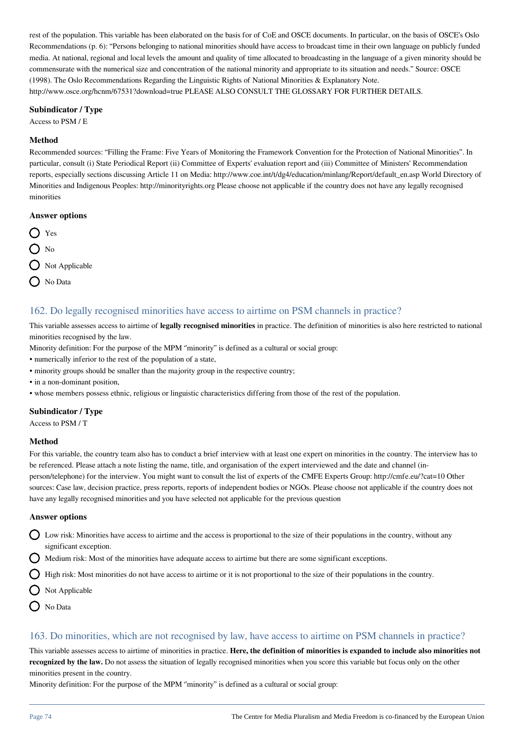rest of the population. This variable has been elaborated on the basis for of CoE and OSCE documents. In particular, on the basis of OSCE's Oslo Recommendations (p. 6): "Persons belonging to national minorities should have access to broadcast time in their own language on publicly funded media. At national, regional and local levels the amount and quality of time allocated to broadcasting in the language of a given minority should be commensurate with the numerical size and concentration of the national minority and appropriate to its situation and needs." Source: OSCE (1998). The Oslo Recommendations Regarding the Linguistic Rights of National Minorities & Explanatory Note. http://www.osce.org/hcnm/67531?download=true PLEASE ALSO CONSULT THE GLOSSARY FOR FURTHER DETAILS.

#### Subindicator / Type

Access to PSM / E

#### Method

Recommended sources: "Filling the Frame: Five Years of Monitoring the Framework Convention for the Protection of National Minorities". In particular, consult (i) State Periodical Report (ii) Committee of Experts' evaluation report and (iii) Committee of Ministers' Recommendation reports, especially sections discussing Article 11 on Media: http://www.coe.int/t/dg4/education/minlang/Report/default_en.asp World Directory of Minorities and Indigenous Peoples: http://minorityrights.org Please choose not applicable if the country does not have any legally recognised minorities

#### Answer options

- Yes
- No
- Not Applicable
- No Data

## 162. Do legally recognised minorities have access to airtime on PSM channels in practice?

This variable assesses access to airtime of **legally recognised minorities** in practice. The definition of minorities is also here restricted to national minorities recognised by the law.

Minority definition: For the purpose of the MPM "minority" is defined as a cultural or social group:

- numerically inferior to the rest of the population of a state,
- minority groups should be smaller than the majority group in the respective country;
- in a non-dominant position,
- whose members possess ethnic, religious or linguistic characteristics differing from those of the rest of the population.

#### Subindicator / Type

Access to PSM / T

#### Method

For this variable, the country team also has to conduct a brief interview with at least one expert on minorities in the country. The interview has to be referenced. Please attach a note listing the name, title, and organisation of the expert interviewed and the date and channel (in-person/telephone) for the interview. You might want to consult the list of experts of the CMFE Experts Group: http://cmfe.eu/?cat=10 Other sources: Case law, decision practice, press reports, reports of independent bodies or NGOs. Please choose not applicable if the country does not have any legally recognised minorities and you have selected not applicable for the previous question

#### Answer options

- Low risk: Minorities have access to airtime and the access is proportional to the size of their populations in the country, without any significant exception.
- Medium risk: Most of the minorities have adequate access to airtime but there are some significant exceptions.
- High risk: Most minorities do not have access to airtime or it is not proportional to the size of their populations in the country.
- Not Applicable
- No Data

## 163. Do minorities, which are not recognised by law, have access to airtime on PSM channels in practice?

This variable assesses access to airtime of minorities in practice. **Here, the definition of minorities is expanded to include also minorities not recognized by the law.** Do not assess the situation of legally recognised minorities when you score this variable but focus only on the other minorities present in the country.

Minority definition: For the purpose of the MPM "minority" is defined as a cultural or social group: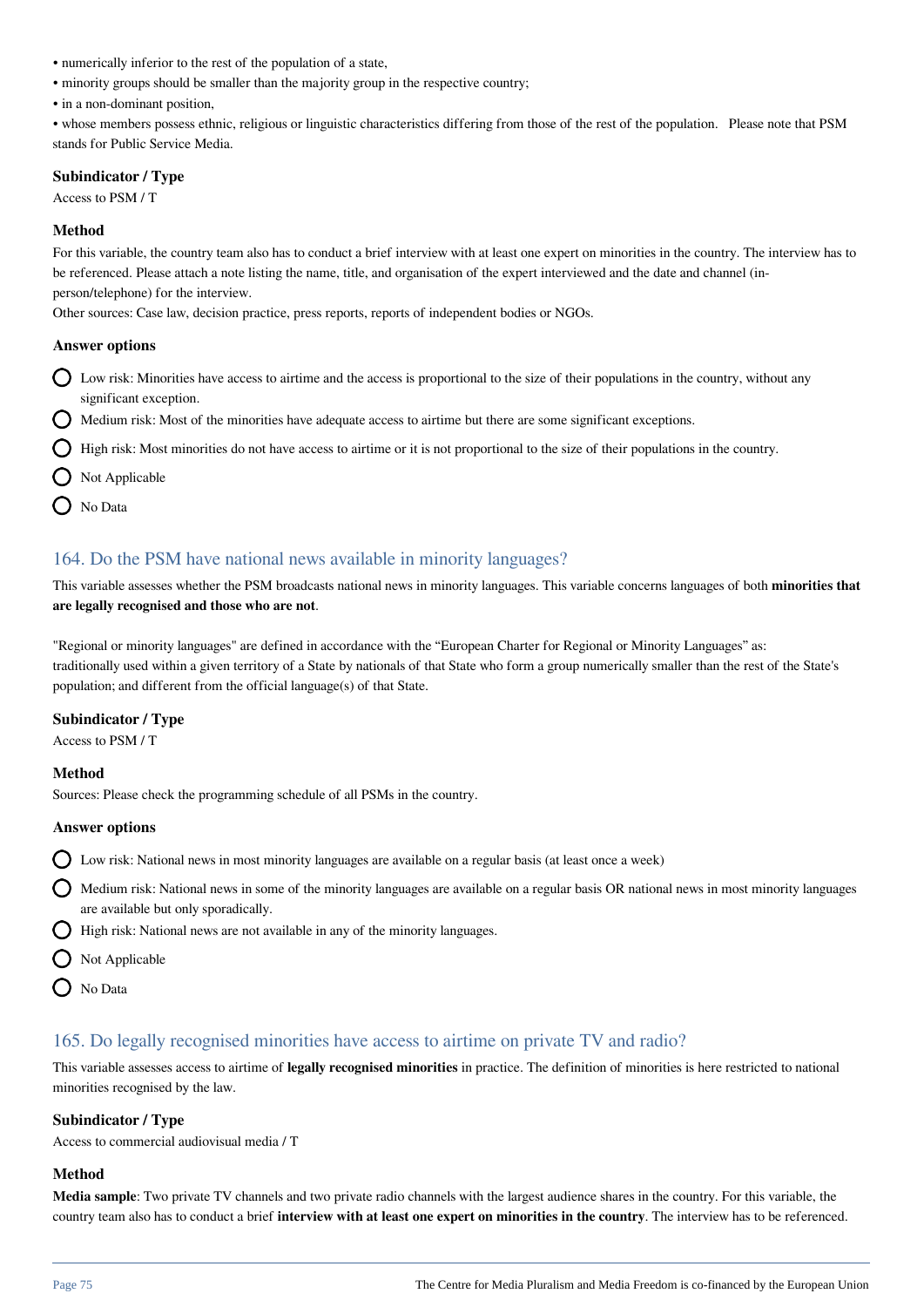- numerically inferior to the rest of the population of a state,
- minority groups should be smaller than the majority group in the respective country;
- in a non-dominant position,
- whose members possess ethnic, religious or linguistic characteristics differing from those of the rest of the population. Please note that PSM stands for Public Service Media.

#### Subindicator / Type

Access to PSM / T

#### Method

For this variable, the country team also has to conduct a brief interview with at least one expert on minorities in the country. The interview has to be referenced. Please attach a note listing the name, title, and organisation of the expert interviewed and the date and channel (in-person/telephone) for the interview.

Other sources: Case law, decision practice, press reports, reports of independent bodies or NGOs.

#### Answer options

- Low risk: Minorities have access to airtime and the access is proportional to the size of their populations in the country, without any significant exception.
- Medium risk: Most of the minorities have adequate access to airtime but there are some significant exceptions.
- High risk: Most minorities do not have access to airtime or it is not proportional to the size of their populations in the country.
- Not Applicable
- No Data

## 164. Do the PSM have national news available in minority languages?

This variable assesses whether the PSM broadcasts national news in minority languages. This variable concerns languages of both **minorities that are legally recognised and those who are not**.

"Regional or minority languages" are defined in accordance with the “European Charter for Regional or Minority Languages” as: traditionally used within a given territory of a State by nationals of that State who form a group numerically smaller than the rest of the State's population; and different from the official language(s) of that State.

#### Subindicator / Type

Access to PSM / T

#### Method

Sources: Please check the programming schedule of all PSMs in the country.

#### Answer options

- Low risk: National news in most minority languages are available on a regular basis (at least once a week)
- Medium risk: National news in some of the minority languages are available on a regular basis OR national news in most minority languages are available but only sporadically.
- High risk: National news are not available in any of the minority languages.
- Not Applicable
- No Data

## 165. Do legally recognised minorities have access to airtime on private TV and radio?

This variable assesses access to airtime of **legally recognised minorities** in practice. The definition of minorities is here restricted to national minorities recognised by the law.

#### Subindicator / Type

Access to commercial audiovisual media / T

#### Method

**Media sample**: Two private TV channels and two private radio channels with the largest audience shares in the country. For this variable, the country team also has to conduct a brief **interview with at least one expert on minorities in the country**. The interview has to be referenced.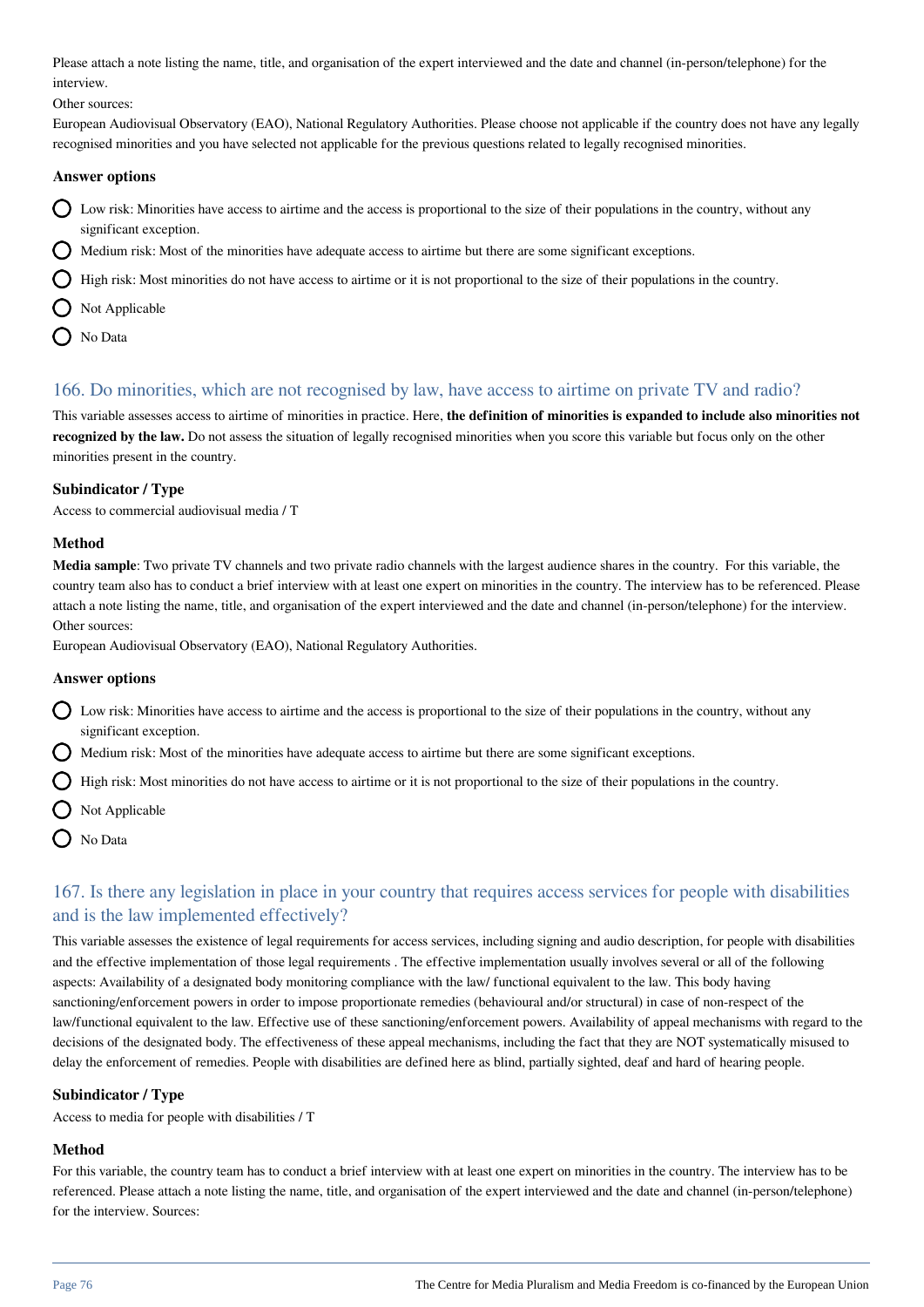Please attach a note listing the name, title, and organisation of the expert interviewed and the date and channel (in-person/telephone) for the interview.

Other sources:

European Audiovisual Observatory (EAO), National Regulatory Authorities. Please choose not applicable if the country does not have any legally recognised minorities and you have selected not applicable for the previous questions related to legally recognised minorities.

#### Answer options

- Low risk: Minorities have access to airtime and the access is proportional to the size of their populations in the country, without any significant exception.
- Medium risk: Most of the minorities have adequate access to airtime but there are some significant exceptions.
- High risk: Most minorities do not have access to airtime or it is not proportional to the size of their populations in the country.
- Not Applicable
- No Data

## 166. Do minorities, which are not recognised by law, have access to airtime on private TV and radio?

This variable assesses access to airtime of minorities in practice. Here, **the definition of minorities is expanded to include also minorities not recognized by the law.** Do not assess the situation of legally recognised minorities when you score this variable but focus only on the other minorities present in the country.

#### Subindicator / Type

Access to commercial audiovisual media / T

#### Method

**Media sample**: Two private TV channels and two private radio channels with the largest audience shares in the country. For this variable, the country team also has to conduct a brief interview with at least one expert on minorities in the country. The interview has to be referenced. Please attach a note listing the name, title, and organisation of the expert interviewed and the date and channel (in-person/telephone) for the interview.

Other sources:

European Audiovisual Observatory (EAO), National Regulatory Authorities.

#### Answer options

- Low risk: Minorities have access to airtime and the access is proportional to the size of their populations in the country, without any significant exception.
- Medium risk: Most of the minorities have adequate access to airtime but there are some significant exceptions.
- High risk: Most minorities do not have access to airtime or it is not proportional to the size of their populations in the country.
- Not Applicable
- No Data

## 167. Is there any legislation in place in your country that requires access services for people with disabilities and is the law implemented effectively?

This variable assesses the existence of legal requirements for access services, including signing and audio description, for people with disabilities and the effective implementation of those legal requirements . The effective implementation usually involves several or all of the following aspects: Availability of a designated body monitoring compliance with the law/ functional equivalent to the law. This body having sanctioning/enforcement powers in order to impose proportionate remedies (behavioural and/or structural) in case of non-respect of the law/functional equivalent to the law. Effective use of these sanctioning/enforcement powers. Availability of appeal mechanisms with regard to the decisions of the designated body. The effectiveness of these appeal mechanisms, including the fact that they are NOT systematically misused to delay the enforcement of remedies. People with disabilities are defined here as blind, partially sighted, deaf and hard of hearing people.

#### Subindicator / Type

Access to media for people with disabilities / T

#### Method

For this variable, the country team has to conduct a brief interview with at least one expert on minorities in the country. The interview has to be referenced. Please attach a note listing the name, title, and organisation of the expert interviewed and the date and channel (in-person/telephone) for the interview. Sources: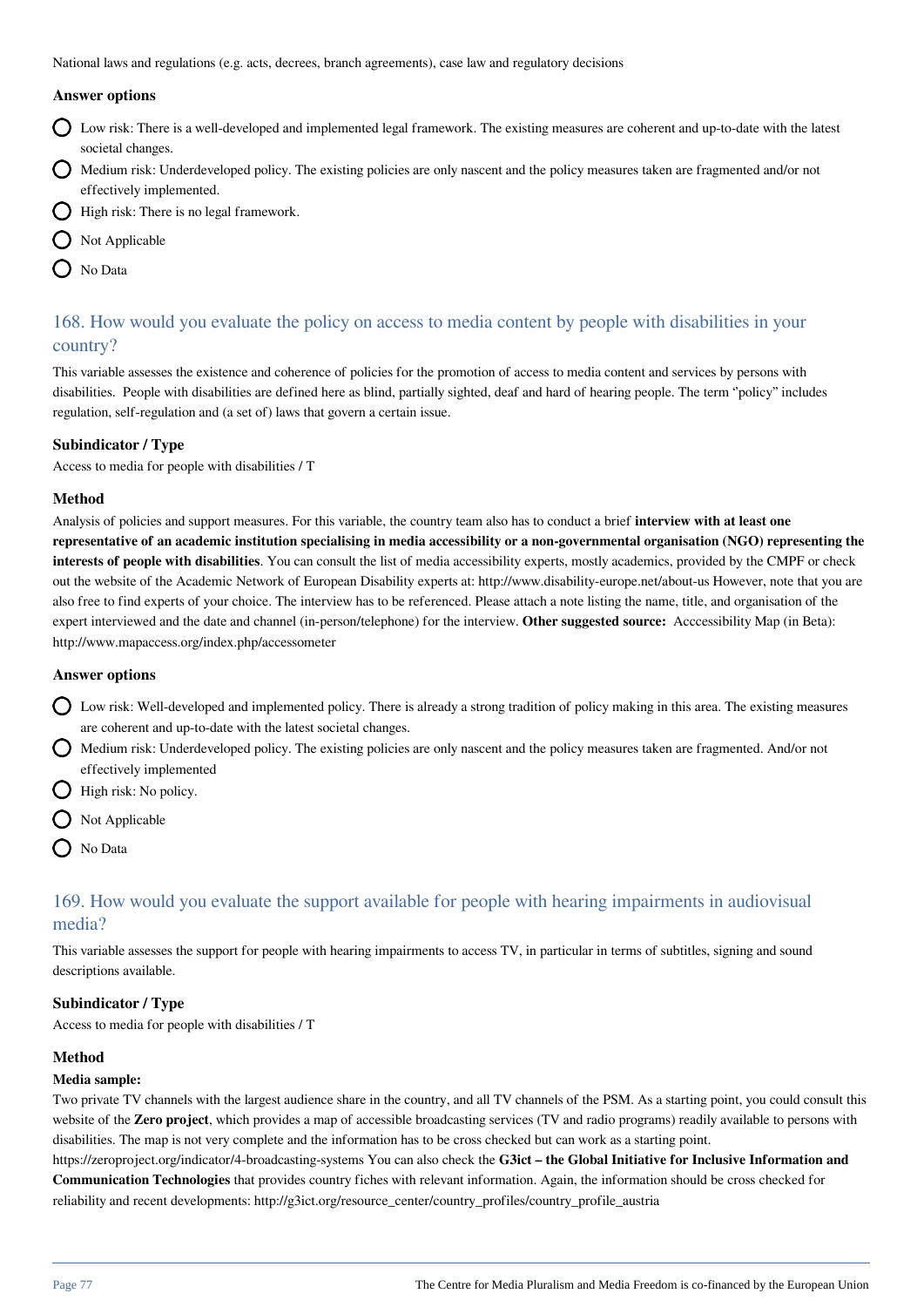National laws and regulations (e.g. acts, decrees, branch agreements), case law and regulatory decisions

### Answer options

- Low risk: There is a well-developed and implemented legal framework. The existing measures are coherent and up-to-date with the latest societal changes.
- Medium risk: Underdeveloped policy. The existing policies are only nascent and the policy measures taken are fragmented and/or not effectively implemented.
- High risk: There is no legal framework.
- Not Applicable
- No Data

## 168. How would you evaluate the policy on access to media content by people with disabilities in your country?

This variable assesses the existence and coherence of policies for the promotion of access to media content and services by persons with disabilities. People with disabilities are defined here as blind, partially sighted, deaf and hard of hearing people. The term "policy" includes regulation, self-regulation and (a set of) laws that govern a certain issue.

### Subindicator / Type

Access to media for people with disabilities / T

### Method

Analysis of policies and support measures. For this variable, the country team also has to conduct a brief **interview with at least one representative of an academic institution specialising in media accessibility or a non-governmental organisation (NGO) representing the interests of people with disabilities**. You can consult the list of media accessibility experts, mostly academics, provided by the CMPF or check out the website of the Academic Network of European Disability experts at: http://www.disability-europe.net/about-us However, note that you are also free to find experts of your choice. The interview has to be referenced. Please attach a note listing the name, title, and organisation of the expert interviewed and the date and channel (in-person/telephone) for the interview. **Other suggested source:** Acccessibility Map (in Beta): http://www.mapaccess.org/index.php/accessometer

### Answer options

- Low risk: Well-developed and implemented policy. There is already a strong tradition of policy making in this area. The existing measures are coherent and up-to-date with the latest societal changes.
- Medium risk: Underdeveloped policy. The existing policies are only nascent and the policy measures taken are fragmented. And/or not effectively implemented
- High risk: No policy.
- Not Applicable
- No Data

## 169. How would you evaluate the support available for people with hearing impairments in audiovisual media?

This variable assesses the support for people with hearing impairments to access TV, in particular in terms of subtitles, signing and sound descriptions available.

### Subindicator / Type

Access to media for people with disabilities / T

### Method

**Media sample:**

Two private TV channels with the largest audience share in the country, and all TV channels of the PSM. As a starting point, you could consult this website of the **Zero project**, which provides a map of accessible broadcasting services (TV and radio programs) readily available to persons with disabilities. The map is not very complete and the information has to be cross checked but can work as a starting point. https://zeroproject.org/indicator/4-broadcasting-systems You can also check the **G3ict – the Global Initiative for Inclusive Information and Communication Technologies** that provides country fiches with relevant information. Again, the information should be cross checked for reliability and recent developments: http://g3ict.org/resource_center/country_profiles/country_profile_austria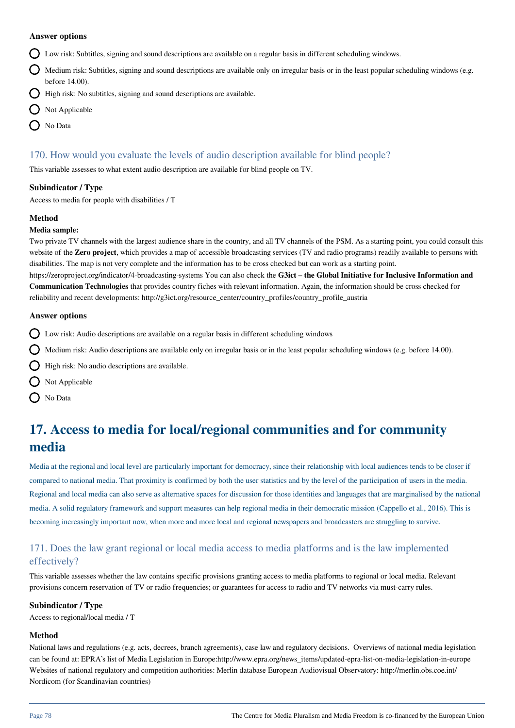**Answer options**

- Low risk: Subtitles, signing and sound descriptions are available on a regular basis in different scheduling windows.
- Medium risk: Subtitles, signing and sound descriptions are available only on irregular basis or in the least popular scheduling windows (e.g. before 14.00).
- High risk: No subtitles, signing and sound descriptions are available.
- Not Applicable
- No Data

### 170. How would you evaluate the levels of audio description available for blind people?

This variable assesses to what extent audio description are available for blind people on TV.

**Subindicator / Type**

Access to media for people with disabilities / T

**Method**

**Media sample:**

Two private TV channels with the largest audience share in the country, and all TV channels of the PSM. As a starting point, you could consult this website of the **Zero project**, which provides a map of accessible broadcasting services (TV and radio programs) readily available to persons with disabilities. The map is not very complete and the information has to be cross checked but can work as a starting point. https://zeroproject.org/indicator/4-broadcasting-systems You can also check the **G3ict – the Global Initiative for Inclusive Information and Communication Technologies** that provides country fiches with relevant information. Again, the information should be cross checked for reliability and recent developments: http://g3ict.org/resource_center/country_profiles/country_profile_austria

**Answer options**

- Low risk: Audio descriptions are available on a regular basis in different scheduling windows
- Medium risk: Audio descriptions are available only on irregular basis or in the least popular scheduling windows (e.g. before 14.00).
- High risk: No audio descriptions are available.
- Not Applicable
- No Data

## 17. Access to media for local/regional communities and for community media

Media at the regional and local level are particularly important for democracy, since their relationship with local audiences tends to be closer if compared to national media. That proximity is confirmed by both the user statistics and by the level of the participation of users in the media. Regional and local media can also serve as alternative spaces for discussion for those identities and languages that are marginalised by the national media. A solid regulatory framework and support measures can help regional media in their democratic mission (Cappello et al., 2016). This is becoming increasingly important now, when more and more local and regional newspapers and broadcasters are struggling to survive.

### 171. Does the law grant regional or local media access to media platforms and is the law implemented effectively?

This variable assesses whether the law contains specific provisions granting access to media platforms to regional or local media. Relevant provisions concern reservation of TV or radio frequencies; or guarantees for access to radio and TV networks via must-carry rules.

**Subindicator / Type**

Access to regional/local media / T

**Method**

National laws and regulations (e.g. acts, decrees, branch agreements), case law and regulatory decisions. Overviews of national media legislation can be found at: EPRA's list of Media Legislation in Europe:http://www.epra.org/news_items/updated-epra-list-on-media-legislation-in-europe Websites of national regulatory and competition authorities: Merlin database European Audiovisual Observatory: http://merlin.obs.coe.int/ Nordicom (for Scandinavian countries)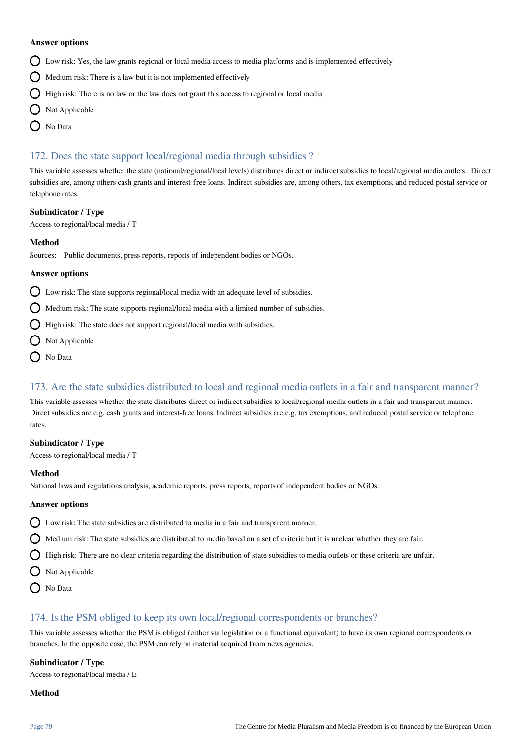#### Answer options

- Low risk: Yes, the law grants regional or local media access to media platforms and is implemented effectively
- Medium risk: There is a law but it is not implemented effectively
- High risk: There is no law or the law does not grant this access to regional or local media
- Not Applicable
- No Data

## 172. Does the state support local/regional media through subsidies ?

This variable assesses whether the state (national/regional/local levels) distributes direct or indirect subsidies to local/regional media outlets . Direct subsidies are, among others cash grants and interest-free loans. Indirect subsidies are, among others, tax exemptions, and reduced postal service or telephone rates.

#### Subindicator / Type

Access to regional/local media / T

#### Method

Sources: Public documents, press reports, reports of independent bodies or NGOs.

#### Answer options

- Low risk: The state supports regional/local media with an adequate level of subsidies.
- Medium risk: The state supports regional/local media with a limited number of subsidies.
- High risk: The state does not support regional/local media with subsidies.
- Not Applicable
- No Data

## 173. Are the state subsidies distributed to local and regional media outlets in a fair and transparent manner?

This variable assesses whether the state distributes direct or indirect subsidies to local/regional media outlets in a fair and transparent manner. Direct subsidies are e.g. cash grants and interest-free loans. Indirect subsidies are e.g. tax exemptions, and reduced postal service or telephone rates.

#### Subindicator / Type

Access to regional/local media / T

#### Method

National laws and regulations analysis, academic reports, press reports, reports of independent bodies or NGOs.

#### Answer options

- Low risk: The state subsidies are distributed to media in a fair and transparent manner.
- Medium risk: The state subsidies are distributed to media based on a set of criteria but it is unclear whether they are fair.
- High risk: There are no clear criteria regarding the distribution of state subsidies to media outlets or these criteria are unfair.
- Not Applicable
- No Data

## 174. Is the PSM obliged to keep its own local/regional correspondents or branches?

This variable assesses whether the PSM is obliged (either via legislation or a functional equivalent) to have its own regional correspondents or branches. In the opposite case, the PSM can rely on material acquired from news agencies.

#### Subindicator / Type

Access to regional/local media / E

#### Method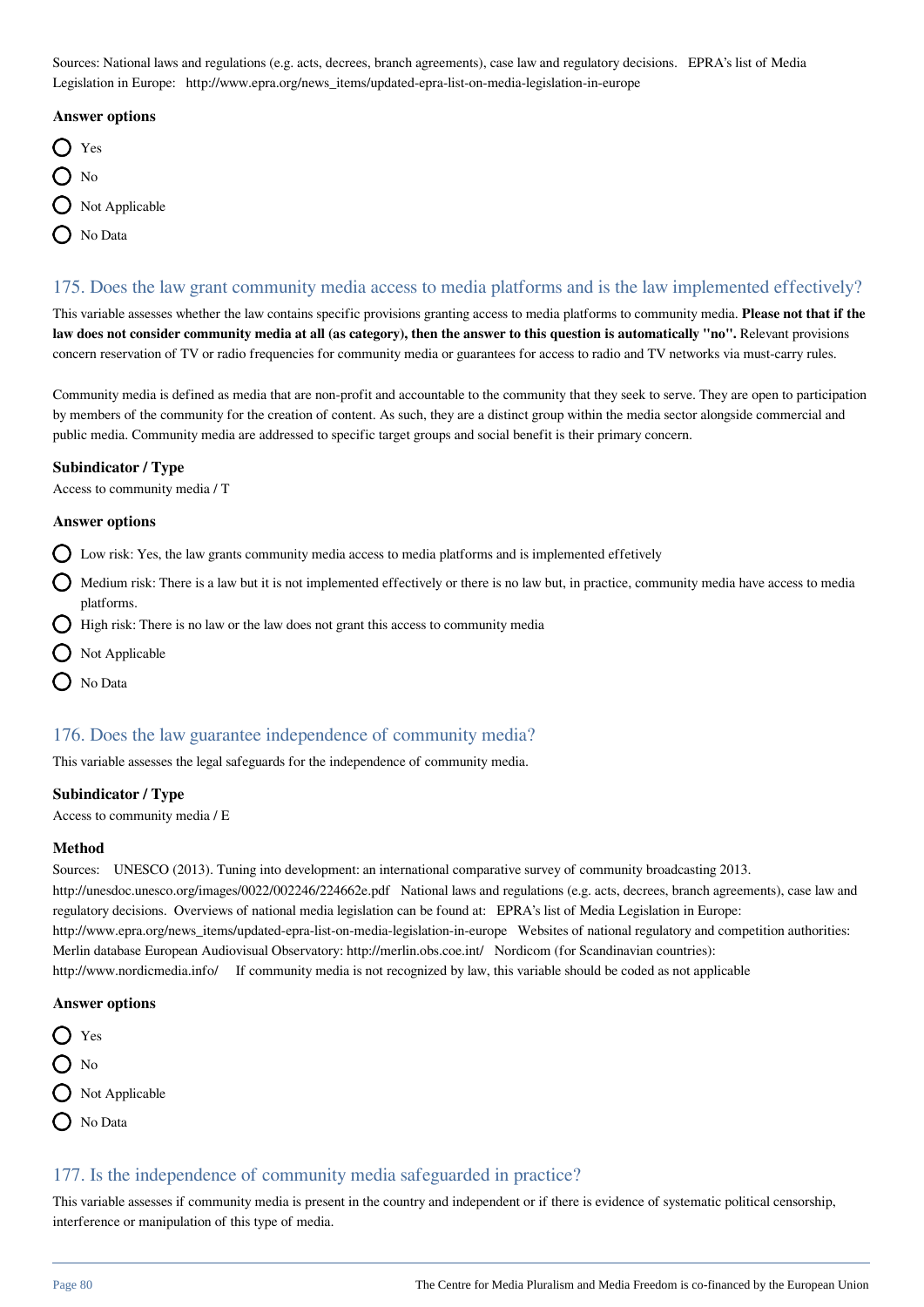Sources: National laws and regulations (e.g. acts, decrees, branch agreements), case law and regulatory decisions.   EPRA's list of Media Legislation in Europe:   http://www.epra.org/news_items/updated-epra-list-on-media-legislation-in-europe

#### Answer options

- Yes
- No
- Not Applicable
- No Data

## 175. Does the law grant community media access to media platforms and is the law implemented effectively?

This variable assesses whether the law contains specific provisions granting access to media platforms to community media. **Please not that if the law does not consider community media at all (as category), then the answer to this question is automatically "no".** Relevant provisions concern reservation of TV or radio frequencies for community media or guarantees for access to radio and TV networks via must-carry rules.

Community media is defined as media that are non-profit and accountable to the community that they seek to serve. They are open to participation by members of the community for the creation of content. As such, they are a distinct group within the media sector alongside commercial and public media. Community media are addressed to specific target groups and social benefit is their primary concern.

#### Subindicator / Type

Access to community media / T

#### Answer options

- Low risk: Yes, the law grants community media access to media platforms and is implemented effetively
- Medium risk: There is a law but it is not implemented effectively or there is no law but, in practice, community media have access to media platforms.
- High risk: There is no law or the law does not grant this access to community media
- Not Applicable
- No Data

## 176. Does the law guarantee independence of community media?

This variable assesses the legal safeguards for the independence of community media.

#### Subindicator / Type

Access to community media / E

#### Method

Sources:   UNESCO (2013). Tuning into development: an international comparative survey of community broadcasting 2013. http://unesdoc.unesco.org/images/0022/002246/224662e.pdf   National laws and regulations (e.g. acts, decrees, branch agreements), case law and regulatory decisions.  Overviews of national media legislation can be found at:   EPRA's list of Media Legislation in Europe: http://www.epra.org/news_items/updated-epra-list-on-media-legislation-in-europe   Websites of national regulatory and competition authorities: Merlin database European Audiovisual Observatory: http://merlin.obs.coe.int/   Nordicom (for Scandinavian countries): http://www.nordicmedia.info/     If community media is not recognized by law, this variable should be coded as not applicable

#### Answer options

- Yes
- No
- Not Applicable
- No Data

## 177. Is the independence of community media safeguarded in practice?

This variable assesses if community media is present in the country and independent or if there is evidence of systematic political censorship, interference or manipulation of this type of media.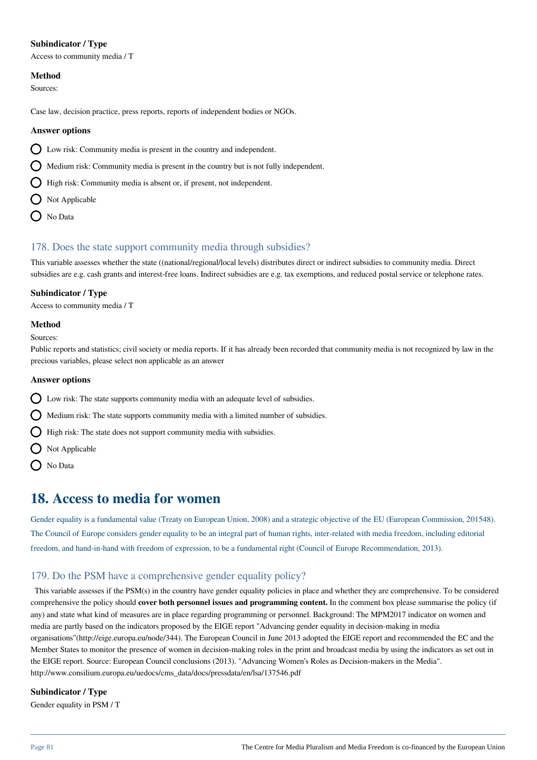**Subindicator / Type**

Access to community media / T

**Method**

Sources:

Case law, decision practice, press reports, reports of independent bodies or NGOs.

**Answer options**

- Low risk: Community media is present in the country and independent.
- Medium risk: Community media is present in the country but is not fully independent.
- High risk: Community media is absent or, if present, not independent.
- Not Applicable
- No Data

### 178. Does the state support community media through subsidies?

This variable assesses whether the state ((national/regional/local levels) distributes direct or indirect subsidies to community media. Direct subsidies are e.g. cash grants and interest-free loans. Indirect subsidies are e.g. tax exemptions, and reduced postal service or telephone rates.

**Subindicator / Type**

Access to community media / T

**Method**

Sources:

Public reports and statistics; civil society or media reports. If it has already been recorded that community media is not recognized by law in the precious variables, please select non applicable as an answer

**Answer options**

- Low risk: The state supports community media with an adequate level of subsidies.
- Medium risk: The state supports community media with a limited number of subsidies.
- High risk: The state does not support community media with subsidies.
- Not Applicable
- No Data

## 18. Access to media for women

Gender equality is a fundamental value (Treaty on European Union, 2008) and a strategic objective of the EU (European Commission, 201548). The Council of Europe considers gender equality to be an integral part of human rights, inter-related with media freedom, including editorial freedom, and hand-in-hand with freedom of expression, to be a fundamental right (Council of Europe Recommendation, 2013).

### 179. Do the PSM have a comprehensive gender equality policy?

This variable assesses if the PSM(s) in the country have gender equality policies in place and whether they are comprehensive. To be considered comprehensive the policy should **cover both personnel issues and programming content.** In the comment box please summarise the policy (if any) and state what kind of measures are in place regarding programming or personnel. Background: The MPM2017 indicator on women and media are partly based on the indicators proposed by the EIGE report "Advancing gender equality in decision-making in media organisations"(http://eige.europa.eu/node/344). The European Council in June 2013 adopted the EIGE report and recommended the EC and the Member States to monitor the presence of women in decision-making roles in the print and broadcast media by using the indicators as set out in the EIGE report. Source: European Council conclusions (2013). "Advancing Women's Roles as Decision-makers in the Media". http://www.consilium.europa.eu/uedocs/cms_data/docs/pressdata/en/lsa/137546.pdf

**Subindicator / Type**

Gender equality in PSM / T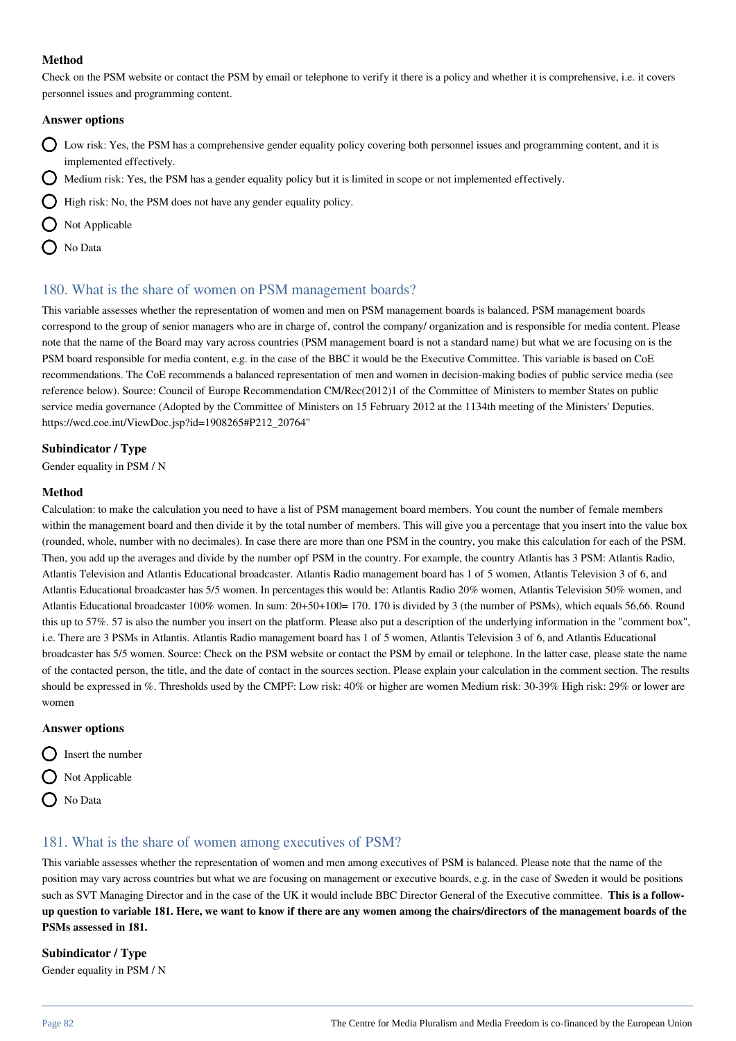**Method**

Check on the PSM website or contact the PSM by email or telephone to verify it there is a policy and whether it is comprehensive, i.e. it covers personnel issues and programming content.

**Answer options**

- Low risk: Yes, the PSM has a comprehensive gender equality policy covering both personnel issues and programming content, and it is implemented effectively.
- Medium risk: Yes, the PSM has a gender equality policy but it is limited in scope or not implemented effectively.
- High risk: No, the PSM does not have any gender equality policy.
- Not Applicable
- No Data

## 180. What is the share of women on PSM management boards?

This variable assesses whether the representation of women and men on PSM management boards is balanced. PSM management boards correspond to the group of senior managers who are in charge of, control the company/ organization and is responsible for media content. Please note that the name of the Board may vary across countries (PSM management board is not a standard name) but what we are focusing on is the PSM board responsible for media content, e.g. in the case of the BBC it would be the Executive Committee. This variable is based on CoE recommendations. The CoE recommends a balanced representation of men and women in decision-making bodies of public service media (see reference below). Source: Council of Europe Recommendation CM/Rec(2012)1 of the Committee of Ministers to member States on public service media governance (Adopted by the Committee of Ministers on 15 February 2012 at the 1134th meeting of the Ministers' Deputies. https://wcd.coe.int/ViewDoc.jsp?id=1908265#P212_20764"

**Subindicator / Type**

Gender equality in PSM / N

**Method**

Calculation: to make the calculation you need to have a list of PSM management board members. You count the number of female members within the management board and then divide it by the total number of members. This will give you a percentage that you insert into the value box (rounded, whole, number with no decimales). In case there are more than one PSM in the country, you make this calculation for each of the PSM. Then, you add up the averages and divide by the number opf PSM in the country. For example, the country Atlantis has 3 PSM: Atlantis Radio, Atlantis Television and Atlantis Educational broadcaster. Atlantis Radio management board has 1 of 5 women, Atlantis Television 3 of 6, and Atlantis Educational broadcaster has 5/5 women. In percentages this would be: Atlantis Radio 20% women, Atlantis Television 50% women, and Atlantis Educational broadcaster 100% women. In sum: 20+50+100= 170. 170 is divided by 3 (the number of PSMs), which equals 56,66. Round this up to 57%. 57 is also the number you insert on the platform. Please also put a description of the underlying information in the "comment box", i.e. There are 3 PSMs in Atlantis. Atlantis Radio management board has 1 of 5 women, Atlantis Television 3 of 6, and Atlantis Educational broadcaster has 5/5 women. Source: Check on the PSM website or contact the PSM by email or telephone. In the latter case, please state the name of the contacted person, the title, and the date of contact in the sources section. Please explain your calculation in the comment section. The results should be expressed in %. Thresholds used by the CMPF: Low risk: 40% or higher are women Medium risk: 30-39% High risk: 29% or lower are women

**Answer options**

- Insert the number
- Not Applicable
- No Data

## 181. What is the share of women among executives of PSM?

This variable assesses whether the representation of women and men among executives of PSM is balanced. Please note that the name of the position may vary across countries but what we are focusing on management or executive boards, e.g. in the case of Sweden it would be positions such as SVT Managing Director and in the case of the UK it would include BBC Director General of the Executive committee. **This is a follow-up question to variable 181. Here, we want to know if there are any women among the chairs/directors of the management boards of the PSMs assessed in 181.**

**Subindicator / Type**

Gender equality in PSM / N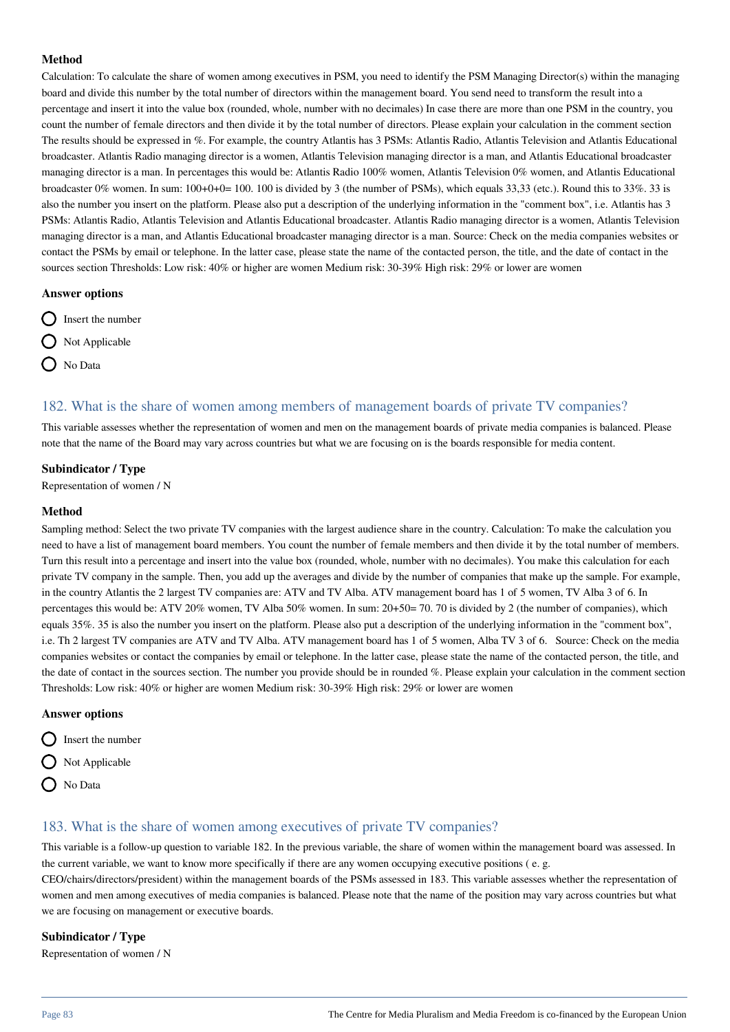**Method**

Calculation: To calculate the share of women among executives in PSM, you need to identify the PSM Managing Director(s) within the managing board and divide this number by the total number of directors within the management board. You send need to transform the result into a percentage and insert it into the value box (rounded, whole, number with no decimales) In case there are more than one PSM in the country, you count the number of female directors and then divide it by the total number of directors. Please explain your calculation in the comment section The results should be expressed in %. For example, the country Atlantis has 3 PSMs: Atlantis Radio, Atlantis Television and Atlantis Educational broadcaster. Atlantis Radio managing director is a women, Atlantis Television managing director is a man, and Atlantis Educational broadcaster managing director is a man. In percentages this would be: Atlantis Radio 100% women, Atlantis Television 0% women, and Atlantis Educational broadcaster 0% women. In sum: 100+0+0= 100. 100 is divided by 3 (the number of PSMs), which equals 33,33 (etc.). Round this to 33%. 33 is also the number you insert on the platform. Please also put a description of the underlying information in the "comment box", i.e. Atlantis has 3 PSMs: Atlantis Radio, Atlantis Television and Atlantis Educational broadcaster. Atlantis Radio managing director is a women, Atlantis Television managing director is a man, and Atlantis Educational broadcaster managing director is a man. Source: Check on the media companies websites or contact the PSMs by email or telephone. In the latter case, please state the name of the contacted person, the title, and the date of contact in the sources section Thresholds: Low risk: 40% or higher are women Medium risk: 30-39% High risk: 29% or lower are women

**Answer options**

- Insert the number
- Not Applicable
- No Data

## 182. What is the share of women among members of management boards of private TV companies?

This variable assesses whether the representation of women and men on the management boards of private media companies is balanced. Please note that the name of the Board may vary across countries but what we are focusing on is the boards responsible for media content.

**Subindicator / Type**

Representation of women / N

**Method**

Sampling method: Select the two private TV companies with the largest audience share in the country. Calculation: To make the calculation you need to have a list of management board members. You count the number of female members and then divide it by the total number of members. Turn this result into a percentage and insert into the value box (rounded, whole, number with no decimales). You make this calculation for each private TV company in the sample. Then, you add up the averages and divide by the number of companies that make up the sample. For example, in the country Atlantis the 2 largest TV companies are: ATV and TV Alba. ATV management board has 1 of 5 women, TV Alba 3 of 6. In percentages this would be: ATV 20% women, TV Alba 50% women. In sum: 20+50= 70. 70 is divided by 2 (the number of companies), which equals 35%. 35 is also the number you insert on the platform. Please also put a description of the underlying information in the "comment box", i.e. Th 2 largest TV companies are ATV and TV Alba. ATV management board has 1 of 5 women, Alba TV 3 of 6. Source: Check on the media companies websites or contact the companies by email or telephone. In the latter case, please state the name of the contacted person, the title, and the date of contact in the sources section. The number you provide should be in rounded %. Please explain your calculation in the comment section Thresholds: Low risk: 40% or higher are women Medium risk: 30-39% High risk: 29% or lower are women

**Answer options**

- Insert the number
- Not Applicable
- No Data

## 183. What is the share of women among executives of private TV companies?

This variable is a follow-up question to variable 182. In the previous variable, the share of women within the management board was assessed. In the current variable, we want to know more specifically if there are any women occupying executive positions ( e. g. CEO/chairs/directors/president) within the management boards of the PSMs assessed in 183. This variable assesses whether the representation of women and men among executives of media companies is balanced. Please note that the name of the position may vary across countries but what we are focusing on management or executive boards.

**Subindicator / Type**

Representation of women / N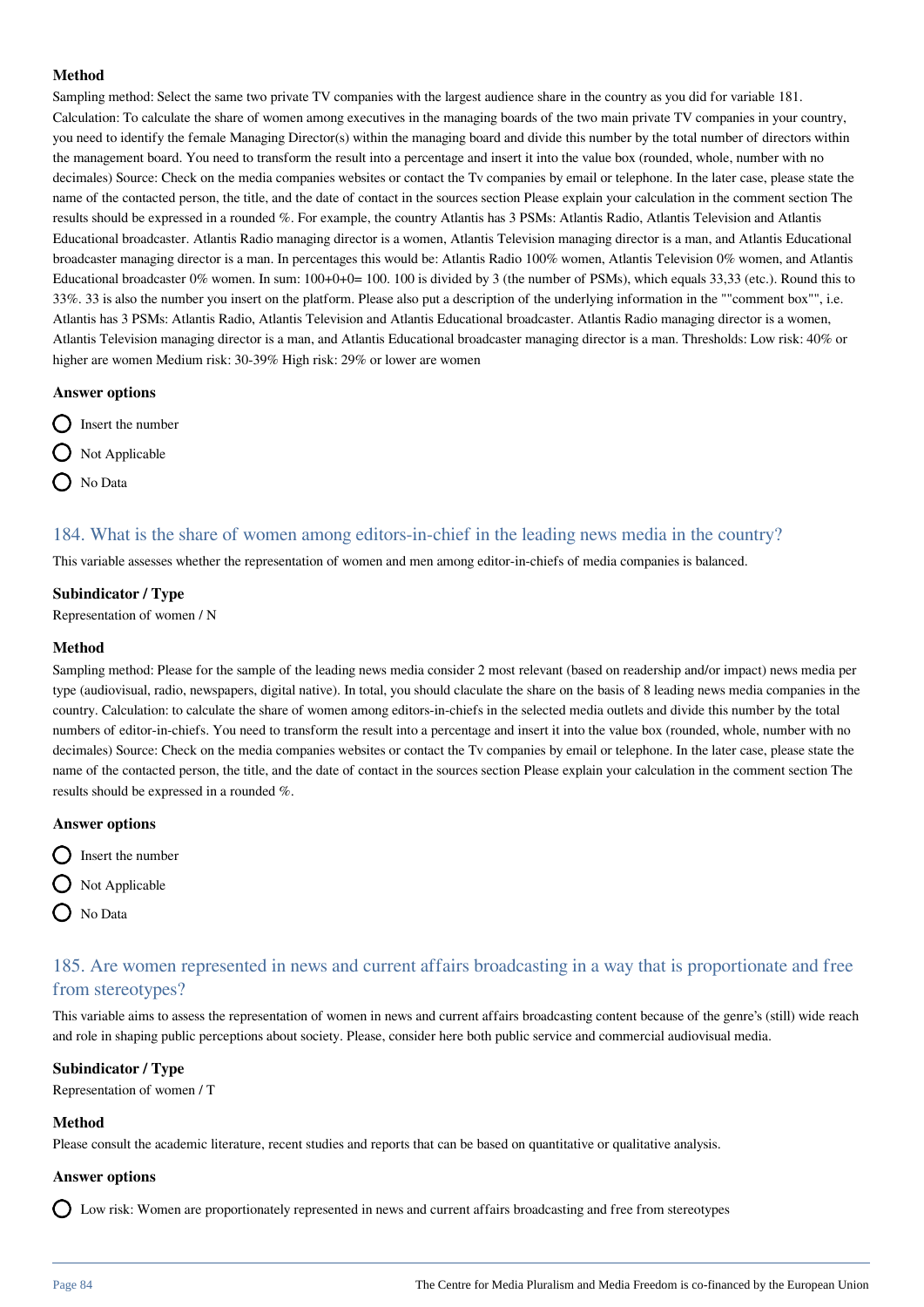#### Method

Sampling method: Select the same two private TV companies with the largest audience share in the country as you did for variable 181. Calculation: To calculate the share of women among executives in the managing boards of the two main private TV companies in your country, you need to identify the female Managing Director(s) within the managing board and divide this number by the total number of directors within the management board. You need to transform the result into a percentage and insert it into the value box (rounded, whole, number with no decimales) Source: Check on the media companies websites or contact the Tv companies by email or telephone. In the later case, please state the name of the contacted person, the title, and the date of contact in the sources section Please explain your calculation in the comment section The results should be expressed in a rounded %. For example, the country Atlantis has 3 PSMs: Atlantis Radio, Atlantis Television and Atlantis Educational broadcaster. Atlantis Radio managing director is a women, Atlantis Television managing director is a man, and Atlantis Educational broadcaster managing director is a man. In percentages this would be: Atlantis Radio 100% women, Atlantis Television 0% women, and Atlantis Educational broadcaster 0% women. In sum: 100+0+0= 100. 100 is divided by 3 (the number of PSMs), which equals 33,33 (etc.). Round this to 33%. 33 is also the number you insert on the platform. Please also put a description of the underlying information in the ""comment box"", i.e. Atlantis has 3 PSMs: Atlantis Radio, Atlantis Television and Atlantis Educational broadcaster. Atlantis Radio managing director is a women, Atlantis Television managing director is a man, and Atlantis Educational broadcaster managing director is a man. Thresholds: Low risk: 40% or higher are women Medium risk: 30-39% High risk: 29% or lower are women

#### Answer options

- Insert the number
- Not Applicable
- No Data

## 184. What is the share of women among editors-in-chief in the leading news media in the country?

This variable assesses whether the representation of women and men among editor-in-chiefs of media companies is balanced.

#### Subindicator / Type

Representation of women / N

#### Method

Sampling method: Please for the sample of the leading news media consider 2 most relevant (based on readership and/or impact) news media per type (audiovisual, radio, newspapers, digital native). In total, you should claculate the share on the basis of 8 leading news media companies in the country. Calculation: to calculate the share of women among editors-in-chiefs in the selected media outlets and divide this number by the total numbers of editor-in-chiefs. You need to transform the result into a percentage and insert it into the value box (rounded, whole, number with no decimales) Source: Check on the media companies websites or contact the Tv companies by email or telephone. In the later case, please state the name of the contacted person, the title, and the date of contact in the sources section Please explain your calculation in the comment section The results should be expressed in a rounded %.

#### Answer options

- Insert the number
- Not Applicable
- No Data

## 185. Are women represented in news and current affairs broadcasting in a way that is proportionate and free from stereotypes?

This variable aims to assess the representation of women in news and current affairs broadcasting content because of the genre's (still) wide reach and role in shaping public perceptions about society. Please, consider here both public service and commercial audiovisual media.

#### Subindicator / Type

Representation of women / T

#### Method

Please consult the academic literature, recent studies and reports that can be based on quantitative or qualitative analysis.

#### Answer options

- Low risk: Women are proportionately represented in news and current affairs broadcasting and free from stereotypes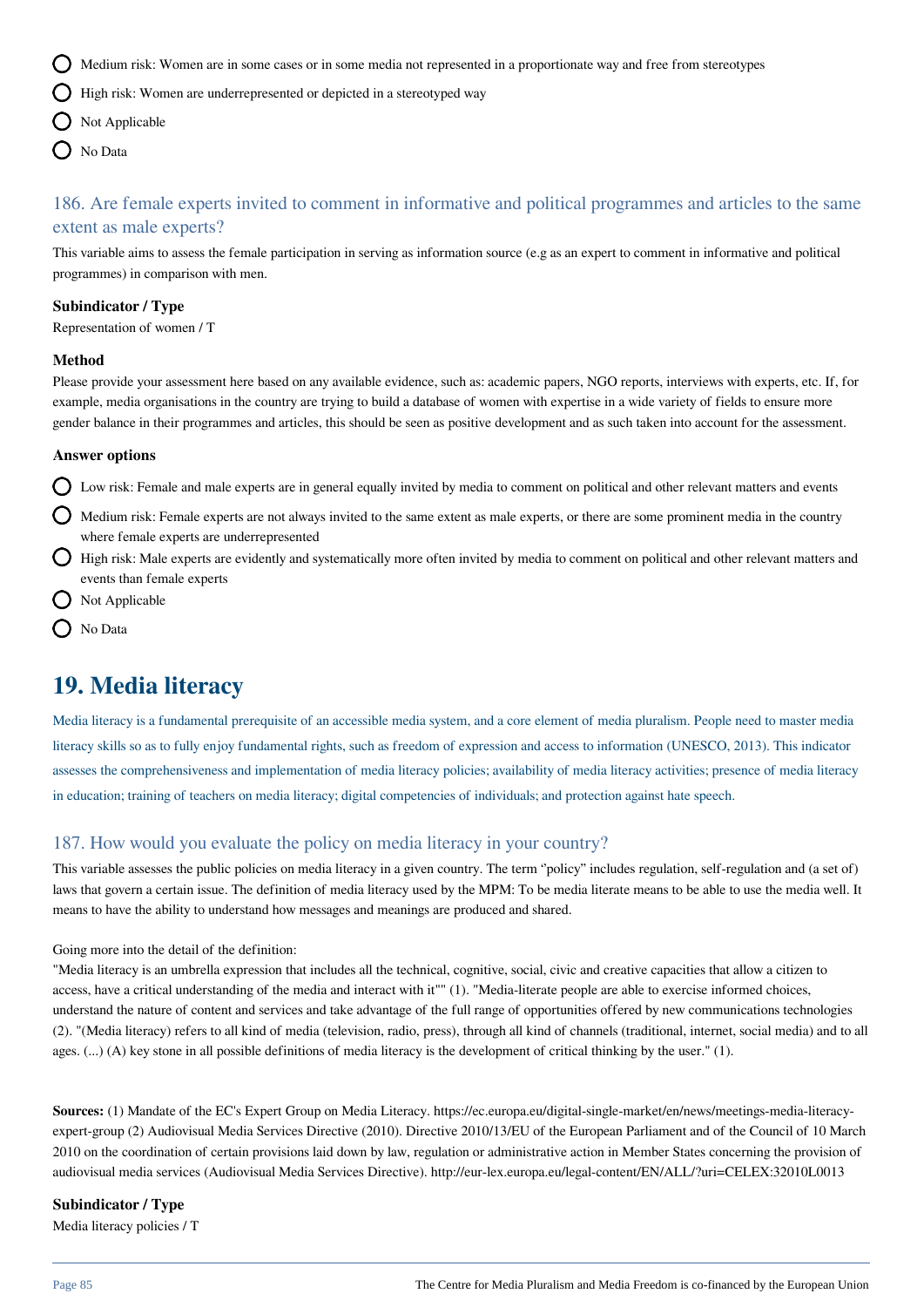- Medium risk: Women are in some cases or in some media not represented in a proportionate way and free from stereotypes
- High risk: Women are underrepresented or depicted in a stereotyped way
- Not Applicable
- No Data

### 186. Are female experts invited to comment in informative and political programmes and articles to the same extent as male experts?

This variable aims to assess the female participation in serving as information source (e.g as an expert to comment in informative and political programmes) in comparison with men.

**Subindicator / Type**

Representation of women / T

**Method**

Please provide your assessment here based on any available evidence, such as: academic papers, NGO reports, interviews with experts, etc. If, for example, media organisations in the country are trying to build a database of women with expertise in a wide variety of fields to ensure more gender balance in their programmes and articles, this should be seen as positive development and as such taken into account for the assessment.

**Answer options**

- Low risk: Female and male experts are in general equally invited by media to comment on political and other relevant matters and events
- Medium risk: Female experts are not always invited to the same extent as male experts, or there are some prominent media in the country where female experts are underrepresented
- High risk: Male experts are evidently and systematically more often invited by media to comment on political and other relevant matters and events than female experts
- Not Applicable
- No Data

## 19. Media literacy

Media literacy is a fundamental prerequisite of an accessible media system, and a core element of media pluralism. People need to master media literacy skills so as to fully enjoy fundamental rights, such as freedom of expression and access to information (UNESCO, 2013). This indicator assesses the comprehensiveness and implementation of media literacy policies; availability of media literacy activities; presence of media literacy in education; training of teachers on media literacy; digital competencies of individuals; and protection against hate speech.

### 187. How would you evaluate the policy on media literacy in your country?

This variable assesses the public policies on media literacy in a given country. The term "policy" includes regulation, self-regulation and (a set of) laws that govern a certain issue. The definition of media literacy used by the MPM: To be media literate means to be able to use the media well. It means to have the ability to understand how messages and meanings are produced and shared.

Going more into the detail of the definition:
"Media literacy is an umbrella expression that includes all the technical, cognitive, social, civic and creative capacities that allow a citizen to access, have a critical understanding of the media and interact with it"" (1). "Media-literate people are able to exercise informed choices, understand the nature of content and services and take advantage of the full range of opportunities offered by new communications technologies (2). "(Media literacy) refers to all kind of media (television, radio, press), through all kind of channels (traditional, internet, social media) and to all ages. (...) (A) key stone in all possible definitions of media literacy is the development of critical thinking by the user." (1).

**Sources:** (1) Mandate of the EC's Expert Group on Media Literacy. https://ec.europa.eu/digital-single-market/en/news/meetings-media-literacy-expert-group (2) Audiovisual Media Services Directive (2010). Directive 2010/13/EU of the European Parliament and of the Council of 10 March 2010 on the coordination of certain provisions laid down by law, regulation or administrative action in Member States concerning the provision of audiovisual media services (Audiovisual Media Services Directive). http://eur-lex.europa.eu/legal-content/EN/ALL/?uri=CELEX:32010L0013

**Subindicator / Type**

Media literacy policies / T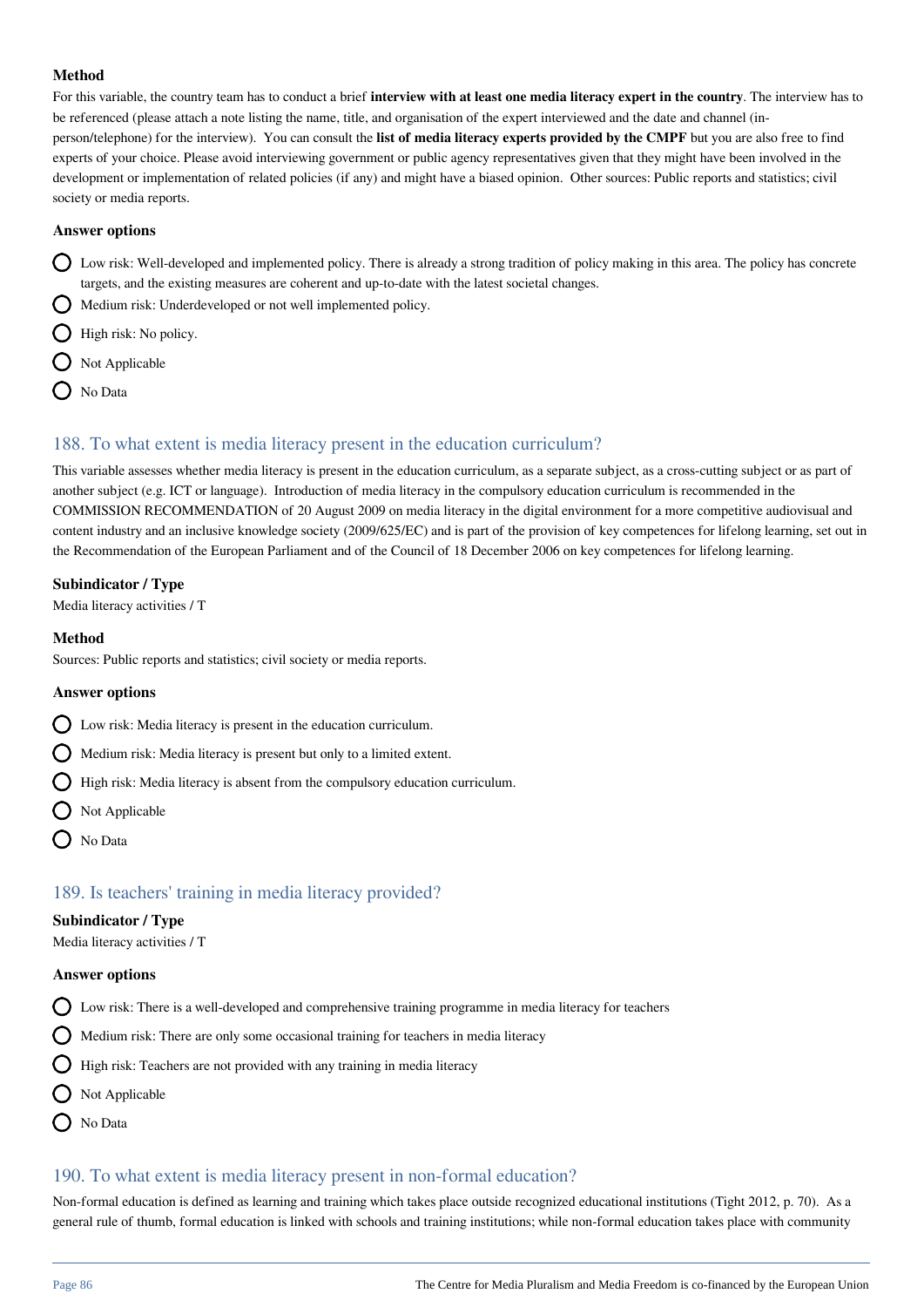**Method**

For this variable, the country team has to conduct a brief **interview with at least one media literacy expert in the country**. The interview has to be referenced (please attach a note listing the name, title, and organisation of the expert interviewed and the date and channel (in-person/telephone) for the interview). You can consult the **list of media literacy experts provided by the CMPF** but you are also free to find experts of your choice. Please avoid interviewing government or public agency representatives given that they might have been involved in the development or implementation of related policies (if any) and might have a biased opinion. Other sources: Public reports and statistics; civil society or media reports.

**Answer options**

- Low risk: Well-developed and implemented policy. There is already a strong tradition of policy making in this area. The policy has concrete targets, and the existing measures are coherent and up-to-date with the latest societal changes.
- Medium risk: Underdeveloped or not well implemented policy.
- High risk: No policy.
- Not Applicable
- No Data

## 188. To what extent is media literacy present in the education curriculum?

This variable assesses whether media literacy is present in the education curriculum, as a separate subject, as a cross-cutting subject or as part of another subject (e.g. ICT or language). Introduction of media literacy in the compulsory education curriculum is recommended in the COMMISSION RECOMMENDATION of 20 August 2009 on media literacy in the digital environment for a more competitive audiovisual and content industry and an inclusive knowledge society (2009/625/EC) and is part of the provision of key competences for lifelong learning, set out in the Recommendation of the European Parliament and of the Council of 18 December 2006 on key competences for lifelong learning.

**Subindicator / Type**

Media literacy activities / T

**Method**

Sources: Public reports and statistics; civil society or media reports.

**Answer options**

- Low risk: Media literacy is present in the education curriculum.
- Medium risk: Media literacy is present but only to a limited extent.
- High risk: Media literacy is absent from the compulsory education curriculum.
- Not Applicable
- No Data

## 189. Is teachers' training in media literacy provided?

**Subindicator / Type**

Media literacy activities / T

**Answer options**

- Low risk: There is a well-developed and comprehensive training programme in media literacy for teachers
- Medium risk: There are only some occasional training for teachers in media literacy
- High risk: Teachers are not provided with any training in media literacy
- Not Applicable
- No Data

## 190. To what extent is media literacy present in non-formal education?

Non-formal education is defined as learning and training which takes place outside recognized educational institutions (Tight 2012, p. 70). As a general rule of thumb, formal education is linked with schools and training institutions; while non-formal education takes place with community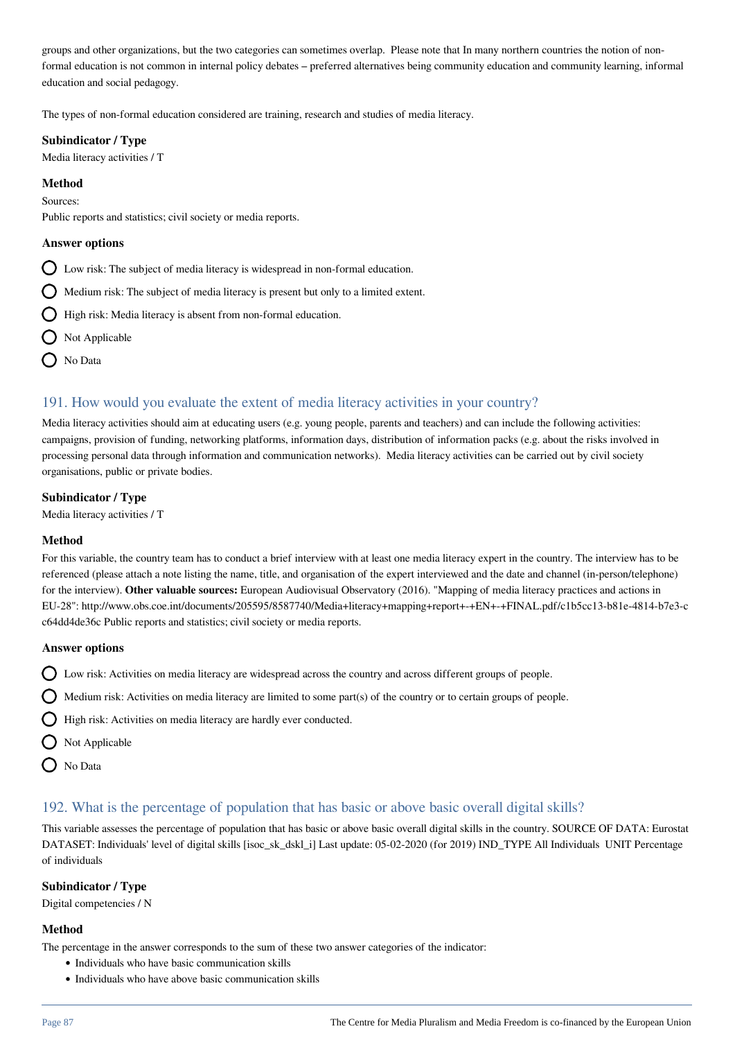groups and other organizations, but the two categories can sometimes overlap. Please note that In many northern countries the notion of non-formal education is not common in internal policy debates – preferred alternatives being community education and community learning, informal education and social pedagogy.

The types of non-formal education considered are training, research and studies of media literacy.

**Subindicator / Type**

Media literacy activities / T

**Method**

Sources:
Public reports and statistics; civil society or media reports.

**Answer options**

- Low risk: The subject of media literacy is widespread in non-formal education.
- Medium risk: The subject of media literacy is present but only to a limited extent.
- High risk: Media literacy is absent from non-formal education.
- Not Applicable
- No Data

## 191. How would you evaluate the extent of media literacy activities in your country?

Media literacy activities should aim at educating users (e.g. young people, parents and teachers) and can include the following activities: campaigns, provision of funding, networking platforms, information days, distribution of information packs (e.g. about the risks involved in processing personal data through information and communication networks). Media literacy activities can be carried out by civil society organisations, public or private bodies.

**Subindicator / Type**

Media literacy activities / T

**Method**

For this variable, the country team has to conduct a brief interview with at least one media literacy expert in the country. The interview has to be referenced (please attach a note listing the name, title, and organisation of the expert interviewed and the date and channel (in-person/telephone) for the interview). **Other valuable sources:** European Audiovisual Observatory (2016). "Mapping of media literacy practices and actions in EU-28": http://www.obs.coe.int/documents/205595/8587740/Media+literacy+mapping+report+-+EN+-+FINAL.pdf/c1b5cc13-b81e-4814-b7e3-cc64dd4de36c Public reports and statistics; civil society or media reports.

**Answer options**

- Low risk: Activities on media literacy are widespread across the country and across different groups of people.
- Medium risk: Activities on media literacy are limited to some part(s) of the country or to certain groups of people.
- High risk: Activities on media literacy are hardly ever conducted.
- Not Applicable
- No Data

## 192. What is the percentage of population that has basic or above basic overall digital skills?

This variable assesses the percentage of population that has basic or above basic overall digital skills in the country. SOURCE OF DATA: Eurostat DATASET: Individuals' level of digital skills [isoc_sk_dskl_i] Last update: 05-02-2020 (for 2019) IND_TYPE All Individuals UNIT Percentage of individuals

**Subindicator / Type**

Digital competencies / N

**Method**

The percentage in the answer corresponds to the sum of these two answer categories of the indicator:

- Individuals who have basic communication skills
- Individuals who have above basic communication skills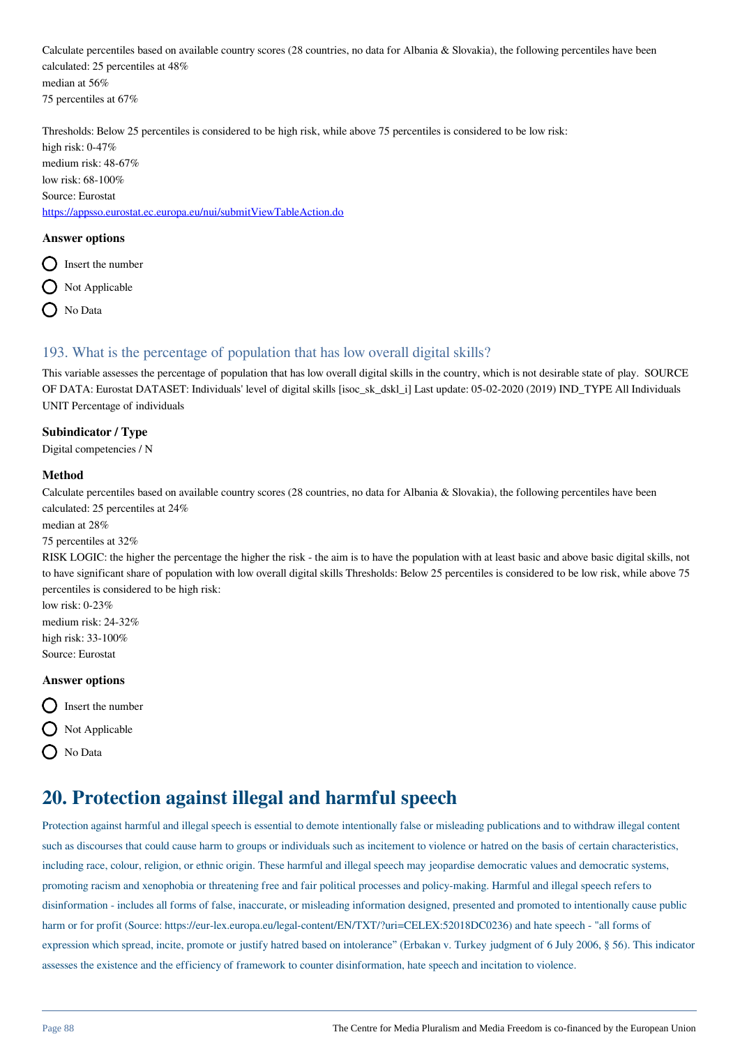Calculate percentiles based on available country scores (28 countries, no data for Albania & Slovakia), the following percentiles have been calculated: 25 percentiles at 48%
median at 56%
75 percentiles at 67%

Thresholds: Below 25 percentiles is considered to be high risk, while above 75 percentiles is considered to be low risk:
high risk: 0-47%
medium risk: 48-67%
low risk: 68-100%
Source: Eurostat
https://appsso.eurostat.ec.europa.eu/nui/submitViewTableAction.do

#### Answer options

- Insert the number
- Not Applicable
- No Data

### 193. What is the percentage of population that has low overall digital skills?

This variable assesses the percentage of population that has low overall digital skills in the country, which is not desirable state of play. SOURCE OF DATA: Eurostat DATASET: Individuals' level of digital skills [isoc_sk_dskl_i] Last update: 05-02-2020 (2019) IND_TYPE All Individuals UNIT Percentage of individuals

#### Subindicator / Type

Digital competencies / N

#### Method

Calculate percentiles based on available country scores (28 countries, no data for Albania & Slovakia), the following percentiles have been calculated: 25 percentiles at 24%
median at 28%
75 percentiles at 32%
RISK LOGIC: the higher the percentage the higher the risk - the aim is to have the population with at least basic and above basic digital skills, not to have significant share of population with low overall digital skills Thresholds: Below 25 percentiles is considered to be low risk, while above 75 percentiles is considered to be high risk:
low risk: 0-23%
medium risk: 24-32%
high risk: 33-100%
Source: Eurostat

#### Answer options

- Insert the number
- Not Applicable
- No Data

## 20. Protection against illegal and harmful speech

Protection against harmful and illegal speech is essential to demote intentionally false or misleading publications and to withdraw illegal content such as discourses that could cause harm to groups or individuals such as incitement to violence or hatred on the basis of certain characteristics, including race, colour, religion, or ethnic origin. These harmful and illegal speech may jeopardise democratic values and democratic systems, promoting racism and xenophobia or threatening free and fair political processes and policy-making. Harmful and illegal speech refers to disinformation - includes all forms of false, inaccurate, or misleading information designed, presented and promoted to intentionally cause public harm or for profit (Source: https://eur-lex.europa.eu/legal-content/EN/TXT/?uri=CELEX:52018DC0236) and hate speech - "all forms of expression which spread, incite, promote or justify hatred based on intolerance" (Erbakan v. Turkey judgment of 6 July 2006, § 56). This indicator assesses the existence and the efficiency of framework to counter disinformation, hate speech and incitation to violence.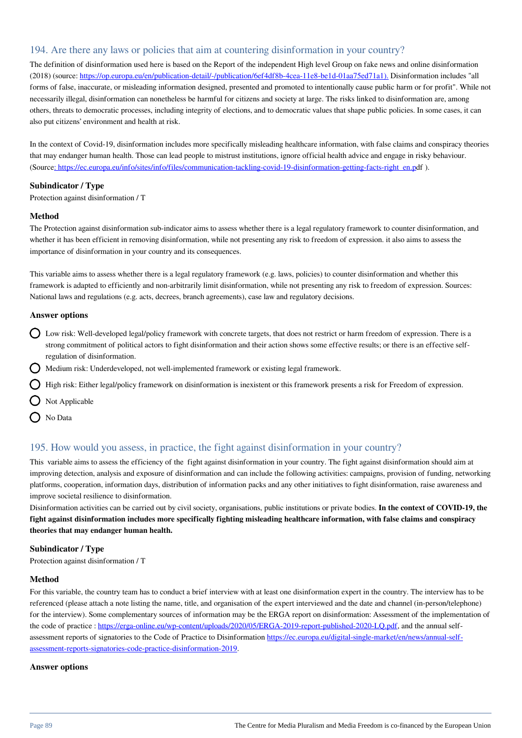## 194. Are there any laws or policies that aim at countering disinformation in your country?

The definition of disinformation used here is based on the Report of the independent High level Group on fake news and online disinformation (2018) (source: https://op.europa.eu/en/publication-detail/-/publication/6ef4df8b-4cea-11e8-be1d-01aa75ed71a1). Disinformation includes "all forms of false, inaccurate, or misleading information designed, presented and promoted to intentionally cause public harm or for profit". While not necessarily illegal, disinformation can nonetheless be harmful for citizens and society at large. The risks linked to disinformation are, among others, threats to democratic processes, including integrity of elections, and to democratic values that shape public policies. In some cases, it can also put citizens' environment and health at risk.

In the context of Covid-19, disinformation includes more specifically misleading healthcare information, with false claims and conspiracy theories that may endanger human health. Those can lead people to mistrust institutions, ignore official health advice and engage in risky behaviour. (Source: https://ec.europa.eu/info/sites/info/files/communication-tackling-covid-19-disinformation-getting-facts-right_en.pdf ).

**Subindicator / Type**

Protection against disinformation / T

**Method**

The Protection against disinformation sub-indicator aims to assess whether there is a legal regulatory framework to counter disinformation, and whether it has been efficient in removing disinformation, while not presenting any risk to freedom of expression. it also aims to assess the importance of disinformation in your country and its consequences.

This variable aims to assess whether there is a legal regulatory framework (e.g. laws, policies) to counter disinformation and whether this framework is adapted to efficiently and non-arbitrarily limit disinformation, while not presenting any risk to freedom of expression. Sources: National laws and regulations (e.g. acts, decrees, branch agreements), case law and regulatory decisions.

**Answer options**

- Low risk: Well-developed legal/policy framework with concrete targets, that does not restrict or harm freedom of expression. There is a strong commitment of political actors to fight disinformation and their action shows some effective results; or there is an effective self-regulation of disinformation.
- Medium risk: Underdeveloped, not well-implemented framework or existing legal framework.
- High risk: Either legal/policy framework on disinformation is inexistent or this framework presents a risk for Freedom of expression.
- Not Applicable
- No Data

## 195. How would you assess, in practice, the fight against disinformation in your country?

This variable aims to assess the efficiency of the fight against disinformation in your country. The fight against disinformation should aim at improving detection, analysis and exposure of disinformation and can include the following activities: campaigns, provision of funding, networking platforms, cooperation, information days, distribution of information packs and any other initiatives to fight disinformation, raise awareness and improve societal resilience to disinformation.

Disinformation activities can be carried out by civil society, organisations, public institutions or private bodies. **In the context of COVID-19, the fight against disinformation includes more specifically fighting misleading healthcare information, with false claims and conspiracy theories that may endanger human health.**

**Subindicator / Type**

Protection against disinformation / T

**Method**

For this variable, the country team has to conduct a brief interview with at least one disinformation expert in the country. The interview has to be referenced (please attach a note listing the name, title, and organisation of the expert interviewed and the date and channel (in-person/telephone) for the interview). Some complementary sources of information may be the ERGA report on disinformation: Assessment of the implementation of the code of practice : https://erga-online.eu/wp-content/uploads/2020/05/ERGA-2019-report-published-2020-LQ.pdf, and the annual self-assessment reports of signatories to the Code of Practice to Disinformation https://ec.europa.eu/digital-single-market/en/news/annual-self-assessment-reports-signatories-code-practice-disinformation-2019.

**Answer options**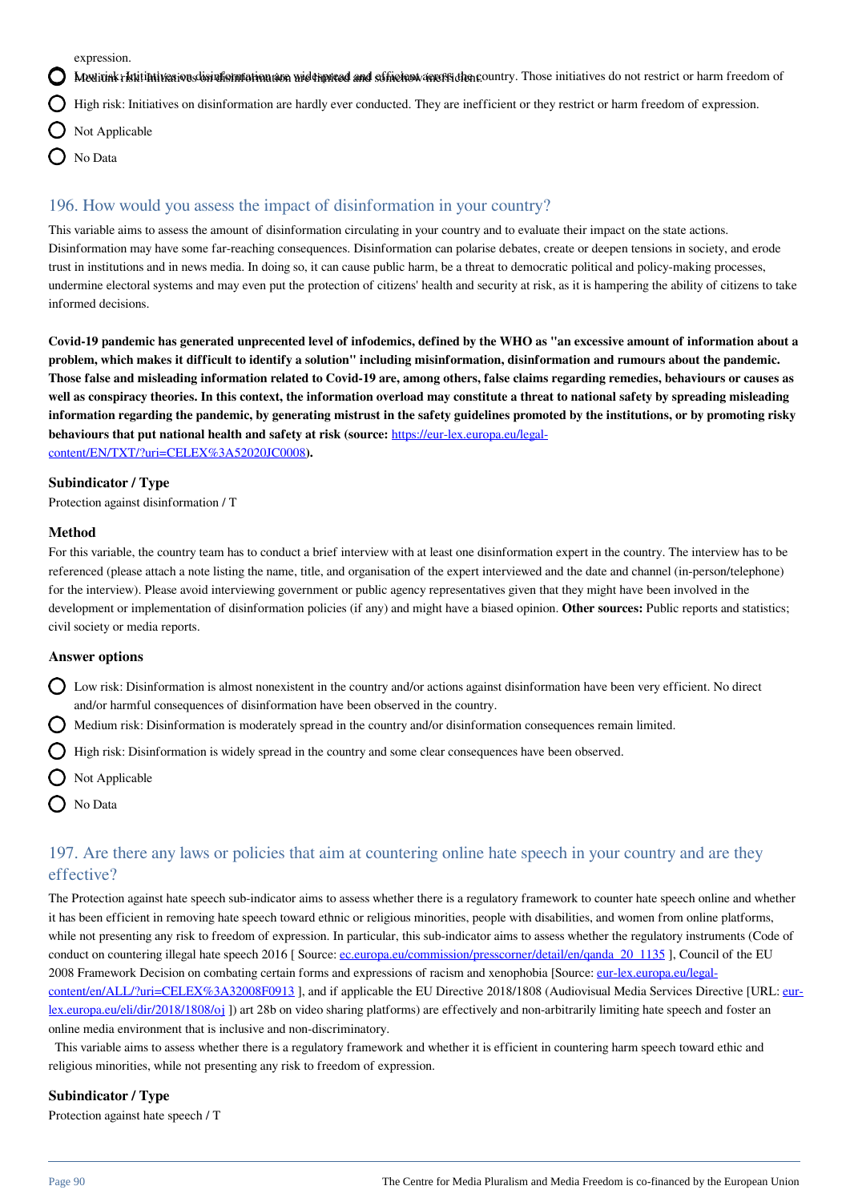expression.

- Low risk: Initiatives on disinformation are widespread and efficient across the country. Those initiatives do not restrict or harm freedom of
- Medium risk: Initiatives on disinformation are limited and somewhat inefficient.
- High risk: Initiatives on disinformation are hardly ever conducted. They are inefficient or they restrict or harm freedom of expression.
- Not Applicable
- No Data

## 196. How would you assess the impact of disinformation in your country?

This variable aims to assess the amount of disinformation circulating in your country and to evaluate their impact on the state actions. Disinformation may have some far-reaching consequences. Disinformation can polarise debates, create or deepen tensions in society, and erode trust in institutions and in news media. In doing so, it can cause public harm, be a threat to democratic political and policy-making processes, undermine electoral systems and may even put the protection of citizens' health and security at risk, as it is hampering the ability of citizens to take informed decisions.

**Covid-19 pandemic has generated unprecented level of infodemics, defined by the WHO as "an excessive amount of information about a problem, which makes it difficult to identify a solution" including misinformation, disinformation and rumours about the pandemic. Those false and misleading information related to Covid-19 are, among others, false claims regarding remedies, behaviours or causes as well as conspiracy theories. In this context, the information overload may constitute a threat to national safety by spreading misleading information regarding the pandemic, by generating mistrust in the safety guidelines promoted by the institutions, or by promoting risky behaviours that put national health and safety at risk (source: https://eur-lex.europa.eu/legal-content/EN/TXT/?uri=CELEX%3A52020JC0008).**

### Subindicator / Type

Protection against disinformation / T

### Method

For this variable, the country team has to conduct a brief interview with at least one disinformation expert in the country. The interview has to be referenced (please attach a note listing the name, title, and organisation of the expert interviewed and the date and channel (in-person/telephone) for the interview). Please avoid interviewing government or public agency representatives given that they might have been involved in the development or implementation of disinformation policies (if any) and might have a biased opinion. **Other sources:** Public reports and statistics; civil society or media reports.

### Answer options

- Low risk: Disinformation is almost nonexistent in the country and/or actions against disinformation have been very efficient. No direct and/or harmful consequences of disinformation have been observed in the country.
- Medium risk: Disinformation is moderately spread in the country and/or disinformation consequences remain limited.
- High risk: Disinformation is widely spread in the country and some clear consequences have been observed.
- Not Applicable
- No Data

## 197. Are there any laws or policies that aim at countering online hate speech in your country and are they effective?

The Protection against hate speech sub-indicator aims to assess whether there is a regulatory framework to counter hate speech online and whether it has been efficient in removing hate speech toward ethnic or religious minorities, people with disabilities, and women from online platforms, while not presenting any risk to freedom of expression. In particular, this sub-indicator aims to assess whether the regulatory instruments (Code of conduct on countering illegal hate speech 2016 [ Source: ec.europa.eu/commission/presscorner/detail/en/qanda_20_1135 ], Council of the EU 2008 Framework Decision on combating certain forms and expressions of racism and xenophobia [Source: eur-lex.europa.eu/legal-content/en/ALL/?uri=CELEX%3A32008F0913 ], and if applicable the EU Directive 2018/1808 (Audiovisual Media Services Directive [URL: eur-lex.europa.eu/eli/dir/2018/1808/oj ]) art 28b on video sharing platforms) are effectively and non-arbitrarily limiting hate speech and foster an online media environment that is inclusive and non-discriminatory.

This variable aims to assess whether there is a regulatory framework and whether it is efficient in countering harm speech toward ethic and religious minorities, while not presenting any risk to freedom of expression.

### Subindicator / Type

Protection against hate speech / T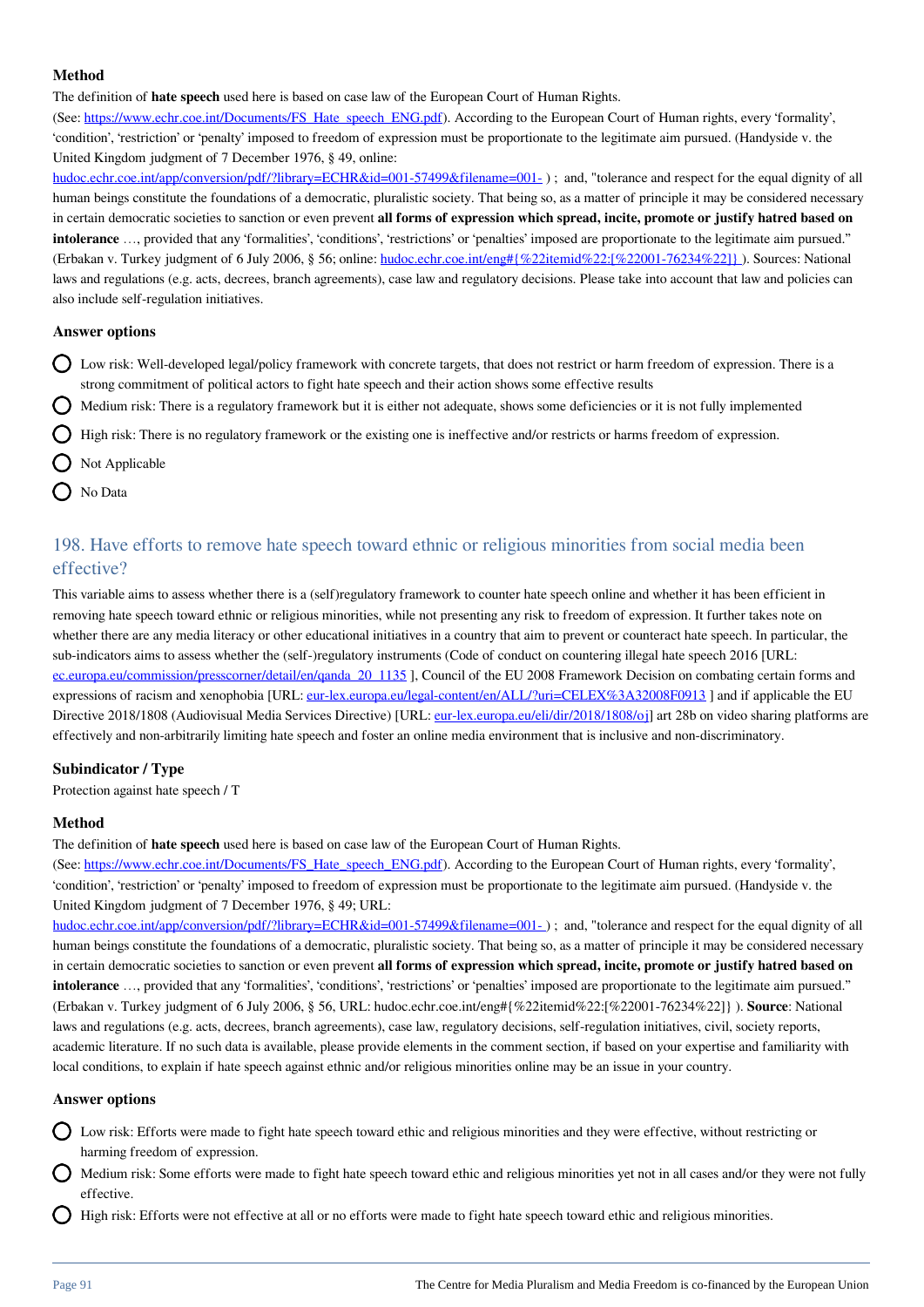### Method

The definition of **hate speech** used here is based on case law of the European Court of Human Rights.
(See: https://www.echr.coe.int/Documents/FS_Hate_speech_ENG.pdf). According to the European Court of Human rights, every 'formality', 'condition', 'restriction' or 'penalty' imposed to freedom of expression must be proportionate to the legitimate aim pursued. (Handyside v. the United Kingdom judgment of 7 December 1976, § 49, online:
hudoc.echr.coe.int/app/conversion/pdf/?library=ECHR&id=001-57499&filename=001- ) ; and, "tolerance and respect for the equal dignity of all human beings constitute the foundations of a democratic, pluralistic society. That being so, as a matter of principle it may be considered necessary in certain democratic societies to sanction or even prevent **all forms of expression which spread, incite, promote or justify hatred based on intolerance** …, provided that any 'formalities', 'conditions', 'restrictions' or 'penalties' imposed are proportionate to the legitimate aim pursued." (Erbakan v. Turkey judgment of 6 July 2006, § 56; online: hudoc.echr.coe.int/eng#{%22itemid%22:[%22001-76234%22]} ). Sources: National laws and regulations (e.g. acts, decrees, branch agreements), case law and regulatory decisions. Please take into account that law and policies can also include self-regulation initiatives.

### Answer options

- Low risk: Well-developed legal/policy framework with concrete targets, that does not restrict or harm freedom of expression. There is a strong commitment of political actors to fight hate speech and their action shows some effective results
- Medium risk: There is a regulatory framework but it is either not adequate, shows some deficiencies or it is not fully implemented
- High risk: There is no regulatory framework or the existing one is ineffective and/or restricts or harms freedom of expression.
- Not Applicable
- No Data

## 198. Have efforts to remove hate speech toward ethnic or religious minorities from social media been effective?

This variable aims to assess whether there is a (self)regulatory framework to counter hate speech online and whether it has been efficient in removing hate speech toward ethnic or religious minorities, while not presenting any risk to freedom of expression. It further takes note on whether there are any media literacy or other educational initiatives in a country that aim to prevent or counteract hate speech. In particular, the sub-indicators aims to assess whether the (self-)regulatory instruments (Code of conduct on countering illegal hate speech 2016 [URL: ec.europa.eu/commission/presscorner/detail/en/qanda_20_1135 ], Council of the EU 2008 Framework Decision on combating certain forms and expressions of racism and xenophobia [URL: eur-lex.europa.eu/legal-content/en/ALL/?uri=CELEX%3A32008F0913 ] and if applicable the EU Directive 2018/1808 (Audiovisual Media Services Directive) [URL: eur-lex.europa.eu/eli/dir/2018/1808/oj] art 28b on video sharing platforms are effectively and non-arbitrarily limiting hate speech and foster an online media environment that is inclusive and non-discriminatory.

### Subindicator / Type

Protection against hate speech / T

### Method

The definition of **hate speech** used here is based on case law of the European Court of Human Rights.
(See: https://www.echr.coe.int/Documents/FS_Hate_speech_ENG.pdf). According to the European Court of Human rights, every 'formality', 'condition', 'restriction' or 'penalty' imposed to freedom of expression must be proportionate to the legitimate aim pursued. (Handyside v. the United Kingdom judgment of 7 December 1976, § 49; URL:
hudoc.echr.coe.int/app/conversion/pdf/?library=ECHR&id=001-57499&filename=001- ) ; and, "tolerance and respect for the equal dignity of all human beings constitute the foundations of a democratic, pluralistic society. That being so, as a matter of principle it may be considered necessary in certain democratic societies to sanction or even prevent **all forms of expression which spread, incite, promote or justify hatred based on intolerance** …, provided that any 'formalities', 'conditions', 'restrictions' or 'penalties' imposed are proportionate to the legitimate aim pursued." (Erbakan v. Turkey judgment of 6 July 2006, § 56, URL: hudoc.echr.coe.int/eng#{%22itemid%22:[%22001-76234%22]} ). **Source**: National laws and regulations (e.g. acts, decrees, branch agreements), case law, regulatory decisions, self-regulation initiatives, civil, society reports, academic literature. If no such data is available, please provide elements in the comment section, if based on your expertise and familiarity with local conditions, to explain if hate speech against ethnic and/or religious minorities online may be an issue in your country.

### Answer options

- Low risk: Efforts were made to fight hate speech toward ethic and religious minorities and they were effective, without restricting or harming freedom of expression.
- Medium risk: Some efforts were made to fight hate speech toward ethic and religious minorities yet not in all cases and/or they were not fully effective.
- High risk: Efforts were not effective at all or no efforts were made to fight hate speech toward ethic and religious minorities.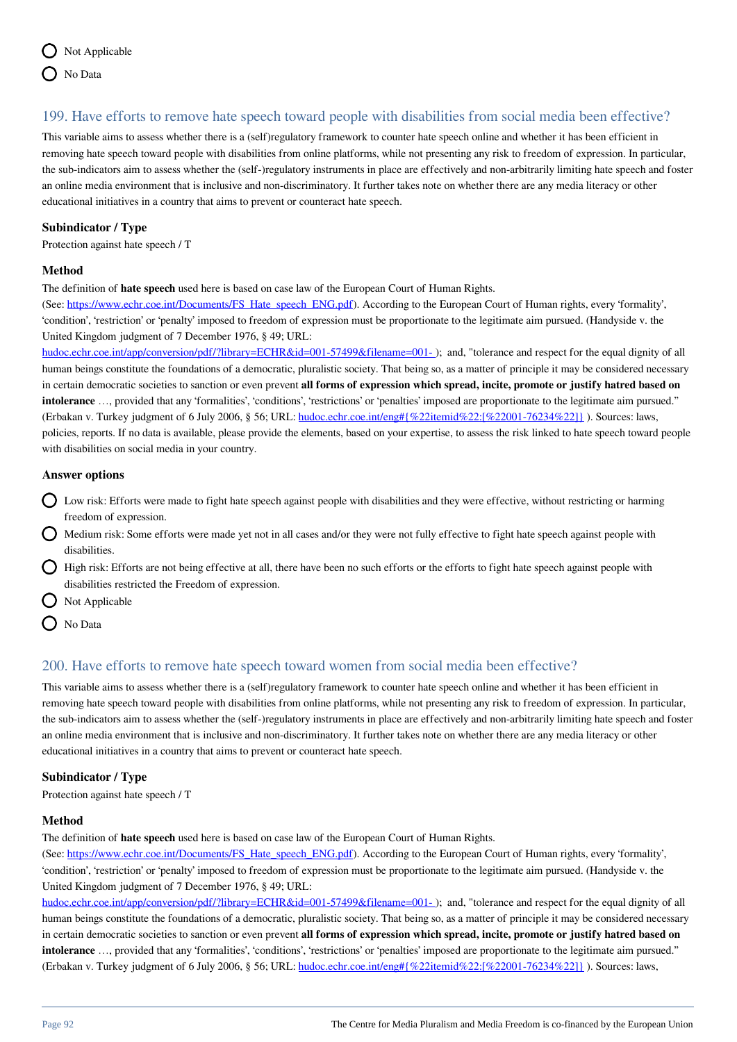- Not Applicable
- No Data

## 199. Have efforts to remove hate speech toward people with disabilities from social media been effective?

This variable aims to assess whether there is a (self)regulatory framework to counter hate speech online and whether it has been efficient in removing hate speech toward people with disabilities from online platforms, while not presenting any risk to freedom of expression. In particular, the sub-indicators aim to assess whether the (self-)regulatory instruments in place are effectively and non-arbitrarily limiting hate speech and foster an online media environment that is inclusive and non-discriminatory. It further takes note on whether there are any media literacy or other educational initiatives in a country that aims to prevent or counteract hate speech.

### Subindicator / Type

Protection against hate speech / T

### Method

The definition of **hate speech** used here is based on case law of the European Court of Human Rights.
(See: https://www.echr.coe.int/Documents/FS_Hate_speech_ENG.pdf). According to the European Court of Human rights, every 'formality', 'condition', 'restriction' or 'penalty' imposed to freedom of expression must be proportionate to the legitimate aim pursued. (Handyside v. the United Kingdom judgment of 7 December 1976, § 49; URL: hudoc.echr.coe.int/app/conversion/pdf/?library=ECHR&id=001-57499&filename=001- ); and, "tolerance and respect for the equal dignity of all human beings constitute the foundations of a democratic, pluralistic society. That being so, as a matter of principle it may be considered necessary in certain democratic societies to sanction or even prevent **all forms of expression which spread, incite, promote or justify hatred based on intolerance** …, provided that any 'formalities', 'conditions', 'restrictions' or 'penalties' imposed are proportionate to the legitimate aim pursued." (Erbakan v. Turkey judgment of 6 July 2006, § 56; URL: hudoc.echr.coe.int/eng#{%22itemid%22:[%22001-76234%22]} ). Sources: laws, policies, reports. If no data is available, please provide the elements, based on your expertise, to assess the risk linked to hate speech toward people with disabilities on social media in your country.

### Answer options

- Low risk: Efforts were made to fight hate speech against people with disabilities and they were effective, without restricting or harming freedom of expression.
- Medium risk: Some efforts were made yet not in all cases and/or they were not fully effective to fight hate speech against people with disabilities.
- High risk: Efforts are not being effective at all, there have been no such efforts or the efforts to fight hate speech against people with disabilities restricted the Freedom of expression.
- Not Applicable
- No Data

## 200. Have efforts to remove hate speech toward women from social media been effective?

This variable aims to assess whether there is a (self)regulatory framework to counter hate speech online and whether it has been efficient in removing hate speech toward people with disabilities from online platforms, while not presenting any risk to freedom of expression. In particular, the sub-indicators aim to assess whether the (self-)regulatory instruments in place are effectively and non-arbitrarily limiting hate speech and foster an online media environment that is inclusive and non-discriminatory. It further takes note on whether there are any media literacy or other educational initiatives in a country that aims to prevent or counteract hate speech.

### Subindicator / Type

Protection against hate speech / T

### Method

The definition of **hate speech** used here is based on case law of the European Court of Human Rights.
(See: https://www.echr.coe.int/Documents/FS_Hate_speech_ENG.pdf). According to the European Court of Human rights, every 'formality', 'condition', 'restriction' or 'penalty' imposed to freedom of expression must be proportionate to the legitimate aim pursued. (Handyside v. the United Kingdom judgment of 7 December 1976, § 49; URL: hudoc.echr.coe.int/app/conversion/pdf/?library=ECHR&id=001-57499&filename=001- ); and, "tolerance and respect for the equal dignity of all human beings constitute the foundations of a democratic, pluralistic society. That being so, as a matter of principle it may be considered necessary in certain democratic societies to sanction or even prevent **all forms of expression which spread, incite, promote or justify hatred based on intolerance** …, provided that any 'formalities', 'conditions', 'restrictions' or 'penalties' imposed are proportionate to the legitimate aim pursued." (Erbakan v. Turkey judgment of 6 July 2006, § 56; URL: hudoc.echr.coe.int/eng#{%22itemid%22:[%22001-76234%22]} ). Sources: laws,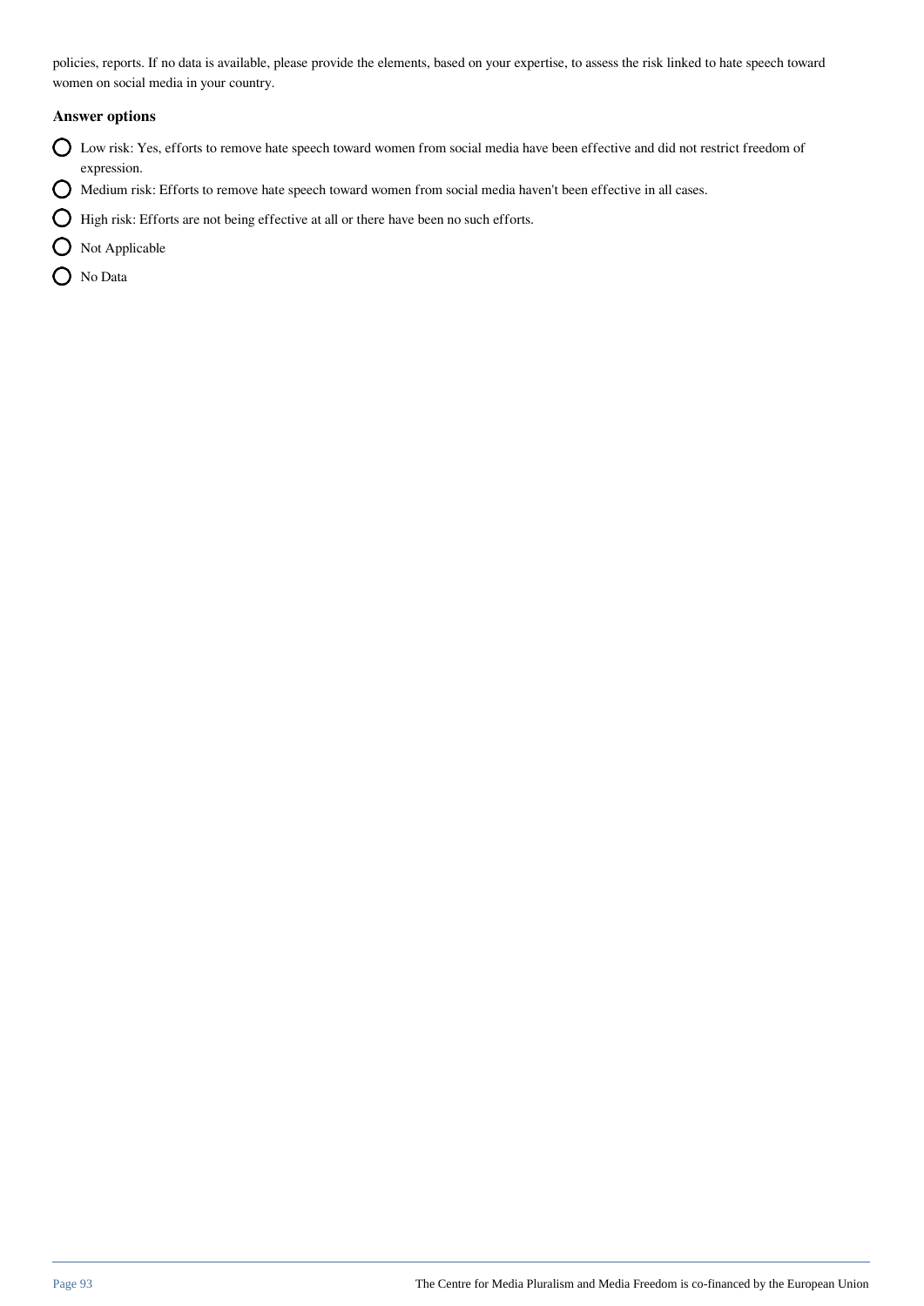policies, reports. If no data is available, please provide the elements, based on your expertise, to assess the risk linked to hate speech toward women on social media in your country.

**Answer options**

- Low risk: Yes, efforts to remove hate speech toward women from social media have been effective and did not restrict freedom of expression.
- Medium risk: Efforts to remove hate speech toward women from social media haven't been effective in all cases.
- High risk: Efforts are not being effective at all or there have been no such efforts.
- Not Applicable
- No Data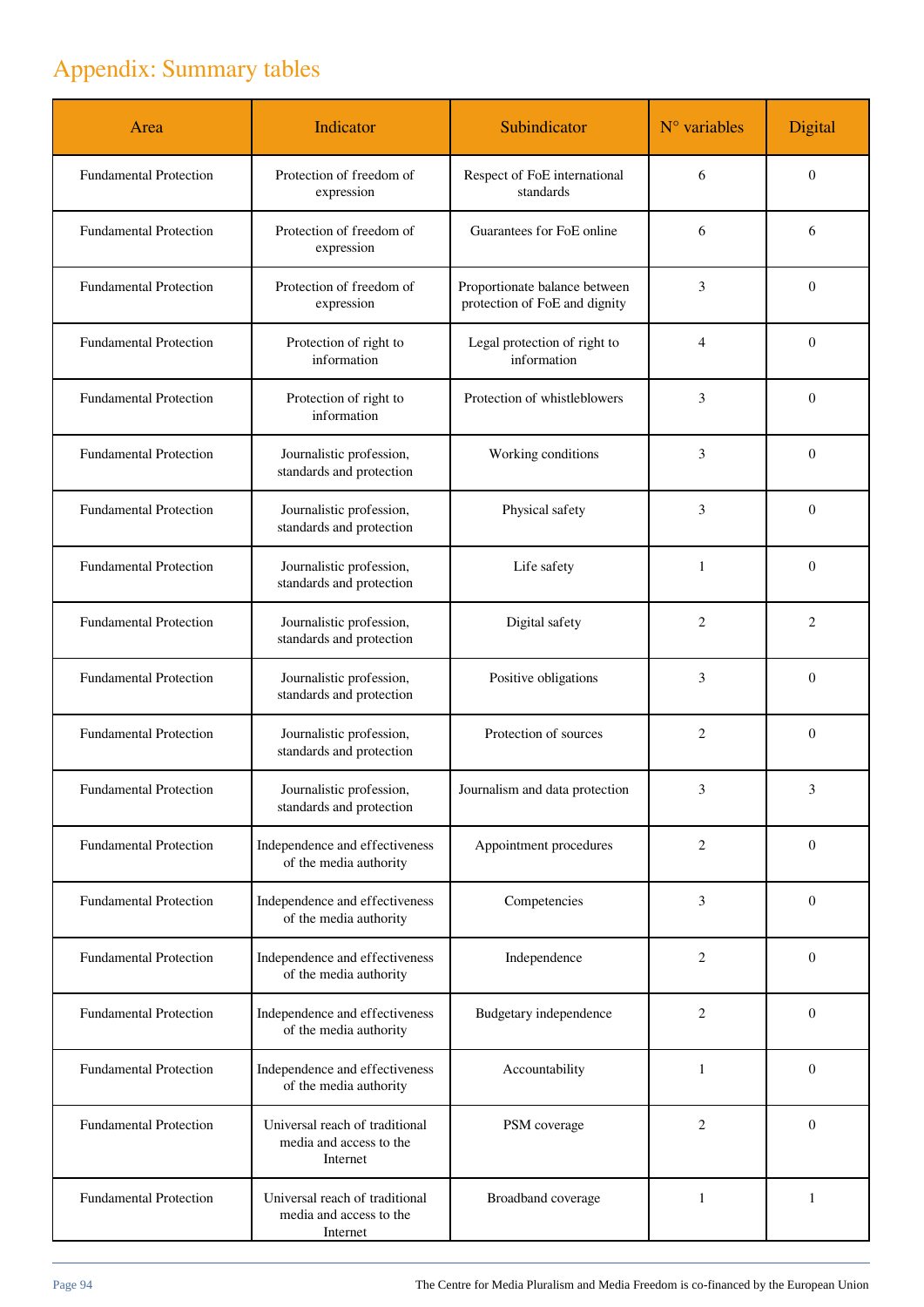# Appendix: Summary tables

| Area | Indicator | Subindicator | N° variables | Digital |
|---|---|---|---|---|
| Fundamental Protection | Protection of freedom of expression | Respect of FoE international standards | 6 | 0 |
| Fundamental Protection | Protection of freedom of expression | Guarantees for FoE online | 6 | 6 |
| Fundamental Protection | Protection of freedom of expression | Proportionate balance between protection of FoE and dignity | 3 | 0 |
| Fundamental Protection | Protection of right to information | Legal protection of right to information | 4 | 0 |
| Fundamental Protection | Protection of right to information | Protection of whistleblowers | 3 | 0 |
| Fundamental Protection | Journalistic profession, standards and protection | Working conditions | 3 | 0 |
| Fundamental Protection | Journalistic profession, standards and protection | Physical safety | 3 | 0 |
| Fundamental Protection | Journalistic profession, standards and protection | Life safety | 1 | 0 |
| Fundamental Protection | Journalistic profession, standards and protection | Digital safety | 2 | 2 |
| Fundamental Protection | Journalistic profession, standards and protection | Positive obligations | 3 | 0 |
| Fundamental Protection | Journalistic profession, standards and protection | Protection of sources | 2 | 0 |
| Fundamental Protection | Journalistic profession, standards and protection | Journalism and data protection | 3 | 3 |
| Fundamental Protection | Independence and effectiveness of the media authority | Appointment procedures | 2 | 0 |
| Fundamental Protection | Independence and effectiveness of the media authority | Competencies | 3 | 0 |
| Fundamental Protection | Independence and effectiveness of the media authority | Independence | 2 | 0 |
| Fundamental Protection | Independence and effectiveness of the media authority | Budgetary independence | 2 | 0 |
| Fundamental Protection | Independence and effectiveness of the media authority | Accountability | 1 | 0 |
| Fundamental Protection | Universal reach of traditional media and access to the Internet | PSM coverage | 2 | 0 |
| Fundamental Protection | Universal reach of traditional media and access to the Internet | Broadband coverage | 1 | 1 |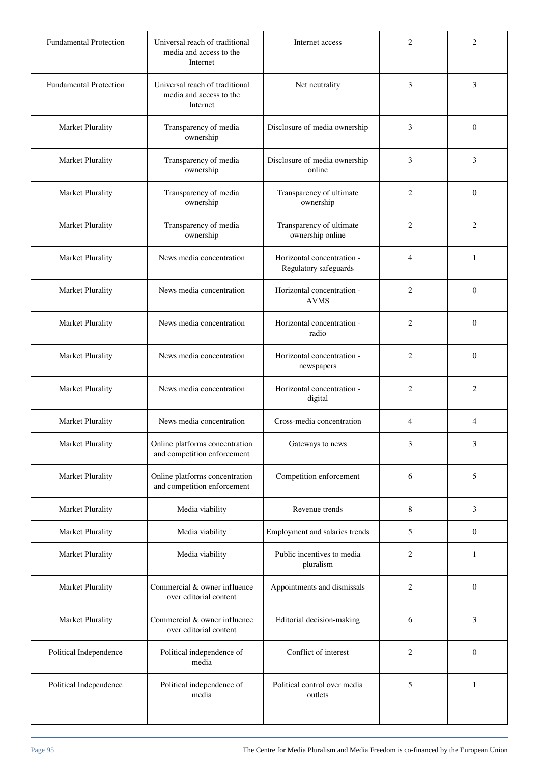| Fundamental Protection | Universal reach of traditional media and access to the Internet | Internet access | 2 | 2 |
|---|---|---|---|---|
| Fundamental Protection | Universal reach of traditional media and access to the Internet | Net neutrality | 3 | 3 |
| Market Plurality | Transparency of media ownership | Disclosure of media ownership | 3 | 0 |
| Market Plurality | Transparency of media ownership | Disclosure of media ownership online | 3 | 3 |
| Market Plurality | Transparency of media ownership | Transparency of ultimate ownership | 2 | 0 |
| Market Plurality | Transparency of media ownership | Transparency of ultimate ownership online | 2 | 2 |
| Market Plurality | News media concentration | Horizontal concentration - Regulatory safeguards | 4 | 1 |
| Market Plurality | News media concentration | Horizontal concentration - AVMS | 2 | 0 |
| Market Plurality | News media concentration | Horizontal concentration - radio | 2 | 0 |
| Market Plurality | News media concentration | Horizontal concentration - newspapers | 2 | 0 |
| Market Plurality | News media concentration | Horizontal concentration - digital | 2 | 2 |
| Market Plurality | News media concentration | Cross-media concentration | 4 | 4 |
| Market Plurality | Online platforms concentration and competition enforcement | Gateways to news | 3 | 3 |
| Market Plurality | Online platforms concentration and competition enforcement | Competition enforcement | 6 | 5 |
| Market Plurality | Media viability | Revenue trends | 8 | 3 |
| Market Plurality | Media viability | Employment and salaries trends | 5 | 0 |
| Market Plurality | Media viability | Public incentives to media pluralism | 2 | 1 |
| Market Plurality | Commercial & owner influence over editorial content | Appointments and dismissals | 2 | 0 |
| Market Plurality | Commercial & owner influence over editorial content | Editorial decision-making | 6 | 3 |
| Political Independence | Political independence of media | Conflict of interest | 2 | 0 |
| Political Independence | Political independence of media | Political control over media outlets | 5 | 1 |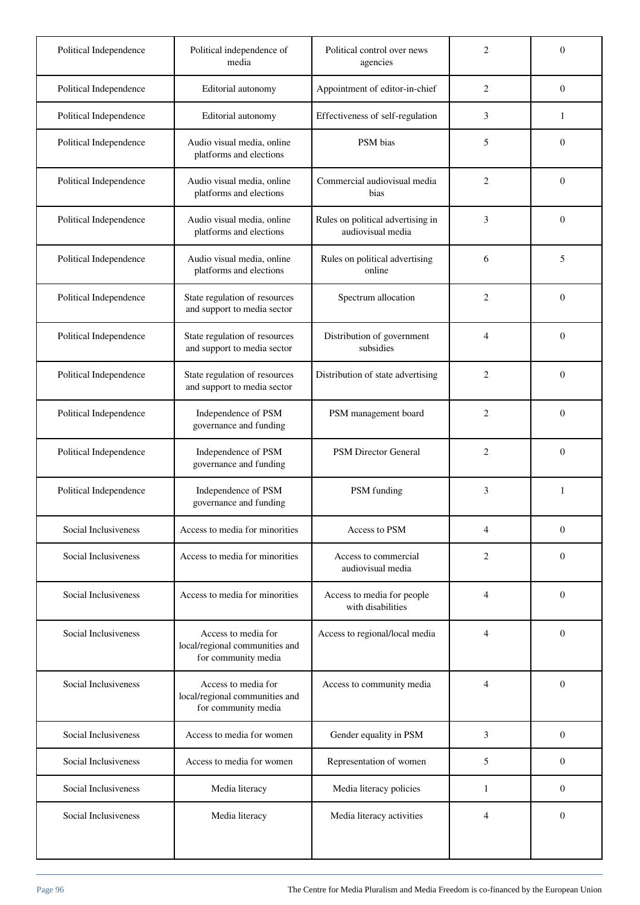| Political Independence | Political independence of media | Political control over news agencies | 2 | 0 |
|---|---|---|---|---|
| Political Independence | Editorial autonomy | Appointment of editor-in-chief | 2 | 0 |
| Political Independence | Editorial autonomy | Effectiveness of self-regulation | 3 | 1 |
| Political Independence | Audio visual media, online platforms and elections | PSM bias | 5 | 0 |
| Political Independence | Audio visual media, online platforms and elections | Commercial audiovisual media bias | 2 | 0 |
| Political Independence | Audio visual media, online platforms and elections | Rules on political advertising in audiovisual media | 3 | 0 |
| Political Independence | Audio visual media, online platforms and elections | Rules on political advertising online | 6 | 5 |
| Political Independence | State regulation of resources and support to media sector | Spectrum allocation | 2 | 0 |
| Political Independence | State regulation of resources and support to media sector | Distribution of government subsidies | 4 | 0 |
| Political Independence | State regulation of resources and support to media sector | Distribution of state advertising | 2 | 0 |
| Political Independence | Independence of PSM governance and funding | PSM management board | 2 | 0 |
| Political Independence | Independence of PSM governance and funding | PSM Director General | 2 | 0 |
| Political Independence | Independence of PSM governance and funding | PSM funding | 3 | 1 |
| Social Inclusiveness | Access to media for minorities | Access to PSM | 4 | 0 |
| Social Inclusiveness | Access to media for minorities | Access to commercial audiovisual media | 2 | 0 |
| Social Inclusiveness | Access to media for minorities | Access to media for people with disabilities | 4 | 0 |
| Social Inclusiveness | Access to media for local/regional communities and for community media | Access to regional/local media | 4 | 0 |
| Social Inclusiveness | Access to media for local/regional communities and for community media | Access to community media | 4 | 0 |
| Social Inclusiveness | Access to media for women | Gender equality in PSM | 3 | 0 |
| Social Inclusiveness | Access to media for women | Representation of women | 5 | 0 |
| Social Inclusiveness | Media literacy | Media literacy policies | 1 | 0 |
| Social Inclusiveness | Media literacy | Media literacy activities | 4 | 0 |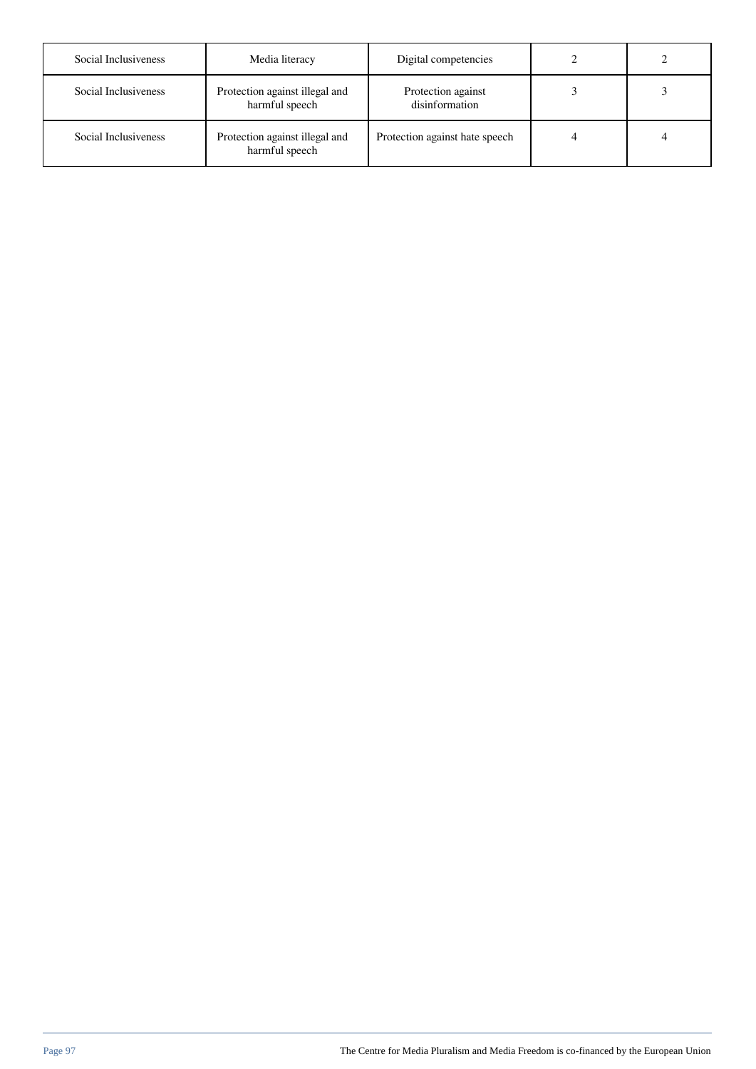| | | | | |
|---|---|---|---|---|
| Social Inclusiveness | Media literacy | Digital competencies | 2 | 2 |
| Social Inclusiveness | Protection against illegal and harmful speech | Protection against disinformation | 3 | 3 |
| Social Inclusiveness | Protection against illegal and harmful speech | Protection against hate speech | 4 | 4 |